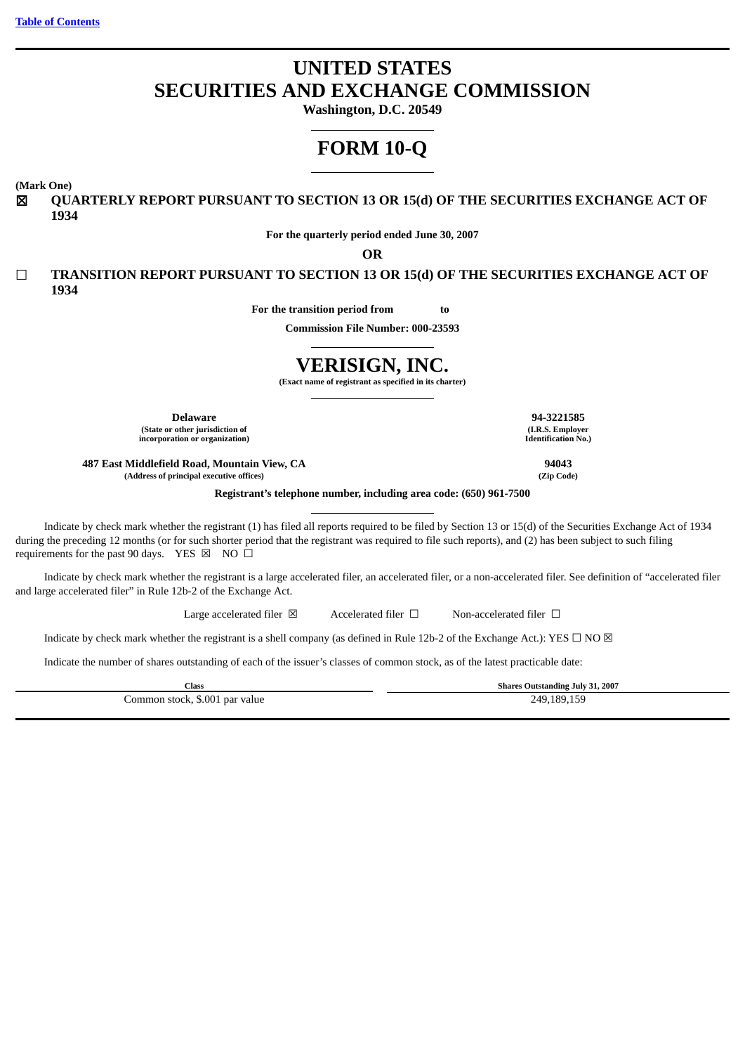[Table of Contents](#)

# UNITED STATES
# SECURITIES AND EXCHANGE COMMISSION

**Washington, D.C. 20549**

# FORM 10-Q

**(Mark One)**

☒ **QUARTERLY REPORT PURSUANT TO SECTION 13 OR 15(d) OF THE SECURITIES EXCHANGE ACT OF 1934**

**For the quarterly period ended June 30, 2007**

**OR**

☐ **TRANSITION REPORT PURSUANT TO SECTION 13 OR 15(d) OF THE SECURITIES EXCHANGE ACT OF 1934**

**For the transition period from to**

**Commission File Number: 000-23593**

# VERISIGN, INC.

**(Exact name of registrant as specified in its charter)**

| | |
|---|---|
| **Delaware** | **94-3221585** |
| **(State or other jurisdiction of incorporation or organization)** | **(I.R.S. Employer Identification No.)** |
| **487 East Middlefield Road, Mountain View, CA** | **94043** |
| **(Address of principal executive offices)** | **(Zip Code)** |

**Registrant's telephone number, including area code: (650) 961-7500**

Indicate by check mark whether the registrant (1) has filed all reports required to be filed by Section 13 or 15(d) of the Securities Exchange Act of 1934 during the preceding 12 months (or for such shorter period that the registrant was required to file such reports), and (2) has been subject to such filing requirements for the past 90 days. YES ☒ NO ☐

Indicate by check mark whether the registrant is a large accelerated filer, an accelerated filer, or a non-accelerated filer. See definition of "accelerated filer and large accelerated filer" in Rule 12b-2 of the Exchange Act.

Large accelerated filer ☒ Accelerated filer ☐ Non-accelerated filer ☐

Indicate by check mark whether the registrant is a shell company (as defined in Rule 12b-2 of the Exchange Act.): YES ☐ NO ☒

Indicate the number of shares outstanding of each of the issuer's classes of common stock, as of the latest practicable date:

| Class | Shares Outstanding July 31, 2007 |
|---|---|
| Common stock, $.001 par value | 249,189,159 |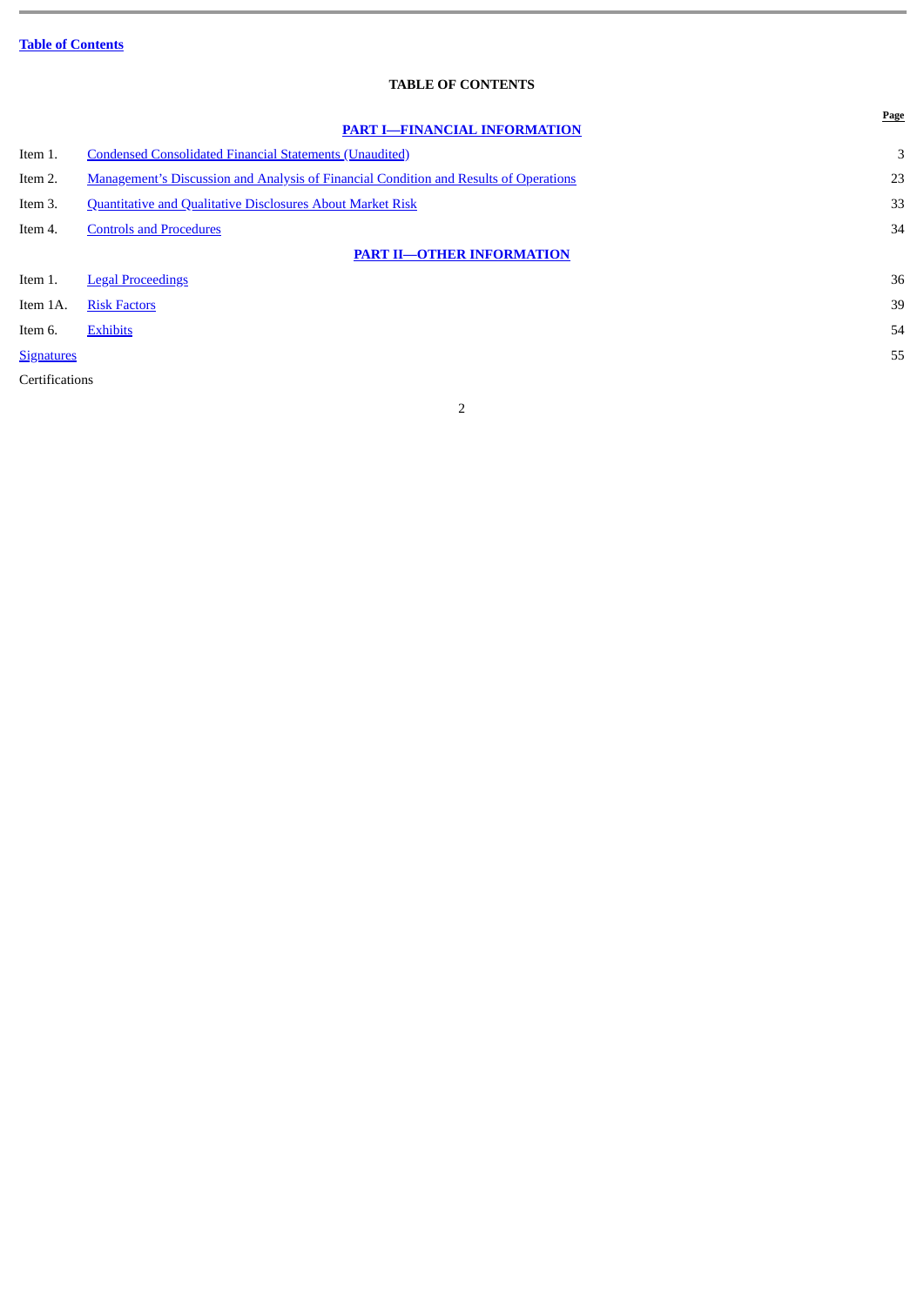[Table of Contents](#)

# TABLE OF CONTENTS

| | | Page |
|---|---|---|
| | **PART I—FINANCIAL INFORMATION** | |
| Item 1. | Condensed Consolidated Financial Statements (Unaudited) | 3 |
| Item 2. | Management's Discussion and Analysis of Financial Condition and Results of Operations | 23 |
| Item 3. | Quantitative and Qualitative Disclosures About Market Risk | 33 |
| Item 4. | Controls and Procedures | 34 |
| | **PART II—OTHER INFORMATION** | |
| Item 1. | Legal Proceedings | 36 |
| Item 1A. | Risk Factors | 39 |
| Item 6. | Exhibits | 54 |
| Signatures | | 55 |
| Certifications | | |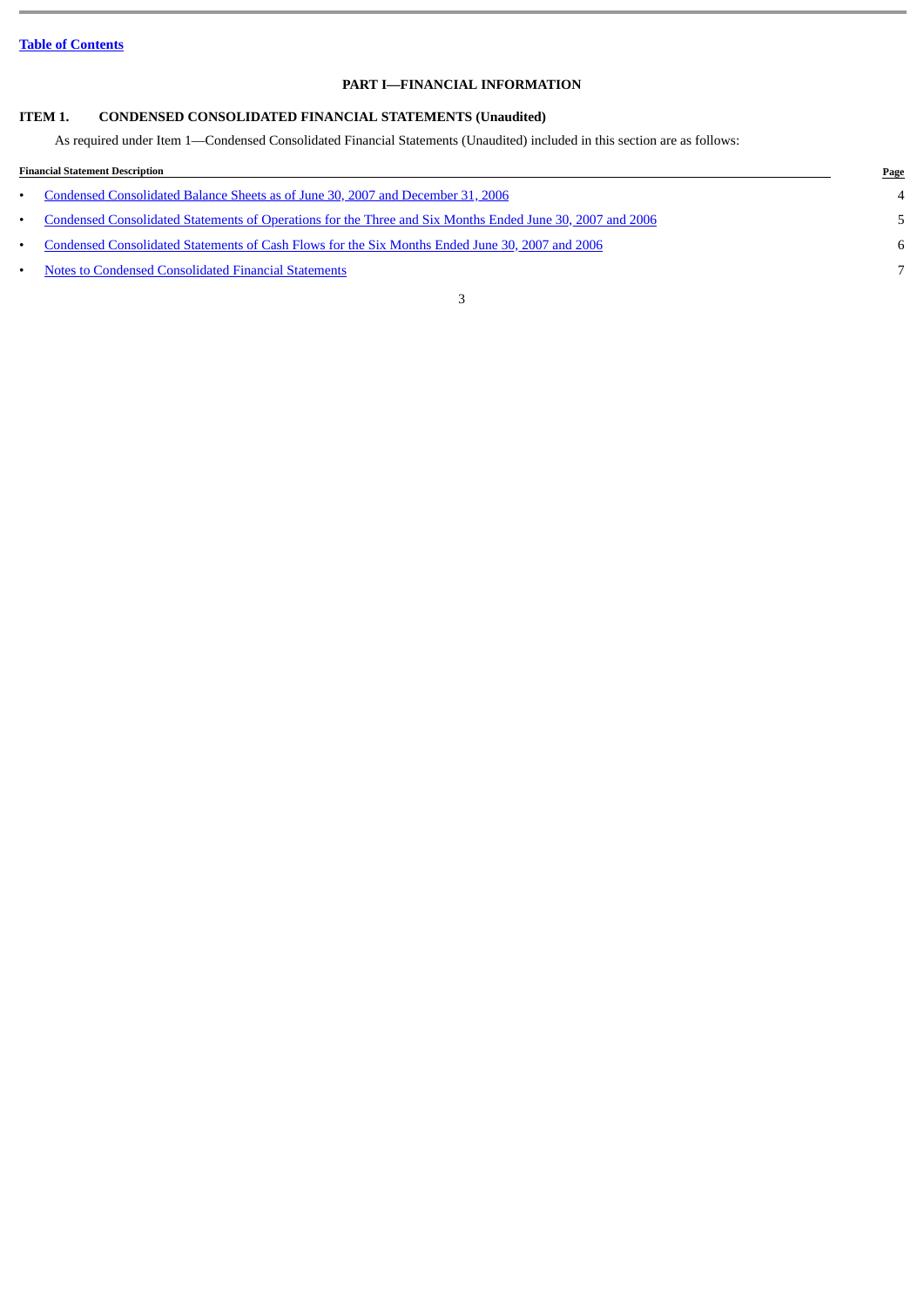[Table of Contents](#)

# PART I—FINANCIAL INFORMATION

## ITEM 1. CONDENSED CONSOLIDATED FINANCIAL STATEMENTS (Unaudited)

As required under Item 1—Condensed Consolidated Financial Statements (Unaudited) included in this section are as follows:

| Financial Statement Description | Page |
|---|---|
| • Condensed Consolidated Balance Sheets as of June 30, 2007 and December 31, 2006 | 4 |
| • Condensed Consolidated Statements of Operations for the Three and Six Months Ended June 30, 2007 and 2006 | 5 |
| • Condensed Consolidated Statements of Cash Flows for the Six Months Ended June 30, 2007 and 2006 | 6 |
| • Notes to Condensed Consolidated Financial Statements | 7 |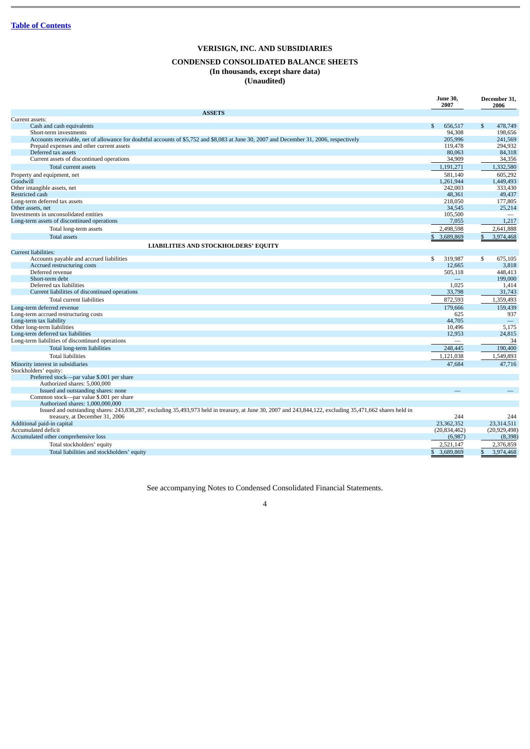[Table of Contents](#)

# VERISIGN, INC. AND SUBSIDIARIES

## CONDENSED CONSOLIDATED BALANCE SHEETS

### (In thousands, except share data)

### (Unaudited)

| | June 30, 2007 | December 31, 2006 |
|---|---|---|
| **ASSETS** | | |
| Current assets: | | |
| Cash and cash equivalents | $ 656,517 | $ 478,749 |
| Short-term investments | 94,308 | 198,656 |
| Accounts receivable, net of allowance for doubtful accounts of $5,752 and $8,083 at June 30, 2007 and December 31, 2006, respectively | 205,996 | 241,569 |
| Prepaid expenses and other current assets | 119,478 | 294,932 |
| Deferred tax assets | 80,063 | 84,318 |
| Current assets of discontinued operations | 34,909 | 34,356 |
| Total current assets | 1,191,271 | 1,332,580 |
| Property and equipment, net | 581,140 | 605,292 |
| Goodwill | 1,261,944 | 1,449,493 |
| Other intangible assets, net | 242,003 | 333,430 |
| Restricted cash | 48,361 | 49,437 |
| Long-term deferred tax assets | 218,050 | 177,805 |
| Other assets, net | 34,545 | 25,214 |
| Investments in unconsolidated entities | 105,500 | — |
| Long-term assets of discontinued operations | 7,055 | 1,217 |
| Total long-term assets | 2,498,598 | 2,641,888 |
| Total assets | $ 3,689,869 | $ 3,974,468 |
| **LIABILITIES AND STOCKHOLDERS' EQUITY** | | |
| Current liabilities: | | |
| Accounts payable and accrued liabilities | $ 319,987 | $ 675,105 |
| Accrued restructuring costs | 12,665 | 3,818 |
| Deferred revenue | 505,118 | 448,413 |
| Short-term debt | — | 199,000 |
| Deferred tax liabilities | 1,025 | 1,414 |
| Current liabilities of discontinued operations | 33,798 | 31,743 |
| Total current liabilities | 872,593 | 1,359,493 |
| Long-term deferred revenue | 179,666 | 159,439 |
| Long-term accrued restructuring costs | 625 | 937 |
| Long-term tax liability | 44,705 | — |
| Other long-term liabilities | 10,496 | 5,175 |
| Long-term deferred tax liabilities | 12,953 | 24,815 |
| Long-term liabilities of discontinued operations | — | 34 |
| Total long-term liabilities | 248,445 | 190,400 |
| Total liabilities | 1,121,038 | 1,549,893 |
| Minority interest in subsidiaries | 47,684 | 47,716 |
| Stockholders' equity: | | |
| Preferred stock—par value $.001 per share | | |
| Authorized shares: 5,000,000 | | |
| Issued and outstanding shares: none | — | — |
| Common stock—par value $.001 per share | | |
| Authorized shares: 1,000,000,000 | | |
| Issued and outstanding shares: 243,838,287, excluding 35,493,973 held in treasury, at June 30, 2007 and 243,844,122, excluding 35,471,662 shares held in treasury, at December 31, 2006 | 244 | 244 |
| Additional paid-in capital | 23,362,352 | 23,314,511 |
| Accumulated deficit | (20,834,462) | (20,929,498) |
| Accumulated other comprehensive loss | (6,987) | (8,398) |
| Total stockholders' equity | 2,521,147 | 2,376,859 |
| Total liabilities and stockholders' equity | $ 3,689,869 | $ 3,974,468 |

See accompanying Notes to Condensed Consolidated Financial Statements.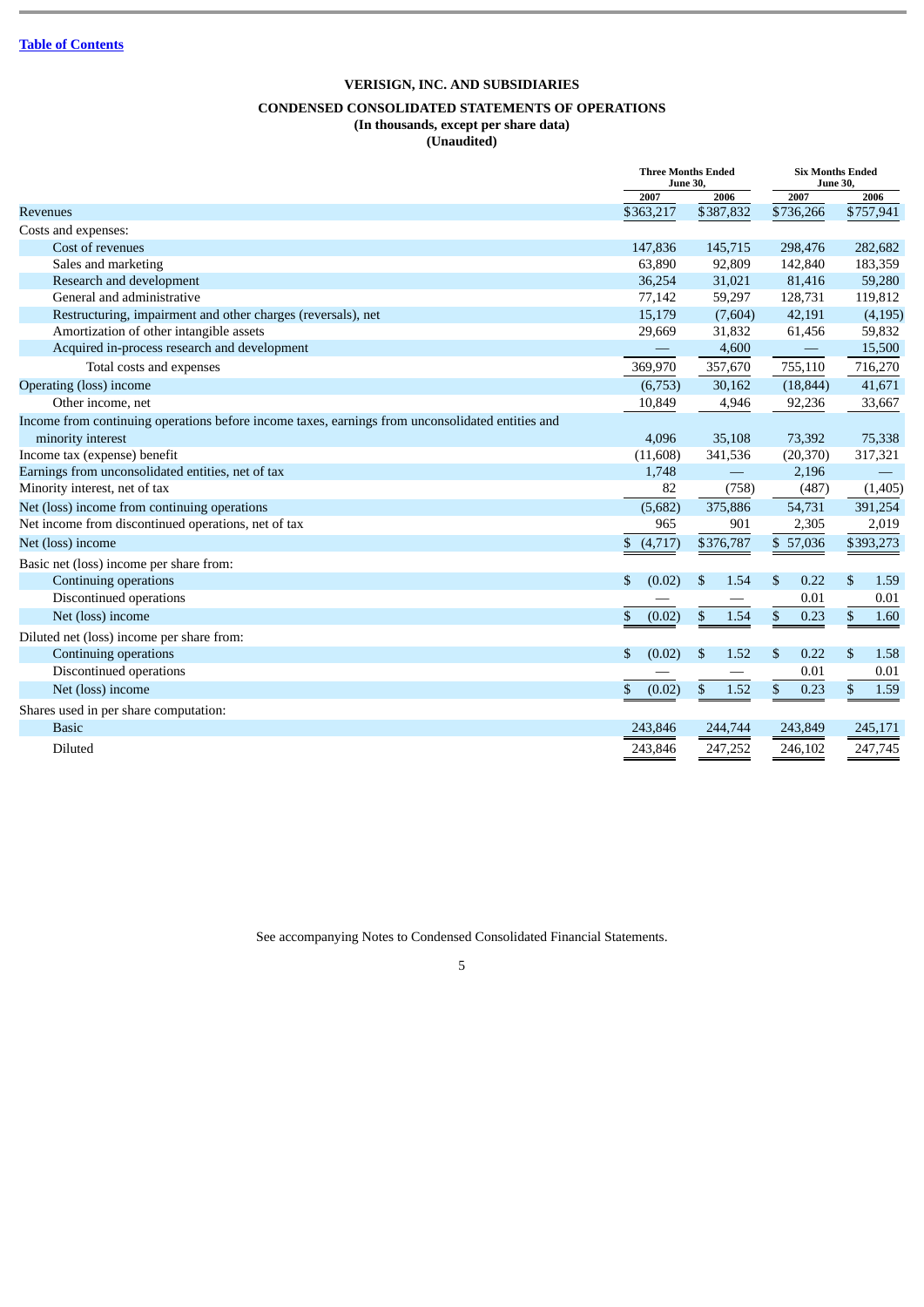Table of Contents

## VERISIGN, INC. AND SUBSIDIARIES

### CONDENSED CONSOLIDATED STATEMENTS OF OPERATIONS
**(In thousands, except per share data)**
**(Unaudited)**

| | Three Months Ended June 30, | | Six Months Ended June 30, | |
|---|---|---|---|---|
| | 2007 | 2006 | 2007 | 2006 |
| Revenues | $363,217 | $387,832 | $736,266 | $757,941 |
| Costs and expenses: | | | | |
| Cost of revenues | 147,836 | 145,715 | 298,476 | 282,682 |
| Sales and marketing | 63,890 | 92,809 | 142,840 | 183,359 |
| Research and development | 36,254 | 31,021 | 81,416 | 59,280 |
| General and administrative | 77,142 | 59,297 | 128,731 | 119,812 |
| Restructuring, impairment and other charges (reversals), net | 15,179 | (7,604) | 42,191 | (4,195) |
| Amortization of other intangible assets | 29,669 | 31,832 | 61,456 | 59,832 |
| Acquired in-process research and development | — | 4,600 | — | 15,500 |
| Total costs and expenses | 369,970 | 357,670 | 755,110 | 716,270 |
| Operating (loss) income | (6,753) | 30,162 | (18,844) | 41,671 |
| Other income, net | 10,849 | 4,946 | 92,236 | 33,667 |
| Income from continuing operations before income taxes, earnings from unconsolidated entities and minority interest | 4,096 | 35,108 | 73,392 | 75,338 |
| Income tax (expense) benefit | (11,608) | 341,536 | (20,370) | 317,321 |
| Earnings from unconsolidated entities, net of tax | 1,748 | — | 2,196 | — |
| Minority interest, net of tax | 82 | (758) | (487) | (1,405) |
| Net (loss) income from continuing operations | (5,682) | 375,886 | 54,731 | 391,254 |
| Net income from discontinued operations, net of tax | 965 | 901 | 2,305 | 2,019 |
| Net (loss) income | $ (4,717) | $376,787 | $ 57,036 | $393,273 |
| Basic net (loss) income per share from: | | | | |
| Continuing operations | $ (0.02) | $ 1.54 | $ 0.22 | $ 1.59 |
| Discontinued operations | — | — | 0.01 | 0.01 |
| Net (loss) income | $ (0.02) | $ 1.54 | $ 0.23 | $ 1.60 |
| Diluted net (loss) income per share from: | | | | |
| Continuing operations | $ (0.02) | $ 1.52 | $ 0.22 | $ 1.58 |
| Discontinued operations | — | — | 0.01 | 0.01 |
| Net (loss) income | $ (0.02) | $ 1.52 | $ 0.23 | $ 1.59 |
| Shares used in per share computation: | | | | |
| Basic | 243,846 | 244,744 | 243,849 | 245,171 |
| Diluted | 243,846 | 247,252 | 246,102 | 247,745 |

See accompanying Notes to Condensed Consolidated Financial Statements.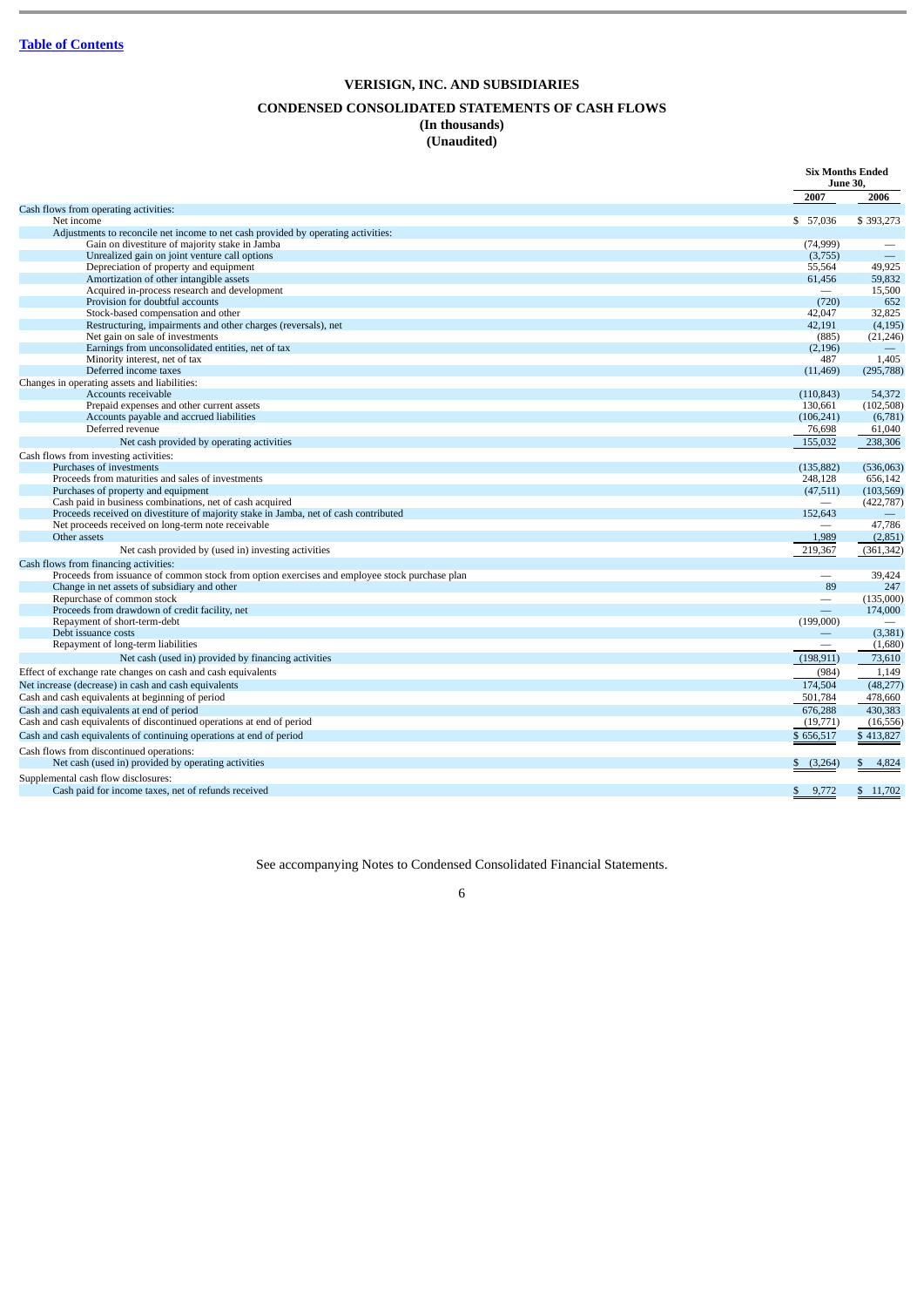[Table of Contents](#)

# VERISIGN, INC. AND SUBSIDIARIES

## CONDENSED CONSOLIDATED STATEMENTS OF CASH FLOWS

**(In thousands)**
**(Unaudited)**

| | Six Months Ended June 30, | |
|---|---|---|
| | **2007** | **2006** |
| Cash flows from operating activities: | | |
| Net income | $ 57,036 | $ 393,273 |
| Adjustments to reconcile net income to net cash provided by operating activities: | | |
| Gain on divestiture of majority stake in Jamba | (74,999) | — |
| Unrealized gain on joint venture call options | (3,755) | — |
| Depreciation of property and equipment | 55,564 | 49,925 |
| Amortization of other intangible assets | 61,456 | 59,832 |
| Acquired in-process research and development | — | 15,500 |
| Provision for doubtful accounts | (720) | 652 |
| Stock-based compensation and other | 42,047 | 32,825 |
| Restructuring, impairments and other charges (reversals), net | 42,191 | (4,195) |
| Net gain on sale of investments | (885) | (21,246) |
| Earnings from unconsolidated entities, net of tax | (2,196) | — |
| Minority interest, net of tax | 487 | 1,405 |
| Deferred income taxes | (11,469) | (295,788) |
| Changes in operating assets and liabilities: | | |
| Accounts receivable | (110,843) | 54,372 |
| Prepaid expenses and other current assets | 130,661 | (102,508) |
| Accounts payable and accrued liabilities | (106,241) | (6,781) |
| Deferred revenue | 76,698 | 61,040 |
| Net cash provided by operating activities | 155,032 | 238,306 |
| Cash flows from investing activities: | | |
| Purchases of investments | (135,882) | (536,063) |
| Proceeds from maturities and sales of investments | 248,128 | 656,142 |
| Purchases of property and equipment | (47,511) | (103,569) |
| Cash paid in business combinations, net of cash acquired | — | (422,787) |
| Proceeds received on divestiture of majority stake in Jamba, net of cash contributed | 152,643 | — |
| Net proceeds received on long-term note receivable | — | 47,786 |
| Other assets | 1,989 | (2,851) |
| Net cash provided by (used in) investing activities | 219,367 | (361,342) |
| Cash flows from financing activities: | | |
| Proceeds from issuance of common stock from option exercises and employee stock purchase plan | — | 39,424 |
| Change in net assets of subsidiary and other | 89 | 247 |
| Repurchase of common stock | — | (135,000) |
| Proceeds from drawdown of credit facility, net | — | 174,000 |
| Repayment of short-term-debt | (199,000) | — |
| Debt issuance costs | — | (3,381) |
| Repayment of long-term liabilities | — | (1,680) |
| Net cash (used in) provided by financing activities | (198,911) | 73,610 |
| Effect of exchange rate changes on cash and cash equivalents | (984) | 1,149 |
| Net increase (decrease) in cash and cash equivalents | 174,504 | (48,277) |
| Cash and cash equivalents at beginning of period | 501,784 | 478,660 |
| Cash and cash equivalents at end of period | 676,288 | 430,383 |
| Cash and cash equivalents of discontinued operations at end of period | (19,771) | (16,556) |
| Cash and cash equivalents of continuing operations at end of period | $ 656,517 | $ 413,827 |
| Cash flows from discontinued operations: | | |
| Net cash (used in) provided by operating activities | $ (3,264) | $ 4,824 |
| Supplemental cash flow disclosures: | | |
| Cash paid for income taxes, net of refunds received | $ 9,772 | $ 11,702 |

See accompanying Notes to Condensed Consolidated Financial Statements.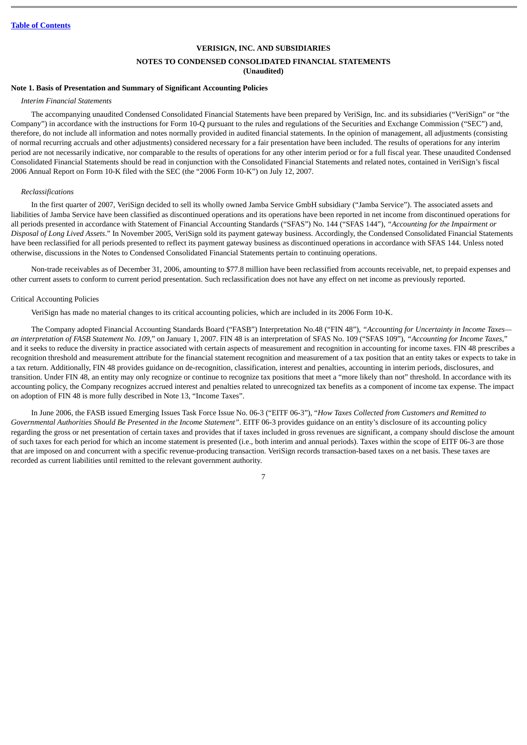**VERISIGN, INC. AND SUBSIDIARIES**

**NOTES TO CONDENSED CONSOLIDATED FINANCIAL STATEMENTS**
**(Unaudited)**

**Note 1. Basis of Presentation and Summary of Significant Accounting Policies**

*Interim Financial Statements*

The accompanying unaudited Condensed Consolidated Financial Statements have been prepared by VeriSign, Inc. and its subsidiaries ("VeriSign" or "the Company") in accordance with the instructions for Form 10-Q pursuant to the rules and regulations of the Securities and Exchange Commission ("SEC") and, therefore, do not include all information and notes normally provided in audited financial statements. In the opinion of management, all adjustments (consisting of normal recurring accruals and other adjustments) considered necessary for a fair presentation have been included. The results of operations for any interim period are not necessarily indicative, nor comparable to the results of operations for any other interim period or for a full fiscal year. These unaudited Condensed Consolidated Financial Statements should be read in conjunction with the Consolidated Financial Statements and related notes, contained in VeriSign's fiscal 2006 Annual Report on Form 10-K filed with the SEC (the "2006 Form 10-K") on July 12, 2007.

*Reclassifications*

In the first quarter of 2007, VeriSign decided to sell its wholly owned Jamba Service GmbH subsidiary ("Jamba Service"). The associated assets and liabilities of Jamba Service have been classified as discontinued operations and its operations have been reported in net income from discontinued operations for all periods presented in accordance with Statement of Financial Accounting Standards ("SFAS") No. 144 ("SFAS 144"), "*Accounting for the Impairment or Disposal of Long Lived Assets*." In November 2005, VeriSign sold its payment gateway business. Accordingly, the Condensed Consolidated Financial Statements have been reclassified for all periods presented to reflect its payment gateway business as discontinued operations in accordance with SFAS 144. Unless noted otherwise, discussions in the Notes to Condensed Consolidated Financial Statements pertain to continuing operations.

Non-trade receivables as of December 31, 2006, amounting to $77.8 million have been reclassified from accounts receivable, net, to prepaid expenses and other current assets to conform to current period presentation. Such reclassification does not have any effect on net income as previously reported.

Critical Accounting Policies

VeriSign has made no material changes to its critical accounting policies, which are included in its 2006 Form 10-K.

The Company adopted Financial Accounting Standards Board ("FASB") Interpretation No.48 ("FIN 48"), *"Accounting for Uncertainty in Income Taxes—an interpretation of FASB Statement No. 109*," on January 1, 2007. FIN 48 is an interpretation of SFAS No. 109 ("SFAS 109"), *"Accounting for Income Taxes*," and it seeks to reduce the diversity in practice associated with certain aspects of measurement and recognition in accounting for income taxes. FIN 48 prescribes a recognition threshold and measurement attribute for the financial statement recognition and measurement of a tax position that an entity takes or expects to take in a tax return. Additionally, FIN 48 provides guidance on de-recognition, classification, interest and penalties, accounting in interim periods, disclosures, and transition. Under FIN 48, an entity may only recognize or continue to recognize tax positions that meet a "more likely than not" threshold. In accordance with its accounting policy, the Company recognizes accrued interest and penalties related to unrecognized tax benefits as a component of income tax expense. The impact on adoption of FIN 48 is more fully described in Note 13, "Income Taxes".

In June 2006, the FASB issued Emerging Issues Task Force Issue No. 06-3 ("EITF 06-3"), "*How Taxes Collected from Customers and Remitted to Governmental Authorities Should Be Presented in the Income Statement*". EITF 06-3 provides guidance on an entity's disclosure of its accounting policy regarding the gross or net presentation of certain taxes and provides that if taxes included in gross revenues are significant, a company should disclose the amount of such taxes for each period for which an income statement is presented (i.e., both interim and annual periods). Taxes within the scope of EITF 06-3 are those that are imposed on and concurrent with a specific revenue-producing transaction. VeriSign records transaction-based taxes on a net basis. These taxes are recorded as current liabilities until remitted to the relevant government authority.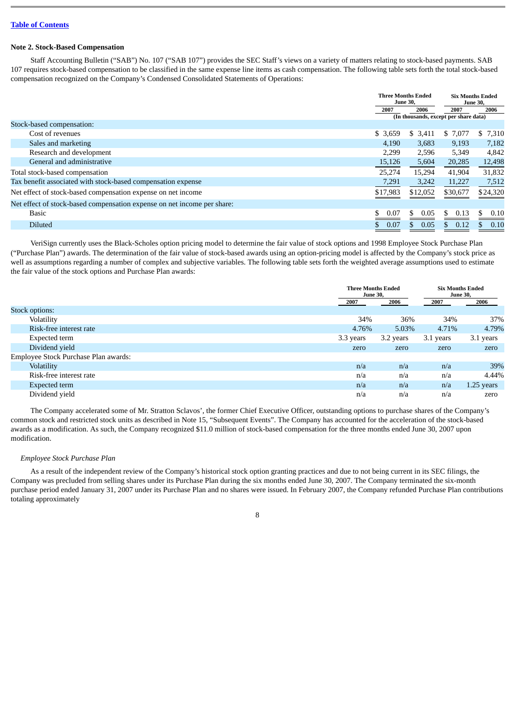[Table of Contents](#)

**Note 2. Stock-Based Compensation**

Staff Accounting Bulletin ("SAB") No. 107 ("SAB 107") provides the SEC Staff's views on a variety of matters relating to stock-based payments. SAB 107 requires stock-based compensation to be classified in the same expense line items as cash compensation. The following table sets forth the total stock-based compensation recognized on the Company's Condensed Consolidated Statements of Operations:

| | Three Months Ended June 30, | | Six Months Ended June 30, | |
|---|---|---|---|---|
| | 2007 | 2006 | 2007 | 2006 |
| | (In thousands, except per share data) | | | |
| Stock-based compensation: | | | | |
| Cost of revenues | $ 3,659 | $ 3,411 | $ 7,077 | $ 7,310 |
| Sales and marketing | 4,190 | 3,683 | 9,193 | 7,182 |
| Research and development | 2,299 | 2,596 | 5,349 | 4,842 |
| General and administrative | 15,126 | 5,604 | 20,285 | 12,498 |
| Total stock-based compensation | 25,274 | 15,294 | 41,904 | 31,832 |
| Tax benefit associated with stock-based compensation expense | 7,291 | 3,242 | 11,227 | 7,512 |
| Net effect of stock-based compensation expense on net income | $17,983 | $12,052 | $30,677 | $24,320 |
| Net effect of stock-based compensation expense on net income per share: | | | | |
| Basic | $ 0.07 | $ 0.05 | $ 0.13 | $ 0.10 |
| Diluted | $ 0.07 | $ 0.05 | $ 0.12 | $ 0.10 |

VeriSign currently uses the Black-Scholes option pricing model to determine the fair value of stock options and 1998 Employee Stock Purchase Plan ("Purchase Plan") awards. The determination of the fair value of stock-based awards using an option-pricing model is affected by the Company's stock price as well as assumptions regarding a number of complex and subjective variables. The following table sets forth the weighted average assumptions used to estimate the fair value of the stock options and Purchase Plan awards:

| | Three Months Ended June 30, | | Six Months Ended June 30, | |
|---|---|---|---|---|
| | 2007 | 2006 | 2007 | 2006 |
| Stock options: | | | | |
| Volatility | 34% | 36% | 34% | 37% |
| Risk-free interest rate | 4.76% | 5.03% | 4.71% | 4.79% |
| Expected term | 3.3 years | 3.2 years | 3.1 years | 3.1 years |
| Dividend yield | zero | zero | zero | zero |
| Employee Stock Purchase Plan awards: | | | | |
| Volatility | n/a | n/a | n/a | 39% |
| Risk-free interest rate | n/a | n/a | n/a | 4.44% |
| Expected term | n/a | n/a | n/a | 1.25 years |
| Dividend yield | n/a | n/a | n/a | zero |

The Company accelerated some of Mr. Stratton Sclavos', the former Chief Executive Officer, outstanding options to purchase shares of the Company's common stock and restricted stock units as described in Note 15, "Subsequent Events". The Company has accounted for the acceleration of the stock-based awards as a modification. As such, the Company recognized $11.0 million of stock-based compensation for the three months ended June 30, 2007 upon modification.

*Employee Stock Purchase Plan*

As a result of the independent review of the Company's historical stock option granting practices and due to not being current in its SEC filings, the Company was precluded from selling shares under its Purchase Plan during the six months ended June 30, 2007. The Company terminated the six-month purchase period ended January 31, 2007 under its Purchase Plan and no shares were issued. In February 2007, the Company refunded Purchase Plan contributions totaling approximately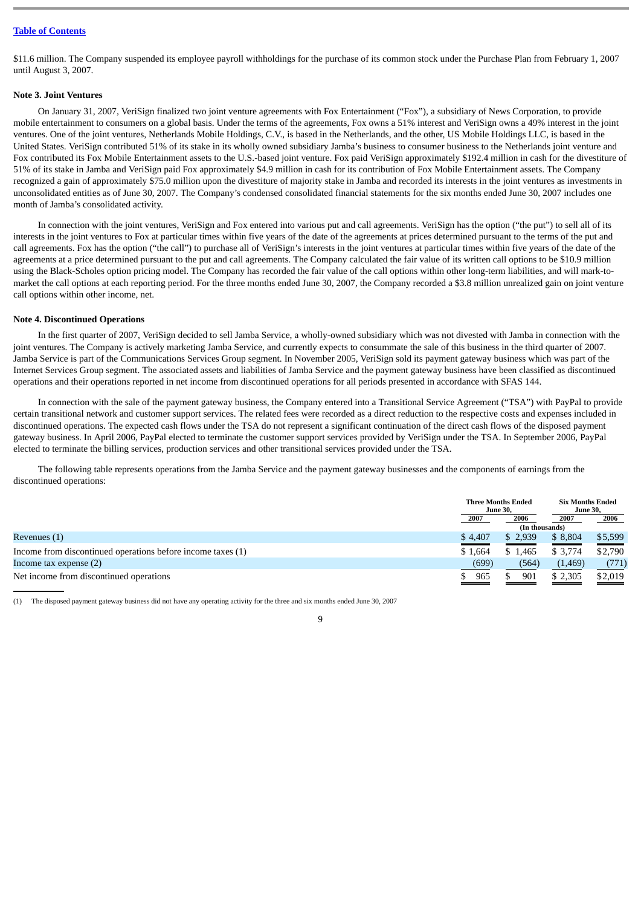$11.6 million. The Company suspended its employee payroll withholdings for the purchase of its common stock under the Purchase Plan from February 1, 2007 until August 3, 2007.

**Note 3. Joint Ventures**

On January 31, 2007, VeriSign finalized two joint venture agreements with Fox Entertainment ("Fox"), a subsidiary of News Corporation, to provide mobile entertainment to consumers on a global basis. Under the terms of the agreements, Fox owns a 51% interest and VeriSign owns a 49% interest in the joint ventures. One of the joint ventures, Netherlands Mobile Holdings, C.V., is based in the Netherlands, and the other, US Mobile Holdings LLC, is based in the United States. VeriSign contributed 51% of its stake in its wholly owned subsidiary Jamba's business to consumer business to the Netherlands joint venture and Fox contributed its Fox Mobile Entertainment assets to the U.S.-based joint venture. Fox paid VeriSign approximately $192.4 million in cash for the divestiture of 51% of its stake in Jamba and VeriSign paid Fox approximately $4.9 million in cash for its contribution of Fox Mobile Entertainment assets. The Company recognized a gain of approximately $75.0 million upon the divestiture of majority stake in Jamba and recorded its interests in the joint ventures as investments in unconsolidated entities as of June 30, 2007. The Company's condensed consolidated financial statements for the six months ended June 30, 2007 includes one month of Jamba's consolidated activity.

In connection with the joint ventures, VeriSign and Fox entered into various put and call agreements. VeriSign has the option ("the put") to sell all of its interests in the joint ventures to Fox at particular times within five years of the date of the agreements at prices determined pursuant to the terms of the put and call agreements. Fox has the option ("the call") to purchase all of VeriSign's interests in the joint ventures at particular times within five years of the date of the agreements at a price determined pursuant to the put and call agreements. The Company calculated the fair value of its written call options to be $10.9 million using the Black-Scholes option pricing model. The Company has recorded the fair value of the call options within other long-term liabilities, and will mark-to-market the call options at each reporting period. For the three months ended June 30, 2007, the Company recorded a $3.8 million unrealized gain on joint venture call options within other income, net.

**Note 4. Discontinued Operations**

In the first quarter of 2007, VeriSign decided to sell Jamba Service, a wholly-owned subsidiary which was not divested with Jamba in connection with the joint ventures. The Company is actively marketing Jamba Service, and currently expects to consummate the sale of this business in the third quarter of 2007. Jamba Service is part of the Communications Services Group segment. In November 2005, VeriSign sold its payment gateway business which was part of the Internet Services Group segment. The associated assets and liabilities of Jamba Service and the payment gateway business have been classified as discontinued operations and their operations reported in net income from discontinued operations for all periods presented in accordance with SFAS 144.

In connection with the sale of the payment gateway business, the Company entered into a Transitional Service Agreement ("TSA") with PayPal to provide certain transitional network and customer support services. The related fees were recorded as a direct reduction to the respective costs and expenses included in discontinued operations. The expected cash flows under the TSA do not represent a significant continuation of the direct cash flows of the disposed payment gateway business. In April 2006, PayPal elected to terminate the customer support services provided by VeriSign under the TSA. In September 2006, PayPal elected to terminate the billing services, production services and other transitional services provided under the TSA.

The following table represents operations from the Jamba Service and the payment gateway businesses and the components of earnings from the discontinued operations:

| | Three Months Ended June 30, | | Six Months Ended June 30, | |
|---|---|---|---|---|
| | 2007 | 2006 | 2007 | 2006 |
| | (In thousands) | | | |
| Revenues (1) | $ 4,407 | $ 2,939 | $ 8,804 | $5,599 |
| Income from discontinued operations before income taxes (1) | $ 1,664 | $ 1,465 | $ 3,774 | $2,790 |
| Income tax expense (2) | (699) | (564) | (1,469) | (771) |
| Net income from discontinued operations | $ 965 | $ 901 | $ 2,305 | $2,019 |

(1) The disposed payment gateway business did not have any operating activity for the three and six months ended June 30, 2007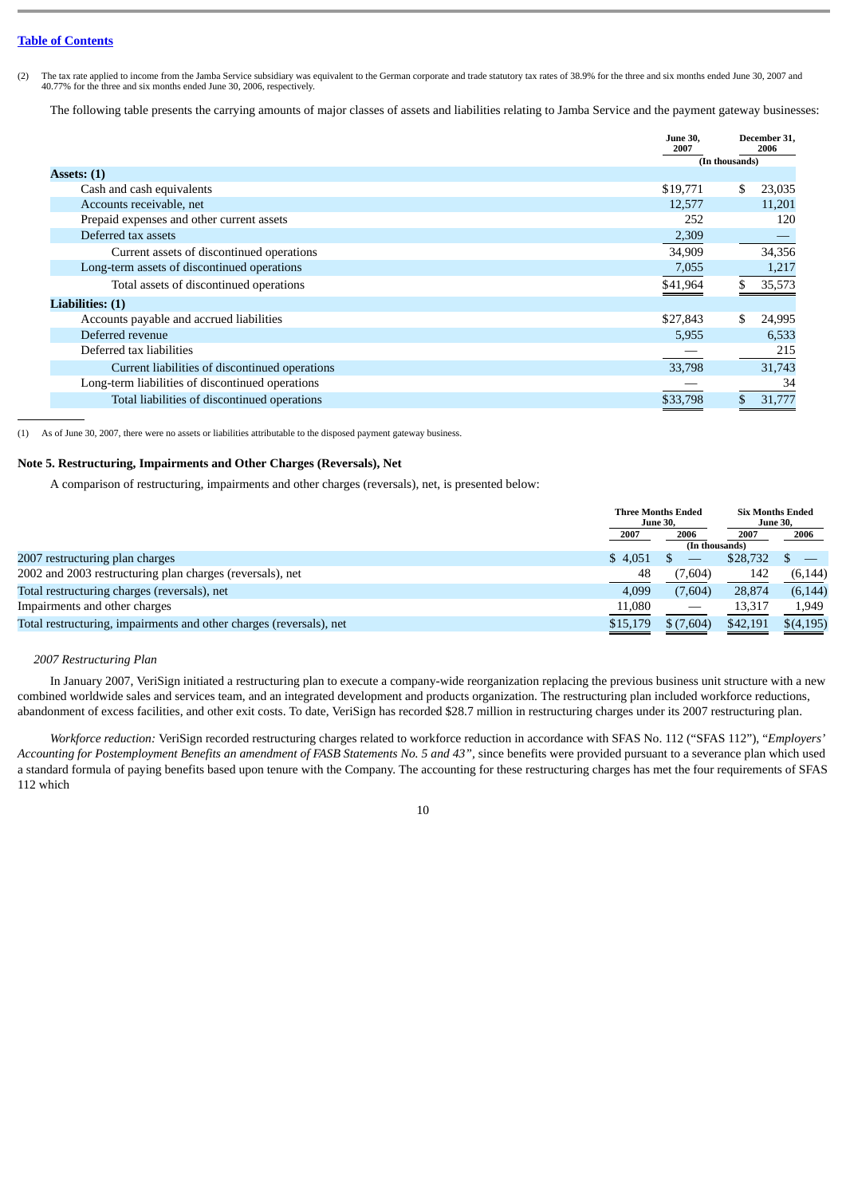[Table of Contents](#)

(2) The tax rate applied to income from the Jamba Service subsidiary was equivalent to the German corporate and trade statutory tax rates of 38.9% for the three and six months ended June 30, 2007 and 40.77% for the three and six months ended June 30, 2006, respectively.

The following table presents the carrying amounts of major classes of assets and liabilities relating to Jamba Service and the payment gateway businesses:

| | June 30, 2007 | December 31, 2006 |
|---|---|---|
| | (In thousands) | |
| **Assets: (1)** | | |
| Cash and cash equivalents | $19,771 | $ 23,035 |
| Accounts receivable, net | 12,577 | 11,201 |
| Prepaid expenses and other current assets | 252 | 120 |
| Deferred tax assets | 2,309 | — |
| Current assets of discontinued operations | 34,909 | 34,356 |
| Long-term assets of discontinued operations | 7,055 | 1,217 |
| Total assets of discontinued operations | $41,964 | $ 35,573 |
| **Liabilities: (1)** | | |
| Accounts payable and accrued liabilities | $27,843 | $ 24,995 |
| Deferred revenue | 5,955 | 6,533 |
| Deferred tax liabilities | — | 215 |
| Current liabilities of discontinued operations | 33,798 | 31,743 |
| Long-term liabilities of discontinued operations | — | 34 |
| Total liabilities of discontinued operations | $33,798 | $ 31,777 |

(1) As of June 30, 2007, there were no assets or liabilities attributable to the disposed payment gateway business.

### Note 5. Restructuring, Impairments and Other Charges (Reversals), Net

A comparison of restructuring, impairments and other charges (reversals), net, is presented below:

| | Three Months Ended June 30, | | Six Months Ended June 30, | |
|---|---|---|---|---|
| | 2007 | 2006 | 2007 | 2006 |
| | (In thousands) | | | |
| 2007 restructuring plan charges | $ 4,051 | $ — | $28,732 | $ — |
| 2002 and 2003 restructuring plan charges (reversals), net | 48 | (7,604) | 142 | (6,144) |
| Total restructuring charges (reversals), net | 4,099 | (7,604) | 28,874 | (6,144) |
| Impairments and other charges | 11,080 | — | 13,317 | 1,949 |
| Total restructuring, impairments and other charges (reversals), net | $15,179 | $ (7,604) | $42,191 | $(4,195) |

*2007 Restructuring Plan*

In January 2007, VeriSign initiated a restructuring plan to execute a company-wide reorganization replacing the previous business unit structure with a new combined worldwide sales and services team, and an integrated development and products organization. The restructuring plan included workforce reductions, abandonment of excess facilities, and other exit costs. To date, VeriSign has recorded $28.7 million in restructuring charges under its 2007 restructuring plan.

*Workforce reduction:* VeriSign recorded restructuring charges related to workforce reduction in accordance with SFAS No. 112 ("SFAS 112"), "*Employers' Accounting for Postemployment Benefits an amendment of FASB Statements No. 5 and 43*", since benefits were provided pursuant to a severance plan which used a standard formula of paying benefits based upon tenure with the Company. The accounting for these restructuring charges has met the four requirements of SFAS 112 which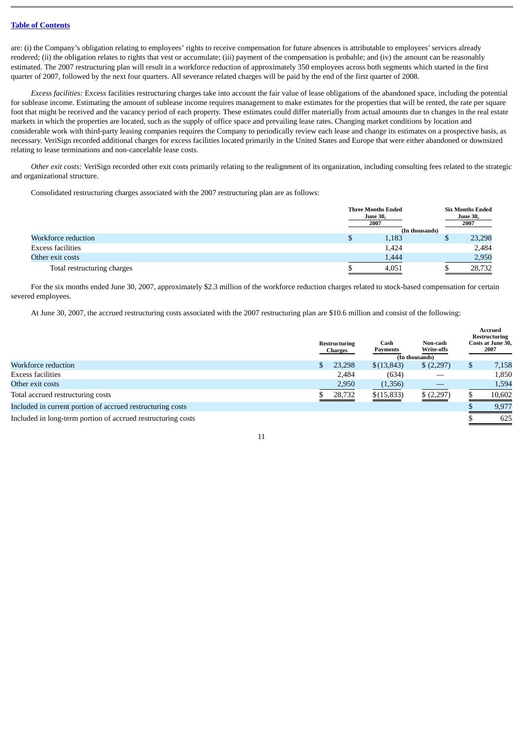are: (i) the Company's obligation relating to employees' rights to receive compensation for future absences is attributable to employees' services already rendered; (ii) the obligation relates to rights that vest or accumulate; (iii) payment of the compensation is probable; and (iv) the amount can be reasonably estimated. The 2007 restructuring plan will result in a workforce reduction of approximately 350 employees across both segments which started in the first quarter of 2007, followed by the next four quarters. All severance related charges will be paid by the end of the first quarter of 2008.

*Excess facilities:* Excess facilities restructuring charges take into account the fair value of lease obligations of the abandoned space, including the potential for sublease income. Estimating the amount of sublease income requires management to make estimates for the properties that will be rented, the rate per square foot that might be received and the vacancy period of each property. These estimates could differ materially from actual amounts due to changes in the real estate markets in which the properties are located, such as the supply of office space and prevailing lease rates. Changing market conditions by location and considerable work with third-party leasing companies requires the Company to periodically review each lease and change its estimates on a prospective basis, as necessary. VeriSign recorded additional charges for excess facilities located primarily in the United States and Europe that were either abandoned or downsized relating to lease terminations and non-cancelable lease costs.

*Other exit costs:* VeriSign recorded other exit costs primarily relating to the realignment of its organization, including consulting fees related to the strategic and organizational structure.

Consolidated restructuring charges associated with the 2007 restructuring plan are as follows:

| | Three Months Ended June 30, 2007 | Six Months Ended June 30, 2007 |
|---|---|---|
| | (In thousands) | |
| Workforce reduction | $ 1,183 | $ 23,298 |
| Excess facilities | 1,424 | 2,484 |
| Other exit costs | 1,444 | 2,950 |
| Total restructuring charges | $ 4,051 | $ 28,732 |

For the six months ended June 30, 2007, approximately $2.3 million of the workforce reduction charges related to stock-based compensation for certain severed employees.

At June 30, 2007, the accrued restructuring costs associated with the 2007 restructuring plan are $10.6 million and consist of the following:

| | Restructuring Charges | Cash Payments | Non-cash Write-offs | Accrued Restructuring Costs at June 30, 2007 |
|---|---|---|---|---|
| | | (In thousands) | | |
| Workforce reduction | $ 23,298 | $ (13,843) | $ (2,297) | $ 7,158 |
| Excess facilities | 2,484 | (634) | — | 1,850 |
| Other exit costs | 2,950 | (1,356) | — | 1,594 |
| Total accrued restructuring costs | $ 28,732 | $ (15,833) | $ (2,297) | $ 10,602 |
| Included in current portion of accrued restructuring costs | | | | $ 9,977 |
| Included in long-term portion of accrued restructuring costs | | | | $ 625 |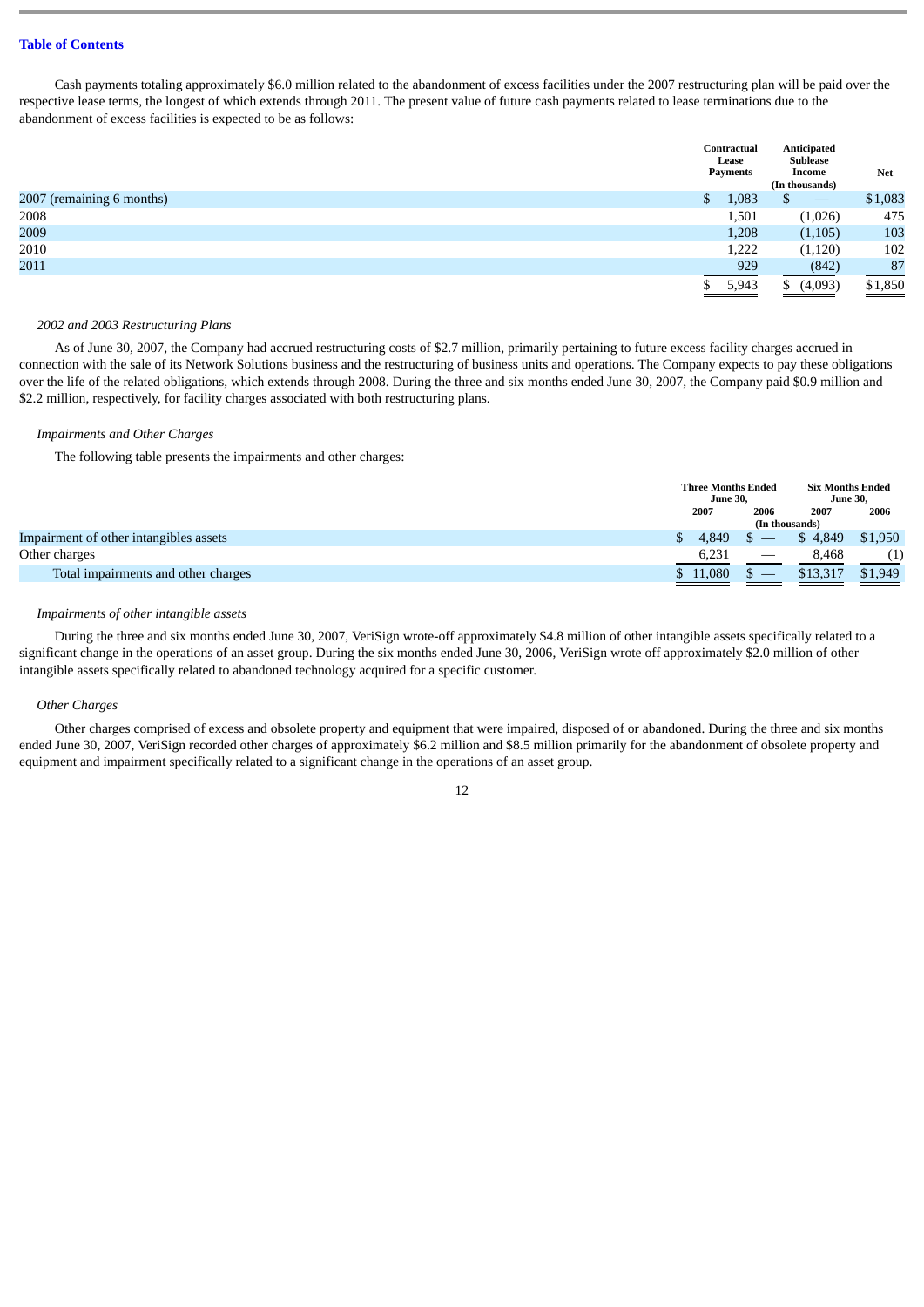Cash payments totaling approximately $6.0 million related to the abandonment of excess facilities under the 2007 restructuring plan will be paid over the respective lease terms, the longest of which extends through 2011. The present value of future cash payments related to lease terminations due to the abandonment of excess facilities is expected to be as follows:

| | Contractual Lease Payments | Anticipated Sublease Income | Net |
|---|---|---|---|
| | (In thousands) | | |
| 2007 (remaining 6 months) | $ 1,083 | $ — | $1,083 |
| 2008 | 1,501 | (1,026) | 475 |
| 2009 | 1,208 | (1,105) | 103 |
| 2010 | 1,222 | (1,120) | 102 |
| 2011 | 929 | (842) | 87 |
| | $ 5,943 | $ (4,093) | $1,850 |

*2002 and 2003 Restructuring Plans*

As of June 30, 2007, the Company had accrued restructuring costs of $2.7 million, primarily pertaining to future excess facility charges accrued in connection with the sale of its Network Solutions business and the restructuring of business units and operations. The Company expects to pay these obligations over the life of the related obligations, which extends through 2008. During the three and six months ended June 30, 2007, the Company paid $0.9 million and $2.2 million, respectively, for facility charges associated with both restructuring plans.

*Impairments and Other Charges*

The following table presents the impairments and other charges:

| | Three Months Ended June 30, | | Six Months Ended June 30, | |
|---|---|---|---|---|
| | 2007 | 2006 | 2007 | 2006 |
| | (In thousands) | | | |
| Impairment of other intangibles assets | $ 4,849 | $ — | $ 4,849 | $1,950 |
| Other charges | 6,231 | — | 8,468 | (1) |
| Total impairments and other charges | $ 11,080 | $ — | $13,317 | $1,949 |

*Impairments of other intangible assets*

During the three and six months ended June 30, 2007, VeriSign wrote-off approximately $4.8 million of other intangible assets specifically related to a significant change in the operations of an asset group. During the six months ended June 30, 2006, VeriSign wrote off approximately $2.0 million of other intangible assets specifically related to abandoned technology acquired for a specific customer.

*Other Charges*

Other charges comprised of excess and obsolete property and equipment that were impaired, disposed of or abandoned. During the three and six months ended June 30, 2007, VeriSign recorded other charges of approximately $6.2 million and $8.5 million primarily for the abandonment of obsolete property and equipment and impairment specifically related to a significant change in the operations of an asset group.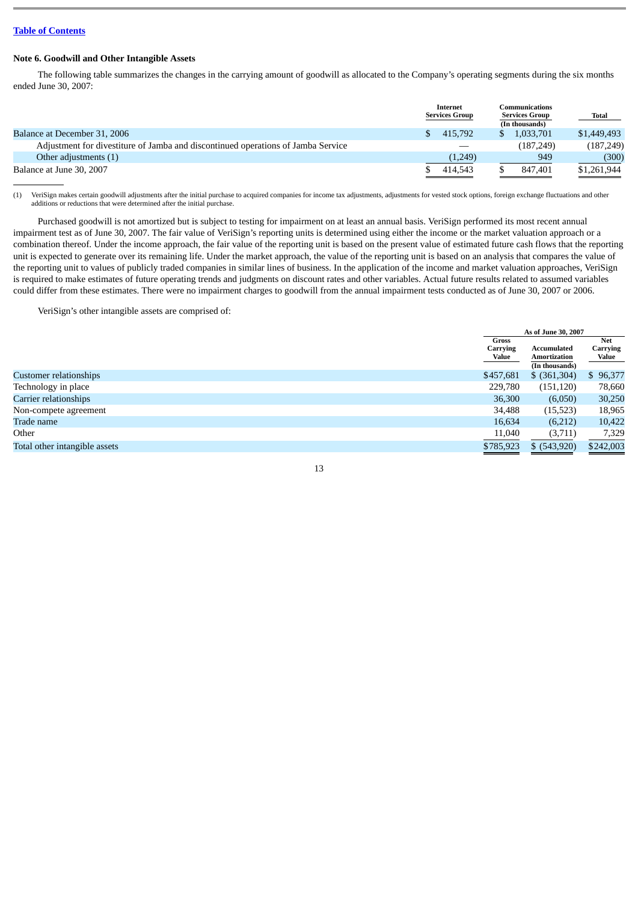[Table of Contents](#)

### Note 6. Goodwill and Other Intangible Assets

The following table summarizes the changes in the carrying amount of goodwill as allocated to the Company's operating segments during the six months ended June 30, 2007:

| | Internet Services Group | Communications Services Group | Total |
|---|---|---|---|
| | | (In thousands) | |
| Balance at December 31, 2006 | $ 415,792 | $ 1,033,701 | $1,449,493 |
| Adjustment for divestiture of Jamba and discontinued operations of Jamba Service | — | (187,249) | (187,249) |
| Other adjustments (1) | (1,249) | 949 | (300) |
| Balance at June 30, 2007 | $ 414,543 | $ 847,401 | $1,261,944 |

(1) VeriSign makes certain goodwill adjustments after the initial purchase to acquired companies for income tax adjustments, adjustments for vested stock options, foreign exchange fluctuations and other additions or reductions that were determined after the initial purchase.

Purchased goodwill is not amortized but is subject to testing for impairment on at least an annual basis. VeriSign performed its most recent annual impairment test as of June 30, 2007. The fair value of VeriSign's reporting units is determined using either the income or the market valuation approach or a combination thereof. Under the income approach, the fair value of the reporting unit is based on the present value of estimated future cash flows that the reporting unit is expected to generate over its remaining life. Under the market approach, the value of the reporting unit is based on an analysis that compares the value of the reporting unit to values of publicly traded companies in similar lines of business. In the application of the income and market valuation approaches, VeriSign is required to make estimates of future operating trends and judgments on discount rates and other variables. Actual future results related to assumed variables could differ from these estimates. There were no impairment charges to goodwill from the annual impairment tests conducted as of June 30, 2007 or 2006.

VeriSign's other intangible assets are comprised of:

| | As of June 30, 2007 | | |
|---|---|---|---|
| | Gross Carrying Value | Accumulated Amortization | Net Carrying Value |
| | | (In thousands) | |
| Customer relationships | $457,681 | $ (361,304) | $ 96,377 |
| Technology in place | 229,780 | (151,120) | 78,660 |
| Carrier relationships | 36,300 | (6,050) | 30,250 |
| Non-compete agreement | 34,488 | (15,523) | 18,965 |
| Trade name | 16,634 | (6,212) | 10,422 |
| Other | 11,040 | (3,711) | 7,329 |
| Total other intangible assets | $785,923 | $ (543,920) | $242,003 |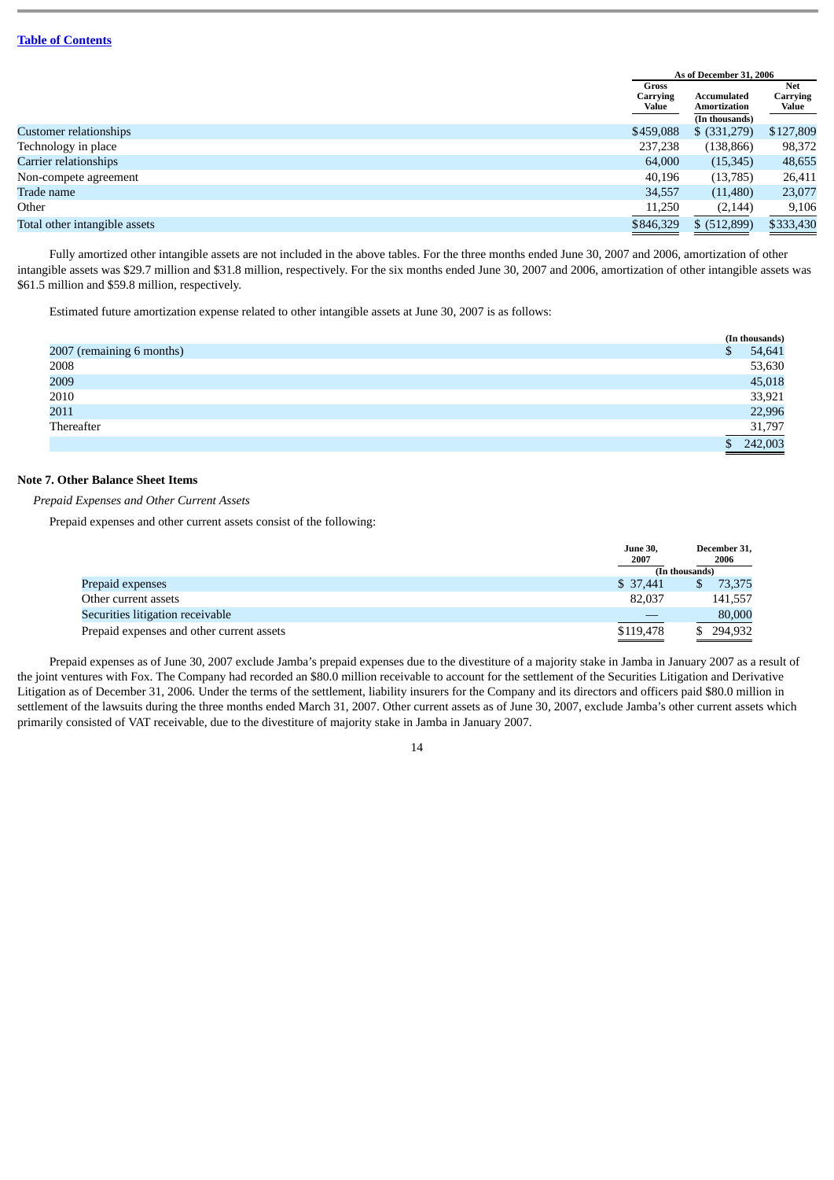[Table of Contents](#)

| | As of December 31, 2006 | | |
|---|---|---|---|
| | Gross Carrying Value | Accumulated Amortization | Net Carrying Value |
| | | (In thousands) | |
| Customer relationships | $459,088 | $ (331,279) | $127,809 |
| Technology in place | 237,238 | (138,866) | 98,372 |
| Carrier relationships | 64,000 | (15,345) | 48,655 |
| Non-compete agreement | 40,196 | (13,785) | 26,411 |
| Trade name | 34,557 | (11,480) | 23,077 |
| Other | 11,250 | (2,144) | 9,106 |
| Total other intangible assets | $846,329 | $ (512,899) | $333,430 |

Fully amortized other intangible assets are not included in the above tables. For the three months ended June 30, 2007 and 2006, amortization of other intangible assets was $29.7 million and $31.8 million, respectively. For the six months ended June 30, 2007 and 2006, amortization of other intangible assets was $61.5 million and $59.8 million, respectively.

Estimated future amortization expense related to other intangible assets at June 30, 2007 is as follows:

| | (In thousands) |
|---|---|
| 2007 (remaining 6 months) | $ 54,641 |
| 2008 | 53,630 |
| 2009 | 45,018 |
| 2010 | 33,921 |
| 2011 | 22,996 |
| Thereafter | 31,797 |
| | $ 242,003 |

**Note 7. Other Balance Sheet Items**

*Prepaid Expenses and Other Current Assets*

Prepaid expenses and other current assets consist of the following:

| | June 30, 2007 | December 31, 2006 |
|---|---|---|
| | (In thousands) | |
| Prepaid expenses | $ 37,441 | $ 73,375 |
| Other current assets | 82,037 | 141,557 |
| Securities litigation receivable | — | 80,000 |
| Prepaid expenses and other current assets | $119,478 | $ 294,932 |

Prepaid expenses as of June 30, 2007 exclude Jamba's prepaid expenses due to the divestiture of a majority stake in Jamba in January 2007 as a result of the joint ventures with Fox. The Company had recorded an $80.0 million receivable to account for the settlement of the Securities Litigation and Derivative Litigation as of December 31, 2006. Under the terms of the settlement, liability insurers for the Company and its directors and officers paid $80.0 million in settlement of the lawsuits during the three months ended March 31, 2007. Other current assets as of June 30, 2007, exclude Jamba's other current assets which primarily consisted of VAT receivable, due to the divestiture of majority stake in Jamba in January 2007.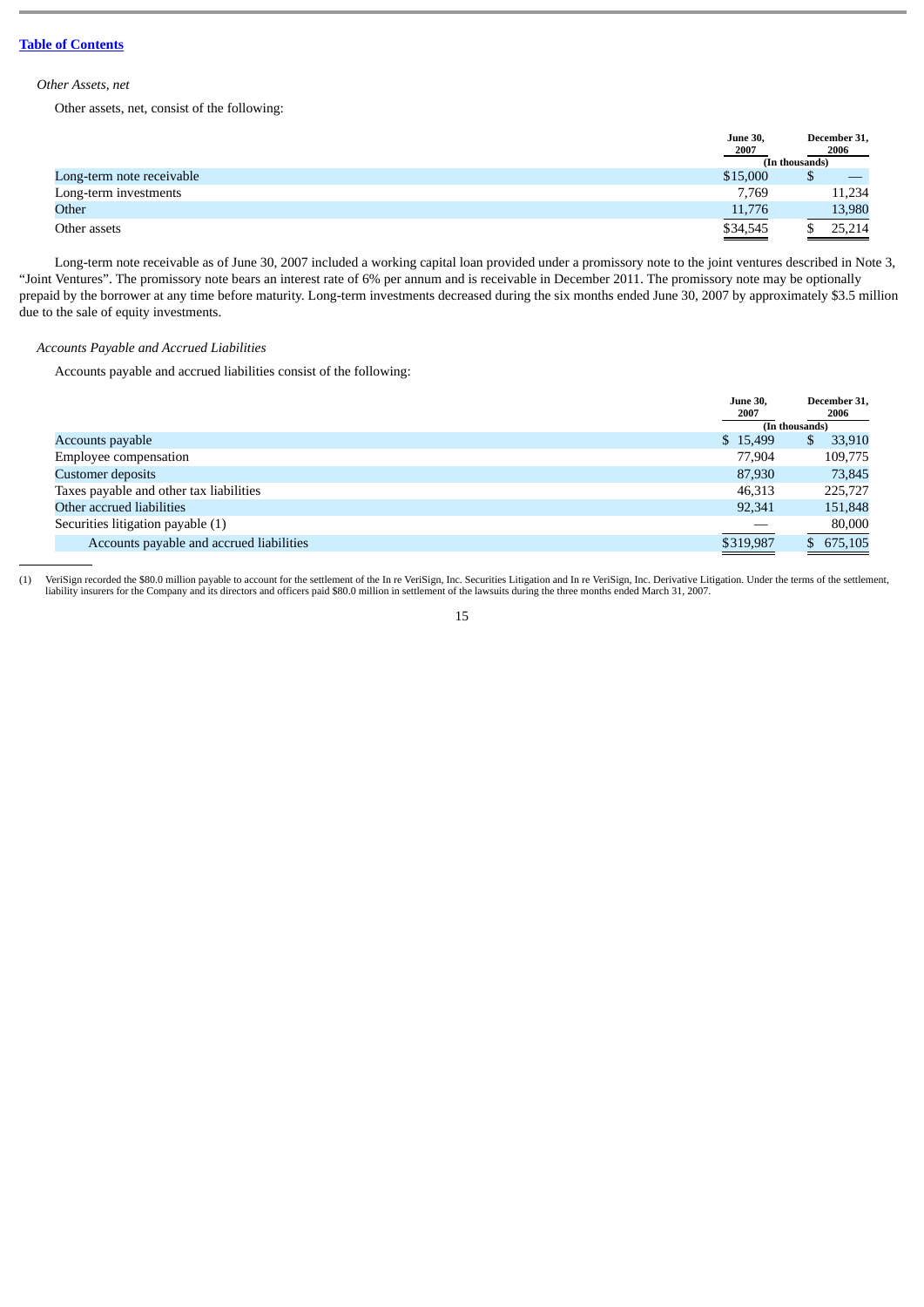*Other Assets, net*

Other assets, net, consist of the following:

| | June 30, 2007 | December 31, 2006 |
|---|---|---|
| | (In thousands) | |
| Long-term note receivable | $15,000 | $ — |
| Long-term investments | 7,769 | 11,234 |
| Other | 11,776 | 13,980 |
| Other assets | $34,545 | $ 25,214 |

Long-term note receivable as of June 30, 2007 included a working capital loan provided under a promissory note to the joint ventures described in Note 3, "Joint Ventures". The promissory note bears an interest rate of 6% per annum and is receivable in December 2011. The promissory note may be optionally prepaid by the borrower at any time before maturity. Long-term investments decreased during the six months ended June 30, 2007 by approximately $3.5 million due to the sale of equity investments.

*Accounts Payable and Accrued Liabilities*

Accounts payable and accrued liabilities consist of the following:

| | June 30, 2007 | December 31, 2006 |
|---|---|---|
| | (In thousands) | |
| Accounts payable | $ 15,499 | $ 33,910 |
| Employee compensation | 77,904 | 109,775 |
| Customer deposits | 87,930 | 73,845 |
| Taxes payable and other tax liabilities | 46,313 | 225,727 |
| Other accrued liabilities | 92,341 | 151,848 |
| Securities litigation payable (1) | — | 80,000 |
| Accounts payable and accrued liabilities | $319,987 | $ 675,105 |

(1) VeriSign recorded the $80.0 million payable to account for the settlement of the In re VeriSign, Inc. Securities Litigation and In re VeriSign, Inc. Derivative Litigation. Under the terms of the settlement, liability insurers for the Company and its directors and officers paid $80.0 million in settlement of the lawsuits during the three months ended March 31, 2007.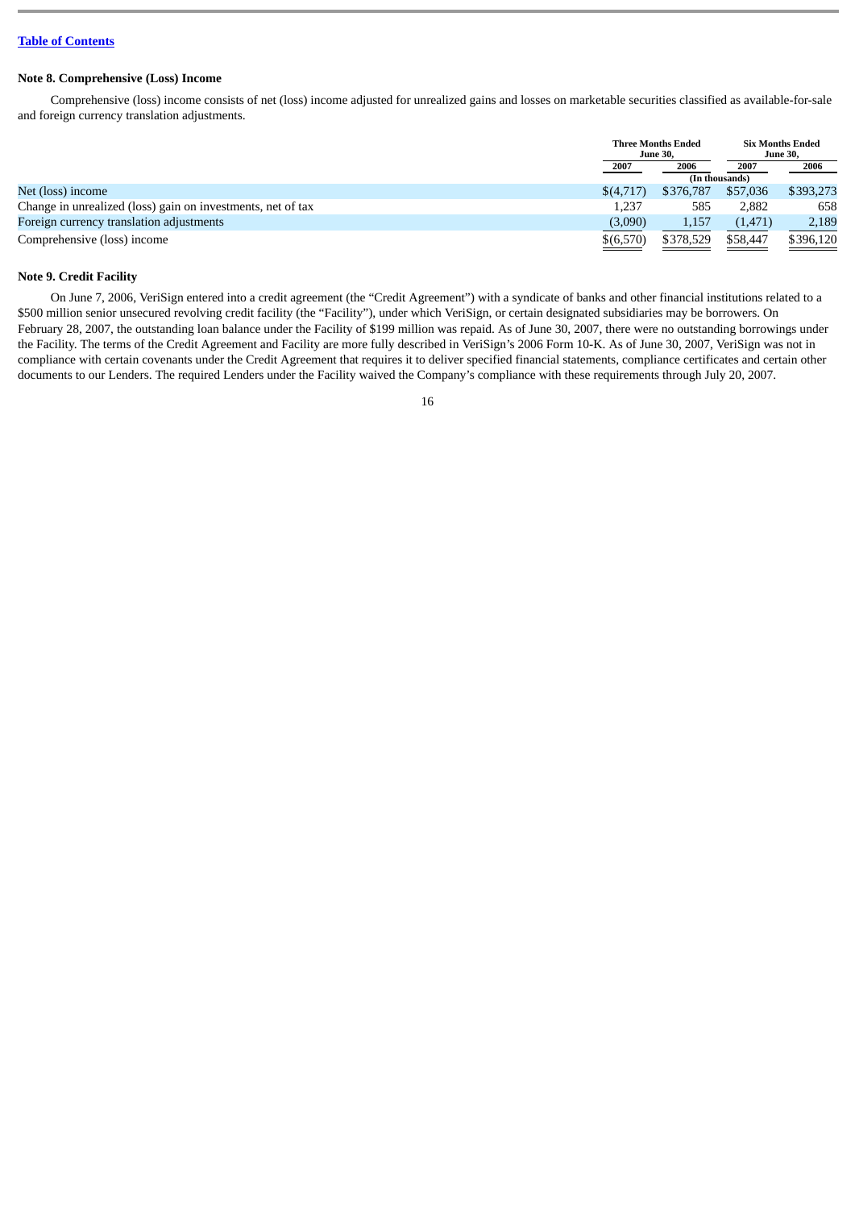[Table of Contents](#)

### Note 8. Comprehensive (Loss) Income

Comprehensive (loss) income consists of net (loss) income adjusted for unrealized gains and losses on marketable securities classified as available-for-sale and foreign currency translation adjustments.

| | Three Months Ended June 30, | | Six Months Ended June 30, | |
|---|---|---|---|---|
| | 2007 | 2006 | 2007 | 2006 |
| | (In thousands) | | | |
| Net (loss) income | $(4,717) | $376,787 | $57,036 | $393,273 |
| Change in unrealized (loss) gain on investments, net of tax | 1,237 | 585 | 2,882 | 658 |
| Foreign currency translation adjustments | (3,090) | 1,157 | (1,471) | 2,189 |
| Comprehensive (loss) income | $(6,570) | $378,529 | $58,447 | $396,120 |

### Note 9. Credit Facility

On June 7, 2006, VeriSign entered into a credit agreement (the "Credit Agreement") with a syndicate of banks and other financial institutions related to a $500 million senior unsecured revolving credit facility (the "Facility"), under which VeriSign, or certain designated subsidiaries may be borrowers. On February 28, 2007, the outstanding loan balance under the Facility of $199 million was repaid. As of June 30, 2007, there were no outstanding borrowings under the Facility. The terms of the Credit Agreement and Facility are more fully described in VeriSign's 2006 Form 10-K. As of June 30, 2007, VeriSign was not in compliance with certain covenants under the Credit Agreement that requires it to deliver specified financial statements, compliance certificates and certain other documents to our Lenders. The required Lenders under the Facility waived the Company's compliance with these requirements through July 20, 2007.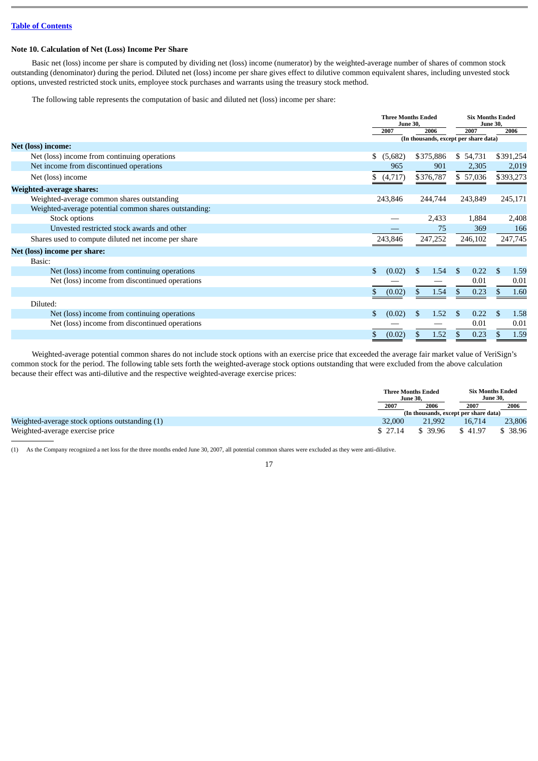[Table of Contents](#)

### Note 10. Calculation of Net (Loss) Income Per Share

Basic net (loss) income per share is computed by dividing net (loss) income (numerator) by the weighted-average number of shares of common stock outstanding (denominator) during the period. Diluted net (loss) income per share gives effect to dilutive common equivalent shares, including unvested stock options, unvested restricted stock units, employee stock purchases and warrants using the treasury stock method.

The following table represents the computation of basic and diluted net (loss) income per share:

| | Three Months Ended June 30, | | Six Months Ended June 30, | |
|---|---|---|---|---|
| | 2007 | 2006 | 2007 | 2006 |
| | (In thousands, except per share data) | | | |
| **Net (loss) income:** | | | | |
| Net (loss) income from continuing operations | $ (5,682) | $375,886 | $ 54,731 | $391,254 |
| Net income from discontinued operations | 965 | 901 | 2,305 | 2,019 |
| Net (loss) income | $ (4,717) | $376,787 | $ 57,036 | $393,273 |
| **Weighted-average shares:** | | | | |
| Weighted-average common shares outstanding | 243,846 | 244,744 | 243,849 | 245,171 |
| Weighted-average potential common shares outstanding: | | | | |
| Stock options | — | 2,433 | 1,884 | 2,408 |
| Unvested restricted stock awards and other | — | 75 | 369 | 166 |
| Shares used to compute diluted net income per share | 243,846 | 247,252 | 246,102 | 247,745 |
| **Net (loss) income per share:** | | | | |
| Basic: | | | | |
| Net (loss) income from continuing operations | $ (0.02) | $ 1.54 | $ 0.22 | $ 1.59 |
| Net (loss) income from discontinued operations | — | — | 0.01 | 0.01 |
| | $ (0.02) | $ 1.54 | $ 0.23 | $ 1.60 |
| Diluted: | | | | |
| Net (loss) income from continuing operations | $ (0.02) | $ 1.52 | $ 0.22 | $ 1.58 |
| Net (loss) income from discontinued operations | — | — | 0.01 | 0.01 |
| | $ (0.02) | $ 1.52 | $ 0.23 | $ 1.59 |

Weighted-average potential common shares do not include stock options with an exercise price that exceeded the average fair market value of VeriSign's common stock for the period. The following table sets forth the weighted-average stock options outstanding that were excluded from the above calculation because their effect was anti-dilutive and the respective weighted-average exercise prices:

| | Three Months Ended June 30, | | Six Months Ended June 30, | |
|---|---|---|---|---|
| | 2007 | 2006 | 2007 | 2006 |
| | (In thousands, except per share data) | | | |
| Weighted-average stock options outstanding (1) | 32,000 | 21,992 | 16,714 | 23,806 |
| Weighted-average exercise price | $ 27.14 | $ 39.96 | $ 41.97 | $ 38.96 |

(1) As the Company recognized a net loss for the three months ended June 30, 2007, all potential common shares were excluded as they were anti-dilutive.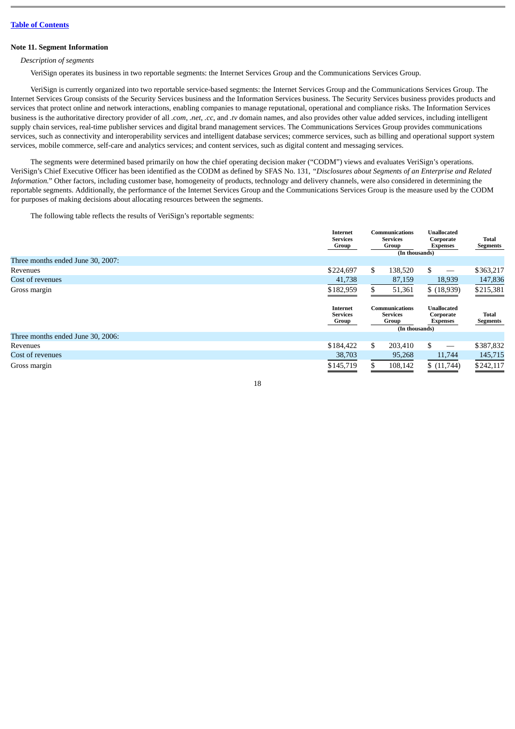## Note 11. Segment Information

*Description of segments*

VeriSign operates its business in two reportable segments: the Internet Services Group and the Communications Services Group.

VeriSign is currently organized into two reportable service-based segments: the Internet Services Group and the Communications Services Group. The Internet Services Group consists of the Security Services business and the Information Services business. The Security Services business provides products and services that protect online and network interactions, enabling companies to manage reputational, operational and compliance risks. The Information Services business is the authoritative directory provider of all *.com*, *.net*, *.cc*, and *.tv* domain names, and also provides other value added services, including intelligent supply chain services, real-time publisher services and digital brand management services. The Communications Services Group provides communications services, such as connectivity and interoperability services and intelligent database services; commerce services, such as billing and operational support system services, mobile commerce, self-care and analytics services; and content services, such as digital content and messaging services.

The segments were determined based primarily on how the chief operating decision maker ("CODM") views and evaluates VeriSign's operations. VeriSign's Chief Executive Officer has been identified as the CODM as defined by SFAS No. 131, *"Disclosures about Segments of an Enterprise and Related Information."* Other factors, including customer base, homogeneity of products, technology and delivery channels, were also considered in determining the reportable segments. Additionally, the performance of the Internet Services Group and the Communications Services Group is the measure used by the CODM for purposes of making decisions about allocating resources between the segments.

The following table reflects the results of VeriSign's reportable segments:

| | Internet Services Group | Communications Services Group | Unallocated Corporate Expenses | Total Segments |
|---|---|---|---|---|
| | (In thousands) | | | |
| Three months ended June 30, 2007: | | | | |
| Revenues | $224,697 | $ 138,520 | $ — | $363,217 |
| Cost of revenues | 41,738 | 87,159 | 18,939 | 147,836 |
| Gross margin | $182,959 | $ 51,361 | $ (18,939) | $215,381 |

| | Internet Services Group | Communications Services Group | Unallocated Corporate Expenses | Total Segments |
|---|---|---|---|---|
| | (In thousands) | | | |
| Three months ended June 30, 2006: | | | | |
| Revenues | $184,422 | $ 203,410 | $ — | $387,832 |
| Cost of revenues | 38,703 | 95,268 | 11,744 | 145,715 |
| Gross margin | $145,719 | $ 108,142 | $ (11,744) | $242,117 |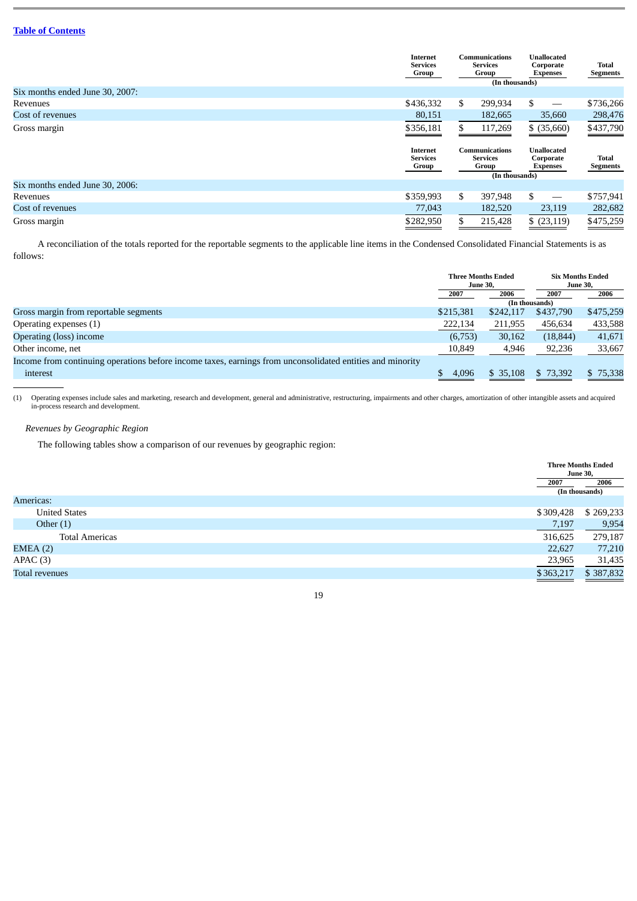Table of Contents

| | Internet Services Group | Communications Services Group | Unallocated Corporate Expenses | Total Segments |
|---|---|---|---|---|
| | | (In thousands) | | |
| Six months ended June 30, 2007: | | | | |
| Revenues | $436,332 | $ 299,934 | $ — | $736,266 |
| Cost of revenues | 80,151 | 182,665 | 35,660 | 298,476 |
| Gross margin | $356,181 | $ 117,269 | $ (35,660) | $437,790 |

| | Internet Services Group | Communications Services Group | Unallocated Corporate Expenses | Total Segments |
|---|---|---|---|---|
| | | (In thousands) | | |
| Six months ended June 30, 2006: | | | | |
| Revenues | $359,993 | $ 397,948 | $ — | $757,941 |
| Cost of revenues | 77,043 | 182,520 | 23,119 | 282,682 |
| Gross margin | $282,950 | $ 215,428 | $ (23,119) | $475,259 |

A reconciliation of the totals reported for the reportable segments to the applicable line items in the Condensed Consolidated Financial Statements is as follows:

| | Three Months Ended June 30, | | Six Months Ended June 30, | |
|---|---|---|---|---|
| | 2007 | 2006 | 2007 | 2006 |
| | | (In thousands) | | |
| Gross margin from reportable segments | $215,381 | $242,117 | $437,790 | $475,259 |
| Operating expenses (1) | 222,134 | 211,955 | 456,634 | 433,588 |
| Operating (loss) income | (6,753) | 30,162 | (18,844) | 41,671 |
| Other income, net | 10,849 | 4,946 | 92,236 | 33,667 |
| Income from continuing operations before income taxes, earnings from unconsolidated entities and minority interest | $ 4,096 | $ 35,108 | $ 73,392 | $ 75,338 |

(1) Operating expenses include sales and marketing, research and development, general and administrative, restructuring, impairments and other charges, amortization of other intangible assets and acquired in-process research and development.

*Revenues by Geographic Region*

The following tables show a comparison of our revenues by geographic region:

| | Three Months Ended June 30, | |
|---|---|---|
| | 2007 | 2006 |
| | (In thousands) | |
| Americas: | | |
| United States | $309,428 | $ 269,233 |
| Other (1) | 7,197 | 9,954 |
| Total Americas | 316,625 | 279,187 |
| EMEA (2) | 22,627 | 77,210 |
| APAC (3) | 23,965 | 31,435 |
| Total revenues | $363,217 | $ 387,832 |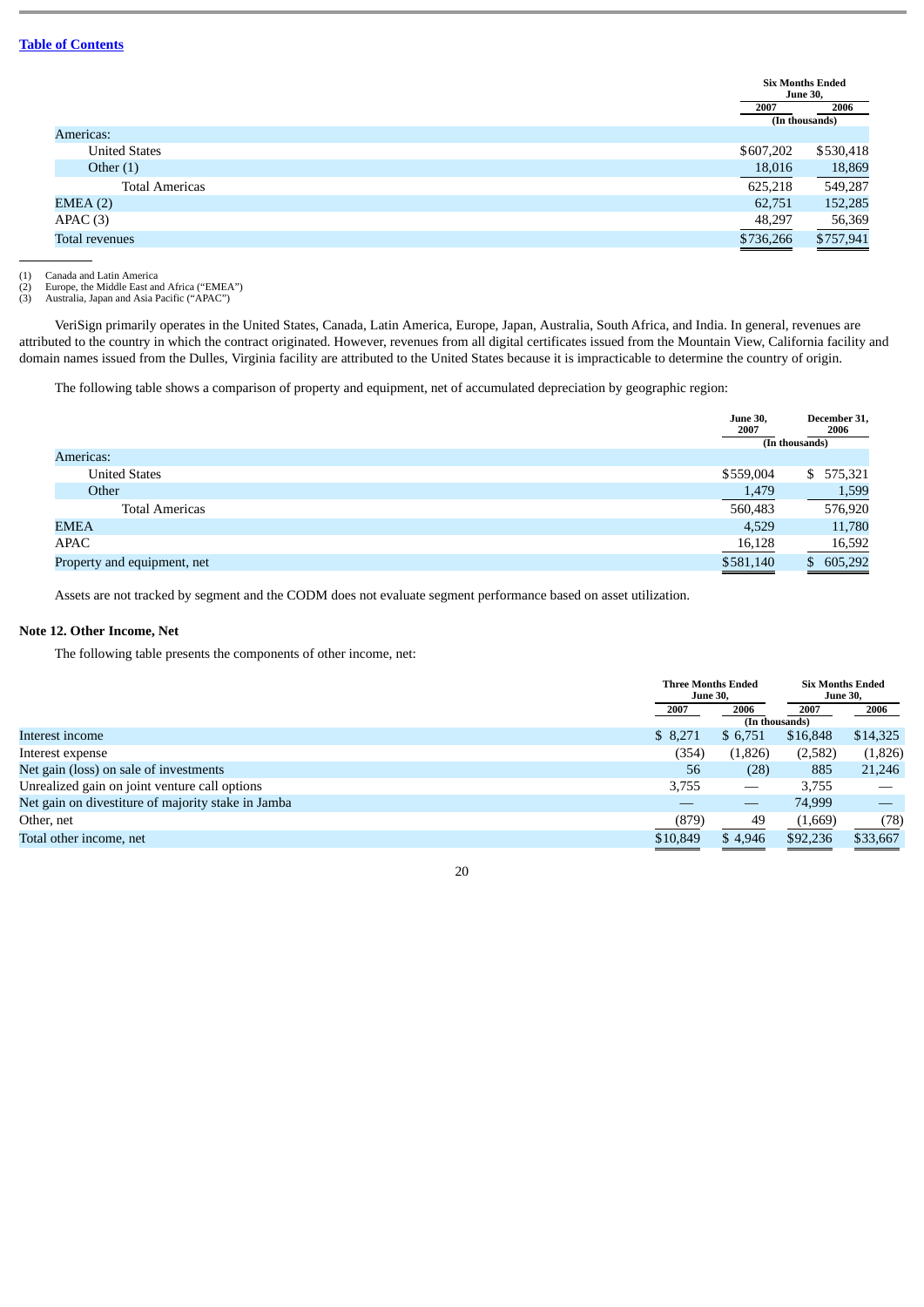| | Six Months Ended June 30, | |
|---|---|---|
| | 2007 | 2006 |
| | (In thousands) | |
| Americas: | | |
| United States | $607,202 | $530,418 |
| Other (1) | 18,016 | 18,869 |
| Total Americas | 625,218 | 549,287 |
| EMEA (2) | 62,751 | 152,285 |
| APAC (3) | 48,297 | 56,369 |
| Total revenues | $736,266 | $757,941 |

(1) Canada and Latin America
(2) Europe, the Middle East and Africa ("EMEA")
(3) Australia, Japan and Asia Pacific ("APAC")

VeriSign primarily operates in the United States, Canada, Latin America, Europe, Japan, Australia, South Africa, and India. In general, revenues are attributed to the country in which the contract originated. However, revenues from all digital certificates issued from the Mountain View, California facility and domain names issued from the Dulles, Virginia facility are attributed to the United States because it is impracticable to determine the country of origin.

The following table shows a comparison of property and equipment, net of accumulated depreciation by geographic region:

| | June 30, 2007 | December 31, 2006 |
|---|---|---|
| | (In thousands) | |
| Americas: | | |
| United States | $559,004 | $ 575,321 |
| Other | 1,479 | 1,599 |
| Total Americas | 560,483 | 576,920 |
| EMEA | 4,529 | 11,780 |
| APAC | 16,128 | 16,592 |
| Property and equipment, net | $581,140 | $ 605,292 |

Assets are not tracked by segment and the CODM does not evaluate segment performance based on asset utilization.

**Note 12. Other Income, Net**

The following table presents the components of other income, net:

| | Three Months Ended June 30, | | Six Months Ended June 30, | |
|---|---|---|---|---|
| | 2007 | 2006 | 2007 | 2006 |
| | (In thousands) | | | |
| Interest income | $ 8,271 | $ 6,751 | $16,848 | $14,325 |
| Interest expense | (354) | (1,826) | (2,582) | (1,826) |
| Net gain (loss) on sale of investments | 56 | (28) | 885 | 21,246 |
| Unrealized gain on joint venture call options | 3,755 | — | 3,755 | — |
| Net gain on divestiture of majority stake in Jamba | — | — | 74,999 | — |
| Other, net | (879) | 49 | (1,669) | (78) |
| Total other income, net | $10,849 | $ 4,946 | $92,236 | $33,667 |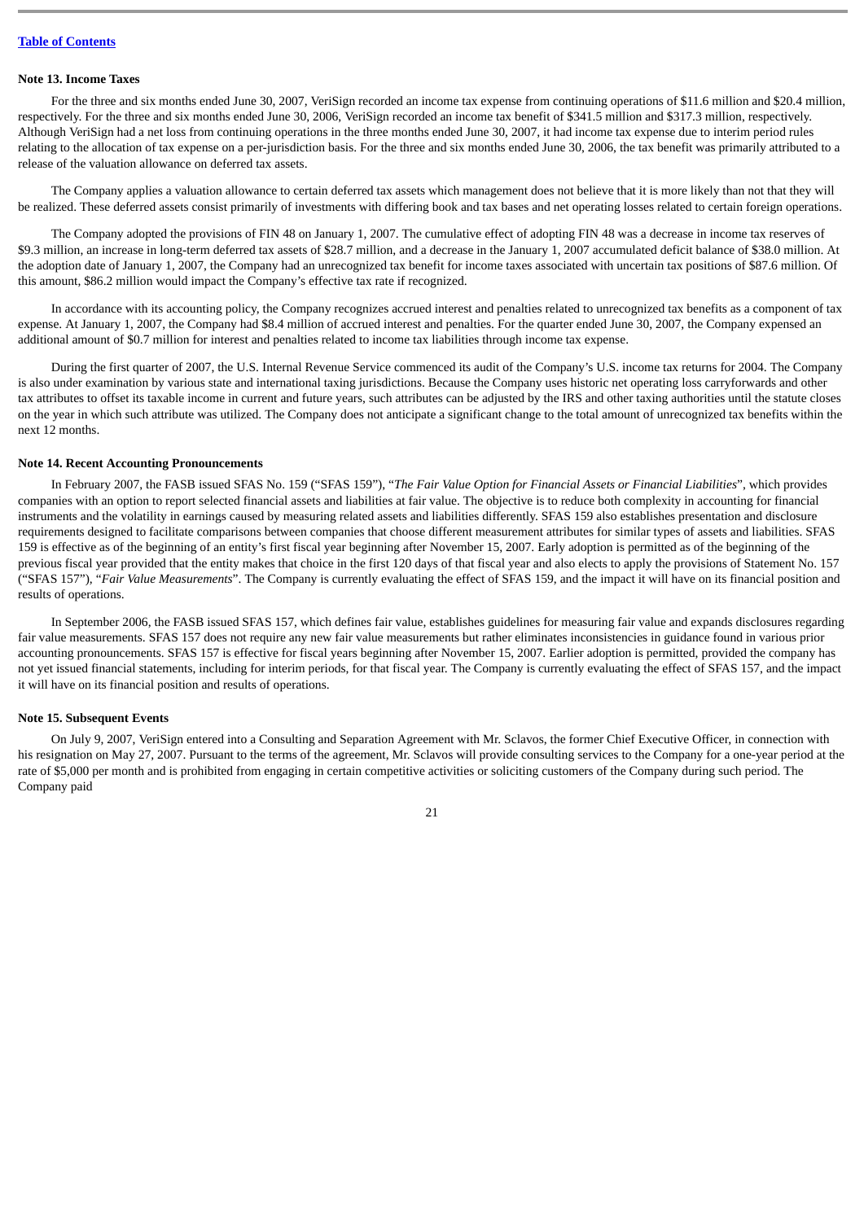### Note 13. Income Taxes

For the three and six months ended June 30, 2007, VeriSign recorded an income tax expense from continuing operations of $11.6 million and $20.4 million, respectively. For the three and six months ended June 30, 2006, VeriSign recorded an income tax benefit of $341.5 million and $317.3 million, respectively. Although VeriSign had a net loss from continuing operations in the three months ended June 30, 2007, it had income tax expense due to interim period rules relating to the allocation of tax expense on a per-jurisdiction basis. For the three and six months ended June 30, 2006, the tax benefit was primarily attributed to a release of the valuation allowance on deferred tax assets.

The Company applies a valuation allowance to certain deferred tax assets which management does not believe that it is more likely than not that they will be realized. These deferred assets consist primarily of investments with differing book and tax bases and net operating losses related to certain foreign operations.

The Company adopted the provisions of FIN 48 on January 1, 2007. The cumulative effect of adopting FIN 48 was a decrease in income tax reserves of $9.3 million, an increase in long-term deferred tax assets of $28.7 million, and a decrease in the January 1, 2007 accumulated deficit balance of $38.0 million. At the adoption date of January 1, 2007, the Company had an unrecognized tax benefit for income taxes associated with uncertain tax positions of $87.6 million. Of this amount, $86.2 million would impact the Company's effective tax rate if recognized.

In accordance with its accounting policy, the Company recognizes accrued interest and penalties related to unrecognized tax benefits as a component of tax expense. At January 1, 2007, the Company had $8.4 million of accrued interest and penalties. For the quarter ended June 30, 2007, the Company expensed an additional amount of $0.7 million for interest and penalties related to income tax liabilities through income tax expense.

During the first quarter of 2007, the U.S. Internal Revenue Service commenced its audit of the Company's U.S. income tax returns for 2004. The Company is also under examination by various state and international taxing jurisdictions. Because the Company uses historic net operating loss carryforwards and other tax attributes to offset its taxable income in current and future years, such attributes can be adjusted by the IRS and other taxing authorities until the statute closes on the year in which such attribute was utilized. The Company does not anticipate a significant change to the total amount of unrecognized tax benefits within the next 12 months.

### Note 14. Recent Accounting Pronouncements

In February 2007, the FASB issued SFAS No. 159 ("SFAS 159"), "*The Fair Value Option for Financial Assets or Financial Liabilities*", which provides companies with an option to report selected financial assets and liabilities at fair value. The objective is to reduce both complexity in accounting for financial instruments and the volatility in earnings caused by measuring related assets and liabilities differently. SFAS 159 also establishes presentation and disclosure requirements designed to facilitate comparisons between companies that choose different measurement attributes for similar types of assets and liabilities. SFAS 159 is effective as of the beginning of an entity's first fiscal year beginning after November 15, 2007. Early adoption is permitted as of the beginning of the previous fiscal year provided that the entity makes that choice in the first 120 days of that fiscal year and also elects to apply the provisions of Statement No. 157 ("SFAS 157"), "*Fair Value Measurements*". The Company is currently evaluating the effect of SFAS 159, and the impact it will have on its financial position and results of operations.

In September 2006, the FASB issued SFAS 157, which defines fair value, establishes guidelines for measuring fair value and expands disclosures regarding fair value measurements. SFAS 157 does not require any new fair value measurements but rather eliminates inconsistencies in guidance found in various prior accounting pronouncements. SFAS 157 is effective for fiscal years beginning after November 15, 2007. Earlier adoption is permitted, provided the company has not yet issued financial statements, including for interim periods, for that fiscal year. The Company is currently evaluating the effect of SFAS 157, and the impact it will have on its financial position and results of operations.

### Note 15. Subsequent Events

On July 9, 2007, VeriSign entered into a Consulting and Separation Agreement with Mr. Sclavos, the former Chief Executive Officer, in connection with his resignation on May 27, 2007. Pursuant to the terms of the agreement, Mr. Sclavos will provide consulting services to the Company for a one-year period at the rate of $5,000 per month and is prohibited from engaging in certain competitive activities or soliciting customers of the Company during such period. The Company paid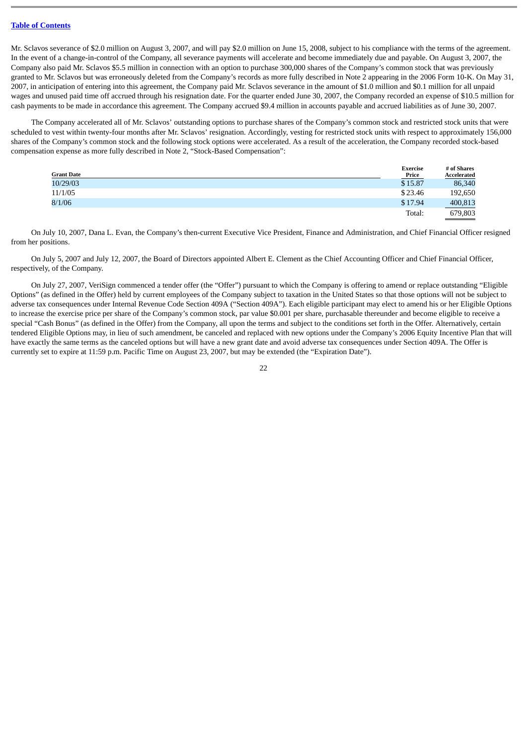[Table of Contents](#)

Mr. Sclavos severance of $2.0 million on August 3, 2007, and will pay $2.0 million on June 15, 2008, subject to his compliance with the terms of the agreement. In the event of a change-in-control of the Company, all severance payments will accelerate and become immediately due and payable. On August 3, 2007, the Company also paid Mr. Sclavos $5.5 million in connection with an option to purchase 300,000 shares of the Company's common stock that was previously granted to Mr. Sclavos but was erroneously deleted from the Company's records as more fully described in Note 2 appearing in the 2006 Form 10-K. On May 31, 2007, in anticipation of entering into this agreement, the Company paid Mr. Sclavos severance in the amount of $1.0 million and $0.1 million for all unpaid wages and unused paid time off accrued through his resignation date. For the quarter ended June 30, 2007, the Company recorded an expense of $10.5 million for cash payments to be made in accordance this agreement. The Company accrued $9.4 million in accounts payable and accrued liabilities as of June 30, 2007.

The Company accelerated all of Mr. Sclavos' outstanding options to purchase shares of the Company's common stock and restricted stock units that were scheduled to vest within twenty-four months after Mr. Sclavos' resignation. Accordingly, vesting for restricted stock units with respect to approximately 156,000 shares of the Company's common stock and the following stock options were accelerated. As a result of the acceleration, the Company recorded stock-based compensation expense as more fully described in Note 2, "Stock-Based Compensation":

| Grant Date | Exercise Price | # of Shares Accelerated |
|---|---|---|
| 10/29/03 | $ 15.87 | 86,340 |
| 11/1/05 | $ 23.46 | 192,650 |
| 8/1/06 | $ 17.94 | 400,813 |
| | Total: | 679,803 |

On July 10, 2007, Dana L. Evan, the Company's then-current Executive Vice President, Finance and Administration, and Chief Financial Officer resigned from her positions.

On July 5, 2007 and July 12, 2007, the Board of Directors appointed Albert E. Clement as the Chief Accounting Officer and Chief Financial Officer, respectively, of the Company.

On July 27, 2007, VeriSign commenced a tender offer (the "Offer") pursuant to which the Company is offering to amend or replace outstanding "Eligible Options" (as defined in the Offer) held by current employees of the Company subject to taxation in the United States so that those options will not be subject to adverse tax consequences under Internal Revenue Code Section 409A ("Section 409A"). Each eligible participant may elect to amend his or her Eligible Options to increase the exercise price per share of the Company's common stock, par value $0.001 per share, purchasable thereunder and become eligible to receive a special "Cash Bonus" (as defined in the Offer) from the Company, all upon the terms and subject to the conditions set forth in the Offer. Alternatively, certain tendered Eligible Options may, in lieu of such amendment, be canceled and replaced with new options under the Company's 2006 Equity Incentive Plan that will have exactly the same terms as the canceled options but will have a new grant date and avoid adverse tax consequences under Section 409A. The Offer is currently set to expire at 11:59 p.m. Pacific Time on August 23, 2007, but may be extended (the "Expiration Date").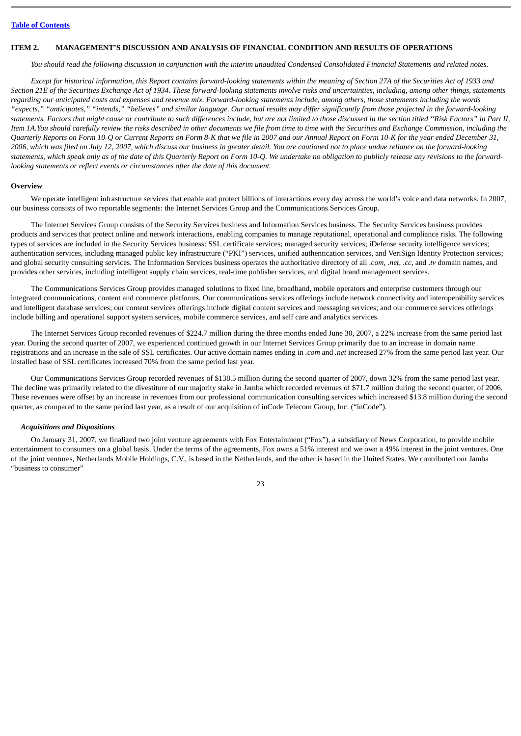## ITEM 2. MANAGEMENT'S DISCUSSION AND ANALYSIS OF FINANCIAL CONDITION AND RESULTS OF OPERATIONS

*You should read the following discussion in conjunction with the interim unaudited Condensed Consolidated Financial Statements and related notes.*

*Except for historical information, this Report contains forward-looking statements within the meaning of Section 27A of the Securities Act of 1933 and Section 21E of the Securities Exchange Act of 1934. These forward-looking statements involve risks and uncertainties, including, among other things, statements regarding our anticipated costs and expenses and revenue mix. Forward-looking statements include, among others, those statements including the words "expects," "anticipates," "intends," "believes" and similar language. Our actual results may differ significantly from those projected in the forward-looking statements. Factors that might cause or contribute to such differences include, but are not limited to those discussed in the section titled "Risk Factors" in Part II, Item 1A.You should carefully review the risks described in other documents we file from time to time with the Securities and Exchange Commission, including the Quarterly Reports on Form 10-Q or Current Reports on Form 8-K that we file in 2007 and our Annual Report on Form 10-K for the year ended December 31, 2006, which was filed on July 12, 2007, which discuss our business in greater detail. You are cautioned not to place undue reliance on the forward-looking statements, which speak only as of the date of this Quarterly Report on Form 10-Q. We undertake no obligation to publicly release any revisions to the forward-looking statements or reflect events or circumstances after the date of this document.*

### Overview

We operate intelligent infrastructure services that enable and protect billions of interactions every day across the world's voice and data networks. In 2007, our business consists of two reportable segments: the Internet Services Group and the Communications Services Group.

The Internet Services Group consists of the Security Services business and Information Services business. The Security Services business provides products and services that protect online and network interactions, enabling companies to manage reputational, operational and compliance risks. The following types of services are included in the Security Services business: SSL certificate services; managed security services; iDefense security intelligence services; authentication services, including managed public key infrastructure ("PKI") services, unified authentication services, and VeriSign Identity Protection services; and global security consulting services. The Information Services business operates the authoritative directory of all *.com*, *.net*, *.cc*, and *.tv* domain names, and provides other services, including intelligent supply chain services, real-time publisher services, and digital brand management services.

The Communications Services Group provides managed solutions to fixed line, broadband, mobile operators and enterprise customers through our integrated communications, content and commerce platforms. Our communications services offerings include network connectivity and interoperability services and intelligent database services; our content services offerings include digital content services and messaging services; and our commerce services offerings include billing and operational support system services, mobile commerce services, and self care and analytics services.

The Internet Services Group recorded revenues of $224.7 million during the three months ended June 30, 2007, a 22% increase from the same period last year. During the second quarter of 2007, we experienced continued growth in our Internet Services Group primarily due to an increase in domain name registrations and an increase in the sale of SSL certificates. Our active domain names ending in *.com* and *.net* increased 27% from the same period last year. Our installed base of SSL certificates increased 70% from the same period last year.

Our Communications Services Group recorded revenues of $138.5 million during the second quarter of 2007, down 32% from the same period last year. The decline was primarily related to the divestiture of our majority stake in Jamba which recorded revenues of $71.7 million during the second quarter, of 2006. These revenues were offset by an increase in revenues from our professional communication consulting services which increased $13.8 million during the second quarter, as compared to the same period last year, as a result of our acquisition of inCode Telecom Group, Inc. ("inCode").

#### *Acquisitions and Dispositions*

On January 31, 2007, we finalized two joint venture agreements with Fox Entertainment ("Fox"), a subsidiary of News Corporation, to provide mobile entertainment to consumers on a global basis. Under the terms of the agreements, Fox owns a 51% interest and we own a 49% interest in the joint ventures. One of the joint ventures, Netherlands Mobile Holdings, C.V., is based in the Netherlands, and the other is based in the United States. We contributed our Jamba "business to consumer"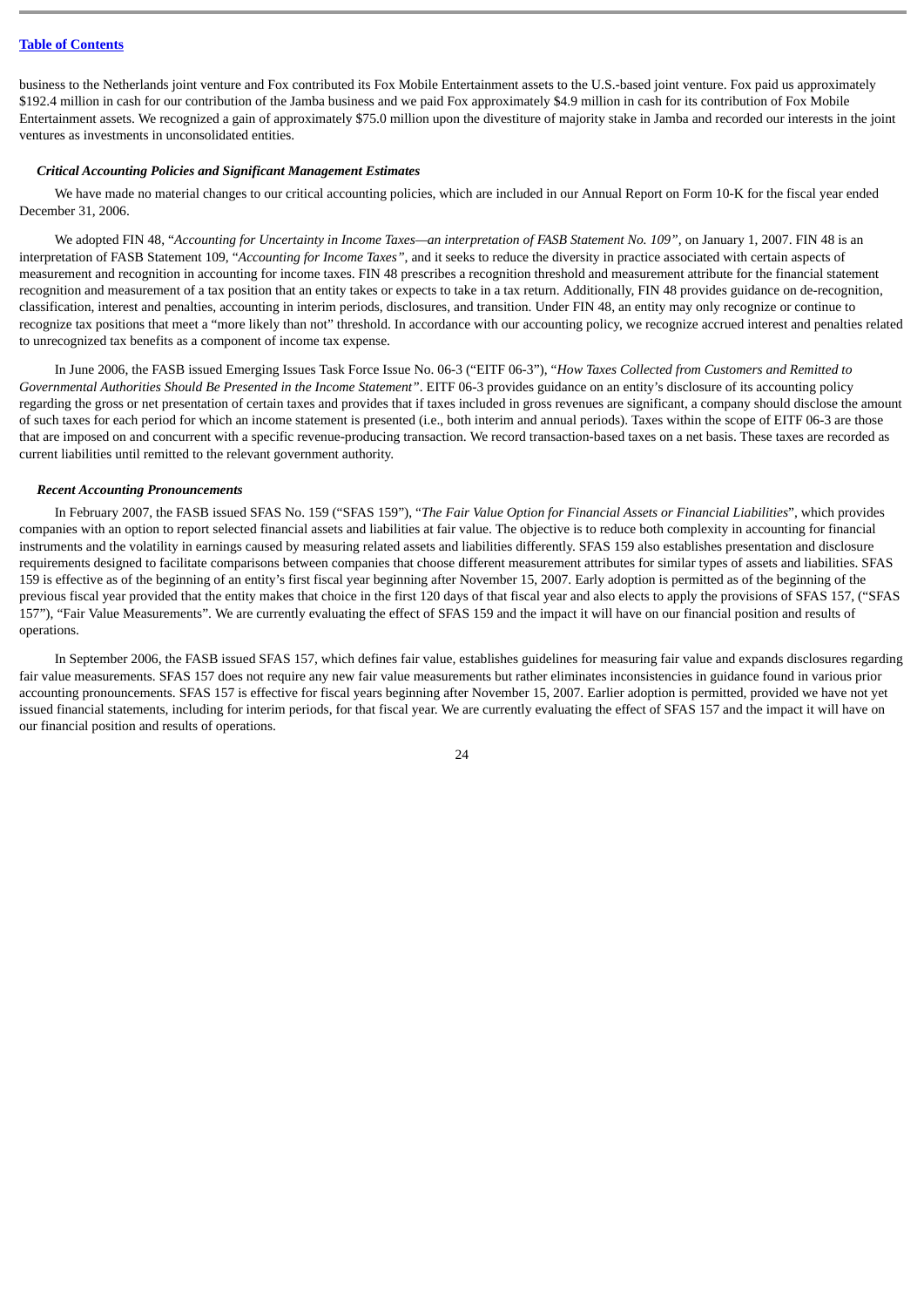business to the Netherlands joint venture and Fox contributed its Fox Mobile Entertainment assets to the U.S.-based joint venture. Fox paid us approximately $192.4 million in cash for our contribution of the Jamba business and we paid Fox approximately $4.9 million in cash for its contribution of Fox Mobile Entertainment assets. We recognized a gain of approximately $75.0 million upon the divestiture of majority stake in Jamba and recorded our interests in the joint ventures as investments in unconsolidated entities.

***Critical Accounting Policies and Significant Management Estimates***

We have made no material changes to our critical accounting policies, which are included in our Annual Report on Form 10-K for the fiscal year ended December 31, 2006.

We adopted FIN 48, "*Accounting for Uncertainty in Income Taxes—an interpretation of FASB Statement No. 109"*, on January 1, 2007. FIN 48 is an interpretation of FASB Statement 109, "*Accounting for Income Taxes"*, and it seeks to reduce the diversity in practice associated with certain aspects of measurement and recognition in accounting for income taxes. FIN 48 prescribes a recognition threshold and measurement attribute for the financial statement recognition and measurement of a tax position that an entity takes or expects to take in a tax return. Additionally, FIN 48 provides guidance on de-recognition, classification, interest and penalties, accounting in interim periods, disclosures, and transition. Under FIN 48, an entity may only recognize or continue to recognize tax positions that meet a "more likely than not" threshold. In accordance with our accounting policy, we recognize accrued interest and penalties related to unrecognized tax benefits as a component of income tax expense.

In June 2006, the FASB issued Emerging Issues Task Force Issue No. 06-3 ("EITF 06-3"), "*How Taxes Collected from Customers and Remitted to Governmental Authorities Should Be Presented in the Income Statement"*. EITF 06-3 provides guidance on an entity's disclosure of its accounting policy regarding the gross or net presentation of certain taxes and provides that if taxes included in gross revenues are significant, a company should disclose the amount of such taxes for each period for which an income statement is presented (i.e., both interim and annual periods). Taxes within the scope of EITF 06-3 are those that are imposed on and concurrent with a specific revenue-producing transaction. We record transaction-based taxes on a net basis. These taxes are recorded as current liabilities until remitted to the relevant government authority.

***Recent Accounting Pronouncements***

In February 2007, the FASB issued SFAS No. 159 ("SFAS 159"), "*The Fair Value Option for Financial Assets or Financial Liabilities*", which provides companies with an option to report selected financial assets and liabilities at fair value. The objective is to reduce both complexity in accounting for financial instruments and the volatility in earnings caused by measuring related assets and liabilities differently. SFAS 159 also establishes presentation and disclosure requirements designed to facilitate comparisons between companies that choose different measurement attributes for similar types of assets and liabilities. SFAS 159 is effective as of the beginning of an entity's first fiscal year beginning after November 15, 2007. Early adoption is permitted as of the beginning of the previous fiscal year provided that the entity makes that choice in the first 120 days of that fiscal year and also elects to apply the provisions of SFAS 157, ("SFAS 157"), "Fair Value Measurements". We are currently evaluating the effect of SFAS 159 and the impact it will have on our financial position and results of operations.

In September 2006, the FASB issued SFAS 157, which defines fair value, establishes guidelines for measuring fair value and expands disclosures regarding fair value measurements. SFAS 157 does not require any new fair value measurements but rather eliminates inconsistencies in guidance found in various prior accounting pronouncements. SFAS 157 is effective for fiscal years beginning after November 15, 2007. Earlier adoption is permitted, provided we have not yet issued financial statements, including for interim periods, for that fiscal year. We are currently evaluating the effect of SFAS 157 and the impact it will have on our financial position and results of operations.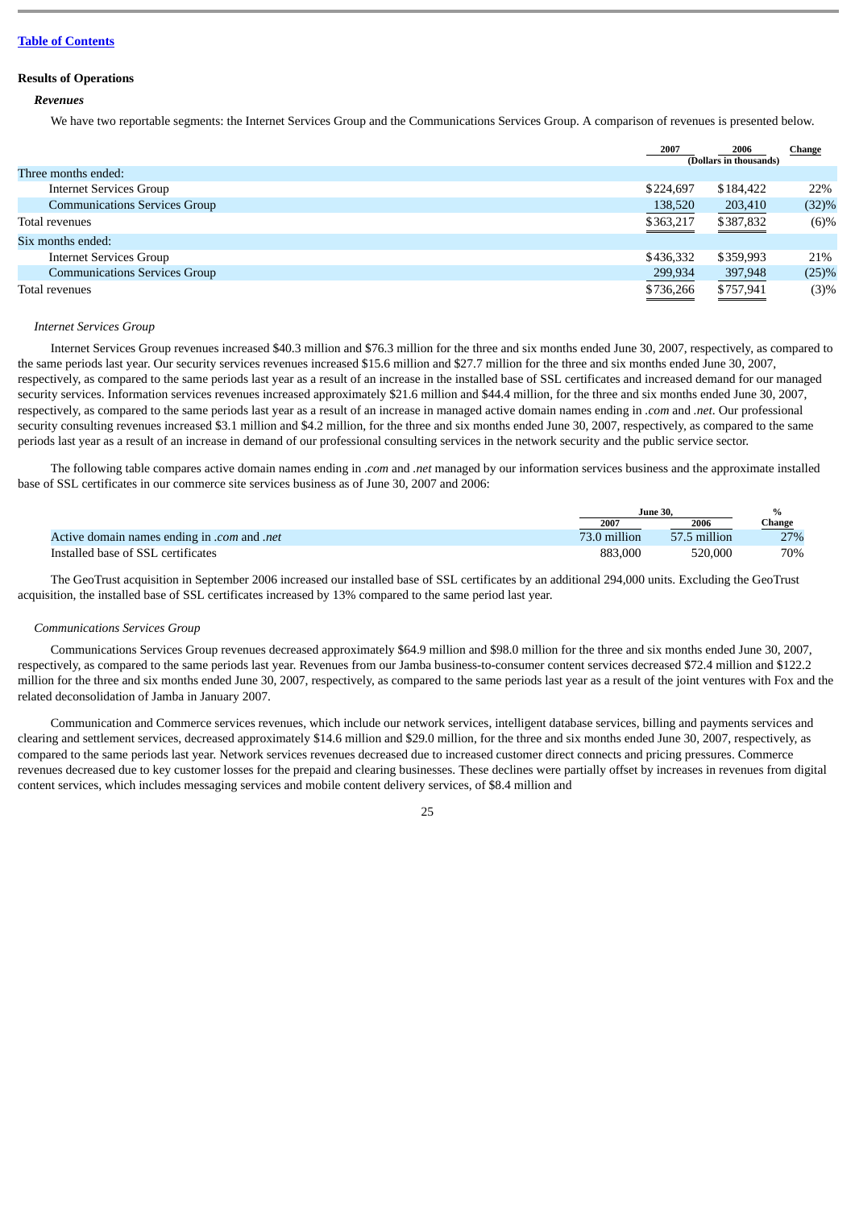[Table of Contents](#)

## Results of Operations

### *Revenues*

We have two reportable segments: the Internet Services Group and the Communications Services Group. A comparison of revenues is presented below.

| | 2007 | 2006 | Change |
|---|---|---|---|
| | (Dollars in thousands) | | |
| Three months ended: | | | |
| Internet Services Group | $224,697 | $184,422 | 22% |
| Communications Services Group | 138,520 | 203,410 | (32)% |
| Total revenues | $363,217 | $387,832 | (6)% |
| Six months ended: | | | |
| Internet Services Group | $436,332 | $359,993 | 21% |
| Communications Services Group | 299,934 | 397,948 | (25)% |
| Total revenues | $736,266 | $757,941 | (3)% |

*Internet Services Group*

Internet Services Group revenues increased $40.3 million and $76.3 million for the three and six months ended June 30, 2007, respectively, as compared to the same periods last year. Our security services revenues increased $15.6 million and $27.7 million for the three and six months ended June 30, 2007, respectively, as compared to the same periods last year as a result of an increase in the installed base of SSL certificates and increased demand for our managed security services. Information services revenues increased approximately $21.6 million and $44.4 million, for the three and six months ended June 30, 2007, respectively, as compared to the same periods last year as a result of an increase in managed active domain names ending in *.com* and *.net*. Our professional security consulting revenues increased $3.1 million and $4.2 million, for the three and six months ended June 30, 2007, respectively, as compared to the same periods last year as a result of an increase in demand of our professional consulting services in the network security and the public service sector.

The following table compares active domain names ending in *.com* and *.net* managed by our information services business and the approximate installed base of SSL certificates in our commerce site services business as of June 30, 2007 and 2006:

| | June 30, | | % |
|---|---|---|---|
| | 2007 | 2006 | Change |
| Active domain names ending in *.com* and *.net* | 73.0 million | 57.5 million | 27% |
| Installed base of SSL certificates | 883,000 | 520,000 | 70% |

The GeoTrust acquisition in September 2006 increased our installed base of SSL certificates by an additional 294,000 units. Excluding the GeoTrust acquisition, the installed base of SSL certificates increased by 13% compared to the same period last year.

*Communications Services Group*

Communications Services Group revenues decreased approximately $64.9 million and $98.0 million for the three and six months ended June 30, 2007, respectively, as compared to the same periods last year. Revenues from our Jamba business-to-consumer content services decreased $72.4 million and $122.2 million for the three and six months ended June 30, 2007, respectively, as compared to the same periods last year as a result of the joint ventures with Fox and the related deconsolidation of Jamba in January 2007.

Communication and Commerce services revenues, which include our network services, intelligent database services, billing and payments services and clearing and settlement services, decreased approximately $14.6 million and $29.0 million, for the three and six months ended June 30, 2007, respectively, as compared to the same periods last year. Network services revenues decreased due to increased customer direct connects and pricing pressures. Commerce revenues decreased due to key customer losses for the prepaid and clearing businesses. These declines were partially offset by increases in revenues from digital content services, which includes messaging services and mobile content delivery services, of $8.4 million and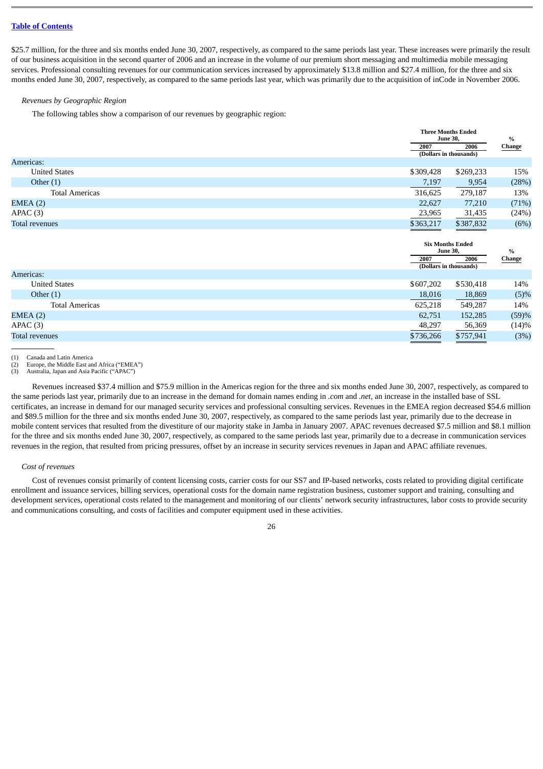$25.7 million, for the three and six months ended June 30, 2007, respectively, as compared to the same periods last year. These increases were primarily the result of our business acquisition in the second quarter of 2006 and an increase in the volume of our premium short messaging and multimedia mobile messaging services. Professional consulting revenues for our communication services increased by approximately $13.8 million and $27.4 million, for the three and six months ended June 30, 2007, respectively, as compared to the same periods last year, which was primarily due to the acquisition of inCode in November 2006.

*Revenues by Geographic Region*

The following tables show a comparison of our revenues by geographic region:

| | Three Months Ended June 30, | | % Change |
|---|---|---|---|
| | 2007 | 2006 | |
| | (Dollars in thousands) | | |
| Americas: | | | |
| United States | $309,428 | $269,233 | 15% |
| Other (1) | 7,197 | 9,954 | (28%) |
| Total Americas | 316,625 | 279,187 | 13% |
| EMEA (2) | 22,627 | 77,210 | (71%) |
| APAC (3) | 23,965 | 31,435 | (24%) |
| Total revenues | $363,217 | $387,832 | (6%) |

| | Six Months Ended June 30, | | % Change |
|---|---|---|---|
| | 2007 | 2006 | |
| | (Dollars in thousands) | | |
| Americas: | | | |
| United States | $607,202 | $530,418 | 14% |
| Other (1) | 18,016 | 18,869 | (5)% |
| Total Americas | 625,218 | 549,287 | 14% |
| EMEA (2) | 62,751 | 152,285 | (59)% |
| APAC (3) | 48,297 | 56,369 | (14)% |
| Total revenues | $736,266 | $757,941 | (3%) |

(1) Canada and Latin America
(2) Europe, the Middle East and Africa ("EMEA")
(3) Australia, Japan and Asia Pacific ("APAC")

Revenues increased $37.4 million and $75.9 million in the Americas region for the three and six months ended June 30, 2007, respectively, as compared to the same periods last year, primarily due to an increase in the demand for domain names ending in *.com* and *.net*, an increase in the installed base of SSL certificates, an increase in demand for our managed security services and professional consulting services. Revenues in the EMEA region decreased $54.6 million and $89.5 million for the three and six months ended June 30, 2007, respectively, as compared to the same periods last year, primarily due to the decrease in mobile content services that resulted from the divestiture of our majority stake in Jamba in January 2007. APAC revenues decreased $7.5 million and $8.1 million for the three and six months ended June 30, 2007, respectively, as compared to the same periods last year, primarily due to a decrease in communication services revenues in the region, that resulted from pricing pressures, offset by an increase in security services revenues in Japan and APAC affiliate revenues.

*Cost of revenues*

Cost of revenues consist primarily of content licensing costs, carrier costs for our SS7 and IP-based networks, costs related to providing digital certificate enrollment and issuance services, billing services, operational costs for the domain name registration business, customer support and training, consulting and development services, operational costs related to the management and monitoring of our clients' network security infrastructures, labor costs to provide security and communications consulting, and costs of facilities and computer equipment used in these activities.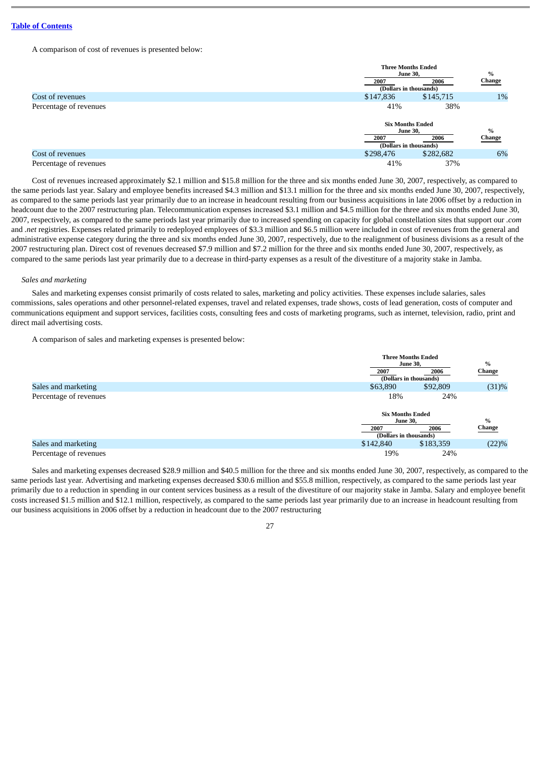A comparison of cost of revenues is presented below:

| | Three Months Ended June 30, | | % Change |
|---|---|---|---|
| | 2007 | 2006 | |
| | (Dollars in thousands) | | |
| Cost of revenues | $147,836 | $145,715 | 1% |
| Percentage of revenues | 41% | 38% | |

| | Six Months Ended June 30, | | % Change |
|---|---|---|---|
| | 2007 | 2006 | |
| | (Dollars in thousands) | | |
| Cost of revenues | $298,476 | $282,682 | 6% |
| Percentage of revenues | 41% | 37% | |

Cost of revenues increased approximately $2.1 million and $15.8 million for the three and six months ended June 30, 2007, respectively, as compared to the same periods last year. Salary and employee benefits increased $4.3 million and $13.1 million for the three and six months ended June 30, 2007, respectively, as compared to the same periods last year primarily due to an increase in headcount resulting from our business acquisitions in late 2006 offset by a reduction in headcount due to the 2007 restructuring plan. Telecommunication expenses increased $3.1 million and $4.5 million for the three and six months ended June 30, 2007, respectively, as compared to the same periods last year primarily due to increased spending on capacity for global constellation sites that support our *.com* and *.net* registries. Expenses related primarily to redeployed employees of $3.3 million and $6.5 million were included in cost of revenues from the general and administrative expense category during the three and six months ended June 30, 2007, respectively, due to the realignment of business divisions as a result of the 2007 restructuring plan. Direct cost of revenues decreased $7.9 million and $7.2 million for the three and six months ended June 30, 2007, respectively, as compared to the same periods last year primarily due to a decrease in third-party expenses as a result of the divestiture of a majority stake in Jamba.

*Sales and marketing*

Sales and marketing expenses consist primarily of costs related to sales, marketing and policy activities. These expenses include salaries, sales commissions, sales operations and other personnel-related expenses, travel and related expenses, trade shows, costs of lead generation, costs of computer and communications equipment and support services, facilities costs, consulting fees and costs of marketing programs, such as internet, television, radio, print and direct mail advertising costs.

A comparison of sales and marketing expenses is presented below:

| | Three Months Ended June 30, | | % Change |
|---|---|---|---|
| | 2007 | 2006 | |
| | (Dollars in thousands) | | |
| Sales and marketing | $63,890 | $92,809 | (31)% |
| Percentage of revenues | 18% | 24% | |

| | Six Months Ended June 30, | | % Change |
|---|---|---|---|
| | 2007 | 2006 | |
| | (Dollars in thousands) | | |
| Sales and marketing | $142,840 | $183,359 | (22)% |
| Percentage of revenues | 19% | 24% | |

Sales and marketing expenses decreased $28.9 million and $40.5 million for the three and six months ended June 30, 2007, respectively, as compared to the same periods last year. Advertising and marketing expenses decreased $30.6 million and $55.8 million, respectively, as compared to the same periods last year primarily due to a reduction in spending in our content services business as a result of the divestiture of our majority stake in Jamba. Salary and employee benefit costs increased $1.5 million and $12.1 million, respectively, as compared to the same periods last year primarily due to an increase in headcount resulting from our business acquisitions in 2006 offset by a reduction in headcount due to the 2007 restructuring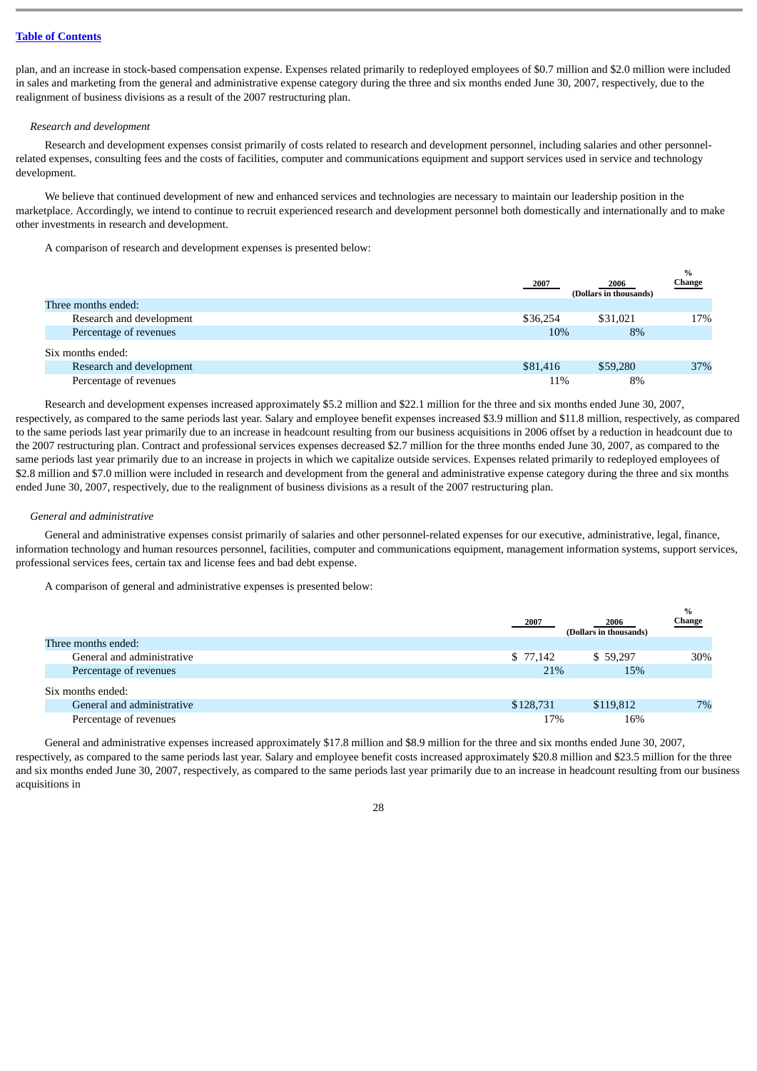plan, and an increase in stock-based compensation expense. Expenses related primarily to redeployed employees of $0.7 million and $2.0 million were included in sales and marketing from the general and administrative expense category during the three and six months ended June 30, 2007, respectively, due to the realignment of business divisions as a result of the 2007 restructuring plan.

*Research and development*

Research and development expenses consist primarily of costs related to research and development personnel, including salaries and other personnel-related expenses, consulting fees and the costs of facilities, computer and communications equipment and support services used in service and technology development.

We believe that continued development of new and enhanced services and technologies are necessary to maintain our leadership position in the marketplace. Accordingly, we intend to continue to recruit experienced research and development personnel both domestically and internationally and to make other investments in research and development.

A comparison of research and development expenses is presented below:

| | 2007 | 2006 | % Change |
|---|---|---|---|
| | (Dollars in thousands) | | |
| Three months ended: | | | |
| Research and development | $36,254 | $31,021 | 17% |
| Percentage of revenues | 10% | 8% | |
| Six months ended: | | | |
| Research and development | $81,416 | $59,280 | 37% |
| Percentage of revenues | 11% | 8% | |

Research and development expenses increased approximately $5.2 million and $22.1 million for the three and six months ended June 30, 2007, respectively, as compared to the same periods last year. Salary and employee benefit expenses increased $3.9 million and $11.8 million, respectively, as compared to the same periods last year primarily due to an increase in headcount resulting from our business acquisitions in 2006 offset by a reduction in headcount due to the 2007 restructuring plan. Contract and professional services expenses decreased $2.7 million for the three months ended June 30, 2007, as compared to the same periods last year primarily due to an increase in projects in which we capitalize outside services. Expenses related primarily to redeployed employees of $2.8 million and $7.0 million were included in research and development from the general and administrative expense category during the three and six months ended June 30, 2007, respectively, due to the realignment of business divisions as a result of the 2007 restructuring plan.

*General and administrative*

General and administrative expenses consist primarily of salaries and other personnel-related expenses for our executive, administrative, legal, finance, information technology and human resources personnel, facilities, computer and communications equipment, management information systems, support services, professional services fees, certain tax and license fees and bad debt expense.

A comparison of general and administrative expenses is presented below:

| | 2007 | 2006 | % Change |
|---|---|---|---|
| | (Dollars in thousands) | | |
| Three months ended: | | | |
| General and administrative | $ 77,142 | $ 59,297 | 30% |
| Percentage of revenues | 21% | 15% | |
| Six months ended: | | | |
| General and administrative | $128,731 | $119,812 | 7% |
| Percentage of revenues | 17% | 16% | |

General and administrative expenses increased approximately $17.8 million and $8.9 million for the three and six months ended June 30, 2007, respectively, as compared to the same periods last year. Salary and employee benefit costs increased approximately $20.8 million and $23.5 million for the three and six months ended June 30, 2007, respectively, as compared to the same periods last year primarily due to an increase in headcount resulting from our business acquisitions in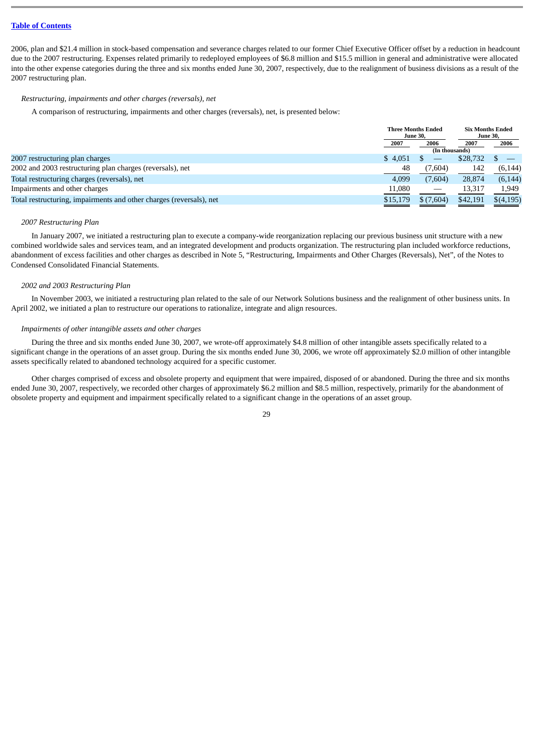2006, plan and $21.4 million in stock-based compensation and severance charges related to our former Chief Executive Officer offset by a reduction in headcount due to the 2007 restructuring. Expenses related primarily to redeployed employees of $6.8 million and $15.5 million in general and administrative were allocated into the other expense categories during the three and six months ended June 30, 2007, respectively, due to the realignment of business divisions as a result of the 2007 restructuring plan.

*Restructuring, impairments and other charges (reversals), net*

A comparison of restructuring, impairments and other charges (reversals), net, is presented below:

| | Three Months Ended June 30, | | Six Months Ended June 30, | |
|---|---|---|---|---|
| | 2007 | 2006 | 2007 | 2006 |
| | (In thousands) | | | |
| 2007 restructuring plan charges | $ 4,051 | $ — | $28,732 | $ — |
| 2002 and 2003 restructuring plan charges (reversals), net | 48 | (7,604) | 142 | (6,144) |
| Total restructuring charges (reversals), net | 4,099 | (7,604) | 28,874 | (6,144) |
| Impairments and other charges | 11,080 | — | 13,317 | 1,949 |
| Total restructuring, impairments and other charges (reversals), net | $15,179 | $ (7,604) | $42,191 | $(4,195) |

*2007 Restructuring Plan*

In January 2007, we initiated a restructuring plan to execute a company-wide reorganization replacing our previous business unit structure with a new combined worldwide sales and services team, and an integrated development and products organization. The restructuring plan included workforce reductions, abandonment of excess facilities and other charges as described in Note 5, "Restructuring, Impairments and Other Charges (Reversals), Net", of the Notes to Condensed Consolidated Financial Statements.

*2002 and 2003 Restructuring Plan*

In November 2003, we initiated a restructuring plan related to the sale of our Network Solutions business and the realignment of other business units. In April 2002, we initiated a plan to restructure our operations to rationalize, integrate and align resources.

*Impairments of other intangible assets and other charges*

During the three and six months ended June 30, 2007, we wrote-off approximately $4.8 million of other intangible assets specifically related to a significant change in the operations of an asset group. During the six months ended June 30, 2006, we wrote off approximately $2.0 million of other intangible assets specifically related to abandoned technology acquired for a specific customer.

Other charges comprised of excess and obsolete property and equipment that were impaired, disposed of or abandoned. During the three and six months ended June 30, 2007, respectively, we recorded other charges of approximately $6.2 million and $8.5 million, respectively, primarily for the abandonment of obsolete property and equipment and impairment specifically related to a significant change in the operations of an asset group.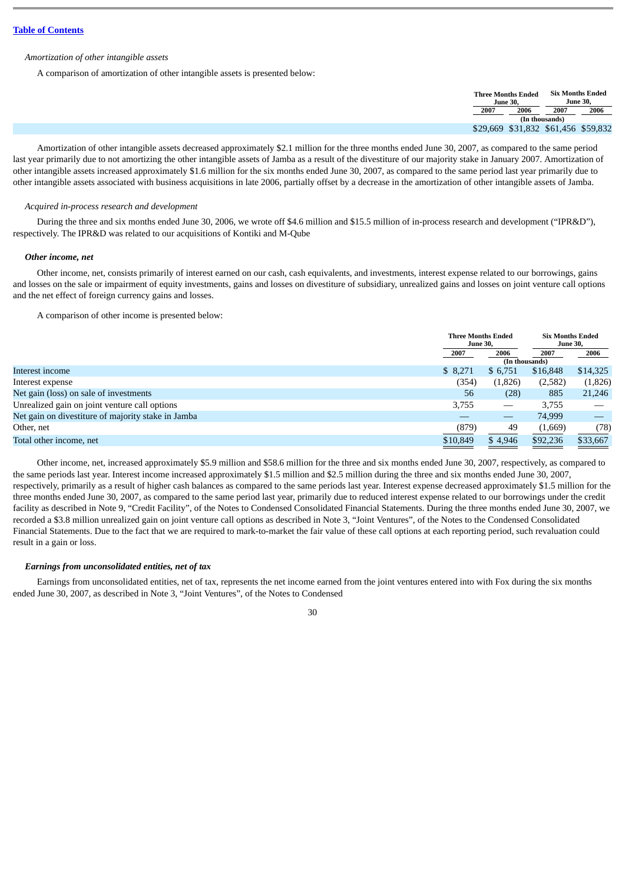[Table of Contents](#)

*Amortization of other intangible assets*

A comparison of amortization of other intangible assets is presented below:

| Three Months Ended June 30, | | Six Months Ended June 30, | |
|---|---|---|---|
| 2007 | 2006 | 2007 | 2006 |
| (In thousands) | | | |
| $29,669 | $31,832 | $61,456 | $59,832 |

Amortization of other intangible assets decreased approximately $2.1 million for the three months ended June 30, 2007, as compared to the same period last year primarily due to not amortizing the other intangible assets of Jamba as a result of the divestiture of our majority stake in January 2007. Amortization of other intangible assets increased approximately $1.6 million for the six months ended June 30, 2007, as compared to the same period last year primarily due to other intangible assets associated with business acquisitions in late 2006, partially offset by a decrease in the amortization of other intangible assets of Jamba.

*Acquired in-process research and development*

During the three and six months ended June 30, 2006, we wrote off $4.6 million and $15.5 million of in-process research and development ("IPR&D"), respectively. The IPR&D was related to our acquisitions of Kontiki and M-Qube

***Other income, net***

Other income, net, consists primarily of interest earned on our cash, cash equivalents, and investments, interest expense related to our borrowings, gains and losses on the sale or impairment of equity investments, gains and losses on divestiture of subsidiary, unrealized gains and losses on joint venture call options and the net effect of foreign currency gains and losses.

A comparison of other income is presented below:

| | Three Months Ended June 30, | | Six Months Ended June 30, | |
|---|---|---|---|---|
| | 2007 | 2006 | 2007 | 2006 |
| | (In thousands) | | | |
| Interest income | $ 8,271 | $ 6,751 | $16,848 | $14,325 |
| Interest expense | (354) | (1,826) | (2,582) | (1,826) |
| Net gain (loss) on sale of investments | 56 | (28) | 885 | 21,246 |
| Unrealized gain on joint venture call options | 3,755 | — | 3,755 | — |
| Net gain on divestiture of majority stake in Jamba | — | — | 74,999 | — |
| Other, net | (879) | 49 | (1,669) | (78) |
| Total other income, net | $10,849 | $ 4,946 | $92,236 | $33,667 |

Other income, net, increased approximately $5.9 million and $58.6 million for the three and six months ended June 30, 2007, respectively, as compared to the same periods last year. Interest income increased approximately $1.5 million and $2.5 million during the three and six months ended June 30, 2007, respectively, primarily as a result of higher cash balances as compared to the same periods last year. Interest expense decreased approximately $1.5 million for the three months ended June 30, 2007, as compared to the same period last year, primarily due to reduced interest expense related to our borrowings under the credit facility as described in Note 9, "Credit Facility", of the Notes to Condensed Consolidated Financial Statements. During the three months ended June 30, 2007, we recorded a $3.8 million unrealized gain on joint venture call options as described in Note 3, "Joint Ventures", of the Notes to the Condensed Consolidated Financial Statements. Due to the fact that we are required to mark-to-market the fair value of these call options at each reporting period, such revaluation could result in a gain or loss.

***Earnings from unconsolidated entities, net of tax***

Earnings from unconsolidated entities, net of tax, represents the net income earned from the joint ventures entered into with Fox during the six months ended June 30, 2007, as described in Note 3, "Joint Ventures", of the Notes to Condensed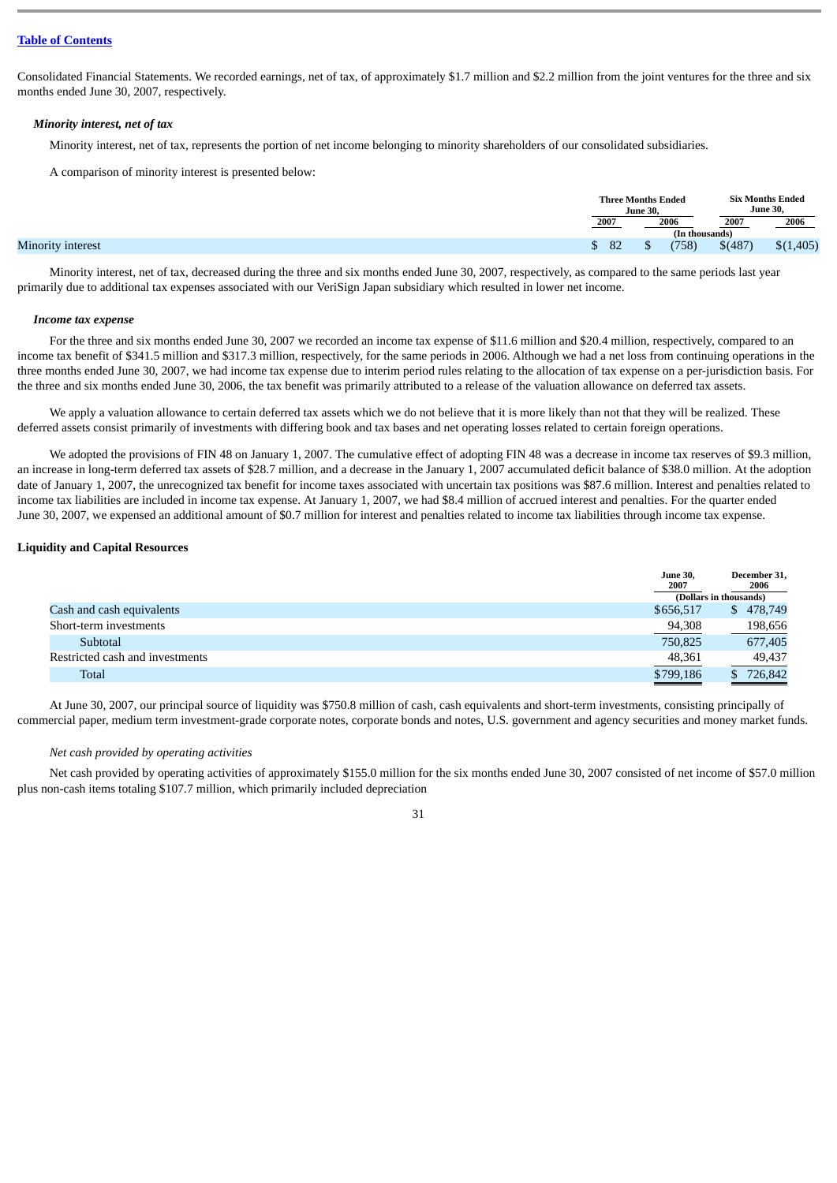Consolidated Financial Statements. We recorded earnings, net of tax, of approximately $1.7 million and $2.2 million from the joint ventures for the three and six months ended June 30, 2007, respectively.

### *Minority interest, net of tax*

Minority interest, net of tax, represents the portion of net income belonging to minority shareholders of our consolidated subsidiaries.

A comparison of minority interest is presented below:

| | Three Months Ended June 30, | | Six Months Ended June 30, | |
|---|---|---|---|---|
| | 2007 | 2006 | 2007 | 2006 |
| | (In thousands) | | | |
| Minority interest | $ 82 | $ (758) | $(487) | $(1,405) |

Minority interest, net of tax, decreased during the three and six months ended June 30, 2007, respectively, as compared to the same periods last year primarily due to additional tax expenses associated with our VeriSign Japan subsidiary which resulted in lower net income.

### *Income tax expense*

For the three and six months ended June 30, 2007 we recorded an income tax expense of $11.6 million and $20.4 million, respectively, compared to an income tax benefit of $341.5 million and $317.3 million, respectively, for the same periods in 2006. Although we had a net loss from continuing operations in the three months ended June 30, 2007, we had income tax expense due to interim period rules relating to the allocation of tax expense on a per-jurisdiction basis. For the three and six months ended June 30, 2006, the tax benefit was primarily attributed to a release of the valuation allowance on deferred tax assets.

We apply a valuation allowance to certain deferred tax assets which we do not believe that it is more likely than not that they will be realized. These deferred assets consist primarily of investments with differing book and tax bases and net operating losses related to certain foreign operations.

We adopted the provisions of FIN 48 on January 1, 2007. The cumulative effect of adopting FIN 48 was a decrease in income tax reserves of $9.3 million, an increase in long-term deferred tax assets of $28.7 million, and a decrease in the January 1, 2007 accumulated deficit balance of $38.0 million. At the adoption date of January 1, 2007, the unrecognized tax benefit for income taxes associated with uncertain tax positions was $87.6 million. Interest and penalties related to income tax liabilities are included in income tax expense. At January 1, 2007, we had $8.4 million of accrued interest and penalties. For the quarter ended June 30, 2007, we expensed an additional amount of $0.7 million for interest and penalties related to income tax liabilities through income tax expense.

## Liquidity and Capital Resources

| | June 30, 2007 | December 31, 2006 |
|---|---|---|
| | (Dollars in thousands) | |
| Cash and cash equivalents | $656,517 | $ 478,749 |
| Short-term investments | 94,308 | 198,656 |
| Subtotal | 750,825 | 677,405 |
| Restricted cash and investments | 48,361 | 49,437 |
| Total | $799,186 | $ 726,842 |

At June 30, 2007, our principal source of liquidity was $750.8 million of cash, cash equivalents and short-term investments, consisting principally of commercial paper, medium term investment-grade corporate notes, corporate bonds and notes, U.S. government and agency securities and money market funds.

*Net cash provided by operating activities*

Net cash provided by operating activities of approximately $155.0 million for the six months ended June 30, 2007 consisted of net income of $57.0 million plus non-cash items totaling $107.7 million, which primarily included depreciation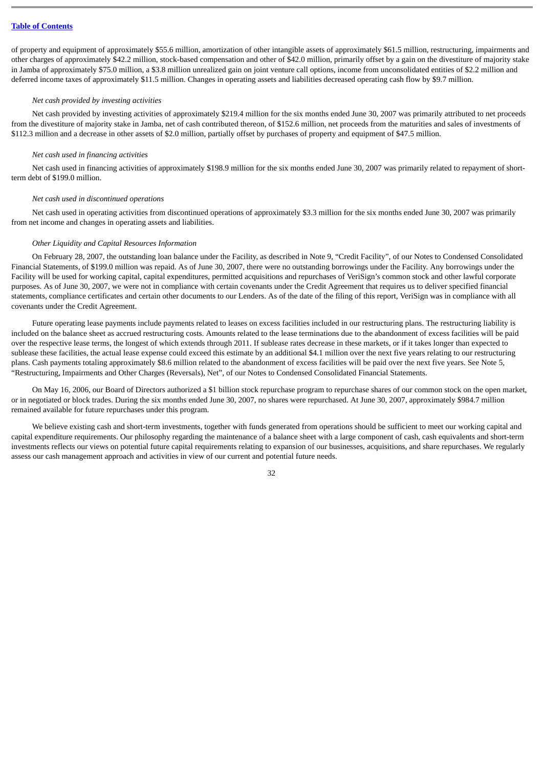of property and equipment of approximately $55.6 million, amortization of other intangible assets of approximately $61.5 million, restructuring, impairments and other charges of approximately $42.2 million, stock-based compensation and other of $42.0 million, primarily offset by a gain on the divestiture of majority stake in Jamba of approximately $75.0 million, a $3.8 million unrealized gain on joint venture call options, income from unconsolidated entities of $2.2 million and deferred income taxes of approximately $11.5 million. Changes in operating assets and liabilities decreased operating cash flow by $9.7 million.

*Net cash provided by investing activities*

Net cash provided by investing activities of approximately $219.4 million for the six months ended June 30, 2007 was primarily attributed to net proceeds from the divestiture of majority stake in Jamba, net of cash contributed thereon, of $152.6 million, net proceeds from the maturities and sales of investments of $112.3 million and a decrease in other assets of $2.0 million, partially offset by purchases of property and equipment of $47.5 million.

*Net cash used in financing activities*

Net cash used in financing activities of approximately $198.9 million for the six months ended June 30, 2007 was primarily related to repayment of short-term debt of $199.0 million.

*Net cash used in discontinued operations*

Net cash used in operating activities from discontinued operations of approximately $3.3 million for the six months ended June 30, 2007 was primarily from net income and changes in operating assets and liabilities.

*Other Liquidity and Capital Resources Information*

On February 28, 2007, the outstanding loan balance under the Facility, as described in Note 9, "Credit Facility", of our Notes to Condensed Consolidated Financial Statements, of $199.0 million was repaid. As of June 30, 2007, there were no outstanding borrowings under the Facility. Any borrowings under the Facility will be used for working capital, capital expenditures, permitted acquisitions and repurchases of VeriSign's common stock and other lawful corporate purposes. As of June 30, 2007, we were not in compliance with certain covenants under the Credit Agreement that requires us to deliver specified financial statements, compliance certificates and certain other documents to our Lenders. As of the date of the filing of this report, VeriSign was in compliance with all covenants under the Credit Agreement.

Future operating lease payments include payments related to leases on excess facilities included in our restructuring plans. The restructuring liability is included on the balance sheet as accrued restructuring costs. Amounts related to the lease terminations due to the abandonment of excess facilities will be paid over the respective lease terms, the longest of which extends through 2011. If sublease rates decrease in these markets, or if it takes longer than expected to sublease these facilities, the actual lease expense could exceed this estimate by an additional $4.1 million over the next five years relating to our restructuring plans. Cash payments totaling approximately $8.6 million related to the abandonment of excess facilities will be paid over the next five years. See Note 5, "Restructuring, Impairments and Other Charges (Reversals), Net", of our Notes to Condensed Consolidated Financial Statements.

On May 16, 2006, our Board of Directors authorized a $1 billion stock repurchase program to repurchase shares of our common stock on the open market, or in negotiated or block trades. During the six months ended June 30, 2007, no shares were repurchased. At June 30, 2007, approximately $984.7 million remained available for future repurchases under this program.

We believe existing cash and short-term investments, together with funds generated from operations should be sufficient to meet our working capital and capital expenditure requirements. Our philosophy regarding the maintenance of a balance sheet with a large component of cash, cash equivalents and short-term investments reflects our views on potential future capital requirements relating to expansion of our businesses, acquisitions, and share repurchases. We regularly assess our cash management approach and activities in view of our current and potential future needs.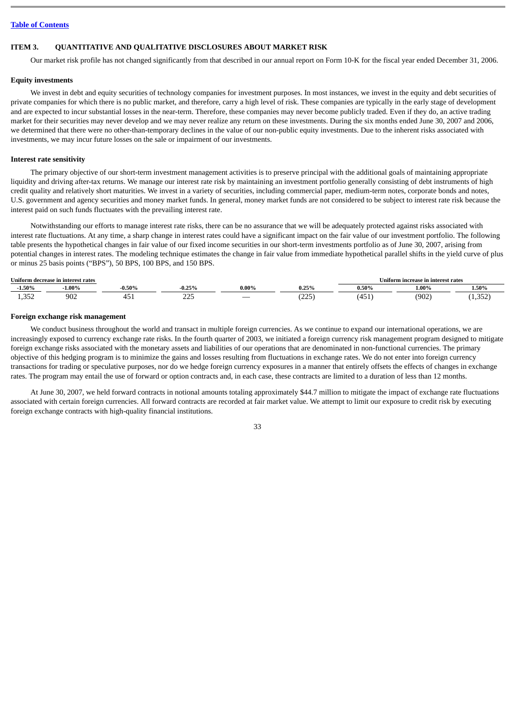[Table of Contents](#)

## ITEM 3. QUANTITATIVE AND QUALITATIVE DISCLOSURES ABOUT MARKET RISK

Our market risk profile has not changed significantly from that described in our annual report on Form 10-K for the fiscal year ended December 31, 2006.

### Equity investments

We invest in debt and equity securities of technology companies for investment purposes. In most instances, we invest in the equity and debt securities of private companies for which there is no public market, and therefore, carry a high level of risk. These companies are typically in the early stage of development and are expected to incur substantial losses in the near-term. Therefore, these companies may never become publicly traded. Even if they do, an active trading market for their securities may never develop and we may never realize any return on these investments. During the six months ended June 30, 2007 and 2006, we determined that there were no other-than-temporary declines in the value of our non-public equity investments. Due to the inherent risks associated with investments, we may incur future losses on the sale or impairment of our investments.

### Interest rate sensitivity

The primary objective of our short-term investment management activities is to preserve principal with the additional goals of maintaining appropriate liquidity and driving after-tax returns. We manage our interest rate risk by maintaining an investment portfolio generally consisting of debt instruments of high credit quality and relatively short maturities. We invest in a variety of securities, including commercial paper, medium-term notes, corporate bonds and notes, U.S. government and agency securities and money market funds. In general, money market funds are not considered to be subject to interest rate risk because the interest paid on such funds fluctuates with the prevailing interest rate.

Notwithstanding our efforts to manage interest rate risks, there can be no assurance that we will be adequately protected against risks associated with interest rate fluctuations. At any time, a sharp change in interest rates could have a significant impact on the fair value of our investment portfolio. The following table presents the hypothetical changes in fair value of our fixed income securities in our short-term investments portfolio as of June 30, 2007, arising from potential changes in interest rates. The modeling technique estimates the change in fair value from immediate hypothetical parallel shifts in the yield curve of plus or minus 25 basis points ("BPS"), 50 BPS, 100 BPS, and 150 BPS.

| Uniform decrease in interest rates | | | | | | Uniform increase in interest rates | | |
|---|---|---|---|---|---|---|---|---|
| -1.50% | -1.00% | -0.50% | -0.25% | 0.00% | 0.25% | 0.50% | 1.00% | 1.50% |
| 1,352 | 902 | 451 | 225 | — | (225) | (451) | (902) | (1,352) |

### Foreign exchange risk management

We conduct business throughout the world and transact in multiple foreign currencies. As we continue to expand our international operations, we are increasingly exposed to currency exchange rate risks. In the fourth quarter of 2003, we initiated a foreign currency risk management program designed to mitigate foreign exchange risks associated with the monetary assets and liabilities of our operations that are denominated in non-functional currencies. The primary objective of this hedging program is to minimize the gains and losses resulting from fluctuations in exchange rates. We do not enter into foreign currency transactions for trading or speculative purposes, nor do we hedge foreign currency exposures in a manner that entirely offsets the effects of changes in exchange rates. The program may entail the use of forward or option contracts and, in each case, these contracts are limited to a duration of less than 12 months.

At June 30, 2007, we held forward contracts in notional amounts totaling approximately $44.7 million to mitigate the impact of exchange rate fluctuations associated with certain foreign currencies. All forward contracts are recorded at fair market value. We attempt to limit our exposure to credit risk by executing foreign exchange contracts with high-quality financial institutions.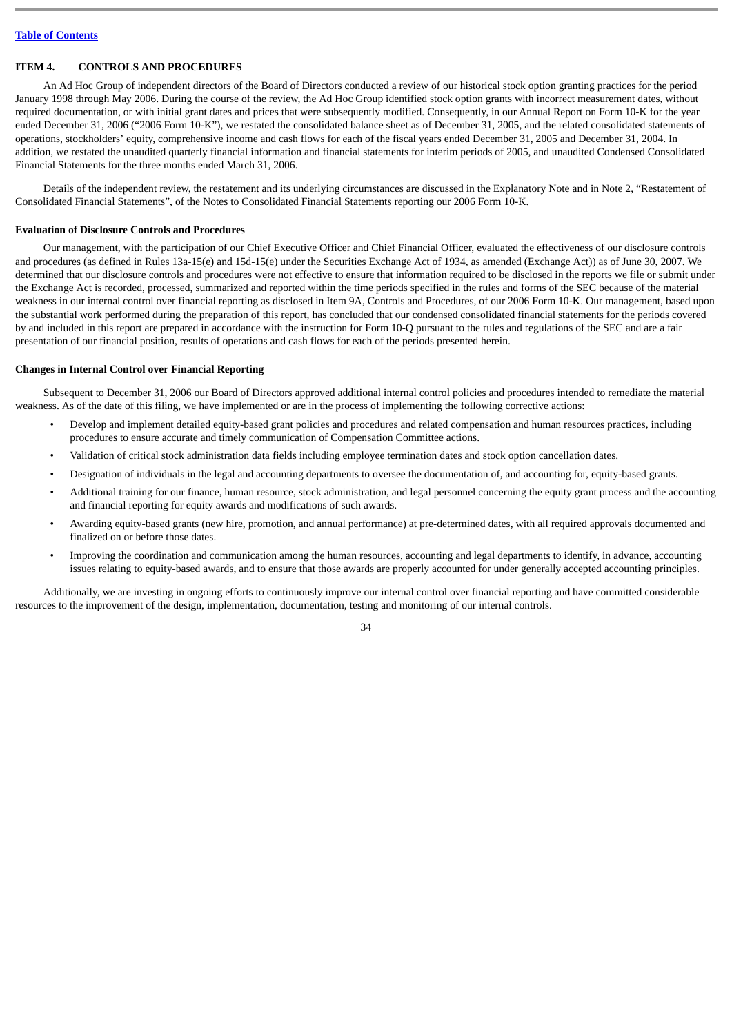## ITEM 4. CONTROLS AND PROCEDURES

An Ad Hoc Group of independent directors of the Board of Directors conducted a review of our historical stock option granting practices for the period January 1998 through May 2006. During the course of the review, the Ad Hoc Group identified stock option grants with incorrect measurement dates, without required documentation, or with initial grant dates and prices that were subsequently modified. Consequently, in our Annual Report on Form 10-K for the year ended December 31, 2006 ("2006 Form 10-K"), we restated the consolidated balance sheet as of December 31, 2005, and the related consolidated statements of operations, stockholders' equity, comprehensive income and cash flows for each of the fiscal years ended December 31, 2005 and December 31, 2004. In addition, we restated the unaudited quarterly financial information and financial statements for interim periods of 2005, and unaudited Condensed Consolidated Financial Statements for the three months ended March 31, 2006.

Details of the independent review, the restatement and its underlying circumstances are discussed in the Explanatory Note and in Note 2, "Restatement of Consolidated Financial Statements", of the Notes to Consolidated Financial Statements reporting our 2006 Form 10-K.

### Evaluation of Disclosure Controls and Procedures

Our management, with the participation of our Chief Executive Officer and Chief Financial Officer, evaluated the effectiveness of our disclosure controls and procedures (as defined in Rules 13a-15(e) and 15d-15(e) under the Securities Exchange Act of 1934, as amended (Exchange Act)) as of June 30, 2007. We determined that our disclosure controls and procedures were not effective to ensure that information required to be disclosed in the reports we file or submit under the Exchange Act is recorded, processed, summarized and reported within the time periods specified in the rules and forms of the SEC because of the material weakness in our internal control over financial reporting as disclosed in Item 9A, Controls and Procedures, of our 2006 Form 10-K. Our management, based upon the substantial work performed during the preparation of this report, has concluded that our condensed consolidated financial statements for the periods covered by and included in this report are prepared in accordance with the instruction for Form 10-Q pursuant to the rules and regulations of the SEC and are a fair presentation of our financial position, results of operations and cash flows for each of the periods presented herein.

### Changes in Internal Control over Financial Reporting

Subsequent to December 31, 2006 our Board of Directors approved additional internal control policies and procedures intended to remediate the material weakness. As of the date of this filing, we have implemented or are in the process of implementing the following corrective actions:

- Develop and implement detailed equity-based grant policies and procedures and related compensation and human resources practices, including procedures to ensure accurate and timely communication of Compensation Committee actions.
- Validation of critical stock administration data fields including employee termination dates and stock option cancellation dates.
- Designation of individuals in the legal and accounting departments to oversee the documentation of, and accounting for, equity-based grants.
- Additional training for our finance, human resource, stock administration, and legal personnel concerning the equity grant process and the accounting and financial reporting for equity awards and modifications of such awards.
- Awarding equity-based grants (new hire, promotion, and annual performance) at pre-determined dates, with all required approvals documented and finalized on or before those dates.
- Improving the coordination and communication among the human resources, accounting and legal departments to identify, in advance, accounting issues relating to equity-based awards, and to ensure that those awards are properly accounted for under generally accepted accounting principles.

Additionally, we are investing in ongoing efforts to continuously improve our internal control over financial reporting and have committed considerable resources to the improvement of the design, implementation, documentation, testing and monitoring of our internal controls.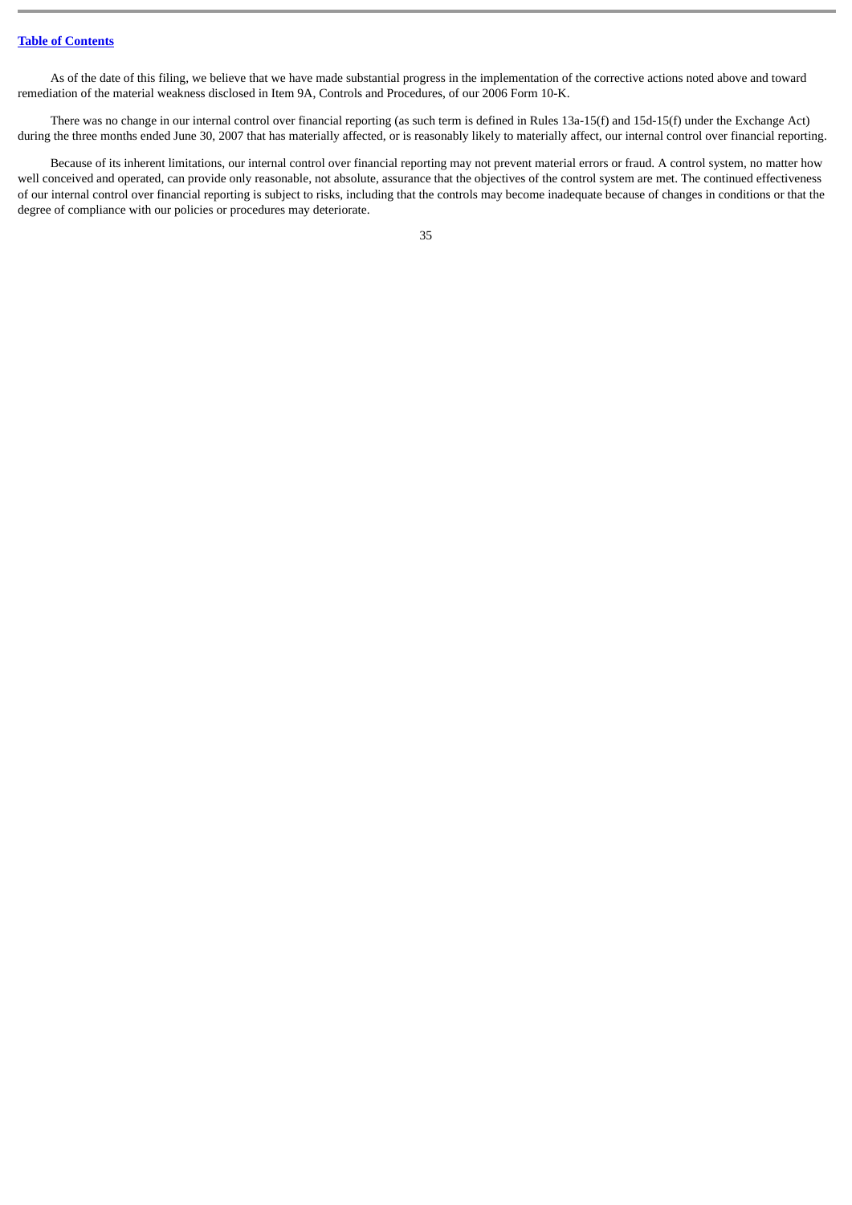As of the date of this filing, we believe that we have made substantial progress in the implementation of the corrective actions noted above and toward remediation of the material weakness disclosed in Item 9A, Controls and Procedures, of our 2006 Form 10-K.

There was no change in our internal control over financial reporting (as such term is defined in Rules 13a-15(f) and 15d-15(f) under the Exchange Act) during the three months ended June 30, 2007 that has materially affected, or is reasonably likely to materially affect, our internal control over financial reporting.

Because of its inherent limitations, our internal control over financial reporting may not prevent material errors or fraud. A control system, no matter how well conceived and operated, can provide only reasonable, not absolute, assurance that the objectives of the control system are met. The continued effectiveness of our internal control over financial reporting is subject to risks, including that the controls may become inadequate because of changes in conditions or that the degree of compliance with our policies or procedures may deteriorate.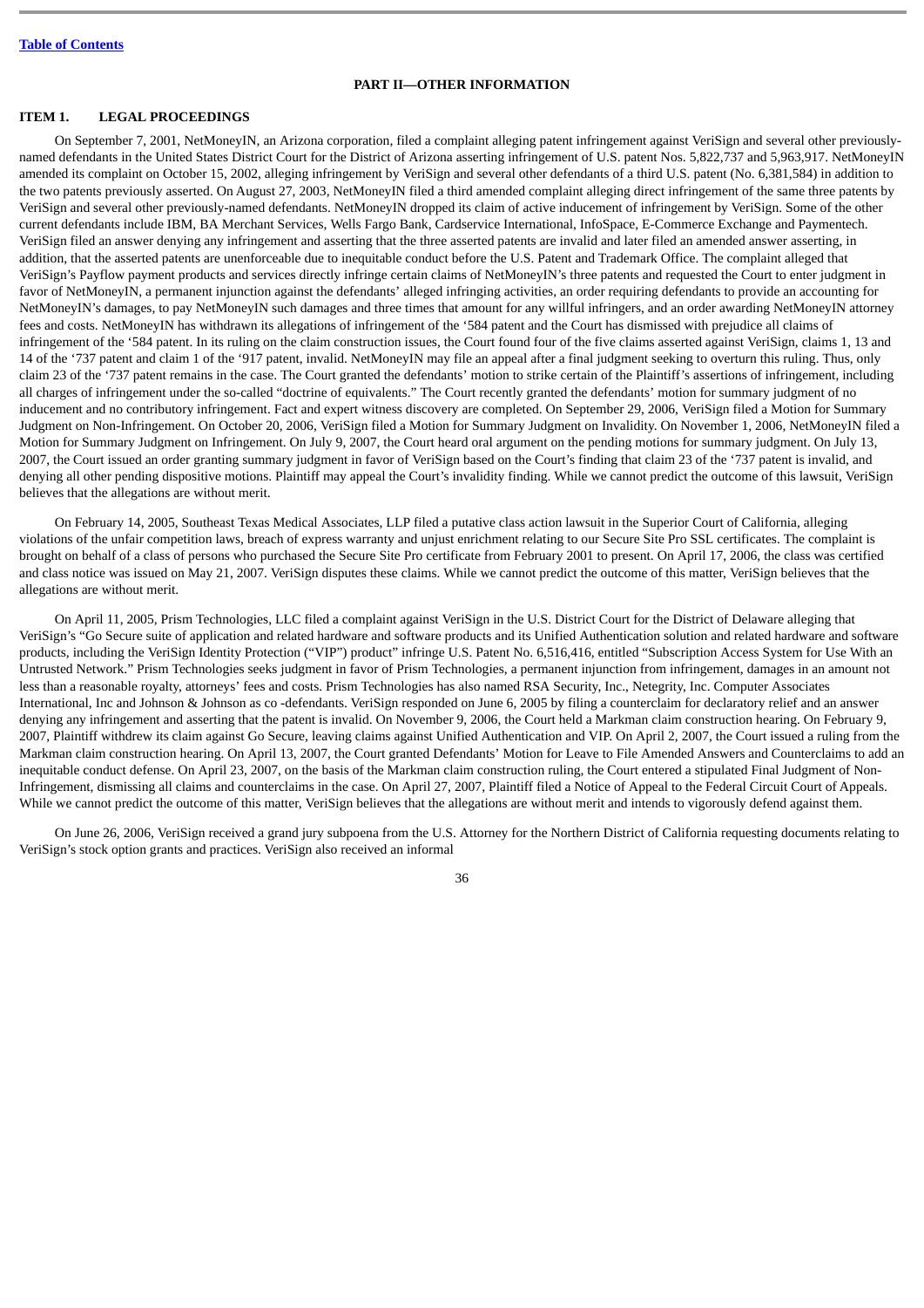## PART II—OTHER INFORMATION

### ITEM 1. LEGAL PROCEEDINGS

On September 7, 2001, NetMoneyIN, an Arizona corporation, filed a complaint alleging patent infringement against VeriSign and several other previously-named defendants in the United States District Court for the District of Arizona asserting infringement of U.S. patent Nos. 5,822,737 and 5,963,917. NetMoneyIN amended its complaint on October 15, 2002, alleging infringement by VeriSign and several other defendants of a third U.S. patent (No. 6,381,584) in addition to the two patents previously asserted. On August 27, 2003, NetMoneyIN filed a third amended complaint alleging direct infringement of the same three patents by VeriSign and several other previously-named defendants. NetMoneyIN dropped its claim of active inducement of infringement by VeriSign. Some of the other current defendants include IBM, BA Merchant Services, Wells Fargo Bank, Cardservice International, InfoSpace, E-Commerce Exchange and Paymentech. VeriSign filed an answer denying any infringement and asserting that the three asserted patents are invalid and later filed an amended answer asserting, in addition, that the asserted patents are unenforceable due to inequitable conduct before the U.S. Patent and Trademark Office. The complaint alleged that VeriSign's Payflow payment products and services directly infringe certain claims of NetMoneyIN's three patents and requested the Court to enter judgment in favor of NetMoneyIN, a permanent injunction against the defendants' alleged infringing activities, an order requiring defendants to provide an accounting for NetMoneyIN's damages, to pay NetMoneyIN such damages and three times that amount for any willful infringers, and an order awarding NetMoneyIN attorney fees and costs. NetMoneyIN has withdrawn its allegations of infringement of the '584 patent and the Court has dismissed with prejudice all claims of infringement of the '584 patent. In its ruling on the claim construction issues, the Court found four of the five claims asserted against VeriSign, claims 1, 13 and 14 of the '737 patent and claim 1 of the '917 patent, invalid. NetMoneyIN may file an appeal after a final judgment seeking to overturn this ruling. Thus, only claim 23 of the '737 patent remains in the case. The Court granted the defendants' motion to strike certain of the Plaintiff's assertions of infringement, including all charges of infringement under the so-called "doctrine of equivalents." The Court recently granted the defendants' motion for summary judgment of no inducement and no contributory infringement. Fact and expert witness discovery are completed. On September 29, 2006, VeriSign filed a Motion for Summary Judgment on Non-Infringement. On October 20, 2006, VeriSign filed a Motion for Summary Judgment on Invalidity. On November 1, 2006, NetMoneyIN filed a Motion for Summary Judgment on Infringement. On July 9, 2007, the Court heard oral argument on the pending motions for summary judgment. On July 13, 2007, the Court issued an order granting summary judgment in favor of VeriSign based on the Court's finding that claim 23 of the '737 patent is invalid, and denying all other pending dispositive motions. Plaintiff may appeal the Court's invalidity finding. While we cannot predict the outcome of this lawsuit, VeriSign believes that the allegations are without merit.

On February 14, 2005, Southeast Texas Medical Associates, LLP filed a putative class action lawsuit in the Superior Court of California, alleging violations of the unfair competition laws, breach of express warranty and unjust enrichment relating to our Secure Site Pro SSL certificates. The complaint is brought on behalf of a class of persons who purchased the Secure Site Pro certificate from February 2001 to present. On April 17, 2006, the class was certified and class notice was issued on May 21, 2007. VeriSign disputes these claims. While we cannot predict the outcome of this matter, VeriSign believes that the allegations are without merit.

On April 11, 2005, Prism Technologies, LLC filed a complaint against VeriSign in the U.S. District Court for the District of Delaware alleging that VeriSign's "Go Secure suite of application and related hardware and software products and its Unified Authentication solution and related hardware and software products, including the VeriSign Identity Protection ("VIP") product" infringe U.S. Patent No. 6,516,416, entitled "Subscription Access System for Use With an Untrusted Network." Prism Technologies seeks judgment in favor of Prism Technologies, a permanent injunction from infringement, damages in an amount not less than a reasonable royalty, attorneys' fees and costs. Prism Technologies has also named RSA Security, Inc., Netegrity, Inc. Computer Associates International, Inc and Johnson & Johnson as co -defendants. VeriSign responded on June 6, 2005 by filing a counterclaim for declaratory relief and an answer denying any infringement and asserting that the patent is invalid. On November 9, 2006, the Court held a Markman claim construction hearing. On February 9, 2007, Plaintiff withdrew its claim against Go Secure, leaving claims against Unified Authentication and VIP. On April 2, 2007, the Court issued a ruling from the Markman claim construction hearing. On April 13, 2007, the Court granted Defendants' Motion for Leave to File Amended Answers and Counterclaims to add an inequitable conduct defense. On April 23, 2007, on the basis of the Markman claim construction ruling, the Court entered a stipulated Final Judgment of Non-Infringement, dismissing all claims and counterclaims in the case. On April 27, 2007, Plaintiff filed a Notice of Appeal to the Federal Circuit Court of Appeals. While we cannot predict the outcome of this matter, VeriSign believes that the allegations are without merit and intends to vigorously defend against them.

On June 26, 2006, VeriSign received a grand jury subpoena from the U.S. Attorney for the Northern District of California requesting documents relating to VeriSign's stock option grants and practices. VeriSign also received an informal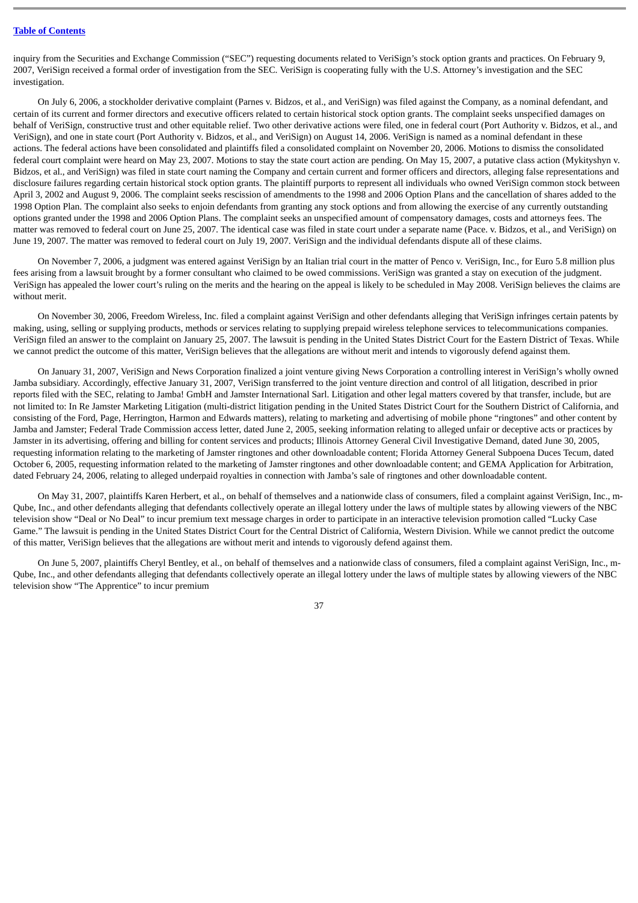inquiry from the Securities and Exchange Commission ("SEC") requesting documents related to VeriSign's stock option grants and practices. On February 9, 2007, VeriSign received a formal order of investigation from the SEC. VeriSign is cooperating fully with the U.S. Attorney's investigation and the SEC investigation.

On July 6, 2006, a stockholder derivative complaint (Parnes v. Bidzos, et al., and VeriSign) was filed against the Company, as a nominal defendant, and certain of its current and former directors and executive officers related to certain historical stock option grants. The complaint seeks unspecified damages on behalf of VeriSign, constructive trust and other equitable relief. Two other derivative actions were filed, one in federal court (Port Authority v. Bidzos, et al., and VeriSign), and one in state court (Port Authority v. Bidzos, et al., and VeriSign) on August 14, 2006. VeriSign is named as a nominal defendant in these actions. The federal actions have been consolidated and plaintiffs filed a consolidated complaint on November 20, 2006. Motions to dismiss the consolidated federal court complaint were heard on May 23, 2007. Motions to stay the state court action are pending. On May 15, 2007, a putative class action (Mykityshyn v. Bidzos, et al., and VeriSign) was filed in state court naming the Company and certain current and former officers and directors, alleging false representations and disclosure failures regarding certain historical stock option grants. The plaintiff purports to represent all individuals who owned VeriSign common stock between April 3, 2002 and August 9, 2006. The complaint seeks rescission of amendments to the 1998 and 2006 Option Plans and the cancellation of shares added to the 1998 Option Plan. The complaint also seeks to enjoin defendants from granting any stock options and from allowing the exercise of any currently outstanding options granted under the 1998 and 2006 Option Plans. The complaint seeks an unspecified amount of compensatory damages, costs and attorneys fees. The matter was removed to federal court on June 25, 2007. The identical case was filed in state court under a separate name (Pace. v. Bidzos, et al., and VeriSign) on June 19, 2007. The matter was removed to federal court on July 19, 2007. VeriSign and the individual defendants dispute all of these claims.

On November 7, 2006, a judgment was entered against VeriSign by an Italian trial court in the matter of Penco v. VeriSign, Inc., for Euro 5.8 million plus fees arising from a lawsuit brought by a former consultant who claimed to be owed commissions. VeriSign was granted a stay on execution of the judgment. VeriSign has appealed the lower court's ruling on the merits and the hearing on the appeal is likely to be scheduled in May 2008. VeriSign believes the claims are without merit.

On November 30, 2006, Freedom Wireless, Inc. filed a complaint against VeriSign and other defendants alleging that VeriSign infringes certain patents by making, using, selling or supplying products, methods or services relating to supplying prepaid wireless telephone services to telecommunications companies. VeriSign filed an answer to the complaint on January 25, 2007. The lawsuit is pending in the United States District Court for the Eastern District of Texas. While we cannot predict the outcome of this matter, VeriSign believes that the allegations are without merit and intends to vigorously defend against them.

On January 31, 2007, VeriSign and News Corporation finalized a joint venture giving News Corporation a controlling interest in VeriSign's wholly owned Jamba subsidiary. Accordingly, effective January 31, 2007, VeriSign transferred to the joint venture direction and control of all litigation, described in prior reports filed with the SEC, relating to Jamba! GmbH and Jamster International Sarl. Litigation and other legal matters covered by that transfer, include, but are not limited to: In Re Jamster Marketing Litigation (multi-district litigation pending in the United States District Court for the Southern District of California, and consisting of the Ford, Page, Herrington, Harmon and Edwards matters), relating to marketing and advertising of mobile phone "ringtones" and other content by Jamba and Jamster; Federal Trade Commission access letter, dated June 2, 2005, seeking information relating to alleged unfair or deceptive acts or practices by Jamster in its advertising, offering and billing for content services and products; Illinois Attorney General Civil Investigative Demand, dated June 30, 2005, requesting information relating to the marketing of Jamster ringtones and other downloadable content; Florida Attorney General Subpoena Duces Tecum, dated October 6, 2005, requesting information related to the marketing of Jamster ringtones and other downloadable content; and GEMA Application for Arbitration, dated February 24, 2006, relating to alleged underpaid royalties in connection with Jamba's sale of ringtones and other downloadable content.

On May 31, 2007, plaintiffs Karen Herbert, et al., on behalf of themselves and a nationwide class of consumers, filed a complaint against VeriSign, Inc., m-Qube, Inc., and other defendants alleging that defendants collectively operate an illegal lottery under the laws of multiple states by allowing viewers of the NBC television show "Deal or No Deal" to incur premium text message charges in order to participate in an interactive television promotion called "Lucky Case Game." The lawsuit is pending in the United States District Court for the Central District of California, Western Division. While we cannot predict the outcome of this matter, VeriSign believes that the allegations are without merit and intends to vigorously defend against them.

On June 5, 2007, plaintiffs Cheryl Bentley, et al., on behalf of themselves and a nationwide class of consumers, filed a complaint against VeriSign, Inc., m-Qube, Inc., and other defendants alleging that defendants collectively operate an illegal lottery under the laws of multiple states by allowing viewers of the NBC television show "The Apprentice" to incur premium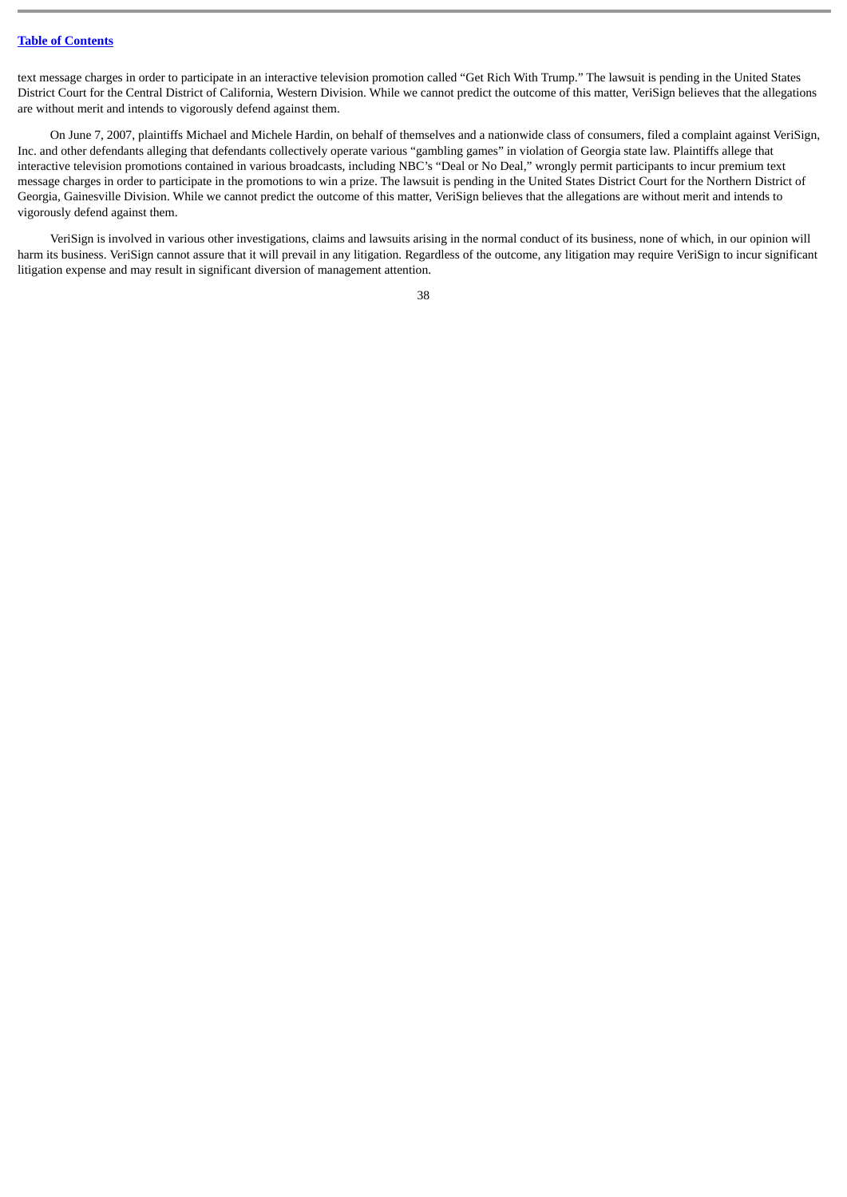text message charges in order to participate in an interactive television promotion called "Get Rich With Trump." The lawsuit is pending in the United States District Court for the Central District of California, Western Division. While we cannot predict the outcome of this matter, VeriSign believes that the allegations are without merit and intends to vigorously defend against them.

On June 7, 2007, plaintiffs Michael and Michele Hardin, on behalf of themselves and a nationwide class of consumers, filed a complaint against VeriSign, Inc. and other defendants alleging that defendants collectively operate various "gambling games" in violation of Georgia state law. Plaintiffs allege that interactive television promotions contained in various broadcasts, including NBC's "Deal or No Deal," wrongly permit participants to incur premium text message charges in order to participate in the promotions to win a prize. The lawsuit is pending in the United States District Court for the Northern District of Georgia, Gainesville Division. While we cannot predict the outcome of this matter, VeriSign believes that the allegations are without merit and intends to vigorously defend against them.

VeriSign is involved in various other investigations, claims and lawsuits arising in the normal conduct of its business, none of which, in our opinion will harm its business. VeriSign cannot assure that it will prevail in any litigation. Regardless of the outcome, any litigation may require VeriSign to incur significant litigation expense and may result in significant diversion of management attention.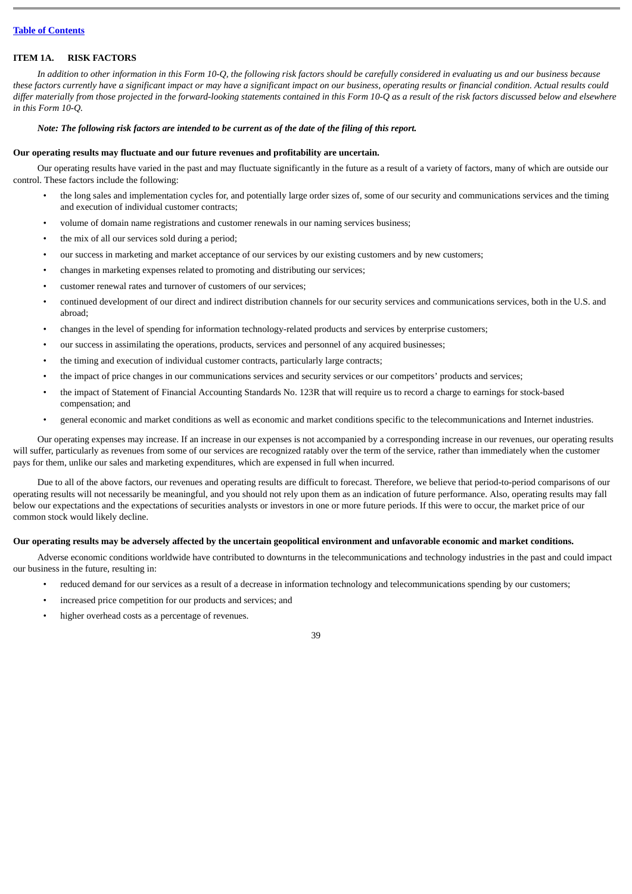## ITEM 1A. RISK FACTORS

*In addition to other information in this Form 10-Q, the following risk factors should be carefully considered in evaluating us and our business because these factors currently have a significant impact or may have a significant impact on our business, operating results or financial condition. Actual results could differ materially from those projected in the forward-looking statements contained in this Form 10-Q as a result of the risk factors discussed below and elsewhere in this Form 10-Q.*

***Note: The following risk factors are intended to be current as of the date of the filing of this report.***

**Our operating results may fluctuate and our future revenues and profitability are uncertain.**

Our operating results have varied in the past and may fluctuate significantly in the future as a result of a variety of factors, many of which are outside our control. These factors include the following:

- the long sales and implementation cycles for, and potentially large order sizes of, some of our security and communications services and the timing and execution of individual customer contracts;
- volume of domain name registrations and customer renewals in our naming services business;
- the mix of all our services sold during a period;
- our success in marketing and market acceptance of our services by our existing customers and by new customers;
- changes in marketing expenses related to promoting and distributing our services;
- customer renewal rates and turnover of customers of our services;
- continued development of our direct and indirect distribution channels for our security services and communications services, both in the U.S. and abroad;
- changes in the level of spending for information technology-related products and services by enterprise customers;
- our success in assimilating the operations, products, services and personnel of any acquired businesses;
- the timing and execution of individual customer contracts, particularly large contracts;
- the impact of price changes in our communications services and security services or our competitors' products and services;
- the impact of Statement of Financial Accounting Standards No. 123R that will require us to record a charge to earnings for stock-based compensation; and
- general economic and market conditions as well as economic and market conditions specific to the telecommunications and Internet industries.

Our operating expenses may increase. If an increase in our expenses is not accompanied by a corresponding increase in our revenues, our operating results will suffer, particularly as revenues from some of our services are recognized ratably over the term of the service, rather than immediately when the customer pays for them, unlike our sales and marketing expenditures, which are expensed in full when incurred.

Due to all of the above factors, our revenues and operating results are difficult to forecast. Therefore, we believe that period-to-period comparisons of our operating results will not necessarily be meaningful, and you should not rely upon them as an indication of future performance. Also, operating results may fall below our expectations and the expectations of securities analysts or investors in one or more future periods. If this were to occur, the market price of our common stock would likely decline.

**Our operating results may be adversely affected by the uncertain geopolitical environment and unfavorable economic and market conditions.**

Adverse economic conditions worldwide have contributed to downturns in the telecommunications and technology industries in the past and could impact our business in the future, resulting in:

- reduced demand for our services as a result of a decrease in information technology and telecommunications spending by our customers;
- increased price competition for our products and services; and
- higher overhead costs as a percentage of revenues.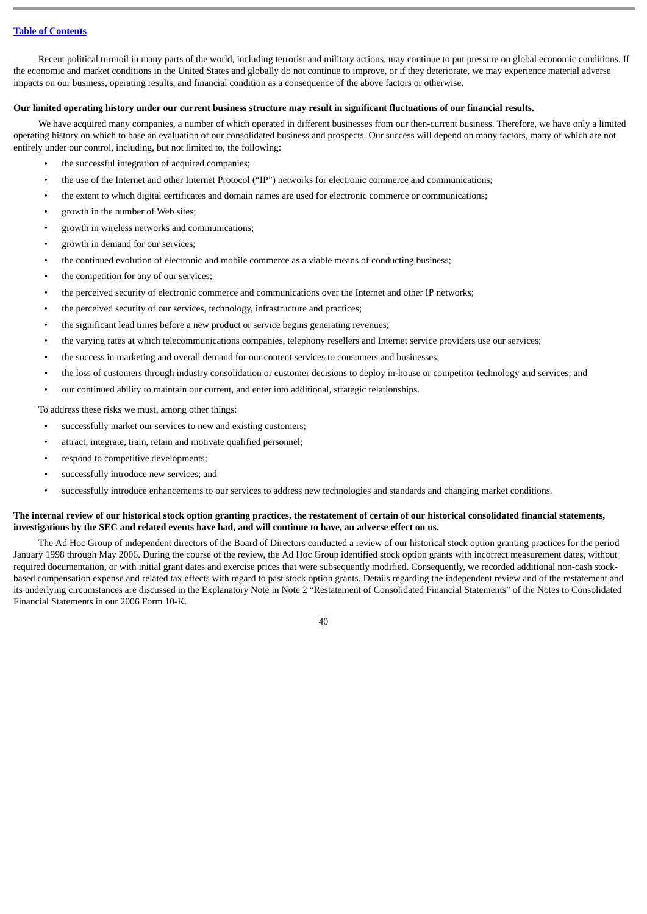Recent political turmoil in many parts of the world, including terrorist and military actions, may continue to put pressure on global economic conditions. If the economic and market conditions in the United States and globally do not continue to improve, or if they deteriorate, we may experience material adverse impacts on our business, operating results, and financial condition as a consequence of the above factors or otherwise.

**Our limited operating history under our current business structure may result in significant fluctuations of our financial results.**

We have acquired many companies, a number of which operated in different businesses from our then-current business. Therefore, we have only a limited operating history on which to base an evaluation of our consolidated business and prospects. Our success will depend on many factors, many of which are not entirely under our control, including, but not limited to, the following:

- the successful integration of acquired companies;
- the use of the Internet and other Internet Protocol ("IP") networks for electronic commerce and communications;
- the extent to which digital certificates and domain names are used for electronic commerce or communications;
- growth in the number of Web sites;
- growth in wireless networks and communications;
- growth in demand for our services;
- the continued evolution of electronic and mobile commerce as a viable means of conducting business;
- the competition for any of our services;
- the perceived security of electronic commerce and communications over the Internet and other IP networks;
- the perceived security of our services, technology, infrastructure and practices;
- the significant lead times before a new product or service begins generating revenues;
- the varying rates at which telecommunications companies, telephony resellers and Internet service providers use our services;
- the success in marketing and overall demand for our content services to consumers and businesses;
- the loss of customers through industry consolidation or customer decisions to deploy in-house or competitor technology and services; and
- our continued ability to maintain our current, and enter into additional, strategic relationships.

To address these risks we must, among other things:

- successfully market our services to new and existing customers;
- attract, integrate, train, retain and motivate qualified personnel;
- respond to competitive developments;
- successfully introduce new services; and
- successfully introduce enhancements to our services to address new technologies and standards and changing market conditions.

**The internal review of our historical stock option granting practices, the restatement of certain of our historical consolidated financial statements, investigations by the SEC and related events have had, and will continue to have, an adverse effect on us.**

The Ad Hoc Group of independent directors of the Board of Directors conducted a review of our historical stock option granting practices for the period January 1998 through May 2006. During the course of the review, the Ad Hoc Group identified stock option grants with incorrect measurement dates, without required documentation, or with initial grant dates and exercise prices that were subsequently modified. Consequently, we recorded additional non-cash stock-based compensation expense and related tax effects with regard to past stock option grants. Details regarding the independent review and of the restatement and its underlying circumstances are discussed in the Explanatory Note in Note 2 "Restatement of Consolidated Financial Statements" of the Notes to Consolidated Financial Statements in our 2006 Form 10-K.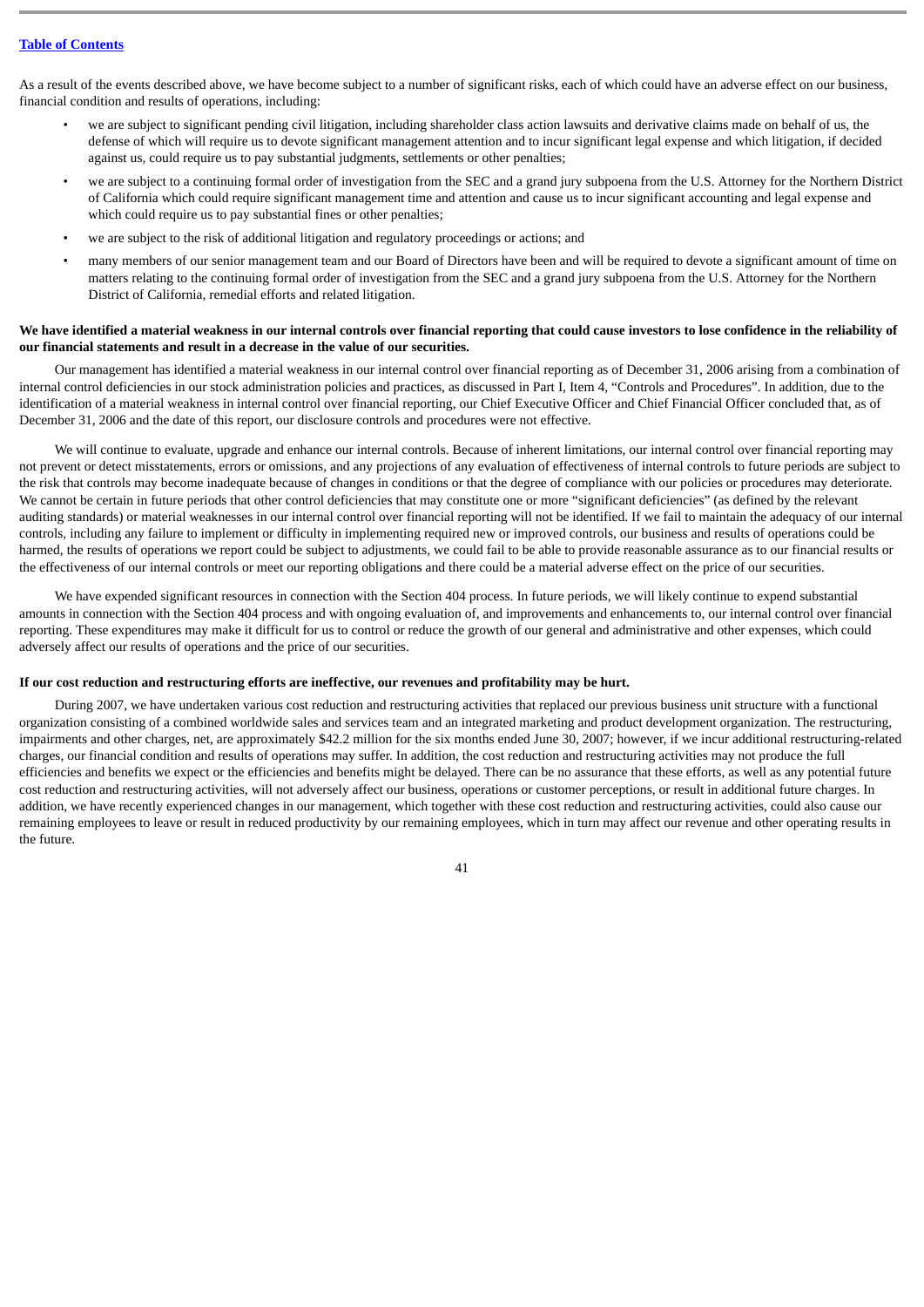As a result of the events described above, we have become subject to a number of significant risks, each of which could have an adverse effect on our business, financial condition and results of operations, including:

- we are subject to significant pending civil litigation, including shareholder class action lawsuits and derivative claims made on behalf of us, the defense of which will require us to devote significant management attention and to incur significant legal expense and which litigation, if decided against us, could require us to pay substantial judgments, settlements or other penalties;
- we are subject to a continuing formal order of investigation from the SEC and a grand jury subpoena from the U.S. Attorney for the Northern District of California which could require significant management time and attention and cause us to incur significant accounting and legal expense and which could require us to pay substantial fines or other penalties;
- we are subject to the risk of additional litigation and regulatory proceedings or actions; and
- many members of our senior management team and our Board of Directors have been and will be required to devote a significant amount of time on matters relating to the continuing formal order of investigation from the SEC and a grand jury subpoena from the U.S. Attorney for the Northern District of California, remedial efforts and related litigation.

**We have identified a material weakness in our internal controls over financial reporting that could cause investors to lose confidence in the reliability of our financial statements and result in a decrease in the value of our securities.**

Our management has identified a material weakness in our internal control over financial reporting as of December 31, 2006 arising from a combination of internal control deficiencies in our stock administration policies and practices, as discussed in Part I, Item 4, "Controls and Procedures". In addition, due to the identification of a material weakness in internal control over financial reporting, our Chief Executive Officer and Chief Financial Officer concluded that, as of December 31, 2006 and the date of this report, our disclosure controls and procedures were not effective.

We will continue to evaluate, upgrade and enhance our internal controls. Because of inherent limitations, our internal control over financial reporting may not prevent or detect misstatements, errors or omissions, and any projections of any evaluation of effectiveness of internal controls to future periods are subject to the risk that controls may become inadequate because of changes in conditions or that the degree of compliance with our policies or procedures may deteriorate. We cannot be certain in future periods that other control deficiencies that may constitute one or more "significant deficiencies" (as defined by the relevant auditing standards) or material weaknesses in our internal control over financial reporting will not be identified. If we fail to maintain the adequacy of our internal controls, including any failure to implement or difficulty in implementing required new or improved controls, our business and results of operations could be harmed, the results of operations we report could be subject to adjustments, we could fail to be able to provide reasonable assurance as to our financial results or the effectiveness of our internal controls or meet our reporting obligations and there could be a material adverse effect on the price of our securities.

We have expended significant resources in connection with the Section 404 process. In future periods, we will likely continue to expend substantial amounts in connection with the Section 404 process and with ongoing evaluation of, and improvements and enhancements to, our internal control over financial reporting. These expenditures may make it difficult for us to control or reduce the growth of our general and administrative and other expenses, which could adversely affect our results of operations and the price of our securities.

**If our cost reduction and restructuring efforts are ineffective, our revenues and profitability may be hurt.**

During 2007, we have undertaken various cost reduction and restructuring activities that replaced our previous business unit structure with a functional organization consisting of a combined worldwide sales and services team and an integrated marketing and product development organization. The restructuring, impairments and other charges, net, are approximately $42.2 million for the six months ended June 30, 2007; however, if we incur additional restructuring-related charges, our financial condition and results of operations may suffer. In addition, the cost reduction and restructuring activities may not produce the full efficiencies and benefits we expect or the efficiencies and benefits might be delayed. There can be no assurance that these efforts, as well as any potential future cost reduction and restructuring activities, will not adversely affect our business, operations or customer perceptions, or result in additional future charges. In addition, we have recently experienced changes in our management, which together with these cost reduction and restructuring activities, could also cause our remaining employees to leave or result in reduced productivity by our remaining employees, which in turn may affect our revenue and other operating results in the future.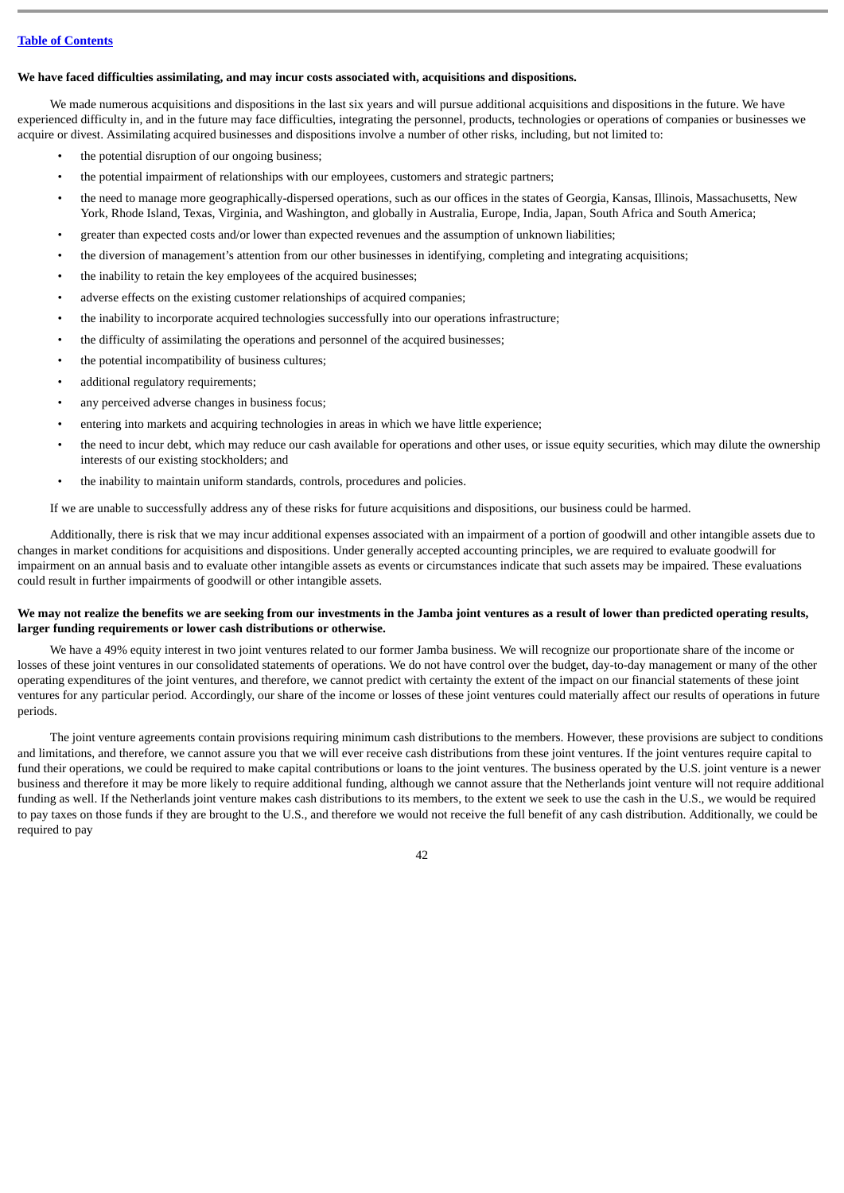**We have faced difficulties assimilating, and may incur costs associated with, acquisitions and dispositions.**

We made numerous acquisitions and dispositions in the last six years and will pursue additional acquisitions and dispositions in the future. We have experienced difficulty in, and in the future may face difficulties, integrating the personnel, products, technologies or operations of companies or businesses we acquire or divest. Assimilating acquired businesses and dispositions involve a number of other risks, including, but not limited to:

- the potential disruption of our ongoing business;
- the potential impairment of relationships with our employees, customers and strategic partners;
- the need to manage more geographically-dispersed operations, such as our offices in the states of Georgia, Kansas, Illinois, Massachusetts, New York, Rhode Island, Texas, Virginia, and Washington, and globally in Australia, Europe, India, Japan, South Africa and South America;
- greater than expected costs and/or lower than expected revenues and the assumption of unknown liabilities;
- the diversion of management's attention from our other businesses in identifying, completing and integrating acquisitions;
- the inability to retain the key employees of the acquired businesses;
- adverse effects on the existing customer relationships of acquired companies;
- the inability to incorporate acquired technologies successfully into our operations infrastructure;
- the difficulty of assimilating the operations and personnel of the acquired businesses;
- the potential incompatibility of business cultures;
- additional regulatory requirements;
- any perceived adverse changes in business focus;
- entering into markets and acquiring technologies in areas in which we have little experience;
- the need to incur debt, which may reduce our cash available for operations and other uses, or issue equity securities, which may dilute the ownership interests of our existing stockholders; and
- the inability to maintain uniform standards, controls, procedures and policies.

If we are unable to successfully address any of these risks for future acquisitions and dispositions, our business could be harmed.

Additionally, there is risk that we may incur additional expenses associated with an impairment of a portion of goodwill and other intangible assets due to changes in market conditions for acquisitions and dispositions. Under generally accepted accounting principles, we are required to evaluate goodwill for impairment on an annual basis and to evaluate other intangible assets as events or circumstances indicate that such assets may be impaired. These evaluations could result in further impairments of goodwill or other intangible assets.

**We may not realize the benefits we are seeking from our investments in the Jamba joint ventures as a result of lower than predicted operating results, larger funding requirements or lower cash distributions or otherwise.**

We have a 49% equity interest in two joint ventures related to our former Jamba business. We will recognize our proportionate share of the income or losses of these joint ventures in our consolidated statements of operations. We do not have control over the budget, day-to-day management or many of the other operating expenditures of the joint ventures, and therefore, we cannot predict with certainty the extent of the impact on our financial statements of these joint ventures for any particular period. Accordingly, our share of the income or losses of these joint ventures could materially affect our results of operations in future periods.

The joint venture agreements contain provisions requiring minimum cash distributions to the members. However, these provisions are subject to conditions and limitations, and therefore, we cannot assure you that we will ever receive cash distributions from these joint ventures. If the joint ventures require capital to fund their operations, we could be required to make capital contributions or loans to the joint ventures. The business operated by the U.S. joint venture is a newer business and therefore it may be more likely to require additional funding, although we cannot assure that the Netherlands joint venture will not require additional funding as well. If the Netherlands joint venture makes cash distributions to its members, to the extent we seek to use the cash in the U.S., we would be required to pay taxes on those funds if they are brought to the U.S., and therefore we would not receive the full benefit of any cash distribution. Additionally, we could be required to pay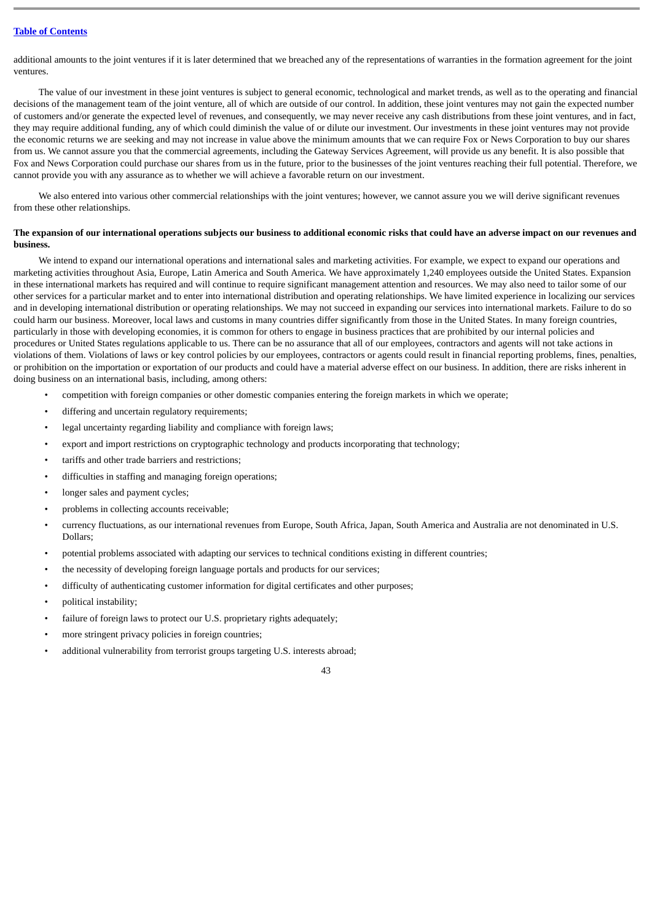additional amounts to the joint ventures if it is later determined that we breached any of the representations of warranties in the formation agreement for the joint ventures.

The value of our investment in these joint ventures is subject to general economic, technological and market trends, as well as to the operating and financial decisions of the management team of the joint venture, all of which are outside of our control. In addition, these joint ventures may not gain the expected number of customers and/or generate the expected level of revenues, and consequently, we may never receive any cash distributions from these joint ventures, and in fact, they may require additional funding, any of which could diminish the value of or dilute our investment. Our investments in these joint ventures may not provide the economic returns we are seeking and may not increase in value above the minimum amounts that we can require Fox or News Corporation to buy our shares from us. We cannot assure you that the commercial agreements, including the Gateway Services Agreement, will provide us any benefit. It is also possible that Fox and News Corporation could purchase our shares from us in the future, prior to the businesses of the joint ventures reaching their full potential. Therefore, we cannot provide you with any assurance as to whether we will achieve a favorable return on our investment.

We also entered into various other commercial relationships with the joint ventures; however, we cannot assure you we will derive significant revenues from these other relationships.

**The expansion of our international operations subjects our business to additional economic risks that could have an adverse impact on our revenues and business.**

We intend to expand our international operations and international sales and marketing activities. For example, we expect to expand our operations and marketing activities throughout Asia, Europe, Latin America and South America. We have approximately 1,240 employees outside the United States. Expansion in these international markets has required and will continue to require significant management attention and resources. We may also need to tailor some of our other services for a particular market and to enter into international distribution and operating relationships. We have limited experience in localizing our services and in developing international distribution or operating relationships. We may not succeed in expanding our services into international markets. Failure to do so could harm our business. Moreover, local laws and customs in many countries differ significantly from those in the United States. In many foreign countries, particularly in those with developing economies, it is common for others to engage in business practices that are prohibited by our internal policies and procedures or United States regulations applicable to us. There can be no assurance that all of our employees, contractors and agents will not take actions in violations of them. Violations of laws or key control policies by our employees, contractors or agents could result in financial reporting problems, fines, penalties, or prohibition on the importation or exportation of our products and could have a material adverse effect on our business. In addition, there are risks inherent in doing business on an international basis, including, among others:

- competition with foreign companies or other domestic companies entering the foreign markets in which we operate;
- differing and uncertain regulatory requirements;
- legal uncertainty regarding liability and compliance with foreign laws;
- export and import restrictions on cryptographic technology and products incorporating that technology;
- tariffs and other trade barriers and restrictions;
- difficulties in staffing and managing foreign operations;
- longer sales and payment cycles;
- problems in collecting accounts receivable;
- currency fluctuations, as our international revenues from Europe, South Africa, Japan, South America and Australia are not denominated in U.S. Dollars;
- potential problems associated with adapting our services to technical conditions existing in different countries;
- the necessity of developing foreign language portals and products for our services;
- difficulty of authenticating customer information for digital certificates and other purposes;
- political instability;
- failure of foreign laws to protect our U.S. proprietary rights adequately;
- more stringent privacy policies in foreign countries;
- additional vulnerability from terrorist groups targeting U.S. interests abroad;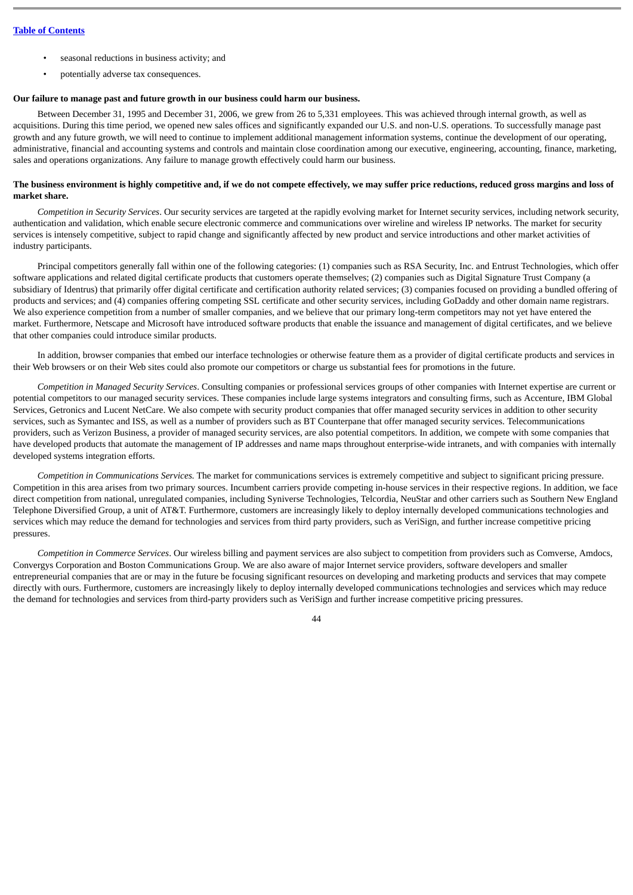- seasonal reductions in business activity; and
- potentially adverse tax consequences.

**Our failure to manage past and future growth in our business could harm our business.**

Between December 31, 1995 and December 31, 2006, we grew from 26 to 5,331 employees. This was achieved through internal growth, as well as acquisitions. During this time period, we opened new sales offices and significantly expanded our U.S. and non-U.S. operations. To successfully manage past growth and any future growth, we will need to continue to implement additional management information systems, continue the development of our operating, administrative, financial and accounting systems and controls and maintain close coordination among our executive, engineering, accounting, finance, marketing, sales and operations organizations. Any failure to manage growth effectively could harm our business.

**The business environment is highly competitive and, if we do not compete effectively, we may suffer price reductions, reduced gross margins and loss of market share.**

*Competition in Security Services*. Our security services are targeted at the rapidly evolving market for Internet security services, including network security, authentication and validation, which enable secure electronic commerce and communications over wireline and wireless IP networks. The market for security services is intensely competitive, subject to rapid change and significantly affected by new product and service introductions and other market activities of industry participants.

Principal competitors generally fall within one of the following categories: (1) companies such as RSA Security, Inc. and Entrust Technologies, which offer software applications and related digital certificate products that customers operate themselves; (2) companies such as Digital Signature Trust Company (a subsidiary of Identrus) that primarily offer digital certificate and certification authority related services; (3) companies focused on providing a bundled offering of products and services; and (4) companies offering competing SSL certificate and other security services, including GoDaddy and other domain name registrars. We also experience competition from a number of smaller companies, and we believe that our primary long-term competitors may not yet have entered the market. Furthermore, Netscape and Microsoft have introduced software products that enable the issuance and management of digital certificates, and we believe that other companies could introduce similar products.

In addition, browser companies that embed our interface technologies or otherwise feature them as a provider of digital certificate products and services in their Web browsers or on their Web sites could also promote our competitors or charge us substantial fees for promotions in the future.

*Competition in Managed Security Services*. Consulting companies or professional services groups of other companies with Internet expertise are current or potential competitors to our managed security services. These companies include large systems integrators and consulting firms, such as Accenture, IBM Global Services, Getronics and Lucent NetCare. We also compete with security product companies that offer managed security services in addition to other security services, such as Symantec and ISS, as well as a number of providers such as BT Counterpane that offer managed security services. Telecommunications providers, such as Verizon Business, a provider of managed security services, are also potential competitors. In addition, we compete with some companies that have developed products that automate the management of IP addresses and name maps throughout enterprise-wide intranets, and with companies with internally developed systems integration efforts.

*Competition in Communications Services.* The market for communications services is extremely competitive and subject to significant pricing pressure. Competition in this area arises from two primary sources. Incumbent carriers provide competing in-house services in their respective regions. In addition, we face direct competition from national, unregulated companies, including Syniverse Technologies, Telcordia, NeuStar and other carriers such as Southern New England Telephone Diversified Group, a unit of AT&T. Furthermore, customers are increasingly likely to deploy internally developed communications technologies and services which may reduce the demand for technologies and services from third party providers, such as VeriSign, and further increase competitive pricing pressures.

*Competition in Commerce Services*. Our wireless billing and payment services are also subject to competition from providers such as Comverse, Amdocs, Convergys Corporation and Boston Communications Group. We are also aware of major Internet service providers, software developers and smaller entrepreneurial companies that are or may in the future be focusing significant resources on developing and marketing products and services that may compete directly with ours. Furthermore, customers are increasingly likely to deploy internally developed communications technologies and services which may reduce the demand for technologies and services from third-party providers such as VeriSign and further increase competitive pricing pressures.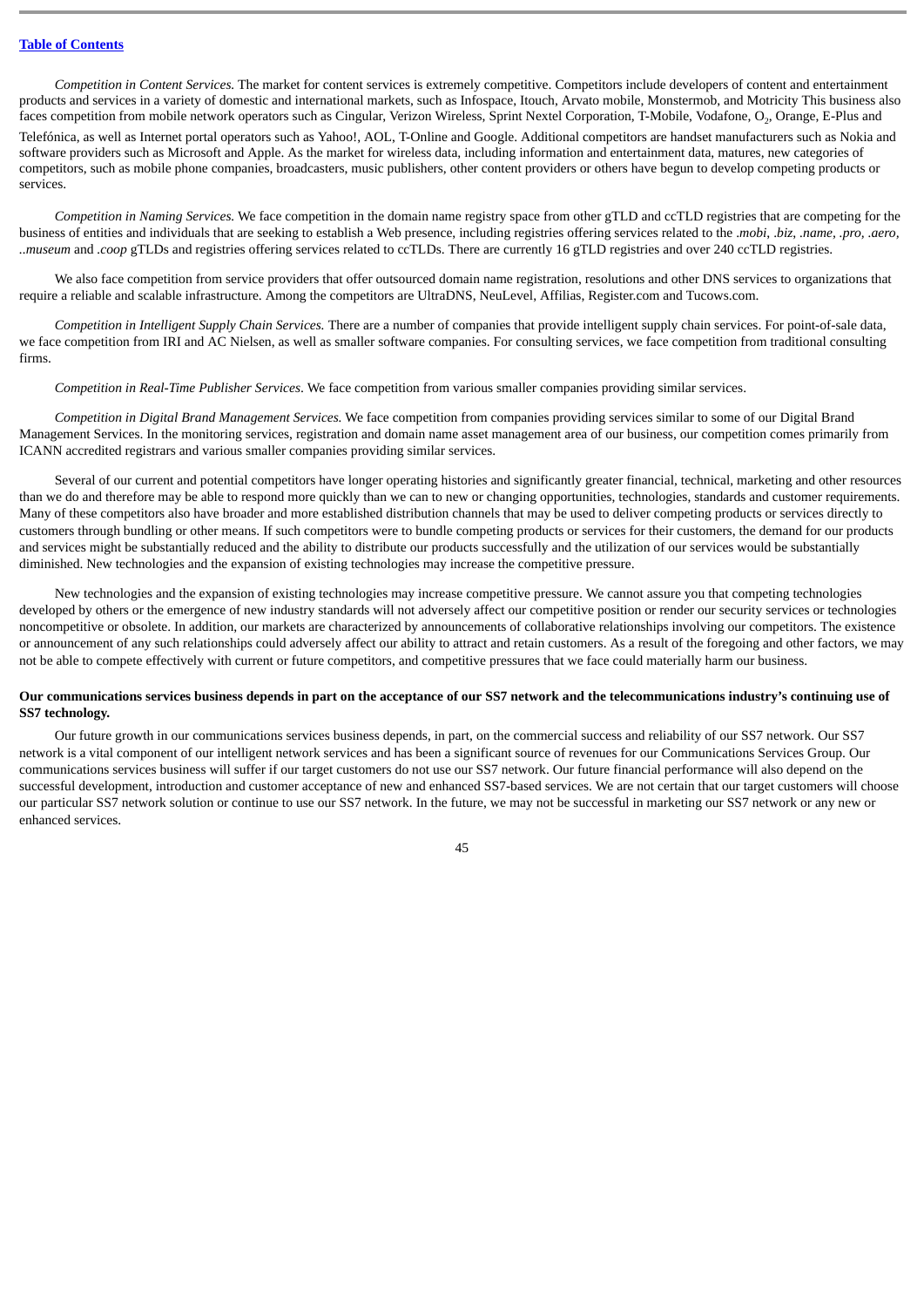*Competition in Content Services.* The market for content services is extremely competitive. Competitors include developers of content and entertainment products and services in a variety of domestic and international markets, such as Infospace, Itouch, Arvato mobile, Monstermob, and Motricity This business also faces competition from mobile network operators such as Cingular, Verizon Wireless, Sprint Nextel Corporation, T-Mobile, Vodafone, $O_2$, Orange, E-Plus and Telefónica, as well as Internet portal operators such as Yahoo!, AOL, T-Online and Google. Additional competitors are handset manufacturers such as Nokia and software providers such as Microsoft and Apple. As the market for wireless data, including information and entertainment data, matures, new categories of competitors, such as mobile phone companies, broadcasters, music publishers, other content providers or others have begun to develop competing products or services.

*Competition in Naming Services.* We face competition in the domain name registry space from other gTLD and ccTLD registries that are competing for the business of entities and individuals that are seeking to establish a Web presence, including registries offering services related to the *.mobi, .biz, .name, .pro, .aero, ..museum* and *.coop* gTLDs and registries offering services related to ccTLDs. There are currently 16 gTLD registries and over 240 ccTLD registries.

We also face competition from service providers that offer outsourced domain name registration, resolutions and other DNS services to organizations that require a reliable and scalable infrastructure. Among the competitors are UltraDNS, NeuLevel, Affilias, Register.com and Tucows.com.

*Competition in Intelligent Supply Chain Services.* There are a number of companies that provide intelligent supply chain services. For point-of-sale data, we face competition from IRI and AC Nielsen, as well as smaller software companies. For consulting services, we face competition from traditional consulting firms.

*Competition in Real-Time Publisher Services*. We face competition from various smaller companies providing similar services.

*Competition in Digital Brand Management Services.* We face competition from companies providing services similar to some of our Digital Brand Management Services. In the monitoring services, registration and domain name asset management area of our business, our competition comes primarily from ICANN accredited registrars and various smaller companies providing similar services.

Several of our current and potential competitors have longer operating histories and significantly greater financial, technical, marketing and other resources than we do and therefore may be able to respond more quickly than we can to new or changing opportunities, technologies, standards and customer requirements. Many of these competitors also have broader and more established distribution channels that may be used to deliver competing products or services directly to customers through bundling or other means. If such competitors were to bundle competing products or services for their customers, the demand for our products and services might be substantially reduced and the ability to distribute our products successfully and the utilization of our services would be substantially diminished. New technologies and the expansion of existing technologies may increase the competitive pressure.

New technologies and the expansion of existing technologies may increase competitive pressure. We cannot assure you that competing technologies developed by others or the emergence of new industry standards will not adversely affect our competitive position or render our security services or technologies noncompetitive or obsolete. In addition, our markets are characterized by announcements of collaborative relationships involving our competitors. The existence or announcement of any such relationships could adversely affect our ability to attract and retain customers. As a result of the foregoing and other factors, we may not be able to compete effectively with current or future competitors, and competitive pressures that we face could materially harm our business.

**Our communications services business depends in part on the acceptance of our SS7 network and the telecommunications industry's continuing use of SS7 technology.**

Our future growth in our communications services business depends, in part, on the commercial success and reliability of our SS7 network. Our SS7 network is a vital component of our intelligent network services and has been a significant source of revenues for our Communications Services Group. Our communications services business will suffer if our target customers do not use our SS7 network. Our future financial performance will also depend on the successful development, introduction and customer acceptance of new and enhanced SS7-based services. We are not certain that our target customers will choose our particular SS7 network solution or continue to use our SS7 network. In the future, we may not be successful in marketing our SS7 network or any new or enhanced services.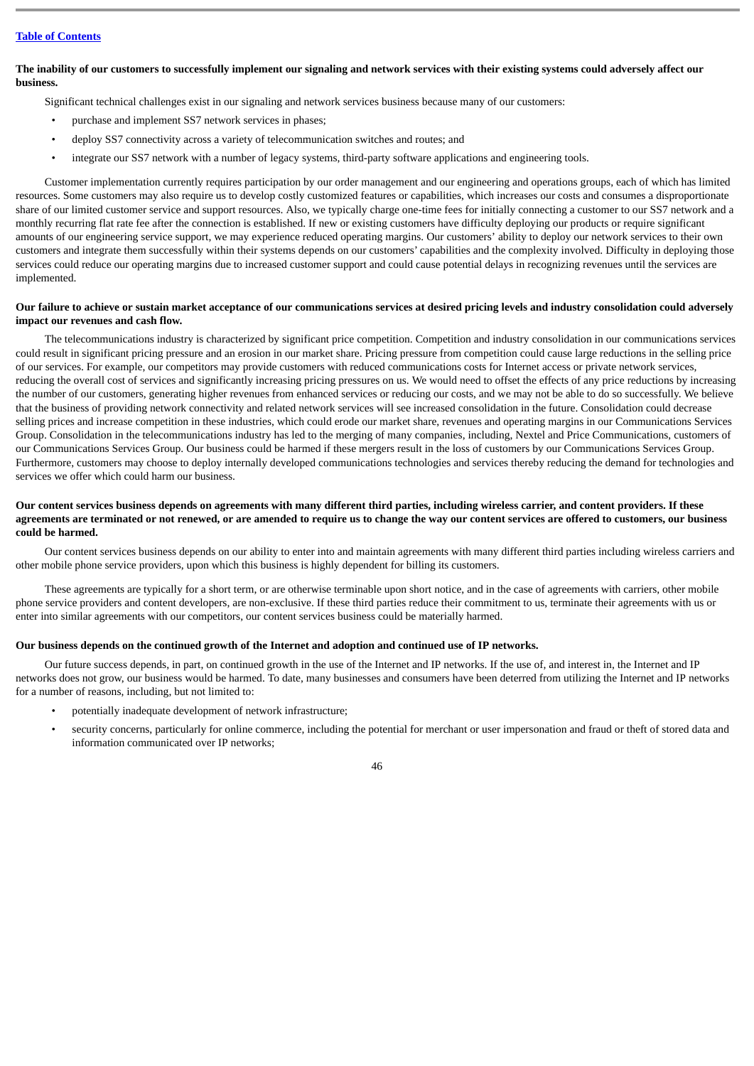**The inability of our customers to successfully implement our signaling and network services with their existing systems could adversely affect our business.**

Significant technical challenges exist in our signaling and network services business because many of our customers:

- purchase and implement SS7 network services in phases;
- deploy SS7 connectivity across a variety of telecommunication switches and routes; and
- integrate our SS7 network with a number of legacy systems, third-party software applications and engineering tools.

Customer implementation currently requires participation by our order management and our engineering and operations groups, each of which has limited resources. Some customers may also require us to develop costly customized features or capabilities, which increases our costs and consumes a disproportionate share of our limited customer service and support resources. Also, we typically charge one-time fees for initially connecting a customer to our SS7 network and a monthly recurring flat rate fee after the connection is established. If new or existing customers have difficulty deploying our products or require significant amounts of our engineering service support, we may experience reduced operating margins. Our customers' ability to deploy our network services to their own customers and integrate them successfully within their systems depends on our customers' capabilities and the complexity involved. Difficulty in deploying those services could reduce our operating margins due to increased customer support and could cause potential delays in recognizing revenues until the services are implemented.

**Our failure to achieve or sustain market acceptance of our communications services at desired pricing levels and industry consolidation could adversely impact our revenues and cash flow.**

The telecommunications industry is characterized by significant price competition. Competition and industry consolidation in our communications services could result in significant pricing pressure and an erosion in our market share. Pricing pressure from competition could cause large reductions in the selling price of our services. For example, our competitors may provide customers with reduced communications costs for Internet access or private network services, reducing the overall cost of services and significantly increasing pricing pressures on us. We would need to offset the effects of any price reductions by increasing the number of our customers, generating higher revenues from enhanced services or reducing our costs, and we may not be able to do so successfully. We believe that the business of providing network connectivity and related network services will see increased consolidation in the future. Consolidation could decrease selling prices and increase competition in these industries, which could erode our market share, revenues and operating margins in our Communications Services Group. Consolidation in the telecommunications industry has led to the merging of many companies, including, Nextel and Price Communications, customers of our Communications Services Group. Our business could be harmed if these mergers result in the loss of customers by our Communications Services Group. Furthermore, customers may choose to deploy internally developed communications technologies and services thereby reducing the demand for technologies and services we offer which could harm our business.

**Our content services business depends on agreements with many different third parties, including wireless carrier, and content providers. If these agreements are terminated or not renewed, or are amended to require us to change the way our content services are offered to customers, our business could be harmed.**

Our content services business depends on our ability to enter into and maintain agreements with many different third parties including wireless carriers and other mobile phone service providers, upon which this business is highly dependent for billing its customers.

These agreements are typically for a short term, or are otherwise terminable upon short notice, and in the case of agreements with carriers, other mobile phone service providers and content developers, are non-exclusive. If these third parties reduce their commitment to us, terminate their agreements with us or enter into similar agreements with our competitors, our content services business could be materially harmed.

**Our business depends on the continued growth of the Internet and adoption and continued use of IP networks.**

Our future success depends, in part, on continued growth in the use of the Internet and IP networks. If the use of, and interest in, the Internet and IP networks does not grow, our business would be harmed. To date, many businesses and consumers have been deterred from utilizing the Internet and IP networks for a number of reasons, including, but not limited to:

- potentially inadequate development of network infrastructure;
- security concerns, particularly for online commerce, including the potential for merchant or user impersonation and fraud or theft of stored data and information communicated over IP networks;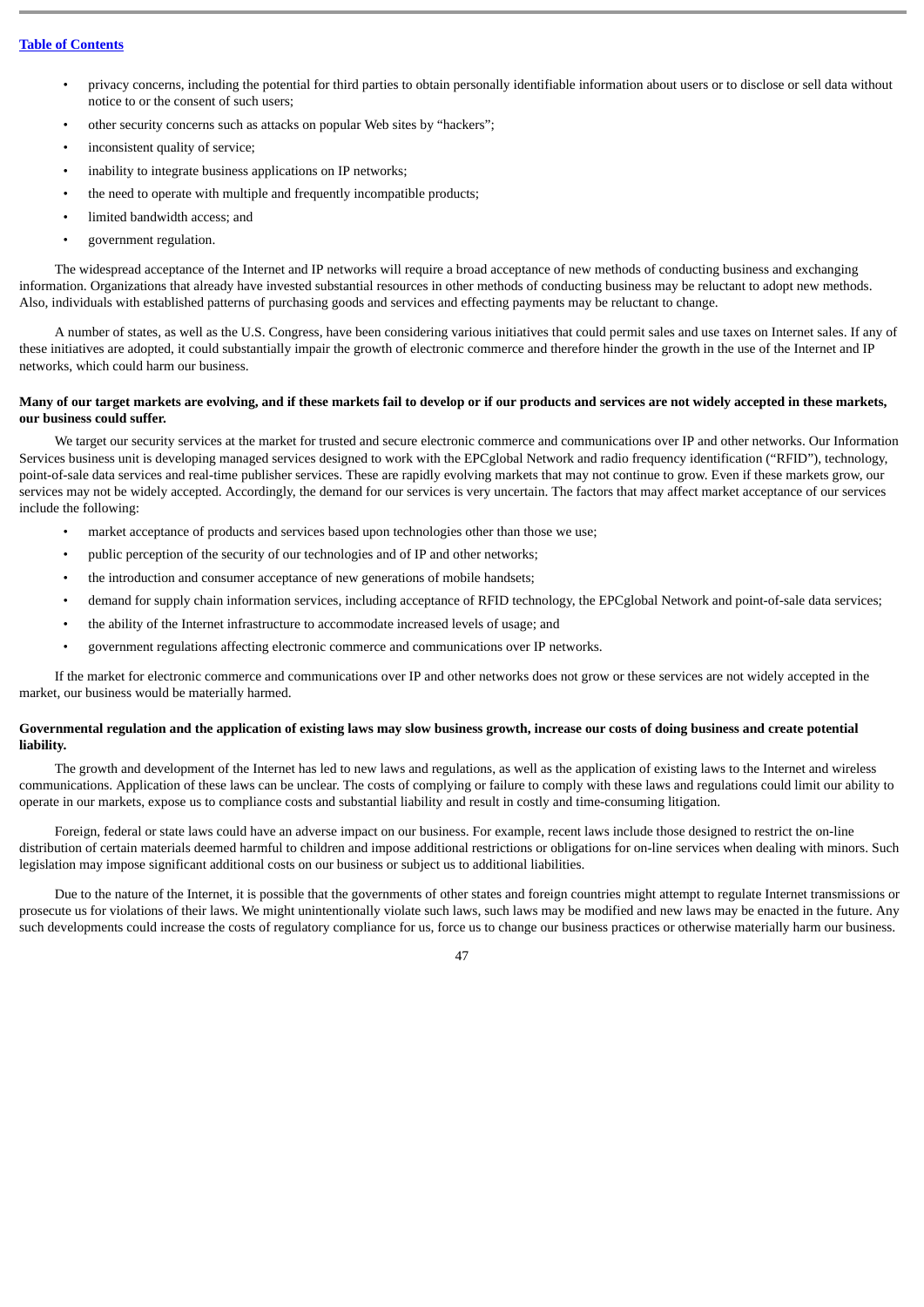- privacy concerns, including the potential for third parties to obtain personally identifiable information about users or to disclose or sell data without notice to or the consent of such users;
- other security concerns such as attacks on popular Web sites by "hackers";
- inconsistent quality of service;
- inability to integrate business applications on IP networks;
- the need to operate with multiple and frequently incompatible products;
- limited bandwidth access; and
- government regulation.

The widespread acceptance of the Internet and IP networks will require a broad acceptance of new methods of conducting business and exchanging information. Organizations that already have invested substantial resources in other methods of conducting business may be reluctant to adopt new methods. Also, individuals with established patterns of purchasing goods and services and effecting payments may be reluctant to change.

A number of states, as well as the U.S. Congress, have been considering various initiatives that could permit sales and use taxes on Internet sales. If any of these initiatives are adopted, it could substantially impair the growth of electronic commerce and therefore hinder the growth in the use of the Internet and IP networks, which could harm our business.

**Many of our target markets are evolving, and if these markets fail to develop or if our products and services are not widely accepted in these markets, our business could suffer.**

We target our security services at the market for trusted and secure electronic commerce and communications over IP and other networks. Our Information Services business unit is developing managed services designed to work with the EPCglobal Network and radio frequency identification ("RFID"), technology, point-of-sale data services and real-time publisher services. These are rapidly evolving markets that may not continue to grow. Even if these markets grow, our services may not be widely accepted. Accordingly, the demand for our services is very uncertain. The factors that may affect market acceptance of our services include the following:

- market acceptance of products and services based upon technologies other than those we use;
- public perception of the security of our technologies and of IP and other networks;
- the introduction and consumer acceptance of new generations of mobile handsets;
- demand for supply chain information services, including acceptance of RFID technology, the EPCglobal Network and point-of-sale data services;
- the ability of the Internet infrastructure to accommodate increased levels of usage; and
- government regulations affecting electronic commerce and communications over IP networks.

If the market for electronic commerce and communications over IP and other networks does not grow or these services are not widely accepted in the market, our business would be materially harmed.

**Governmental regulation and the application of existing laws may slow business growth, increase our costs of doing business and create potential liability.**

The growth and development of the Internet has led to new laws and regulations, as well as the application of existing laws to the Internet and wireless communications. Application of these laws can be unclear. The costs of complying or failure to comply with these laws and regulations could limit our ability to operate in our markets, expose us to compliance costs and substantial liability and result in costly and time-consuming litigation.

Foreign, federal or state laws could have an adverse impact on our business. For example, recent laws include those designed to restrict the on-line distribution of certain materials deemed harmful to children and impose additional restrictions or obligations for on-line services when dealing with minors. Such legislation may impose significant additional costs on our business or subject us to additional liabilities.

Due to the nature of the Internet, it is possible that the governments of other states and foreign countries might attempt to regulate Internet transmissions or prosecute us for violations of their laws. We might unintentionally violate such laws, such laws may be modified and new laws may be enacted in the future. Any such developments could increase the costs of regulatory compliance for us, force us to change our business practices or otherwise materially harm our business.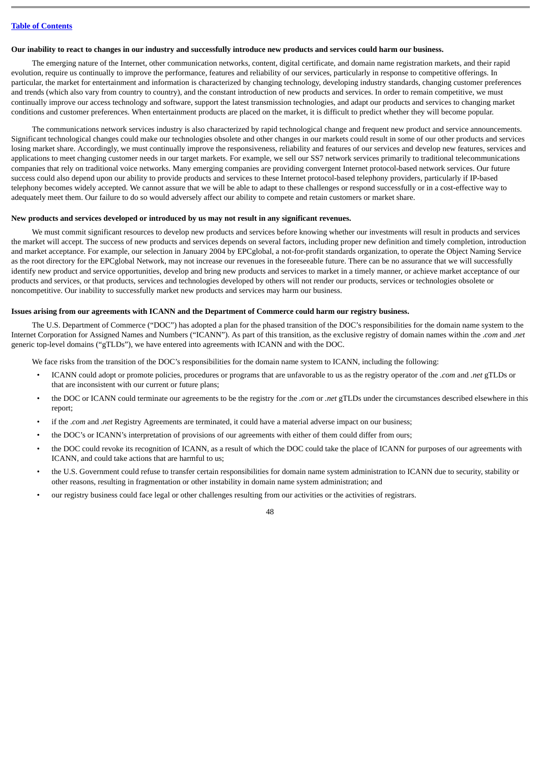**Our inability to react to changes in our industry and successfully introduce new products and services could harm our business.**

The emerging nature of the Internet, other communication networks, content, digital certificate, and domain name registration markets, and their rapid evolution, require us continually to improve the performance, features and reliability of our services, particularly in response to competitive offerings. In particular, the market for entertainment and information is characterized by changing technology, developing industry standards, changing customer preferences and trends (which also vary from country to country), and the constant introduction of new products and services. In order to remain competitive, we must continually improve our access technology and software, support the latest transmission technologies, and adapt our products and services to changing market conditions and customer preferences. When entertainment products are placed on the market, it is difficult to predict whether they will become popular.

The communications network services industry is also characterized by rapid technological change and frequent new product and service announcements. Significant technological changes could make our technologies obsolete and other changes in our markets could result in some of our other products and services losing market share. Accordingly, we must continually improve the responsiveness, reliability and features of our services and develop new features, services and applications to meet changing customer needs in our target markets. For example, we sell our SS7 network services primarily to traditional telecommunications companies that rely on traditional voice networks. Many emerging companies are providing convergent Internet protocol-based network services. Our future success could also depend upon our ability to provide products and services to these Internet protocol-based telephony providers, particularly if IP-based telephony becomes widely accepted. We cannot assure that we will be able to adapt to these challenges or respond successfully or in a cost-effective way to adequately meet them. Our failure to do so would adversely affect our ability to compete and retain customers or market share.

**New products and services developed or introduced by us may not result in any significant revenues.**

We must commit significant resources to develop new products and services before knowing whether our investments will result in products and services the market will accept. The success of new products and services depends on several factors, including proper new definition and timely completion, introduction and market acceptance. For example, our selection in January 2004 by EPCglobal, a not-for-profit standards organization, to operate the Object Naming Service as the root directory for the EPCglobal Network, may not increase our revenues in the foreseeable future. There can be no assurance that we will successfully identify new product and service opportunities, develop and bring new products and services to market in a timely manner, or achieve market acceptance of our products and services, or that products, services and technologies developed by others will not render our products, services or technologies obsolete or noncompetitive. Our inability to successfully market new products and services may harm our business.

**Issues arising from our agreements with ICANN and the Department of Commerce could harm our registry business.**

The U.S. Department of Commerce ("DOC") has adopted a plan for the phased transition of the DOC's responsibilities for the domain name system to the Internet Corporation for Assigned Names and Numbers ("ICANN"). As part of this transition, as the exclusive registry of domain names within the *.com* and *.net* generic top-level domains ("gTLDs"), we have entered into agreements with ICANN and with the DOC.

We face risks from the transition of the DOC's responsibilities for the domain name system to ICANN, including the following:

- ICANN could adopt or promote policies, procedures or programs that are unfavorable to us as the registry operator of the *.com* and *.net* gTLDs or that are inconsistent with our current or future plans;
- the DOC or ICANN could terminate our agreements to be the registry for the *.com* or *.net* gTLDs under the circumstances described elsewhere in this report;
- if the *.com* and *.net* Registry Agreements are terminated, it could have a material adverse impact on our business;
- the DOC's or ICANN's interpretation of provisions of our agreements with either of them could differ from ours;
- the DOC could revoke its recognition of ICANN, as a result of which the DOC could take the place of ICANN for purposes of our agreements with ICANN, and could take actions that are harmful to us;
- the U.S. Government could refuse to transfer certain responsibilities for domain name system administration to ICANN due to security, stability or other reasons, resulting in fragmentation or other instability in domain name system administration; and
- our registry business could face legal or other challenges resulting from our activities or the activities of registrars.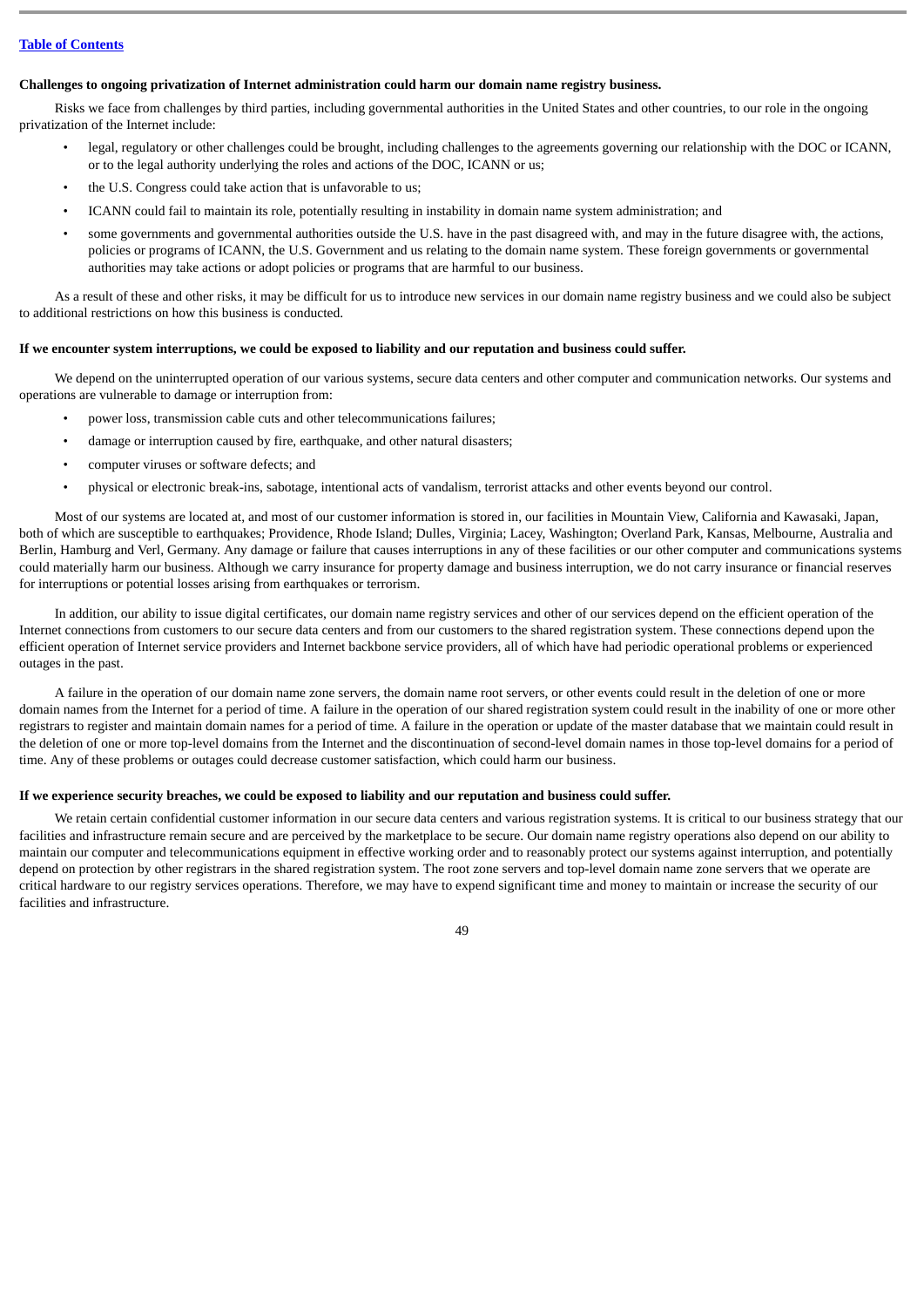**Challenges to ongoing privatization of Internet administration could harm our domain name registry business.**

Risks we face from challenges by third parties, including governmental authorities in the United States and other countries, to our role in the ongoing privatization of the Internet include:

- legal, regulatory or other challenges could be brought, including challenges to the agreements governing our relationship with the DOC or ICANN, or to the legal authority underlying the roles and actions of the DOC, ICANN or us;
- the U.S. Congress could take action that is unfavorable to us;
- ICANN could fail to maintain its role, potentially resulting in instability in domain name system administration; and
- some governments and governmental authorities outside the U.S. have in the past disagreed with, and may in the future disagree with, the actions, policies or programs of ICANN, the U.S. Government and us relating to the domain name system. These foreign governments or governmental authorities may take actions or adopt policies or programs that are harmful to our business.

As a result of these and other risks, it may be difficult for us to introduce new services in our domain name registry business and we could also be subject to additional restrictions on how this business is conducted.

**If we encounter system interruptions, we could be exposed to liability and our reputation and business could suffer.**

We depend on the uninterrupted operation of our various systems, secure data centers and other computer and communication networks. Our systems and operations are vulnerable to damage or interruption from:

- power loss, transmission cable cuts and other telecommunications failures;
- damage or interruption caused by fire, earthquake, and other natural disasters;
- computer viruses or software defects; and
- physical or electronic break-ins, sabotage, intentional acts of vandalism, terrorist attacks and other events beyond our control.

Most of our systems are located at, and most of our customer information is stored in, our facilities in Mountain View, California and Kawasaki, Japan, both of which are susceptible to earthquakes; Providence, Rhode Island; Dulles, Virginia; Lacey, Washington; Overland Park, Kansas, Melbourne, Australia and Berlin, Hamburg and Verl, Germany. Any damage or failure that causes interruptions in any of these facilities or our other computer and communications systems could materially harm our business. Although we carry insurance for property damage and business interruption, we do not carry insurance or financial reserves for interruptions or potential losses arising from earthquakes or terrorism.

In addition, our ability to issue digital certificates, our domain name registry services and other of our services depend on the efficient operation of the Internet connections from customers to our secure data centers and from our customers to the shared registration system. These connections depend upon the efficient operation of Internet service providers and Internet backbone service providers, all of which have had periodic operational problems or experienced outages in the past.

A failure in the operation of our domain name zone servers, the domain name root servers, or other events could result in the deletion of one or more domain names from the Internet for a period of time. A failure in the operation of our shared registration system could result in the inability of one or more other registrars to register and maintain domain names for a period of time. A failure in the operation or update of the master database that we maintain could result in the deletion of one or more top-level domains from the Internet and the discontinuation of second-level domain names in those top-level domains for a period of time. Any of these problems or outages could decrease customer satisfaction, which could harm our business.

**If we experience security breaches, we could be exposed to liability and our reputation and business could suffer.**

We retain certain confidential customer information in our secure data centers and various registration systems. It is critical to our business strategy that our facilities and infrastructure remain secure and are perceived by the marketplace to be secure. Our domain name registry operations also depend on our ability to maintain our computer and telecommunications equipment in effective working order and to reasonably protect our systems against interruption, and potentially depend on protection by other registrars in the shared registration system. The root zone servers and top-level domain name zone servers that we operate are critical hardware to our registry services operations. Therefore, we may have to expend significant time and money to maintain or increase the security of our facilities and infrastructure.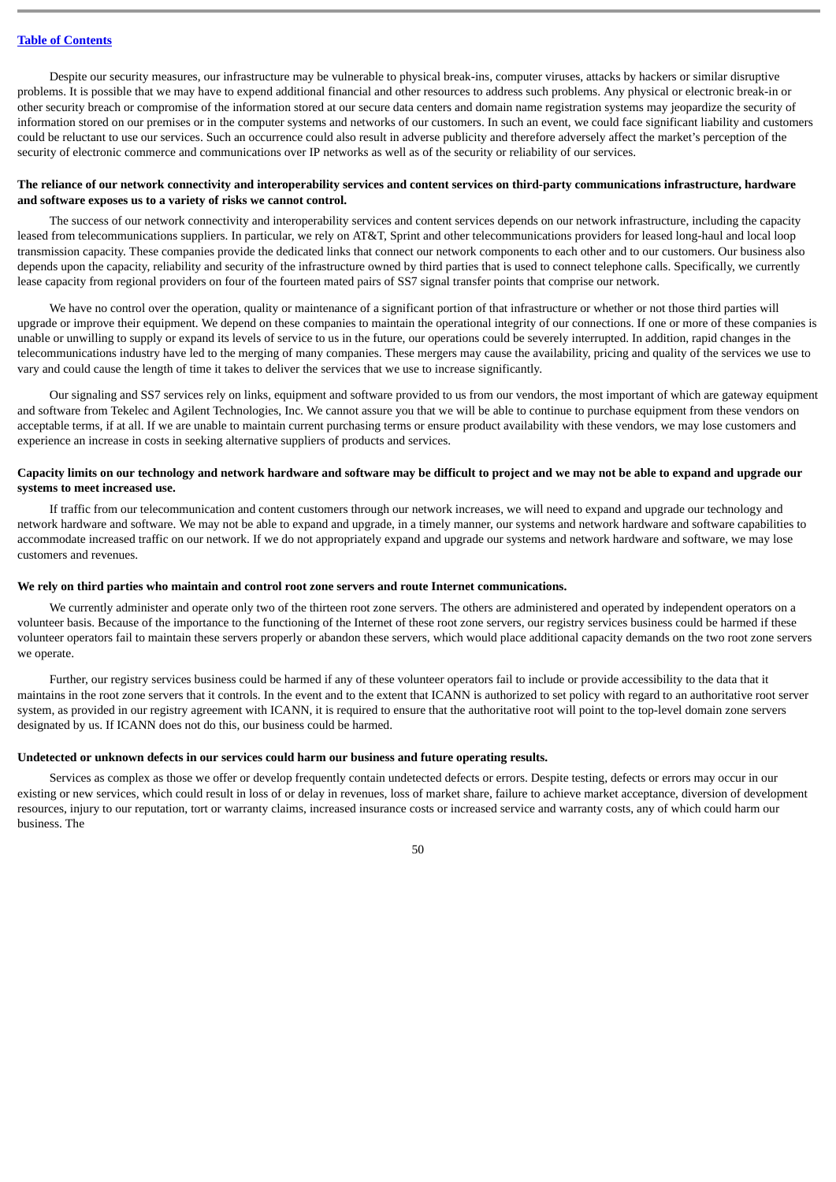Despite our security measures, our infrastructure may be vulnerable to physical break-ins, computer viruses, attacks by hackers or similar disruptive problems. It is possible that we may have to expend additional financial and other resources to address such problems. Any physical or electronic break-in or other security breach or compromise of the information stored at our secure data centers and domain name registration systems may jeopardize the security of information stored on our premises or in the computer systems and networks of our customers. In such an event, we could face significant liability and customers could be reluctant to use our services. Such an occurrence could also result in adverse publicity and therefore adversely affect the market's perception of the security of electronic commerce and communications over IP networks as well as of the security or reliability of our services.

**The reliance of our network connectivity and interoperability services and content services on third-party communications infrastructure, hardware and software exposes us to a variety of risks we cannot control.**

The success of our network connectivity and interoperability services and content services depends on our network infrastructure, including the capacity leased from telecommunications suppliers. In particular, we rely on AT&T, Sprint and other telecommunications providers for leased long-haul and local loop transmission capacity. These companies provide the dedicated links that connect our network components to each other and to our customers. Our business also depends upon the capacity, reliability and security of the infrastructure owned by third parties that is used to connect telephone calls. Specifically, we currently lease capacity from regional providers on four of the fourteen mated pairs of SS7 signal transfer points that comprise our network.

We have no control over the operation, quality or maintenance of a significant portion of that infrastructure or whether or not those third parties will upgrade or improve their equipment. We depend on these companies to maintain the operational integrity of our connections. If one or more of these companies is unable or unwilling to supply or expand its levels of service to us in the future, our operations could be severely interrupted. In addition, rapid changes in the telecommunications industry have led to the merging of many companies. These mergers may cause the availability, pricing and quality of the services we use to vary and could cause the length of time it takes to deliver the services that we use to increase significantly.

Our signaling and SS7 services rely on links, equipment and software provided to us from our vendors, the most important of which are gateway equipment and software from Tekelec and Agilent Technologies, Inc. We cannot assure you that we will be able to continue to purchase equipment from these vendors on acceptable terms, if at all. If we are unable to maintain current purchasing terms or ensure product availability with these vendors, we may lose customers and experience an increase in costs in seeking alternative suppliers of products and services.

**Capacity limits on our technology and network hardware and software may be difficult to project and we may not be able to expand and upgrade our systems to meet increased use.**

If traffic from our telecommunication and content customers through our network increases, we will need to expand and upgrade our technology and network hardware and software. We may not be able to expand and upgrade, in a timely manner, our systems and network hardware and software capabilities to accommodate increased traffic on our network. If we do not appropriately expand and upgrade our systems and network hardware and software, we may lose customers and revenues.

**We rely on third parties who maintain and control root zone servers and route Internet communications.**

We currently administer and operate only two of the thirteen root zone servers. The others are administered and operated by independent operators on a volunteer basis. Because of the importance to the functioning of the Internet of these root zone servers, our registry services business could be harmed if these volunteer operators fail to maintain these servers properly or abandon these servers, which would place additional capacity demands on the two root zone servers we operate.

Further, our registry services business could be harmed if any of these volunteer operators fail to include or provide accessibility to the data that it maintains in the root zone servers that it controls. In the event and to the extent that ICANN is authorized to set policy with regard to an authoritative root server system, as provided in our registry agreement with ICANN, it is required to ensure that the authoritative root will point to the top-level domain zone servers designated by us. If ICANN does not do this, our business could be harmed.

**Undetected or unknown defects in our services could harm our business and future operating results.**

Services as complex as those we offer or develop frequently contain undetected defects or errors. Despite testing, defects or errors may occur in our existing or new services, which could result in loss of or delay in revenues, loss of market share, failure to achieve market acceptance, diversion of development resources, injury to our reputation, tort or warranty claims, increased insurance costs or increased service and warranty costs, any of which could harm our business. The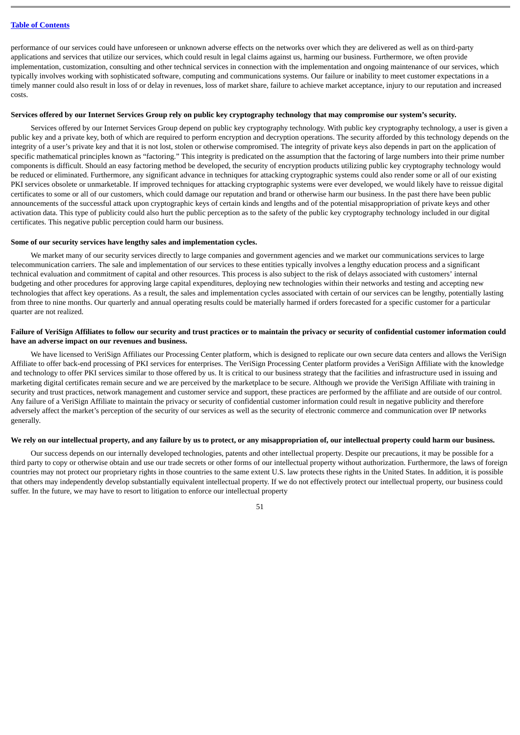performance of our services could have unforeseen or unknown adverse effects on the networks over which they are delivered as well as on third-party applications and services that utilize our services, which could result in legal claims against us, harming our business. Furthermore, we often provide implementation, customization, consulting and other technical services in connection with the implementation and ongoing maintenance of our services, which typically involves working with sophisticated software, computing and communications systems. Our failure or inability to meet customer expectations in a timely manner could also result in loss of or delay in revenues, loss of market share, failure to achieve market acceptance, injury to our reputation and increased costs.

**Services offered by our Internet Services Group rely on public key cryptography technology that may compromise our system's security.**

Services offered by our Internet Services Group depend on public key cryptography technology. With public key cryptography technology, a user is given a public key and a private key, both of which are required to perform encryption and decryption operations. The security afforded by this technology depends on the integrity of a user's private key and that it is not lost, stolen or otherwise compromised. The integrity of private keys also depends in part on the application of specific mathematical principles known as "factoring." This integrity is predicated on the assumption that the factoring of large numbers into their prime number components is difficult. Should an easy factoring method be developed, the security of encryption products utilizing public key cryptography technology would be reduced or eliminated. Furthermore, any significant advance in techniques for attacking cryptographic systems could also render some or all of our existing PKI services obsolete or unmarketable. If improved techniques for attacking cryptographic systems were ever developed, we would likely have to reissue digital certificates to some or all of our customers, which could damage our reputation and brand or otherwise harm our business. In the past there have been public announcements of the successful attack upon cryptographic keys of certain kinds and lengths and of the potential misappropriation of private keys and other activation data. This type of publicity could also hurt the public perception as to the safety of the public key cryptography technology included in our digital certificates. This negative public perception could harm our business.

**Some of our security services have lengthy sales and implementation cycles.**

We market many of our security services directly to large companies and government agencies and we market our communications services to large telecommunication carriers. The sale and implementation of our services to these entities typically involves a lengthy education process and a significant technical evaluation and commitment of capital and other resources. This process is also subject to the risk of delays associated with customers' internal budgeting and other procedures for approving large capital expenditures, deploying new technologies within their networks and testing and accepting new technologies that affect key operations. As a result, the sales and implementation cycles associated with certain of our services can be lengthy, potentially lasting from three to nine months. Our quarterly and annual operating results could be materially harmed if orders forecasted for a specific customer for a particular quarter are not realized.

**Failure of VeriSign Affiliates to follow our security and trust practices or to maintain the privacy or security of confidential customer information could have an adverse impact on our revenues and business.**

We have licensed to VeriSign Affiliates our Processing Center platform, which is designed to replicate our own secure data centers and allows the VeriSign Affiliate to offer back-end processing of PKI services for enterprises. The VeriSign Processing Center platform provides a VeriSign Affiliate with the knowledge and technology to offer PKI services similar to those offered by us. It is critical to our business strategy that the facilities and infrastructure used in issuing and marketing digital certificates remain secure and we are perceived by the marketplace to be secure. Although we provide the VeriSign Affiliate with training in security and trust practices, network management and customer service and support, these practices are performed by the affiliate and are outside of our control. Any failure of a VeriSign Affiliate to maintain the privacy or security of confidential customer information could result in negative publicity and therefore adversely affect the market's perception of the security of our services as well as the security of electronic commerce and communication over IP networks generally.

**We rely on our intellectual property, and any failure by us to protect, or any misappropriation of, our intellectual property could harm our business.**

Our success depends on our internally developed technologies, patents and other intellectual property. Despite our precautions, it may be possible for a third party to copy or otherwise obtain and use our trade secrets or other forms of our intellectual property without authorization. Furthermore, the laws of foreign countries may not protect our proprietary rights in those countries to the same extent U.S. law protects these rights in the United States. In addition, it is possible that others may independently develop substantially equivalent intellectual property. If we do not effectively protect our intellectual property, our business could suffer. In the future, we may have to resort to litigation to enforce our intellectual property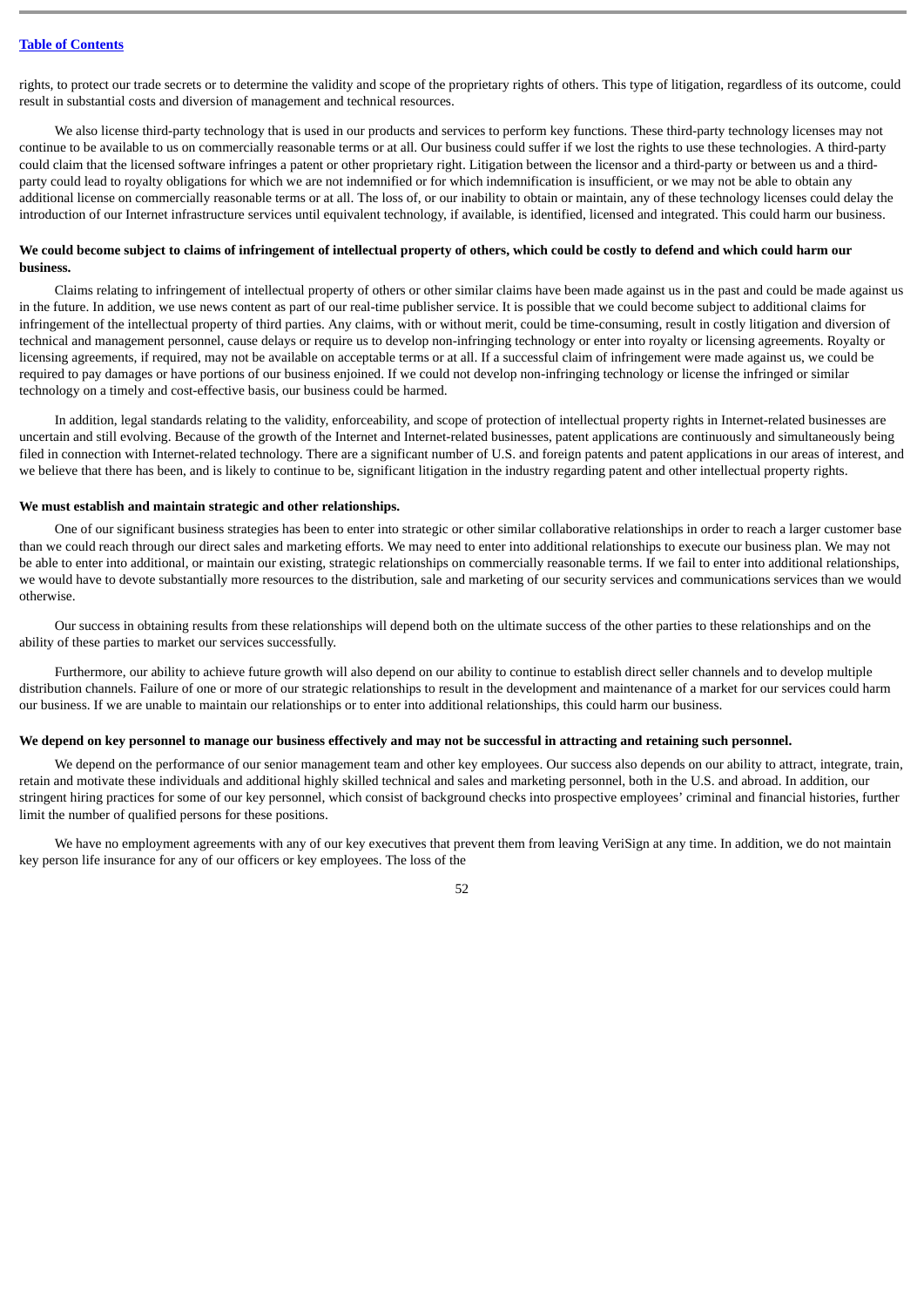rights, to protect our trade secrets or to determine the validity and scope of the proprietary rights of others. This type of litigation, regardless of its outcome, could result in substantial costs and diversion of management and technical resources.

We also license third-party technology that is used in our products and services to perform key functions. These third-party technology licenses may not continue to be available to us on commercially reasonable terms or at all. Our business could suffer if we lost the rights to use these technologies. A third-party could claim that the licensed software infringes a patent or other proprietary right. Litigation between the licensor and a third-party or between us and a third-party could lead to royalty obligations for which we are not indemnified or for which indemnification is insufficient, or we may not be able to obtain any additional license on commercially reasonable terms or at all. The loss of, or our inability to obtain or maintain, any of these technology licenses could delay the introduction of our Internet infrastructure services until equivalent technology, if available, is identified, licensed and integrated. This could harm our business.

**We could become subject to claims of infringement of intellectual property of others, which could be costly to defend and which could harm our business.**

Claims relating to infringement of intellectual property of others or other similar claims have been made against us in the past and could be made against us in the future. In addition, we use news content as part of our real-time publisher service. It is possible that we could become subject to additional claims for infringement of the intellectual property of third parties. Any claims, with or without merit, could be time-consuming, result in costly litigation and diversion of technical and management personnel, cause delays or require us to develop non-infringing technology or enter into royalty or licensing agreements. Royalty or licensing agreements, if required, may not be available on acceptable terms or at all. If a successful claim of infringement were made against us, we could be required to pay damages or have portions of our business enjoined. If we could not develop non-infringing technology or license the infringed or similar technology on a timely and cost-effective basis, our business could be harmed.

In addition, legal standards relating to the validity, enforceability, and scope of protection of intellectual property rights in Internet-related businesses are uncertain and still evolving. Because of the growth of the Internet and Internet-related businesses, patent applications are continuously and simultaneously being filed in connection with Internet-related technology. There are a significant number of U.S. and foreign patents and patent applications in our areas of interest, and we believe that there has been, and is likely to continue to be, significant litigation in the industry regarding patent and other intellectual property rights.

**We must establish and maintain strategic and other relationships.**

One of our significant business strategies has been to enter into strategic or other similar collaborative relationships in order to reach a larger customer base than we could reach through our direct sales and marketing efforts. We may need to enter into additional relationships to execute our business plan. We may not be able to enter into additional, or maintain our existing, strategic relationships on commercially reasonable terms. If we fail to enter into additional relationships, we would have to devote substantially more resources to the distribution, sale and marketing of our security services and communications services than we would otherwise.

Our success in obtaining results from these relationships will depend both on the ultimate success of the other parties to these relationships and on the ability of these parties to market our services successfully.

Furthermore, our ability to achieve future growth will also depend on our ability to continue to establish direct seller channels and to develop multiple distribution channels. Failure of one or more of our strategic relationships to result in the development and maintenance of a market for our services could harm our business. If we are unable to maintain our relationships or to enter into additional relationships, this could harm our business.

**We depend on key personnel to manage our business effectively and may not be successful in attracting and retaining such personnel.**

We depend on the performance of our senior management team and other key employees. Our success also depends on our ability to attract, integrate, train, retain and motivate these individuals and additional highly skilled technical and sales and marketing personnel, both in the U.S. and abroad. In addition, our stringent hiring practices for some of our key personnel, which consist of background checks into prospective employees' criminal and financial histories, further limit the number of qualified persons for these positions.

We have no employment agreements with any of our key executives that prevent them from leaving VeriSign at any time. In addition, we do not maintain key person life insurance for any of our officers or key employees. The loss of the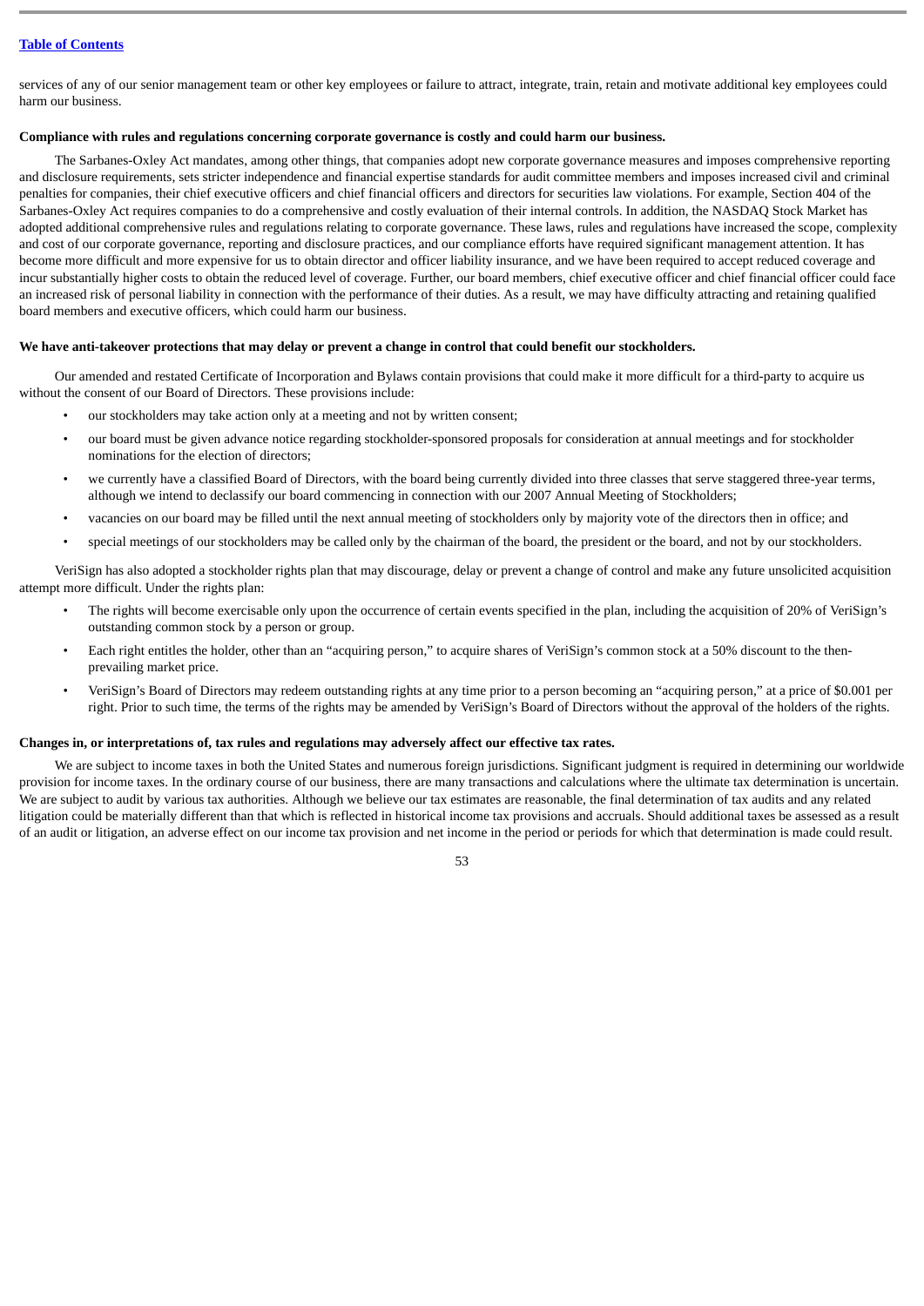services of any of our senior management team or other key employees or failure to attract, integrate, train, retain and motivate additional key employees could harm our business.

**Compliance with rules and regulations concerning corporate governance is costly and could harm our business.**

The Sarbanes-Oxley Act mandates, among other things, that companies adopt new corporate governance measures and imposes comprehensive reporting and disclosure requirements, sets stricter independence and financial expertise standards for audit committee members and imposes increased civil and criminal penalties for companies, their chief executive officers and chief financial officers and directors for securities law violations. For example, Section 404 of the Sarbanes-Oxley Act requires companies to do a comprehensive and costly evaluation of their internal controls. In addition, the NASDAQ Stock Market has adopted additional comprehensive rules and regulations relating to corporate governance. These laws, rules and regulations have increased the scope, complexity and cost of our corporate governance, reporting and disclosure practices, and our compliance efforts have required significant management attention. It has become more difficult and more expensive for us to obtain director and officer liability insurance, and we have been required to accept reduced coverage and incur substantially higher costs to obtain the reduced level of coverage. Further, our board members, chief executive officer and chief financial officer could face an increased risk of personal liability in connection with the performance of their duties. As a result, we may have difficulty attracting and retaining qualified board members and executive officers, which could harm our business.

**We have anti-takeover protections that may delay or prevent a change in control that could benefit our stockholders.**

Our amended and restated Certificate of Incorporation and Bylaws contain provisions that could make it more difficult for a third-party to acquire us without the consent of our Board of Directors. These provisions include:

- our stockholders may take action only at a meeting and not by written consent;
- our board must be given advance notice regarding stockholder-sponsored proposals for consideration at annual meetings and for stockholder nominations for the election of directors;
- we currently have a classified Board of Directors, with the board being currently divided into three classes that serve staggered three-year terms, although we intend to declassify our board commencing in connection with our 2007 Annual Meeting of Stockholders;
- vacancies on our board may be filled until the next annual meeting of stockholders only by majority vote of the directors then in office; and
- special meetings of our stockholders may be called only by the chairman of the board, the president or the board, and not by our stockholders.

VeriSign has also adopted a stockholder rights plan that may discourage, delay or prevent a change of control and make any future unsolicited acquisition attempt more difficult. Under the rights plan:

- The rights will become exercisable only upon the occurrence of certain events specified in the plan, including the acquisition of 20% of VeriSign's outstanding common stock by a person or group.
- Each right entitles the holder, other than an "acquiring person," to acquire shares of VeriSign's common stock at a 50% discount to the then-prevailing market price.
- VeriSign's Board of Directors may redeem outstanding rights at any time prior to a person becoming an "acquiring person," at a price of $0.001 per right. Prior to such time, the terms of the rights may be amended by VeriSign's Board of Directors without the approval of the holders of the rights.

**Changes in, or interpretations of, tax rules and regulations may adversely affect our effective tax rates.**

We are subject to income taxes in both the United States and numerous foreign jurisdictions. Significant judgment is required in determining our worldwide provision for income taxes. In the ordinary course of our business, there are many transactions and calculations where the ultimate tax determination is uncertain. We are subject to audit by various tax authorities. Although we believe our tax estimates are reasonable, the final determination of tax audits and any related litigation could be materially different than that which is reflected in historical income tax provisions and accruals. Should additional taxes be assessed as a result of an audit or litigation, an adverse effect on our income tax provision and net income in the period or periods for which that determination is made could result.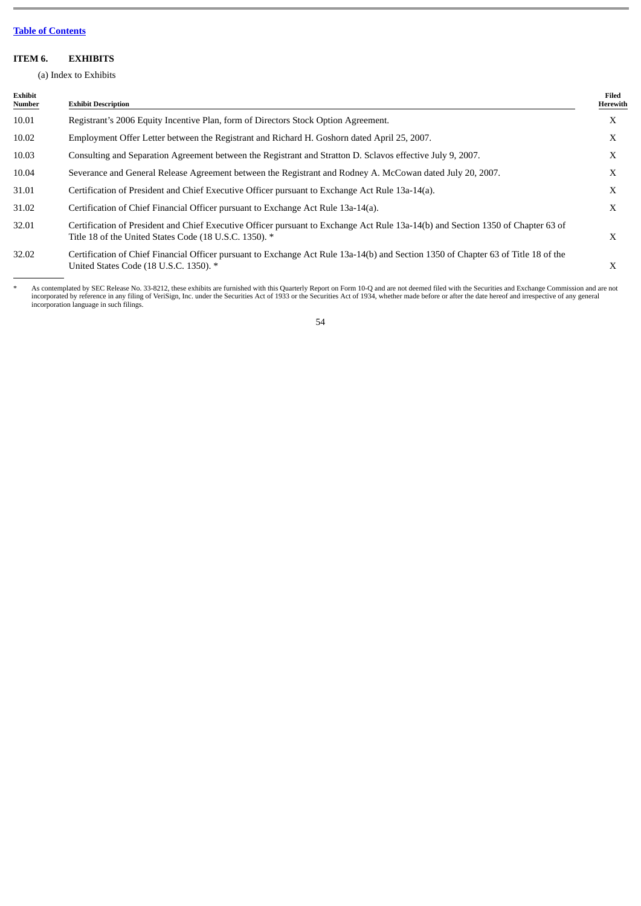[Table of Contents](#)

## ITEM 6. EXHIBITS

(a) Index to Exhibits

| Exhibit Number | Exhibit Description | Filed Herewith |
|---|---|---|
| 10.01 | Registrant's 2006 Equity Incentive Plan, form of Directors Stock Option Agreement. | X |
| 10.02 | Employment Offer Letter between the Registrant and Richard H. Goshorn dated April 25, 2007. | X |
| 10.03 | Consulting and Separation Agreement between the Registrant and Stratton D. Sclavos effective July 9, 2007. | X |
| 10.04 | Severance and General Release Agreement between the Registrant and Rodney A. McCowan dated July 20, 2007. | X |
| 31.01 | Certification of President and Chief Executive Officer pursuant to Exchange Act Rule 13a-14(a). | X |
| 31.02 | Certification of Chief Financial Officer pursuant to Exchange Act Rule 13a-14(a). | X |
| 32.01 | Certification of President and Chief Executive Officer pursuant to Exchange Act Rule 13a-14(b) and Section 1350 of Chapter 63 of Title 18 of the United States Code (18 U.S.C. 1350). * | X |
| 32.02 | Certification of Chief Financial Officer pursuant to Exchange Act Rule 13a-14(b) and Section 1350 of Chapter 63 of Title 18 of the United States Code (18 U.S.C. 1350). * | X |

\* As contemplated by SEC Release No. 33-8212, these exhibits are furnished with this Quarterly Report on Form 10-Q and are not deemed filed with the Securities and Exchange Commission and are not incorporated by reference in any filing of VeriSign, Inc. under the Securities Act of 1933 or the Securities Act of 1934, whether made before or after the date hereof and irrespective of any general incorporation language in such filings.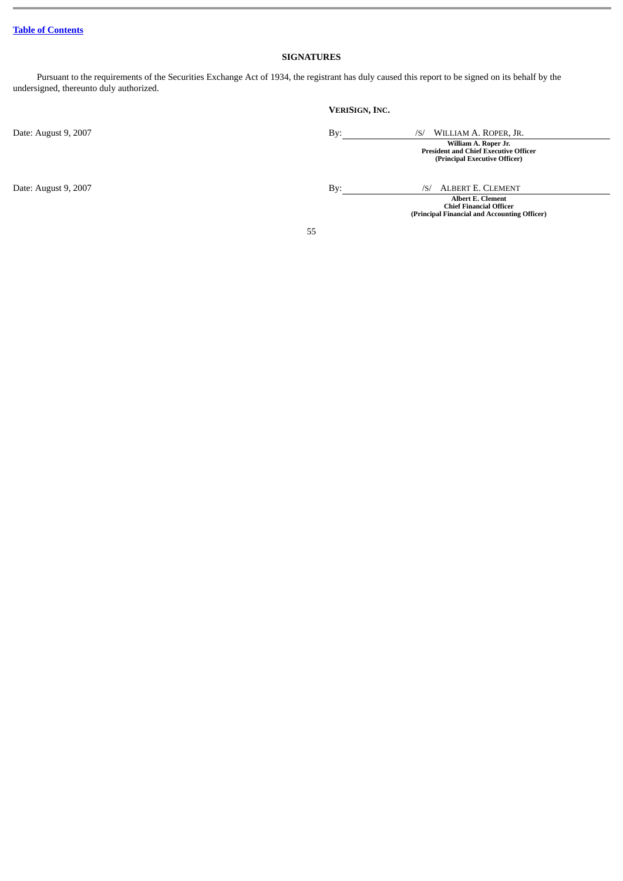[Table of Contents](#)

## SIGNATURES

Pursuant to the requirements of the Securities Exchange Act of 1934, the registrant has duly caused this report to be signed on its behalf by the undersigned, thereunto duly authorized.

**VERISIGN, INC.**

Date: August 9, 2007

By: /S/ WILLIAM A. ROPER, JR.

**William A. Roper Jr.**
**President and Chief Executive Officer**
**(Principal Executive Officer)**

Date: August 9, 2007

By: /S/ ALBERT E. CLEMENT

**Albert E. Clement**
**Chief Financial Officer**
**(Principal Financial and Accounting Officer)**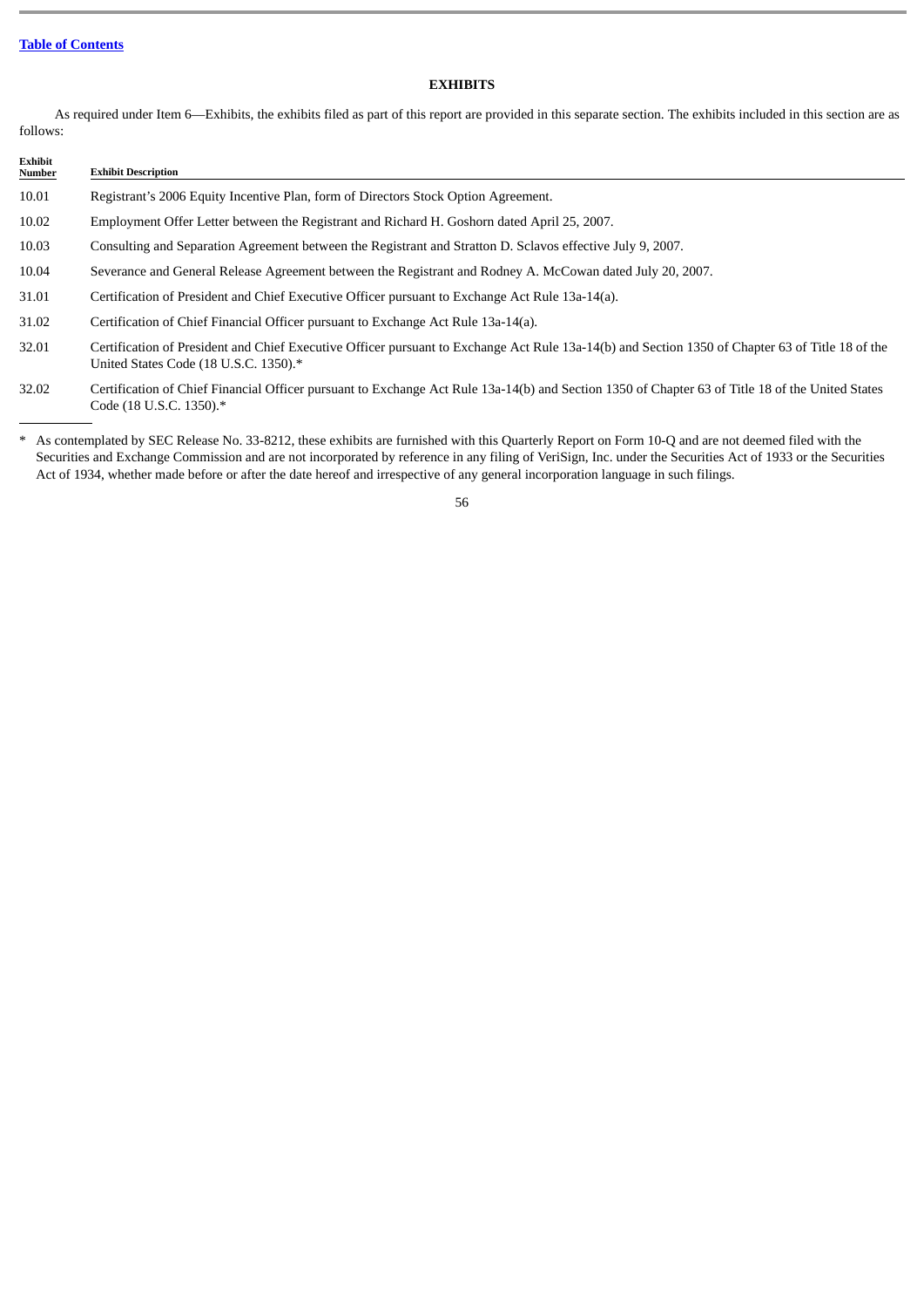[Table of Contents](#)

## EXHIBITS

As required under Item 6—Exhibits, the exhibits filed as part of this report are provided in this separate section. The exhibits included in this section are as follows:

| Exhibit Number | Exhibit Description |
|---|---|
| 10.01 | Registrant's 2006 Equity Incentive Plan, form of Directors Stock Option Agreement. |
| 10.02 | Employment Offer Letter between the Registrant and Richard H. Goshorn dated April 25, 2007. |
| 10.03 | Consulting and Separation Agreement between the Registrant and Stratton D. Sclavos effective July 9, 2007. |
| 10.04 | Severance and General Release Agreement between the Registrant and Rodney A. McCowan dated July 20, 2007. |
| 31.01 | Certification of President and Chief Executive Officer pursuant to Exchange Act Rule 13a-14(a). |
| 31.02 | Certification of Chief Financial Officer pursuant to Exchange Act Rule 13a-14(a). |
| 32.01 | Certification of President and Chief Executive Officer pursuant to Exchange Act Rule 13a-14(b) and Section 1350 of Chapter 63 of Title 18 of the United States Code (18 U.S.C. 1350).* |
| 32.02 | Certification of Chief Financial Officer pursuant to Exchange Act Rule 13a-14(b) and Section 1350 of Chapter 63 of Title 18 of the United States Code (18 U.S.C. 1350).* |

\* As contemplated by SEC Release No. 33-8212, these exhibits are furnished with this Quarterly Report on Form 10-Q and are not deemed filed with the Securities and Exchange Commission and are not incorporated by reference in any filing of VeriSign, Inc. under the Securities Act of 1933 or the Securities Act of 1934, whether made before or after the date hereof and irrespective of any general incorporation language in such filings.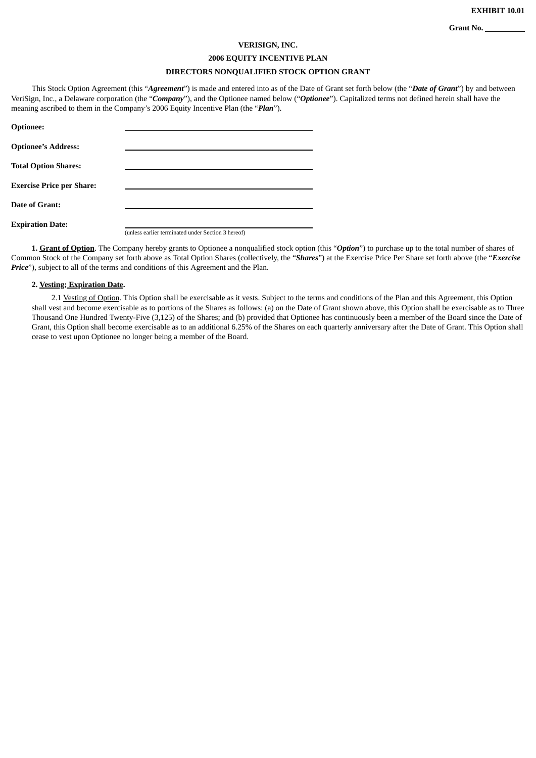**EXHIBIT 10.01**

**Grant No.** \_\_\_\_\_\_\_\_\_\_

**VERISIGN, INC.**

**2006 EQUITY INCENTIVE PLAN**

**DIRECTORS NONQUALIFIED STOCK OPTION GRANT**

This Stock Option Agreement (this "***Agreement***") is made and entered into as of the Date of Grant set forth below (the "***Date of Grant***") by and between VeriSign, Inc., a Delaware corporation (the "***Company***"), and the Optionee named below ("***Optionee***"). Capitalized terms not defined herein shall have the meaning ascribed to them in the Company's 2006 Equity Incentive Plan (the "***Plan***").

**Optionee:** \_\_\_\_\_\_\_\_\_\_\_\_\_\_\_\_\_\_\_\_\_\_\_\_\_\_\_\_\_\_\_\_\_\_\_\_\_\_\_\_

**Optionee's Address:** \_\_\_\_\_\_\_\_\_\_\_\_\_\_\_\_\_\_\_\_\_\_\_\_\_\_\_\_\_\_\_\_\_\_\_\_\_\_\_\_

**Total Option Shares:** \_\_\_\_\_\_\_\_\_\_\_\_\_\_\_\_\_\_\_\_\_\_\_\_\_\_\_\_\_\_\_\_\_\_\_\_\_\_\_\_

**Exercise Price per Share:** \_\_\_\_\_\_\_\_\_\_\_\_\_\_\_\_\_\_\_\_\_\_\_\_\_\_\_\_\_\_\_\_\_\_\_\_\_\_\_\_

**Date of Grant:** \_\_\_\_\_\_\_\_\_\_\_\_\_\_\_\_\_\_\_\_\_\_\_\_\_\_\_\_\_\_\_\_\_\_\_\_\_\_\_\_

**Expiration Date:** \_\_\_\_\_\_\_\_\_\_\_\_\_\_\_\_\_\_\_\_\_\_\_\_\_\_\_\_\_\_\_\_\_\_\_\_\_\_\_\_
(unless earlier terminated under Section 3 hereof)

**1. Grant of Option**. The Company hereby grants to Optionee a nonqualified stock option (this "***Option***") to purchase up to the total number of shares of Common Stock of the Company set forth above as Total Option Shares (collectively, the "***Shares***") at the Exercise Price Per Share set forth above (the "***Exercise Price***"), subject to all of the terms and conditions of this Agreement and the Plan.

**2. Vesting; Expiration Date.**

2.1 Vesting of Option. This Option shall be exercisable as it vests. Subject to the terms and conditions of the Plan and this Agreement, this Option shall vest and become exercisable as to portions of the Shares as follows: (a) on the Date of Grant shown above, this Option shall be exercisable as to Three Thousand One Hundred Twenty-Five (3,125) of the Shares; and (b) provided that Optionee has continuously been a member of the Board since the Date of Grant, this Option shall become exercisable as to an additional 6.25% of the Shares on each quarterly anniversary after the Date of Grant. This Option shall cease to vest upon Optionee no longer being a member of the Board.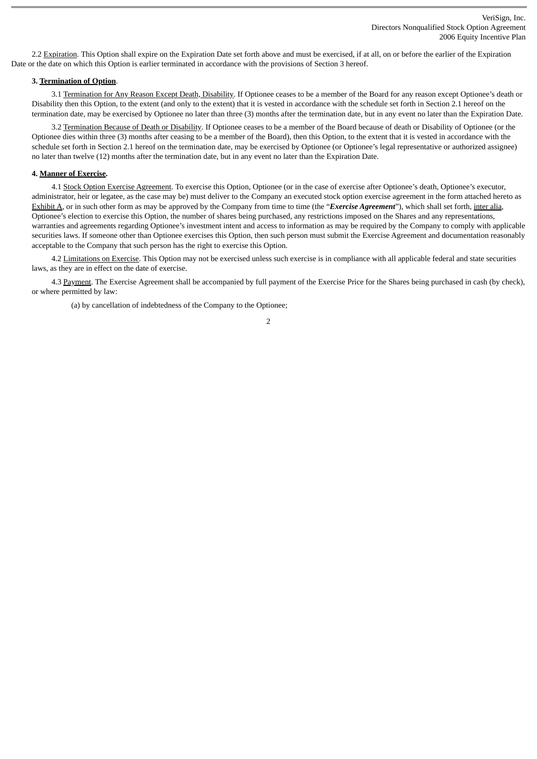2.2 Expiration. This Option shall expire on the Expiration Date set forth above and must be exercised, if at all, on or before the earlier of the Expiration Date or the date on which this Option is earlier terminated in accordance with the provisions of Section 3 hereof.

**3. Termination of Option.**

3.1 Termination for Any Reason Except Death, Disability. If Optionee ceases to be a member of the Board for any reason except Optionee's death or Disability then this Option, to the extent (and only to the extent) that it is vested in accordance with the schedule set forth in Section 2.1 hereof on the termination date, may be exercised by Optionee no later than three (3) months after the termination date, but in any event no later than the Expiration Date.

3.2 Termination Because of Death or Disability. If Optionee ceases to be a member of the Board because of death or Disability of Optionee (or the Optionee dies within three (3) months after ceasing to be a member of the Board), then this Option, to the extent that it is vested in accordance with the schedule set forth in Section 2.1 hereof on the termination date, may be exercised by Optionee (or Optionee's legal representative or authorized assignee) no later than twelve (12) months after the termination date, but in any event no later than the Expiration Date.

**4. Manner of Exercise.**

4.1 Stock Option Exercise Agreement. To exercise this Option, Optionee (or in the case of exercise after Optionee's death, Optionee's executor, administrator, heir or legatee, as the case may be) must deliver to the Company an executed stock option exercise agreement in the form attached hereto as Exhibit A, or in such other form as may be approved by the Company from time to time (the "***Exercise Agreement***"), which shall set forth, inter alia, Optionee's election to exercise this Option, the number of shares being purchased, any restrictions imposed on the Shares and any representations, warranties and agreements regarding Optionee's investment intent and access to information as may be required by the Company to comply with applicable securities laws. If someone other than Optionee exercises this Option, then such person must submit the Exercise Agreement and documentation reasonably acceptable to the Company that such person has the right to exercise this Option.

4.2 Limitations on Exercise. This Option may not be exercised unless such exercise is in compliance with all applicable federal and state securities laws, as they are in effect on the date of exercise.

4.3 Payment. The Exercise Agreement shall be accompanied by full payment of the Exercise Price for the Shares being purchased in cash (by check), or where permitted by law:

(a) by cancellation of indebtedness of the Company to the Optionee;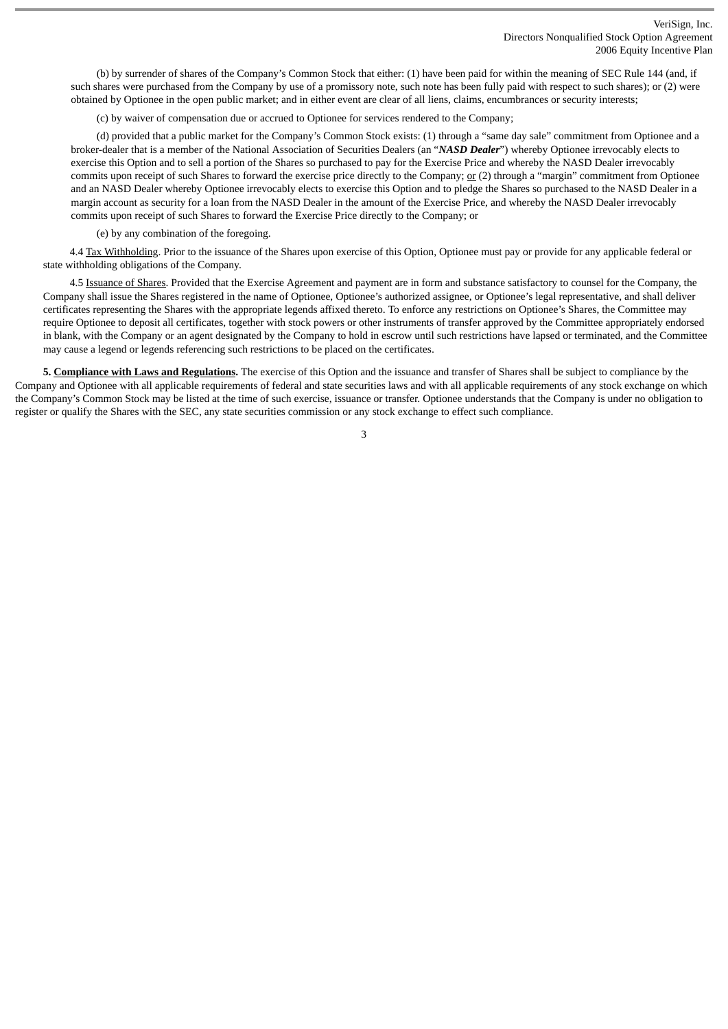(b) by surrender of shares of the Company's Common Stock that either: (1) have been paid for within the meaning of SEC Rule 144 (and, if such shares were purchased from the Company by use of a promissory note, such note has been fully paid with respect to such shares); or (2) were obtained by Optionee in the open public market; and in either event are clear of all liens, claims, encumbrances or security interests;

(c) by waiver of compensation due or accrued to Optionee for services rendered to the Company;

(d) provided that a public market for the Company's Common Stock exists: (1) through a "same day sale" commitment from Optionee and a broker-dealer that is a member of the National Association of Securities Dealers (an "***NASD Dealer***") whereby Optionee irrevocably elects to exercise this Option and to sell a portion of the Shares so purchased to pay for the Exercise Price and whereby the NASD Dealer irrevocably commits upon receipt of such Shares to forward the exercise price directly to the Company; or (2) through a "margin" commitment from Optionee and an NASD Dealer whereby Optionee irrevocably elects to exercise this Option and to pledge the Shares so purchased to the NASD Dealer in a margin account as security for a loan from the NASD Dealer in the amount of the Exercise Price, and whereby the NASD Dealer irrevocably commits upon receipt of such Shares to forward the Exercise Price directly to the Company; or

(e) by any combination of the foregoing.

4.4 Tax Withholding. Prior to the issuance of the Shares upon exercise of this Option, Optionee must pay or provide for any applicable federal or state withholding obligations of the Company.

4.5 Issuance of Shares. Provided that the Exercise Agreement and payment are in form and substance satisfactory to counsel for the Company, the Company shall issue the Shares registered in the name of Optionee, Optionee's authorized assignee, or Optionee's legal representative, and shall deliver certificates representing the Shares with the appropriate legends affixed thereto. To enforce any restrictions on Optionee's Shares, the Committee may require Optionee to deposit all certificates, together with stock powers or other instruments of transfer approved by the Committee appropriately endorsed in blank, with the Company or an agent designated by the Company to hold in escrow until such restrictions have lapsed or terminated, and the Committee may cause a legend or legends referencing such restrictions to be placed on the certificates.

**5. Compliance with Laws and Regulations.** The exercise of this Option and the issuance and transfer of Shares shall be subject to compliance by the Company and Optionee with all applicable requirements of federal and state securities laws and with all applicable requirements of any stock exchange on which the Company's Common Stock may be listed at the time of such exercise, issuance or transfer. Optionee understands that the Company is under no obligation to register or qualify the Shares with the SEC, any state securities commission or any stock exchange to effect such compliance.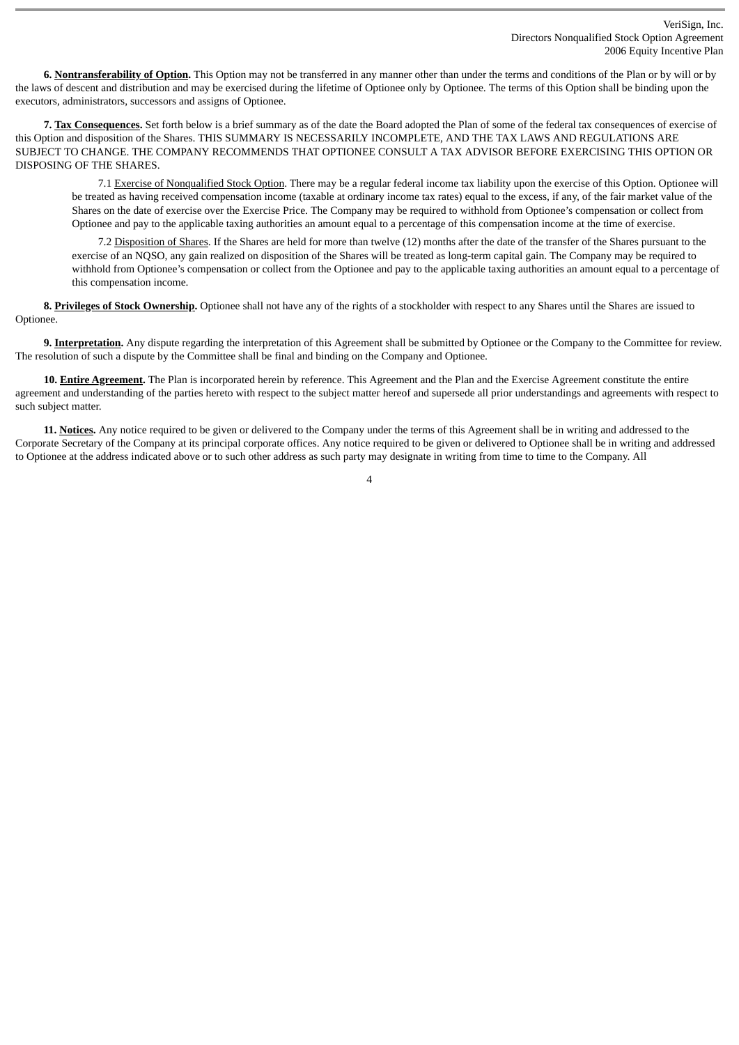**6. Nontransferability of Option.** This Option may not be transferred in any manner other than under the terms and conditions of the Plan or by will or by the laws of descent and distribution and may be exercised during the lifetime of Optionee only by Optionee. The terms of this Option shall be binding upon the executors, administrators, successors and assigns of Optionee.

**7. Tax Consequences.** Set forth below is a brief summary as of the date the Board adopted the Plan of some of the federal tax consequences of exercise of this Option and disposition of the Shares. THIS SUMMARY IS NECESSARILY INCOMPLETE, AND THE TAX LAWS AND REGULATIONS ARE SUBJECT TO CHANGE. THE COMPANY RECOMMENDS THAT OPTIONEE CONSULT A TAX ADVISOR BEFORE EXERCISING THIS OPTION OR DISPOSING OF THE SHARES.

7.1 Exercise of Nonqualified Stock Option. There may be a regular federal income tax liability upon the exercise of this Option. Optionee will be treated as having received compensation income (taxable at ordinary income tax rates) equal to the excess, if any, of the fair market value of the Shares on the date of exercise over the Exercise Price. The Company may be required to withhold from Optionee's compensation or collect from Optionee and pay to the applicable taxing authorities an amount equal to a percentage of this compensation income at the time of exercise.

7.2 Disposition of Shares. If the Shares are held for more than twelve (12) months after the date of the transfer of the Shares pursuant to the exercise of an NQSO, any gain realized on disposition of the Shares will be treated as long-term capital gain. The Company may be required to withhold from Optionee's compensation or collect from the Optionee and pay to the applicable taxing authorities an amount equal to a percentage of this compensation income.

**8. Privileges of Stock Ownership.** Optionee shall not have any of the rights of a stockholder with respect to any Shares until the Shares are issued to Optionee.

**9. Interpretation.** Any dispute regarding the interpretation of this Agreement shall be submitted by Optionee or the Company to the Committee for review. The resolution of such a dispute by the Committee shall be final and binding on the Company and Optionee.

**10. Entire Agreement.** The Plan is incorporated herein by reference. This Agreement and the Plan and the Exercise Agreement constitute the entire agreement and understanding of the parties hereto with respect to the subject matter hereof and supersede all prior understandings and agreements with respect to such subject matter.

**11. Notices.** Any notice required to be given or delivered to the Company under the terms of this Agreement shall be in writing and addressed to the Corporate Secretary of the Company at its principal corporate offices. Any notice required to be given or delivered to Optionee shall be in writing and addressed to Optionee at the address indicated above or to such other address as such party may designate in writing from time to time to the Company. All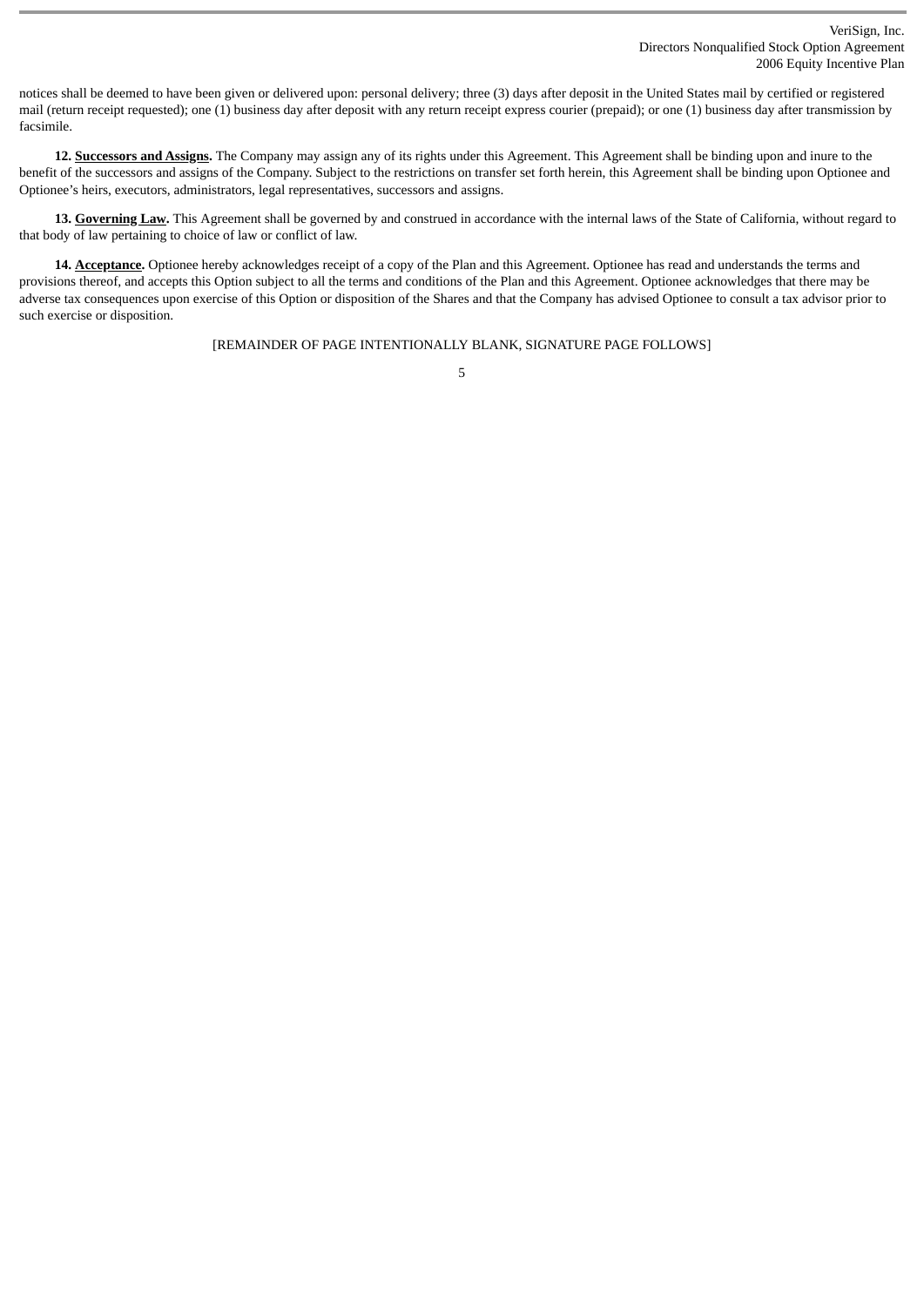notices shall be deemed to have been given or delivered upon: personal delivery; three (3) days after deposit in the United States mail by certified or registered mail (return receipt requested); one (1) business day after deposit with any return receipt express courier (prepaid); or one (1) business day after transmission by facsimile.

**12. Successors and Assigns.** The Company may assign any of its rights under this Agreement. This Agreement shall be binding upon and inure to the benefit of the successors and assigns of the Company. Subject to the restrictions on transfer set forth herein, this Agreement shall be binding upon Optionee and Optionee's heirs, executors, administrators, legal representatives, successors and assigns.

**13. Governing Law.** This Agreement shall be governed by and construed in accordance with the internal laws of the State of California, without regard to that body of law pertaining to choice of law or conflict of law.

**14. Acceptance.** Optionee hereby acknowledges receipt of a copy of the Plan and this Agreement. Optionee has read and understands the terms and provisions thereof, and accepts this Option subject to all the terms and conditions of the Plan and this Agreement. Optionee acknowledges that there may be adverse tax consequences upon exercise of this Option or disposition of the Shares and that the Company has advised Optionee to consult a tax advisor prior to such exercise or disposition.

[REMAINDER OF PAGE INTENTIONALLY BLANK, SIGNATURE PAGE FOLLOWS]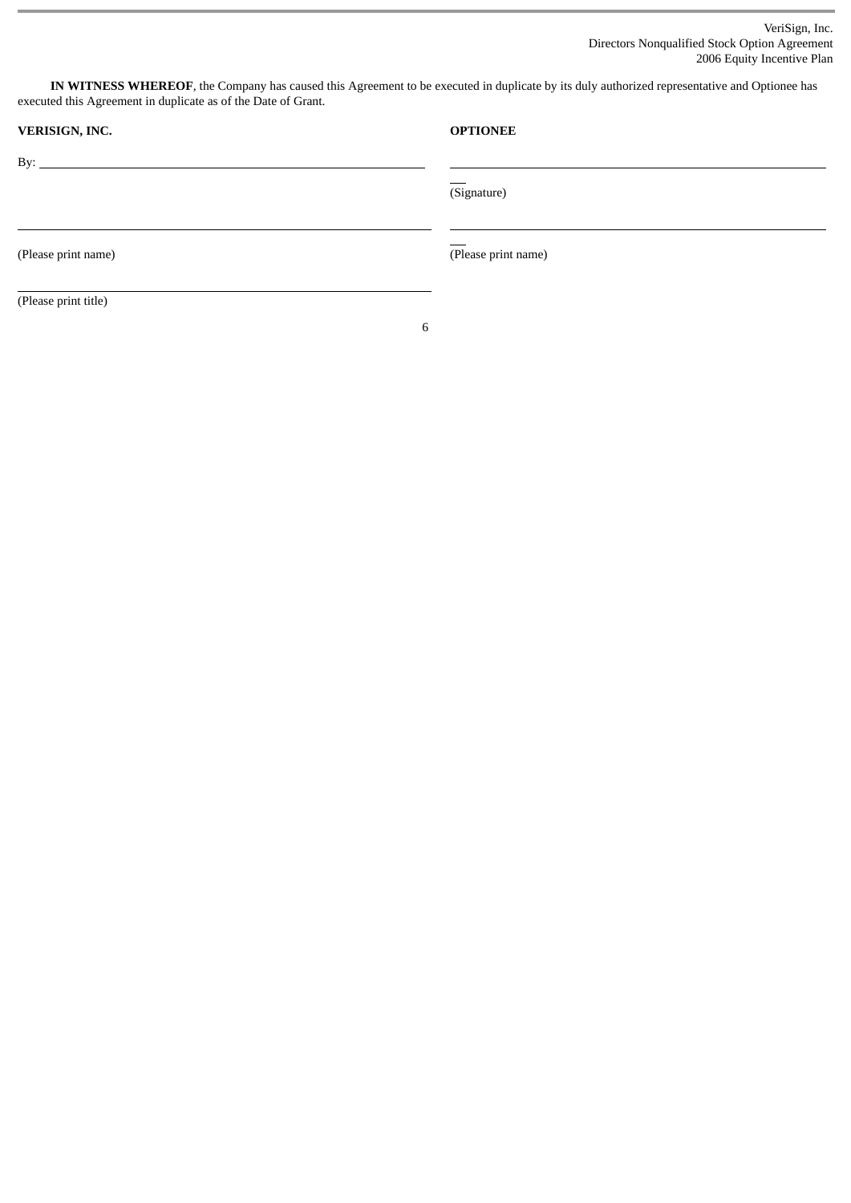**IN WITNESS WHEREOF**, the Company has caused this Agreement to be executed in duplicate by its duly authorized representative and Optionee has executed this Agreement in duplicate as of the Date of Grant.

| **VERISIGN, INC.** | **OPTIONEE** |
|---|---|
| By: ______________________________ | ______________________________ |
| | (Signature) |
| ______________________________ | ______________________________ |
| (Please print name) | (Please print name) |
| ______________________________ | |
| (Please print title) | |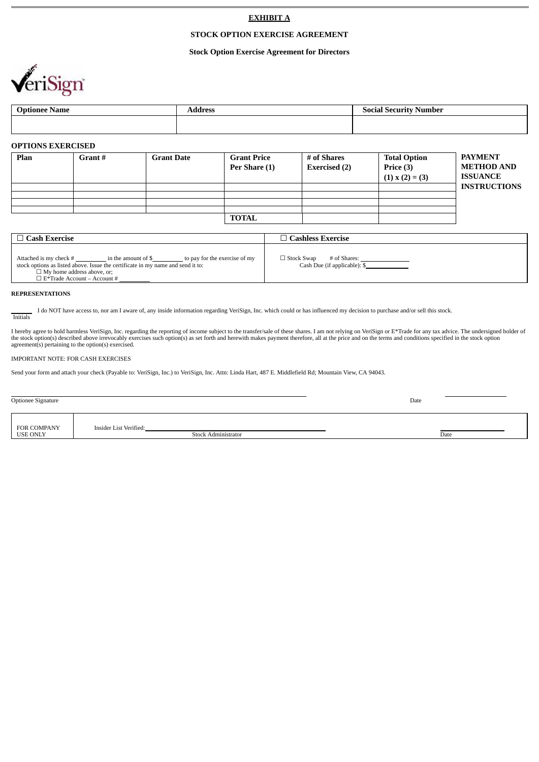**EXHIBIT A**

**STOCK OPTION EXERCISE AGREEMENT**

**Stock Option Exercise Agreement for Directors**

VeriSign

| Optionee Name | Address | Social Security Number |
|---|---|---|
| | | |

**OPTIONS EXERCISED**

| Plan | Grant # | Grant Date | Grant Price Per Share (1) | # of Shares Exercised (2) | Total Option Price (3) (1) x (2) = (3) |
|---|---|---|---|---|---|
| | | | | | |
| | | | | | |
| | | | | | |
| | | | | | |
| | | | **TOTAL** | | |

**PAYMENT METHOD AND ISSUANCE INSTRUCTIONS**

| ☐ Cash Exercise | ☐ Cashless Exercise |
|---|---|
| Attached is my check # \_\_\_\_\_\_\_\_ in the amount of $\_\_\_\_\_\_\_\_ to pay for the exercise of my stock options as listed above. Issue the certificate in my name and send it to: ☐ My home address above, or; ☐ E*Trade Account – Account # \_\_\_\_\_\_\_\_ | ☐ Stock Swap # of Shares: \_\_\_\_\_\_\_\_ Cash Due (if applicable): $\_\_\_\_\_\_\_\_ |

**REPRESENTATIONS**

\_\_\_\_\_\_ Initials I do NOT have access to, nor am I aware of, any inside information regarding VeriSign, Inc. which could or has influenced my decision to purchase and/or sell this stock.

I hereby agree to hold harmless VeriSign, Inc. regarding the reporting of income subject to the transfer/sale of these shares. I am not relying on VeriSign or E*Trade for any tax advice. The undersigned holder of the stock option(s) described above irrevocably exercises such option(s) as set forth and herewith makes payment therefore, all at the price and on the terms and conditions specified in the stock option agreement(s) pertaining to the option(s) exercised.

IMPORTANT NOTE: FOR CASH EXERCISES

Send your form and attach your check (Payable to: VeriSign, Inc.) to VeriSign, Inc. Attn: Linda Hart, 487 E. Middlefield Rd; Mountain View, CA 94043.

\_\_\_\_\_\_\_\_\_\_\_\_\_\_\_\_\_\_\_\_\_\_\_\_\_\_\_\_\_\_\_\_\_\_ \_\_\_\_\_\_\_\_\_\_\_\_

Optionee Signature Date

| FOR COMPANY USE ONLY | Insider List Verified: \_\_\_\_\_\_\_\_\_\_\_\_\_\_\_\_\_\_\_\_ Stock Administrator | \_\_\_\_\_\_\_\_\_\_\_\_ Date |
|---|---|---|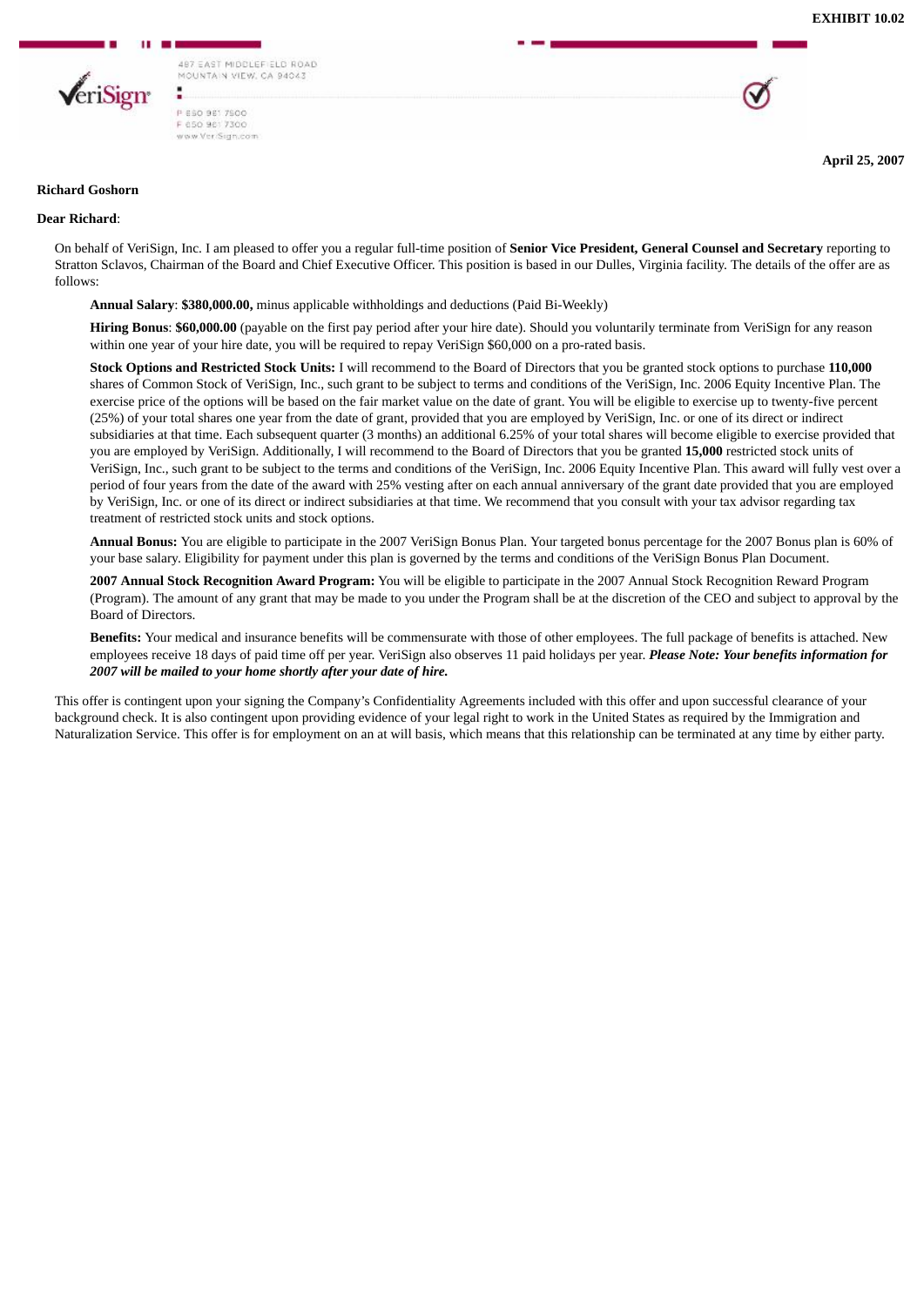**EXHIBIT 10.02**

VeriSign

487 EAST MIDDLEFIELD ROAD
MOUNTAIN VIEW, CA 94043

P 650 961 7500
F 650 961 7300
www.VeriSign.com

**April 25, 2007**

**Richard Goshorn**

**Dear Richard**:

On behalf of VeriSign, Inc. I am pleased to offer you a regular full-time position of **Senior Vice President, General Counsel and Secretary** reporting to Stratton Sclavos, Chairman of the Board and Chief Executive Officer. This position is based in our Dulles, Virginia facility. The details of the offer are as follows:

**Annual Salary**: **$380,000.00,** minus applicable withholdings and deductions (Paid Bi-Weekly)

**Hiring Bonus**: **$60,000.00** (payable on the first pay period after your hire date). Should you voluntarily terminate from VeriSign for any reason within one year of your hire date, you will be required to repay VeriSign $60,000 on a pro-rated basis.

**Stock Options and Restricted Stock Units:** I will recommend to the Board of Directors that you be granted stock options to purchase **110,000** shares of Common Stock of VeriSign, Inc., such grant to be subject to terms and conditions of the VeriSign, Inc. 2006 Equity Incentive Plan. The exercise price of the options will be based on the fair market value on the date of grant. You will be eligible to exercise up to twenty-five percent (25%) of your total shares one year from the date of grant, provided that you are employed by VeriSign, Inc. or one of its direct or indirect subsidiaries at that time. Each subsequent quarter (3 months) an additional 6.25% of your total shares will become eligible to exercise provided that you are employed by VeriSign. Additionally, I will recommend to the Board of Directors that you be granted **15,000** restricted stock units of VeriSign, Inc., such grant to be subject to the terms and conditions of the VeriSign, Inc. 2006 Equity Incentive Plan. This award will fully vest over a period of four years from the date of the award with 25% vesting after on each annual anniversary of the grant date provided that you are employed by VeriSign, Inc. or one of its direct or indirect subsidiaries at that time. We recommend that you consult with your tax advisor regarding tax treatment of restricted stock units and stock options.

**Annual Bonus:** You are eligible to participate in the 2007 VeriSign Bonus Plan. Your targeted bonus percentage for the 2007 Bonus plan is 60% of your base salary. Eligibility for payment under this plan is governed by the terms and conditions of the VeriSign Bonus Plan Document.

**2007 Annual Stock Recognition Award Program:** You will be eligible to participate in the 2007 Annual Stock Recognition Reward Program (Program). The amount of any grant that may be made to you under the Program shall be at the discretion of the CEO and subject to approval by the Board of Directors.

**Benefits:** Your medical and insurance benefits will be commensurate with those of other employees. The full package of benefits is attached. New employees receive 18 days of paid time off per year. VeriSign also observes 11 paid holidays per year. ***Please Note: Your benefits information for 2007 will be mailed to your home shortly after your date of hire.***

This offer is contingent upon your signing the Company's Confidentiality Agreements included with this offer and upon successful clearance of your background check. It is also contingent upon providing evidence of your legal right to work in the United States as required by the Immigration and Naturalization Service. This offer is for employment on an at will basis, which means that this relationship can be terminated at any time by either party.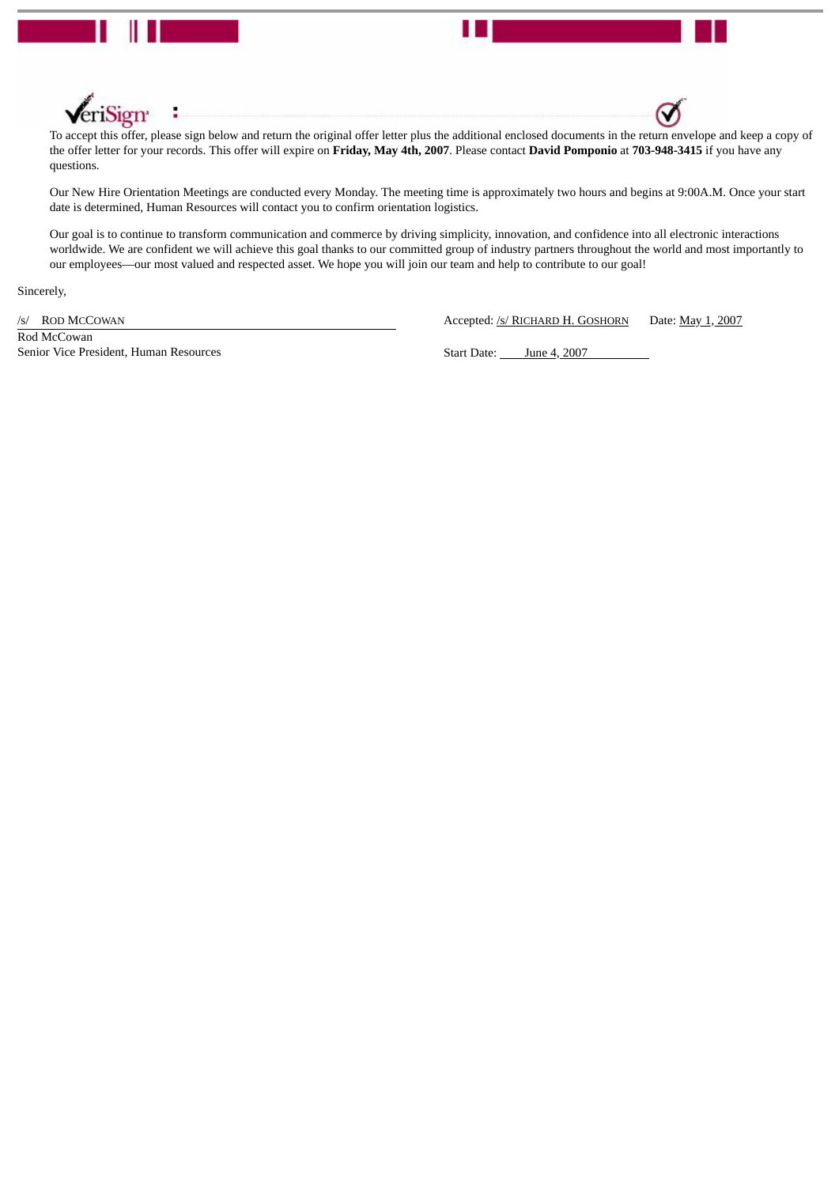To accept this offer, please sign below and return the original offer letter plus the additional enclosed documents in the return envelope and keep a copy of the offer letter for your records. This offer will expire on **Friday, May 4th, 2007**. Please contact **David Pomponio** at **703-948-3415** if you have any questions.

Our New Hire Orientation Meetings are conducted every Monday. The meeting time is approximately two hours and begins at 9:00A.M. Once your start date is determined, Human Resources will contact you to confirm orientation logistics.

Our goal is to continue to transform communication and commerce by driving simplicity, innovation, and confidence into all electronic interactions worldwide. We are confident we will achieve this goal thanks to our committed group of industry partners throughout the world and most importantly to our employees—our most valued and respected asset. We hope you will join our team and help to contribute to our goal!

Sincerely,

/s/ ROD MCCOWAN

Rod McCowan

Senior Vice President, Human Resources

Accepted: /s/ RICHARD H. GOSHORN Date: May 1, 2007

Start Date: June 4, 2007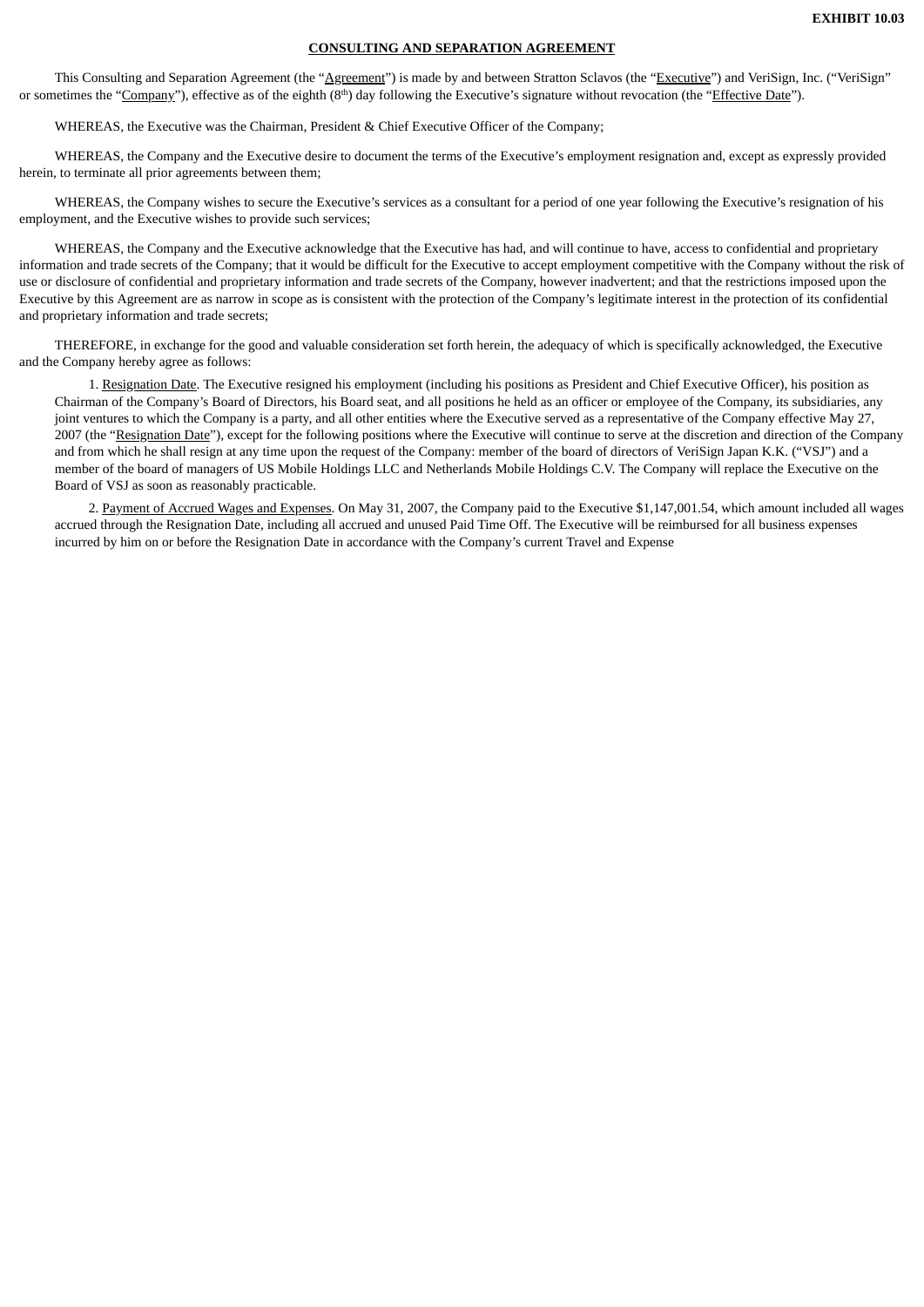**EXHIBIT 10.03**

**CONSULTING AND SEPARATION AGREEMENT**

This Consulting and Separation Agreement (the "Agreement") is made by and between Stratton Sclavos (the "Executive") and VeriSign, Inc. ("VeriSign" or sometimes the "Company"), effective as of the eighth (8th) day following the Executive's signature without revocation (the "Effective Date").

WHEREAS, the Executive was the Chairman, President & Chief Executive Officer of the Company;

WHEREAS, the Company and the Executive desire to document the terms of the Executive's employment resignation and, except as expressly provided herein, to terminate all prior agreements between them;

WHEREAS, the Company wishes to secure the Executive's services as a consultant for a period of one year following the Executive's resignation of his employment, and the Executive wishes to provide such services;

WHEREAS, the Company and the Executive acknowledge that the Executive has had, and will continue to have, access to confidential and proprietary information and trade secrets of the Company; that it would be difficult for the Executive to accept employment competitive with the Company without the risk of use or disclosure of confidential and proprietary information and trade secrets of the Company, however inadvertent; and that the restrictions imposed upon the Executive by this Agreement are as narrow in scope as is consistent with the protection of the Company's legitimate interest in the protection of its confidential and proprietary information and trade secrets;

THEREFORE, in exchange for the good and valuable consideration set forth herein, the adequacy of which is specifically acknowledged, the Executive and the Company hereby agree as follows:

1. Resignation Date. The Executive resigned his employment (including his positions as President and Chief Executive Officer), his position as Chairman of the Company's Board of Directors, his Board seat, and all positions he held as an officer or employee of the Company, its subsidiaries, any joint ventures to which the Company is a party, and all other entities where the Executive served as a representative of the Company effective May 27, 2007 (the "Resignation Date"), except for the following positions where the Executive will continue to serve at the discretion and direction of the Company and from which he shall resign at any time upon the request of the Company: member of the board of directors of VeriSign Japan K.K. ("VSJ") and a member of the board of managers of US Mobile Holdings LLC and Netherlands Mobile Holdings C.V. The Company will replace the Executive on the Board of VSJ as soon as reasonably practicable.

2. Payment of Accrued Wages and Expenses. On May 31, 2007, the Company paid to the Executive $1,147,001.54, which amount included all wages accrued through the Resignation Date, including all accrued and unused Paid Time Off. The Executive will be reimbursed for all business expenses incurred by him on or before the Resignation Date in accordance with the Company's current Travel and Expense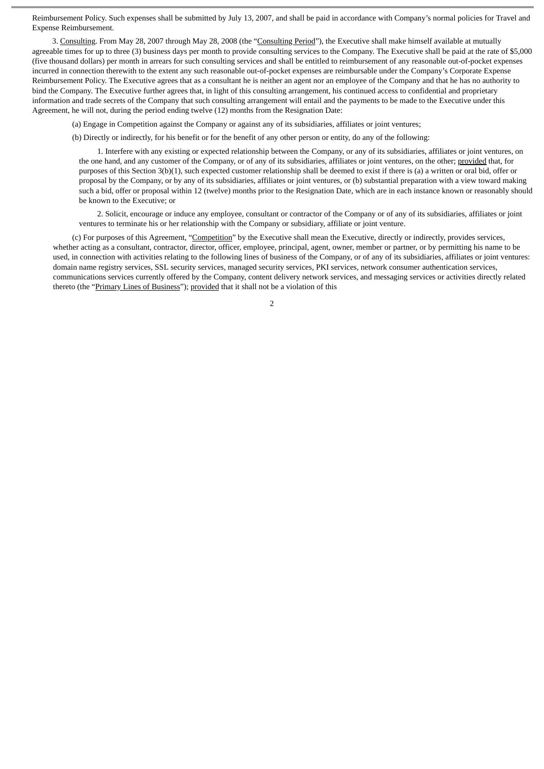Reimbursement Policy. Such expenses shall be submitted by July 13, 2007, and shall be paid in accordance with Company's normal policies for Travel and Expense Reimbursement.

3. Consulting. From May 28, 2007 through May 28, 2008 (the "Consulting Period"), the Executive shall make himself available at mutually agreeable times for up to three (3) business days per month to provide consulting services to the Company. The Executive shall be paid at the rate of $5,000 (five thousand dollars) per month in arrears for such consulting services and shall be entitled to reimbursement of any reasonable out-of-pocket expenses incurred in connection therewith to the extent any such reasonable out-of-pocket expenses are reimbursable under the Company's Corporate Expense Reimbursement Policy. The Executive agrees that as a consultant he is neither an agent nor an employee of the Company and that he has no authority to bind the Company. The Executive further agrees that, in light of this consulting arrangement, his continued access to confidential and proprietary information and trade secrets of the Company that such consulting arrangement will entail and the payments to be made to the Executive under this Agreement, he will not, during the period ending twelve (12) months from the Resignation Date:

(a) Engage in Competition against the Company or against any of its subsidiaries, affiliates or joint ventures;

(b) Directly or indirectly, for his benefit or for the benefit of any other person or entity, do any of the following:

1. Interfere with any existing or expected relationship between the Company, or any of its subsidiaries, affiliates or joint ventures, on the one hand, and any customer of the Company, or of any of its subsidiaries, affiliates or joint ventures, on the other; provided that, for purposes of this Section 3(b)(1), such expected customer relationship shall be deemed to exist if there is (a) a written or oral bid, offer or proposal by the Company, or by any of its subsidiaries, affiliates or joint ventures, or (b) substantial preparation with a view toward making such a bid, offer or proposal within 12 (twelve) months prior to the Resignation Date, which are in each instance known or reasonably should be known to the Executive; or

2. Solicit, encourage or induce any employee, consultant or contractor of the Company or of any of its subsidiaries, affiliates or joint ventures to terminate his or her relationship with the Company or subsidiary, affiliate or joint venture.

(c) For purposes of this Agreement, "Competition" by the Executive shall mean the Executive, directly or indirectly, provides services, whether acting as a consultant, contractor, director, officer, employee, principal, agent, owner, member or partner, or by permitting his name to be used, in connection with activities relating to the following lines of business of the Company, or of any of its subsidiaries, affiliates or joint ventures: domain name registry services, SSL security services, managed security services, PKI services, network consumer authentication services, communications services currently offered by the Company, content delivery network services, and messaging services or activities directly related thereto (the "Primary Lines of Business"); provided that it shall not be a violation of this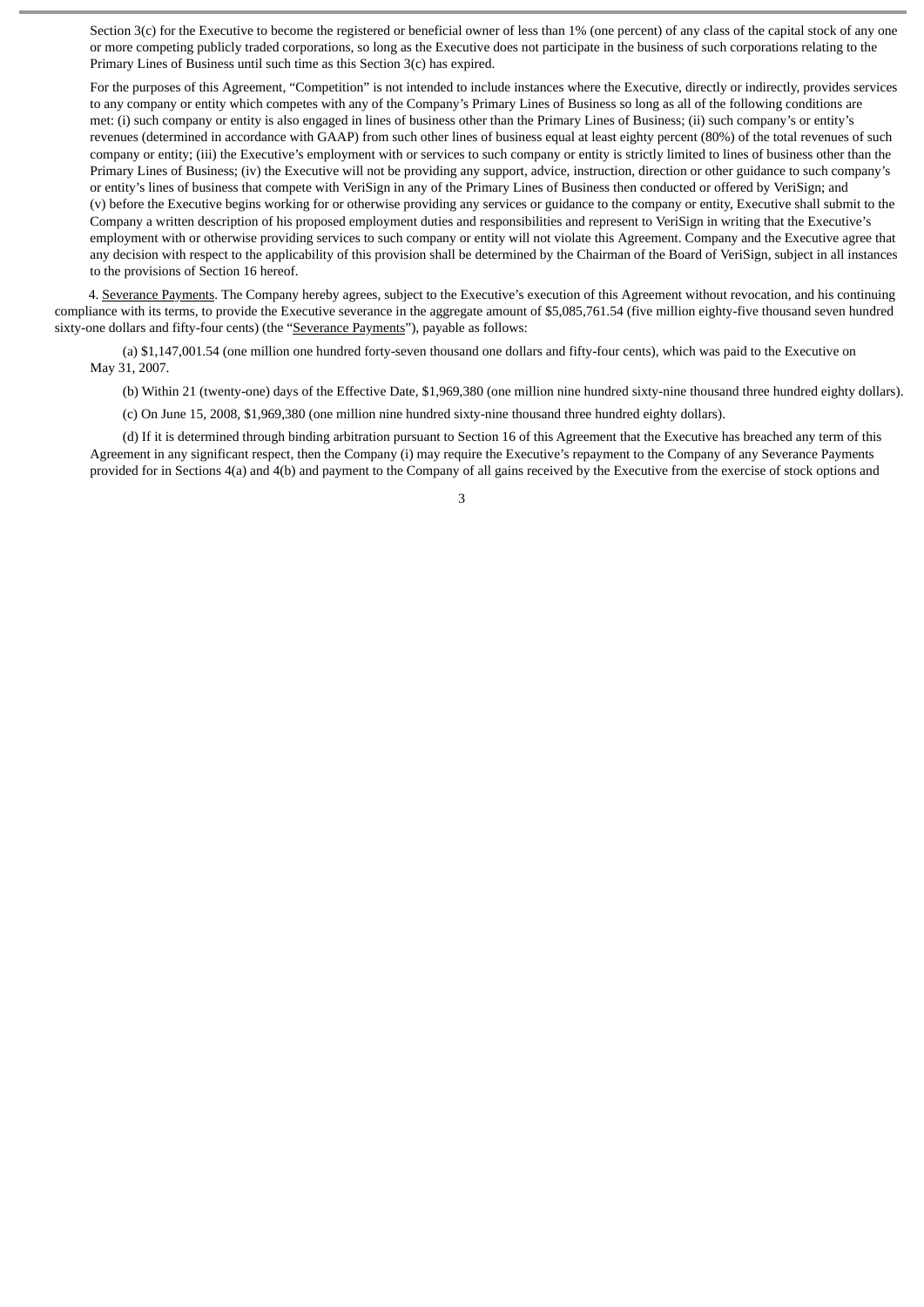Section 3(c) for the Executive to become the registered or beneficial owner of less than 1% (one percent) of any class of the capital stock of any one or more competing publicly traded corporations, so long as the Executive does not participate in the business of such corporations relating to the Primary Lines of Business until such time as this Section 3(c) has expired.

For the purposes of this Agreement, "Competition" is not intended to include instances where the Executive, directly or indirectly, provides services to any company or entity which competes with any of the Company's Primary Lines of Business so long as all of the following conditions are met: (i) such company or entity is also engaged in lines of business other than the Primary Lines of Business; (ii) such company's or entity's revenues (determined in accordance with GAAP) from such other lines of business equal at least eighty percent (80%) of the total revenues of such company or entity; (iii) the Executive's employment with or services to such company or entity is strictly limited to lines of business other than the Primary Lines of Business; (iv) the Executive will not be providing any support, advice, instruction, direction or other guidance to such company's or entity's lines of business that compete with VeriSign in any of the Primary Lines of Business then conducted or offered by VeriSign; and (v) before the Executive begins working for or otherwise providing any services or guidance to the company or entity, Executive shall submit to the Company a written description of his proposed employment duties and responsibilities and represent to VeriSign in writing that the Executive's employment with or otherwise providing services to such company or entity will not violate this Agreement. Company and the Executive agree that any decision with respect to the applicability of this provision shall be determined by the Chairman of the Board of VeriSign, subject in all instances to the provisions of Section 16 hereof.

4. Severance Payments. The Company hereby agrees, subject to the Executive's execution of this Agreement without revocation, and his continuing compliance with its terms, to provide the Executive severance in the aggregate amount of $5,085,761.54 (five million eighty-five thousand seven hundred sixty-one dollars and fifty-four cents) (the "Severance Payments"), payable as follows:

(a) $1,147,001.54 (one million one hundred forty-seven thousand one dollars and fifty-four cents), which was paid to the Executive on May 31, 2007.

(b) Within 21 (twenty-one) days of the Effective Date, $1,969,380 (one million nine hundred sixty-nine thousand three hundred eighty dollars).

(c) On June 15, 2008, $1,969,380 (one million nine hundred sixty-nine thousand three hundred eighty dollars).

(d) If it is determined through binding arbitration pursuant to Section 16 of this Agreement that the Executive has breached any term of this Agreement in any significant respect, then the Company (i) may require the Executive's repayment to the Company of any Severance Payments provided for in Sections 4(a) and 4(b) and payment to the Company of all gains received by the Executive from the exercise of stock options and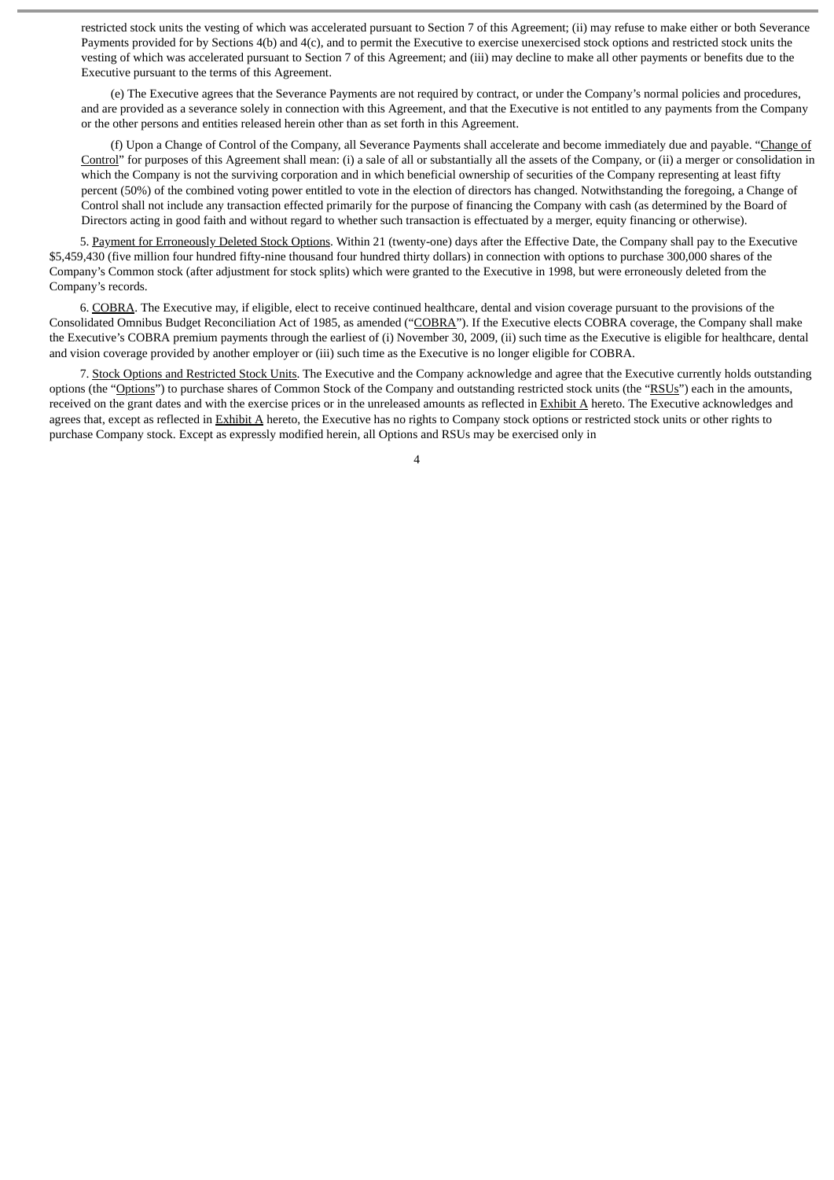restricted stock units the vesting of which was accelerated pursuant to Section 7 of this Agreement; (ii) may refuse to make either or both Severance Payments provided for by Sections 4(b) and 4(c), and to permit the Executive to exercise unexercised stock options and restricted stock units the vesting of which was accelerated pursuant to Section 7 of this Agreement; and (iii) may decline to make all other payments or benefits due to the Executive pursuant to the terms of this Agreement.

(e) The Executive agrees that the Severance Payments are not required by contract, or under the Company's normal policies and procedures, and are provided as a severance solely in connection with this Agreement, and that the Executive is not entitled to any payments from the Company or the other persons and entities released herein other than as set forth in this Agreement.

(f) Upon a Change of Control of the Company, all Severance Payments shall accelerate and become immediately due and payable. "Change of Control" for purposes of this Agreement shall mean: (i) a sale of all or substantially all the assets of the Company, or (ii) a merger or consolidation in which the Company is not the surviving corporation and in which beneficial ownership of securities of the Company representing at least fifty percent (50%) of the combined voting power entitled to vote in the election of directors has changed. Notwithstanding the foregoing, a Change of Control shall not include any transaction effected primarily for the purpose of financing the Company with cash (as determined by the Board of Directors acting in good faith and without regard to whether such transaction is effectuated by a merger, equity financing or otherwise).

5. Payment for Erroneously Deleted Stock Options. Within 21 (twenty-one) days after the Effective Date, the Company shall pay to the Executive $5,459,430 (five million four hundred fifty-nine thousand four hundred thirty dollars) in connection with options to purchase 300,000 shares of the Company's Common stock (after adjustment for stock splits) which were granted to the Executive in 1998, but were erroneously deleted from the Company's records.

6. COBRA. The Executive may, if eligible, elect to receive continued healthcare, dental and vision coverage pursuant to the provisions of the Consolidated Omnibus Budget Reconciliation Act of 1985, as amended ("COBRA"). If the Executive elects COBRA coverage, the Company shall make the Executive's COBRA premium payments through the earliest of (i) November 30, 2009, (ii) such time as the Executive is eligible for healthcare, dental and vision coverage provided by another employer or (iii) such time as the Executive is no longer eligible for COBRA.

7. Stock Options and Restricted Stock Units. The Executive and the Company acknowledge and agree that the Executive currently holds outstanding options (the "Options") to purchase shares of Common Stock of the Company and outstanding restricted stock units (the "RSUs") each in the amounts, received on the grant dates and with the exercise prices or in the unreleased amounts as reflected in Exhibit A hereto. The Executive acknowledges and agrees that, except as reflected in Exhibit A hereto, the Executive has no rights to Company stock options or restricted stock units or other rights to purchase Company stock. Except as expressly modified herein, all Options and RSUs may be exercised only in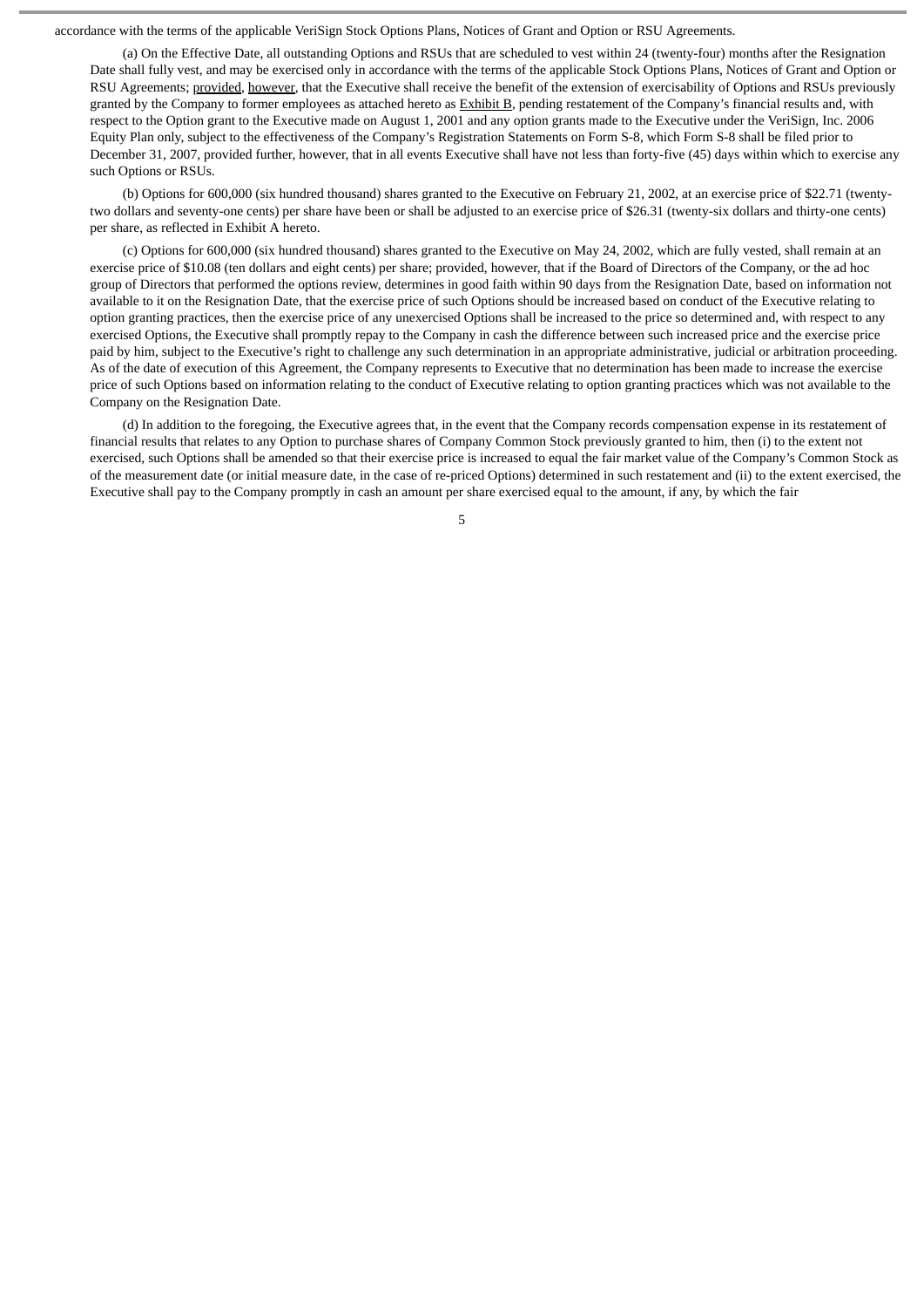accordance with the terms of the applicable VeriSign Stock Options Plans, Notices of Grant and Option or RSU Agreements.

(a) On the Effective Date, all outstanding Options and RSUs that are scheduled to vest within 24 (twenty-four) months after the Resignation Date shall fully vest, and may be exercised only in accordance with the terms of the applicable Stock Options Plans, Notices of Grant and Option or RSU Agreements; provided, however, that the Executive shall receive the benefit of the extension of exercisability of Options and RSUs previously granted by the Company to former employees as attached hereto as Exhibit B, pending restatement of the Company's financial results and, with respect to the Option grant to the Executive made on August 1, 2001 and any option grants made to the Executive under the VeriSign, Inc. 2006 Equity Plan only, subject to the effectiveness of the Company's Registration Statements on Form S-8, which Form S-8 shall be filed prior to December 31, 2007, provided further, however, that in all events Executive shall have not less than forty-five (45) days within which to exercise any such Options or RSUs.

(b) Options for 600,000 (six hundred thousand) shares granted to the Executive on February 21, 2002, at an exercise price of $22.71 (twenty-two dollars and seventy-one cents) per share have been or shall be adjusted to an exercise price of $26.31 (twenty-six dollars and thirty-one cents) per share, as reflected in Exhibit A hereto.

(c) Options for 600,000 (six hundred thousand) shares granted to the Executive on May 24, 2002, which are fully vested, shall remain at an exercise price of $10.08 (ten dollars and eight cents) per share; provided, however, that if the Board of Directors of the Company, or the ad hoc group of Directors that performed the options review, determines in good faith within 90 days from the Resignation Date, based on information not available to it on the Resignation Date, that the exercise price of such Options should be increased based on conduct of the Executive relating to option granting practices, then the exercise price of any unexercised Options shall be increased to the price so determined and, with respect to any exercised Options, the Executive shall promptly repay to the Company in cash the difference between such increased price and the exercise price paid by him, subject to the Executive's right to challenge any such determination in an appropriate administrative, judicial or arbitration proceeding. As of the date of execution of this Agreement, the Company represents to Executive that no determination has been made to increase the exercise price of such Options based on information relating to the conduct of Executive relating to option granting practices which was not available to the Company on the Resignation Date.

(d) In addition to the foregoing, the Executive agrees that, in the event that the Company records compensation expense in its restatement of financial results that relates to any Option to purchase shares of Company Common Stock previously granted to him, then (i) to the extent not exercised, such Options shall be amended so that their exercise price is increased to equal the fair market value of the Company's Common Stock as of the measurement date (or initial measure date, in the case of re-priced Options) determined in such restatement and (ii) to the extent exercised, the Executive shall pay to the Company promptly in cash an amount per share exercised equal to the amount, if any, by which the fair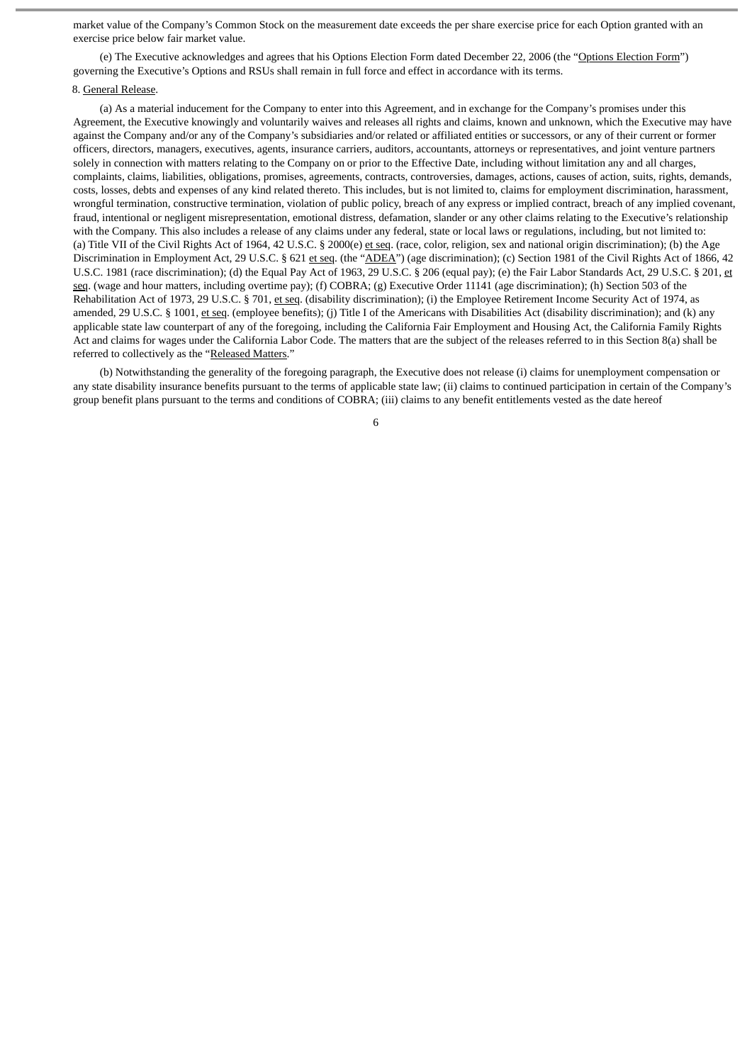market value of the Company's Common Stock on the measurement date exceeds the per share exercise price for each Option granted with an exercise price below fair market value.

(e) The Executive acknowledges and agrees that his Options Election Form dated December 22, 2006 (the "Options Election Form") governing the Executive's Options and RSUs shall remain in full force and effect in accordance with its terms.

8. General Release.

(a) As a material inducement for the Company to enter into this Agreement, and in exchange for the Company's promises under this Agreement, the Executive knowingly and voluntarily waives and releases all rights and claims, known and unknown, which the Executive may have against the Company and/or any of the Company's subsidiaries and/or related or affiliated entities or successors, or any of their current or former officers, directors, managers, executives, agents, insurance carriers, auditors, accountants, attorneys or representatives, and joint venture partners solely in connection with matters relating to the Company on or prior to the Effective Date, including without limitation any and all charges, complaints, claims, liabilities, obligations, promises, agreements, contracts, controversies, damages, actions, causes of action, suits, rights, demands, costs, losses, debts and expenses of any kind related thereto. This includes, but is not limited to, claims for employment discrimination, harassment, wrongful termination, constructive termination, violation of public policy, breach of any express or implied contract, breach of any implied covenant, fraud, intentional or negligent misrepresentation, emotional distress, defamation, slander or any other claims relating to the Executive's relationship with the Company. This also includes a release of any claims under any federal, state or local laws or regulations, including, but not limited to: (a) Title VII of the Civil Rights Act of 1964, 42 U.S.C. § 2000(e) et seq. (race, color, religion, sex and national origin discrimination); (b) the Age Discrimination in Employment Act, 29 U.S.C. § 621 et seq. (the "ADEA") (age discrimination); (c) Section 1981 of the Civil Rights Act of 1866, 42 U.S.C. 1981 (race discrimination); (d) the Equal Pay Act of 1963, 29 U.S.C. § 206 (equal pay); (e) the Fair Labor Standards Act, 29 U.S.C. § 201, et seq. (wage and hour matters, including overtime pay); (f) COBRA; (g) Executive Order 11141 (age discrimination); (h) Section 503 of the Rehabilitation Act of 1973, 29 U.S.C. § 701, et seq. (disability discrimination); (i) the Employee Retirement Income Security Act of 1974, as amended, 29 U.S.C. § 1001, et seq. (employee benefits); (j) Title I of the Americans with Disabilities Act (disability discrimination); and (k) any applicable state law counterpart of any of the foregoing, including the California Fair Employment and Housing Act, the California Family Rights Act and claims for wages under the California Labor Code. The matters that are the subject of the releases referred to in this Section 8(a) shall be referred to collectively as the "Released Matters."

(b) Notwithstanding the generality of the foregoing paragraph, the Executive does not release (i) claims for unemployment compensation or any state disability insurance benefits pursuant to the terms of applicable state law; (ii) claims to continued participation in certain of the Company's group benefit plans pursuant to the terms and conditions of COBRA; (iii) claims to any benefit entitlements vested as the date hereof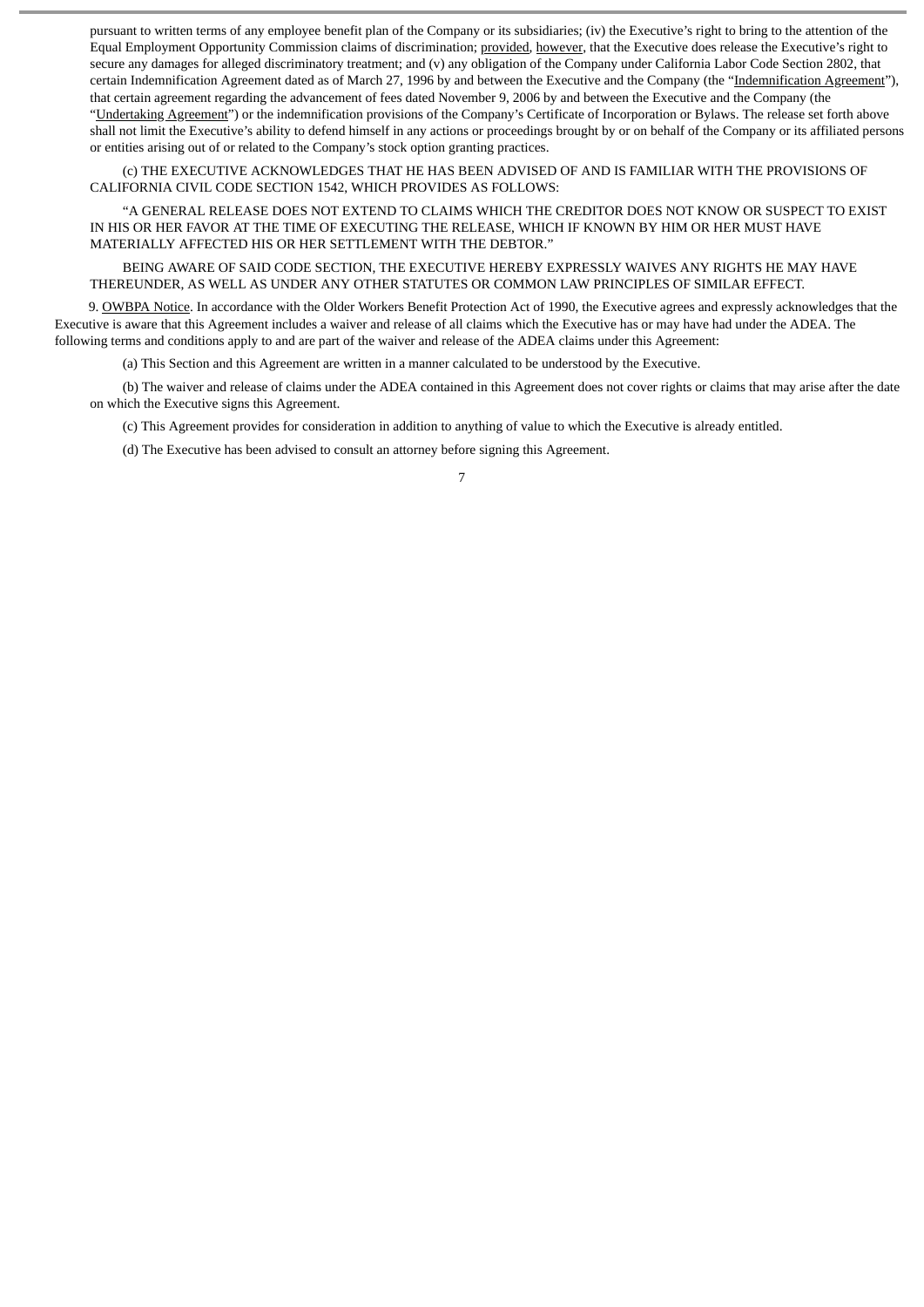pursuant to written terms of any employee benefit plan of the Company or its subsidiaries; (iv) the Executive's right to bring to the attention of the Equal Employment Opportunity Commission claims of discrimination; provided, however, that the Executive does release the Executive's right to secure any damages for alleged discriminatory treatment; and (v) any obligation of the Company under California Labor Code Section 2802, that certain Indemnification Agreement dated as of March 27, 1996 by and between the Executive and the Company (the "Indemnification Agreement"), that certain agreement regarding the advancement of fees dated November 9, 2006 by and between the Executive and the Company (the "Undertaking Agreement") or the indemnification provisions of the Company's Certificate of Incorporation or Bylaws. The release set forth above shall not limit the Executive's ability to defend himself in any actions or proceedings brought by or on behalf of the Company or its affiliated persons or entities arising out of or related to the Company's stock option granting practices.

(c) THE EXECUTIVE ACKNOWLEDGES THAT HE HAS BEEN ADVISED OF AND IS FAMILIAR WITH THE PROVISIONS OF CALIFORNIA CIVIL CODE SECTION 1542, WHICH PROVIDES AS FOLLOWS:

"A GENERAL RELEASE DOES NOT EXTEND TO CLAIMS WHICH THE CREDITOR DOES NOT KNOW OR SUSPECT TO EXIST IN HIS OR HER FAVOR AT THE TIME OF EXECUTING THE RELEASE, WHICH IF KNOWN BY HIM OR HER MUST HAVE MATERIALLY AFFECTED HIS OR HER SETTLEMENT WITH THE DEBTOR."

BEING AWARE OF SAID CODE SECTION, THE EXECUTIVE HEREBY EXPRESSLY WAIVES ANY RIGHTS HE MAY HAVE THEREUNDER, AS WELL AS UNDER ANY OTHER STATUTES OR COMMON LAW PRINCIPLES OF SIMILAR EFFECT.

9. OWBPA Notice. In accordance with the Older Workers Benefit Protection Act of 1990, the Executive agrees and expressly acknowledges that the Executive is aware that this Agreement includes a waiver and release of all claims which the Executive has or may have had under the ADEA. The following terms and conditions apply to and are part of the waiver and release of the ADEA claims under this Agreement:

(a) This Section and this Agreement are written in a manner calculated to be understood by the Executive.

(b) The waiver and release of claims under the ADEA contained in this Agreement does not cover rights or claims that may arise after the date on which the Executive signs this Agreement.

(c) This Agreement provides for consideration in addition to anything of value to which the Executive is already entitled.

(d) The Executive has been advised to consult an attorney before signing this Agreement.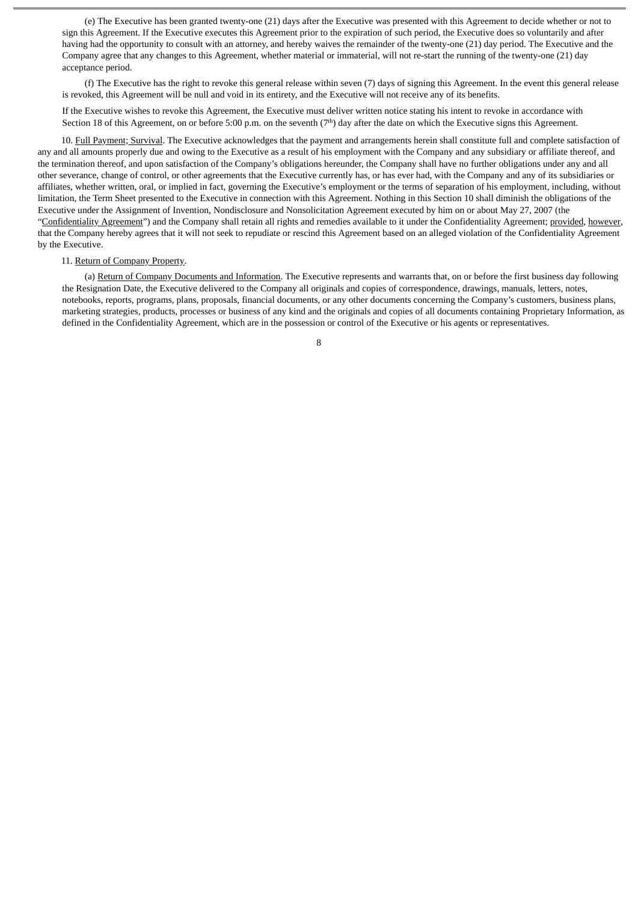(e) The Executive has been granted twenty-one (21) days after the Executive was presented with this Agreement to decide whether or not to sign this Agreement. If the Executive executes this Agreement prior to the expiration of such period, the Executive does so voluntarily and after having had the opportunity to consult with an attorney, and hereby waives the remainder of the twenty-one (21) day period. The Executive and the Company agree that any changes to this Agreement, whether material or immaterial, will not re-start the running of the twenty-one (21) day acceptance period.

(f) The Executive has the right to revoke this general release within seven (7) days of signing this Agreement. In the event this general release is revoked, this Agreement will be null and void in its entirety, and the Executive will not receive any of its benefits.

If the Executive wishes to revoke this Agreement, the Executive must deliver written notice stating his intent to revoke in accordance with Section 18 of this Agreement, on or before 5:00 p.m. on the seventh (7th) day after the date on which the Executive signs this Agreement.

10. Full Payment; Survival. The Executive acknowledges that the payment and arrangements herein shall constitute full and complete satisfaction of any and all amounts properly due and owing to the Executive as a result of his employment with the Company and any subsidiary or affiliate thereof, and the termination thereof, and upon satisfaction of the Company's obligations hereunder, the Company shall have no further obligations under any and all other severance, change of control, or other agreements that the Executive currently has, or has ever had, with the Company and any of its subsidiaries or affiliates, whether written, oral, or implied in fact, governing the Executive's employment or the terms of separation of his employment, including, without limitation, the Term Sheet presented to the Executive in connection with this Agreement. Nothing in this Section 10 shall diminish the obligations of the Executive under the Assignment of Invention, Nondisclosure and Nonsolicitation Agreement executed by him on or about May 27, 2007 (the "Confidentiality Agreement") and the Company shall retain all rights and remedies available to it under the Confidentiality Agreement; provided, however, that the Company hereby agrees that it will not seek to repudiate or rescind this Agreement based on an alleged violation of the Confidentiality Agreement by the Executive.

11. Return of Company Property.

(a) Return of Company Documents and Information. The Executive represents and warrants that, on or before the first business day following the Resignation Date, the Executive delivered to the Company all originals and copies of correspondence, drawings, manuals, letters, notes, notebooks, reports, programs, plans, proposals, financial documents, or any other documents concerning the Company's customers, business plans, marketing strategies, products, processes or business of any kind and the originals and copies of all documents containing Proprietary Information, as defined in the Confidentiality Agreement, which are in the possession or control of the Executive or his agents or representatives.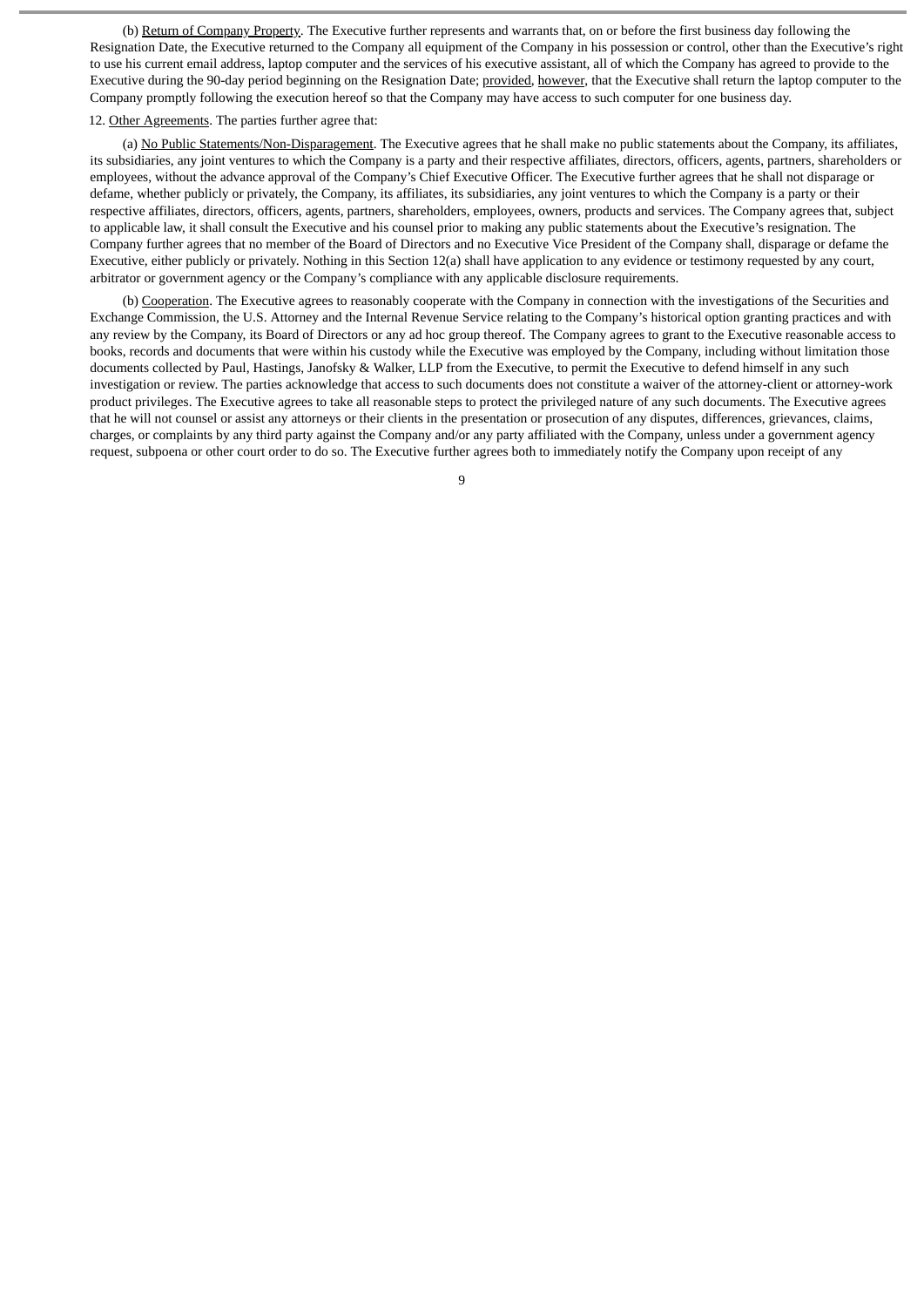(b) Return of Company Property. The Executive further represents and warrants that, on or before the first business day following the Resignation Date, the Executive returned to the Company all equipment of the Company in his possession or control, other than the Executive's right to use his current email address, laptop computer and the services of his executive assistant, all of which the Company has agreed to provide to the Executive during the 90-day period beginning on the Resignation Date; provided, however, that the Executive shall return the laptop computer to the Company promptly following the execution hereof so that the Company may have access to such computer for one business day.

12. Other Agreements. The parties further agree that:

(a) No Public Statements/Non-Disparagement. The Executive agrees that he shall make no public statements about the Company, its affiliates, its subsidiaries, any joint ventures to which the Company is a party and their respective affiliates, directors, officers, agents, partners, shareholders or employees, without the advance approval of the Company's Chief Executive Officer. The Executive further agrees that he shall not disparage or defame, whether publicly or privately, the Company, its affiliates, its subsidiaries, any joint ventures to which the Company is a party or their respective affiliates, directors, officers, agents, partners, shareholders, employees, owners, products and services. The Company agrees that, subject to applicable law, it shall consult the Executive and his counsel prior to making any public statements about the Executive's resignation. The Company further agrees that no member of the Board of Directors and no Executive Vice President of the Company shall, disparage or defame the Executive, either publicly or privately. Nothing in this Section 12(a) shall have application to any evidence or testimony requested by any court, arbitrator or government agency or the Company's compliance with any applicable disclosure requirements.

(b) Cooperation. The Executive agrees to reasonably cooperate with the Company in connection with the investigations of the Securities and Exchange Commission, the U.S. Attorney and the Internal Revenue Service relating to the Company's historical option granting practices and with any review by the Company, its Board of Directors or any ad hoc group thereof. The Company agrees to grant to the Executive reasonable access to books, records and documents that were within his custody while the Executive was employed by the Company, including without limitation those documents collected by Paul, Hastings, Janofsky & Walker, LLP from the Executive, to permit the Executive to defend himself in any such investigation or review. The parties acknowledge that access to such documents does not constitute a waiver of the attorney-client or attorney-work product privileges. The Executive agrees to take all reasonable steps to protect the privileged nature of any such documents. The Executive agrees that he will not counsel or assist any attorneys or their clients in the presentation or prosecution of any disputes, differences, grievances, claims, charges, or complaints by any third party against the Company and/or any party affiliated with the Company, unless under a government agency request, subpoena or other court order to do so. The Executive further agrees both to immediately notify the Company upon receipt of any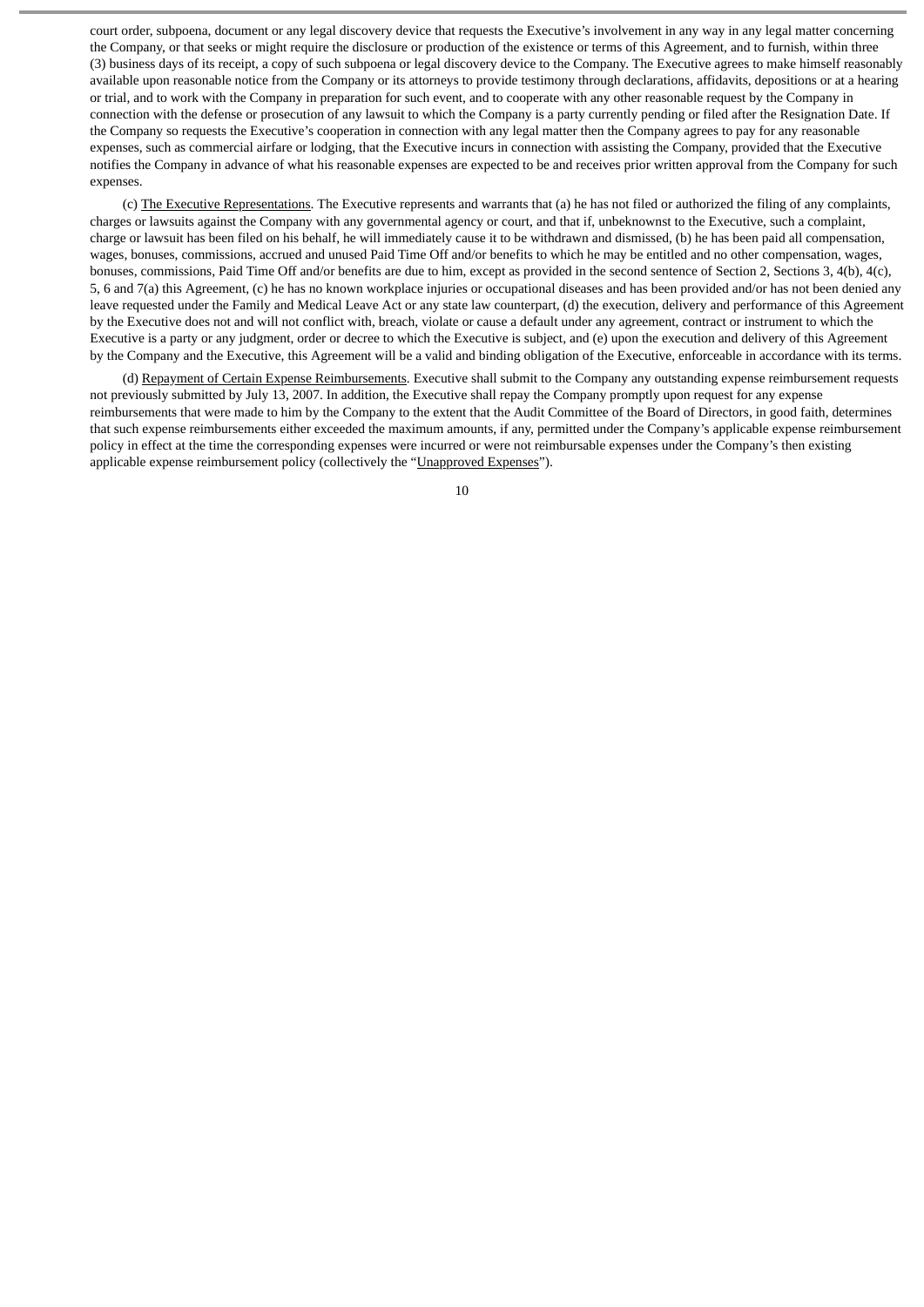court order, subpoena, document or any legal discovery device that requests the Executive's involvement in any way in any legal matter concerning the Company, or that seeks or might require the disclosure or production of the existence or terms of this Agreement, and to furnish, within three (3) business days of its receipt, a copy of such subpoena or legal discovery device to the Company. The Executive agrees to make himself reasonably available upon reasonable notice from the Company or its attorneys to provide testimony through declarations, affidavits, depositions or at a hearing or trial, and to work with the Company in preparation for such event, and to cooperate with any other reasonable request by the Company in connection with the defense or prosecution of any lawsuit to which the Company is a party currently pending or filed after the Resignation Date. If the Company so requests the Executive's cooperation in connection with any legal matter then the Company agrees to pay for any reasonable expenses, such as commercial airfare or lodging, that the Executive incurs in connection with assisting the Company, provided that the Executive notifies the Company in advance of what his reasonable expenses are expected to be and receives prior written approval from the Company for such expenses.

(c) The Executive Representations. The Executive represents and warrants that (a) he has not filed or authorized the filing of any complaints, charges or lawsuits against the Company with any governmental agency or court, and that if, unbeknownst to the Executive, such a complaint, charge or lawsuit has been filed on his behalf, he will immediately cause it to be withdrawn and dismissed, (b) he has been paid all compensation, wages, bonuses, commissions, accrued and unused Paid Time Off and/or benefits to which he may be entitled and no other compensation, wages, bonuses, commissions, Paid Time Off and/or benefits are due to him, except as provided in the second sentence of Section 2, Sections 3, 4(b), 4(c), 5, 6 and 7(a) this Agreement, (c) he has no known workplace injuries or occupational diseases and has been provided and/or has not been denied any leave requested under the Family and Medical Leave Act or any state law counterpart, (d) the execution, delivery and performance of this Agreement by the Executive does not and will not conflict with, breach, violate or cause a default under any agreement, contract or instrument to which the Executive is a party or any judgment, order or decree to which the Executive is subject, and (e) upon the execution and delivery of this Agreement by the Company and the Executive, this Agreement will be a valid and binding obligation of the Executive, enforceable in accordance with its terms.

(d) Repayment of Certain Expense Reimbursements. Executive shall submit to the Company any outstanding expense reimbursement requests not previously submitted by July 13, 2007. In addition, the Executive shall repay the Company promptly upon request for any expense reimbursements that were made to him by the Company to the extent that the Audit Committee of the Board of Directors, in good faith, determines that such expense reimbursements either exceeded the maximum amounts, if any, permitted under the Company's applicable expense reimbursement policy in effect at the time the corresponding expenses were incurred or were not reimbursable expenses under the Company's then existing applicable expense reimbursement policy (collectively the "Unapproved Expenses").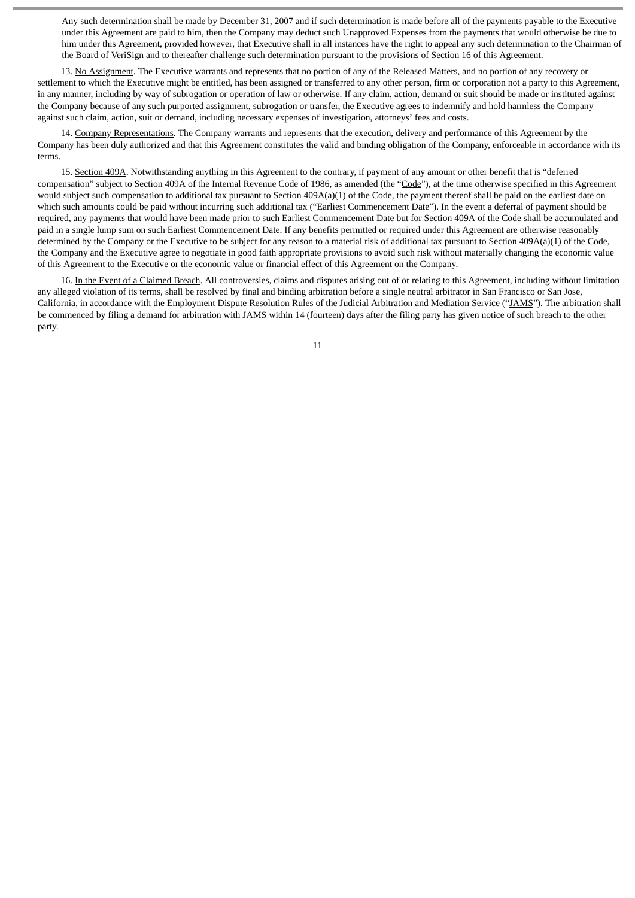Any such determination shall be made by December 31, 2007 and if such determination is made before all of the payments payable to the Executive under this Agreement are paid to him, then the Company may deduct such Unapproved Expenses from the payments that would otherwise be due to him under this Agreement, provided however, that Executive shall in all instances have the right to appeal any such determination to the Chairman of the Board of VeriSign and to thereafter challenge such determination pursuant to the provisions of Section 16 of this Agreement.

13. No Assignment. The Executive warrants and represents that no portion of any of the Released Matters, and no portion of any recovery or settlement to which the Executive might be entitled, has been assigned or transferred to any other person, firm or corporation not a party to this Agreement, in any manner, including by way of subrogation or operation of law or otherwise. If any claim, action, demand or suit should be made or instituted against the Company because of any such purported assignment, subrogation or transfer, the Executive agrees to indemnify and hold harmless the Company against such claim, action, suit or demand, including necessary expenses of investigation, attorneys' fees and costs.

14. Company Representations. The Company warrants and represents that the execution, delivery and performance of this Agreement by the Company has been duly authorized and that this Agreement constitutes the valid and binding obligation of the Company, enforceable in accordance with its terms.

15. Section 409A. Notwithstanding anything in this Agreement to the contrary, if payment of any amount or other benefit that is "deferred compensation" subject to Section 409A of the Internal Revenue Code of 1986, as amended (the "Code"), at the time otherwise specified in this Agreement would subject such compensation to additional tax pursuant to Section 409A(a)(1) of the Code, the payment thereof shall be paid on the earliest date on which such amounts could be paid without incurring such additional tax ("Earliest Commencement Date"). In the event a deferral of payment should be required, any payments that would have been made prior to such Earliest Commencement Date but for Section 409A of the Code shall be accumulated and paid in a single lump sum on such Earliest Commencement Date. If any benefits permitted or required under this Agreement are otherwise reasonably determined by the Company or the Executive to be subject for any reason to a material risk of additional tax pursuant to Section 409A(a)(1) of the Code, the Company and the Executive agree to negotiate in good faith appropriate provisions to avoid such risk without materially changing the economic value of this Agreement to the Executive or the economic value or financial effect of this Agreement on the Company.

16. In the Event of a Claimed Breach. All controversies, claims and disputes arising out of or relating to this Agreement, including without limitation any alleged violation of its terms, shall be resolved by final and binding arbitration before a single neutral arbitrator in San Francisco or San Jose, California, in accordance with the Employment Dispute Resolution Rules of the Judicial Arbitration and Mediation Service ("JAMS"). The arbitration shall be commenced by filing a demand for arbitration with JAMS within 14 (fourteen) days after the filing party has given notice of such breach to the other party.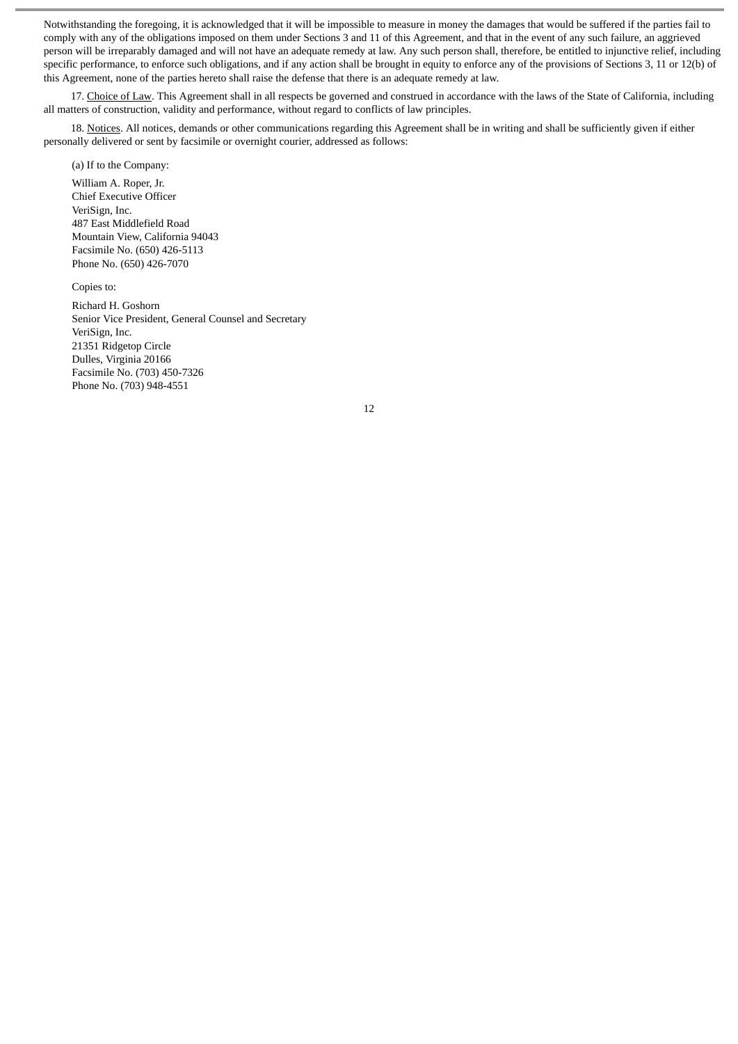Notwithstanding the foregoing, it is acknowledged that it will be impossible to measure in money the damages that would be suffered if the parties fail to comply with any of the obligations imposed on them under Sections 3 and 11 of this Agreement, and that in the event of any such failure, an aggrieved person will be irreparably damaged and will not have an adequate remedy at law. Any such person shall, therefore, be entitled to injunctive relief, including specific performance, to enforce such obligations, and if any action shall be brought in equity to enforce any of the provisions of Sections 3, 11 or 12(b) of this Agreement, none of the parties hereto shall raise the defense that there is an adequate remedy at law.

17. Choice of Law. This Agreement shall in all respects be governed and construed in accordance with the laws of the State of California, including all matters of construction, validity and performance, without regard to conflicts of law principles.

18. Notices. All notices, demands or other communications regarding this Agreement shall be in writing and shall be sufficiently given if either personally delivered or sent by facsimile or overnight courier, addressed as follows:

(a) If to the Company:

William A. Roper, Jr.
Chief Executive Officer
VeriSign, Inc.
487 East Middlefield Road
Mountain View, California 94043
Facsimile No. (650) 426-5113
Phone No. (650) 426-7070

Copies to:

Richard H. Goshorn
Senior Vice President, General Counsel and Secretary
VeriSign, Inc.
21351 Ridgetop Circle
Dulles, Virginia 20166
Facsimile No. (703) 450-7326
Phone No. (703) 948-4551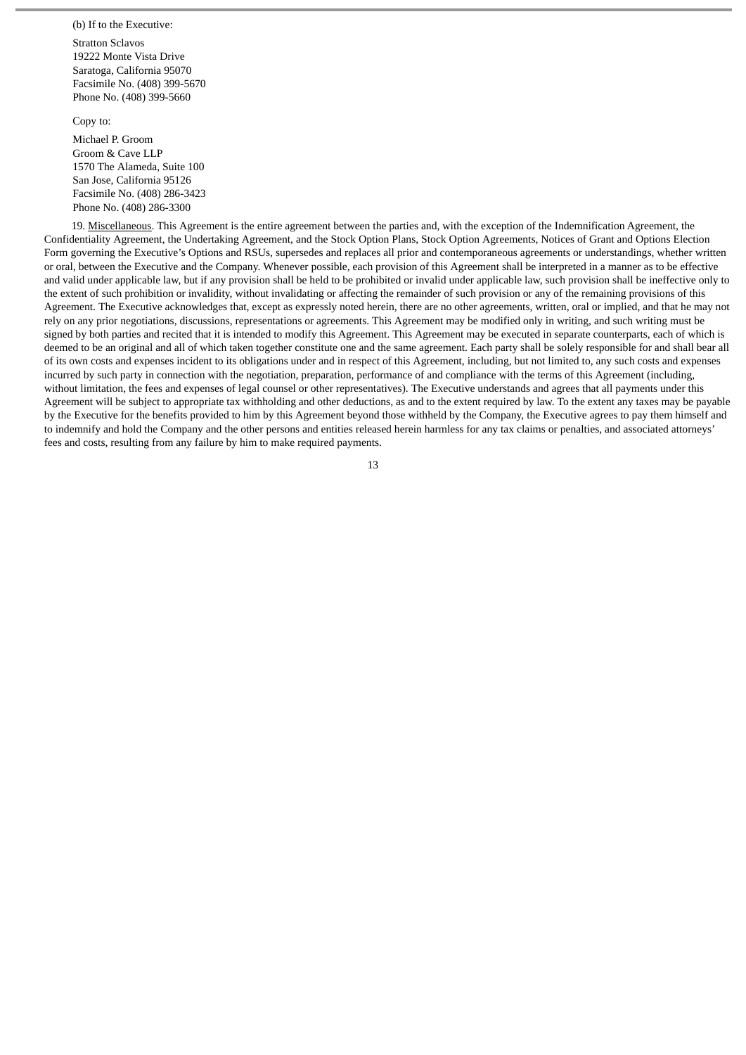(b) If to the Executive:

Stratton Sclavos  
19222 Monte Vista Drive  
Saratoga, California 95070  
Facsimile No. (408) 399-5670  
Phone No. (408) 399-5660

Copy to:

Michael P. Groom  
Groom & Cave LLP  
1570 The Alameda, Suite 100  
San Jose, California 95126  
Facsimile No. (408) 286-3423  
Phone No. (408) 286-3300

19. Miscellaneous. This Agreement is the entire agreement between the parties and, with the exception of the Indemnification Agreement, the Confidentiality Agreement, the Undertaking Agreement, and the Stock Option Plans, Stock Option Agreements, Notices of Grant and Options Election Form governing the Executive's Options and RSUs, supersedes and replaces all prior and contemporaneous agreements or understandings, whether written or oral, between the Executive and the Company. Whenever possible, each provision of this Agreement shall be interpreted in a manner as to be effective and valid under applicable law, but if any provision shall be held to be prohibited or invalid under applicable law, such provision shall be ineffective only to the extent of such prohibition or invalidity, without invalidating or affecting the remainder of such provision or any of the remaining provisions of this Agreement. The Executive acknowledges that, except as expressly noted herein, there are no other agreements, written, oral or implied, and that he may not rely on any prior negotiations, discussions, representations or agreements. This Agreement may be modified only in writing, and such writing must be signed by both parties and recited that it is intended to modify this Agreement. This Agreement may be executed in separate counterparts, each of which is deemed to be an original and all of which taken together constitute one and the same agreement. Each party shall be solely responsible for and shall bear all of its own costs and expenses incident to its obligations under and in respect of this Agreement, including, but not limited to, any such costs and expenses incurred by such party in connection with the negotiation, preparation, performance of and compliance with the terms of this Agreement (including, without limitation, the fees and expenses of legal counsel or other representatives). The Executive understands and agrees that all payments under this Agreement will be subject to appropriate tax withholding and other deductions, as and to the extent required by law. To the extent any taxes may be payable by the Executive for the benefits provided to him by this Agreement beyond those withheld by the Company, the Executive agrees to pay them himself and to indemnify and hold the Company and the other persons and entities released herein harmless for any tax claims or penalties, and associated attorneys' fees and costs, resulting from any failure by him to make required payments.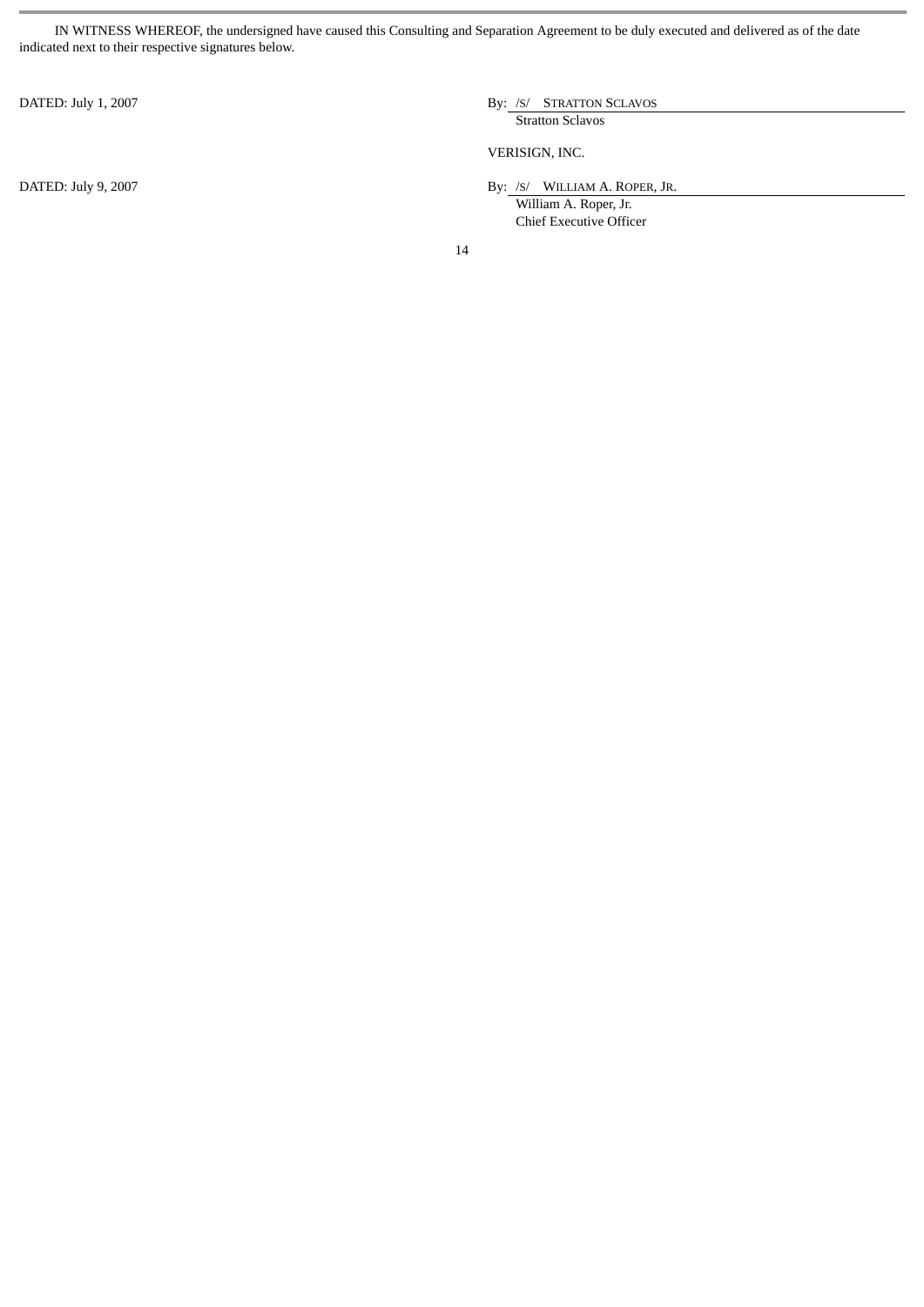IN WITNESS WHEREOF, the undersigned have caused this Consulting and Separation Agreement to be duly executed and delivered as of the date indicated next to their respective signatures below.

DATED: July 1, 2007

By: /S/ STRATTON SCLAVOS
Stratton Sclavos

VERISIGN, INC.

DATED: July 9, 2007

By: /S/ WILLIAM A. ROPER, JR.
William A. Roper, Jr.
Chief Executive Officer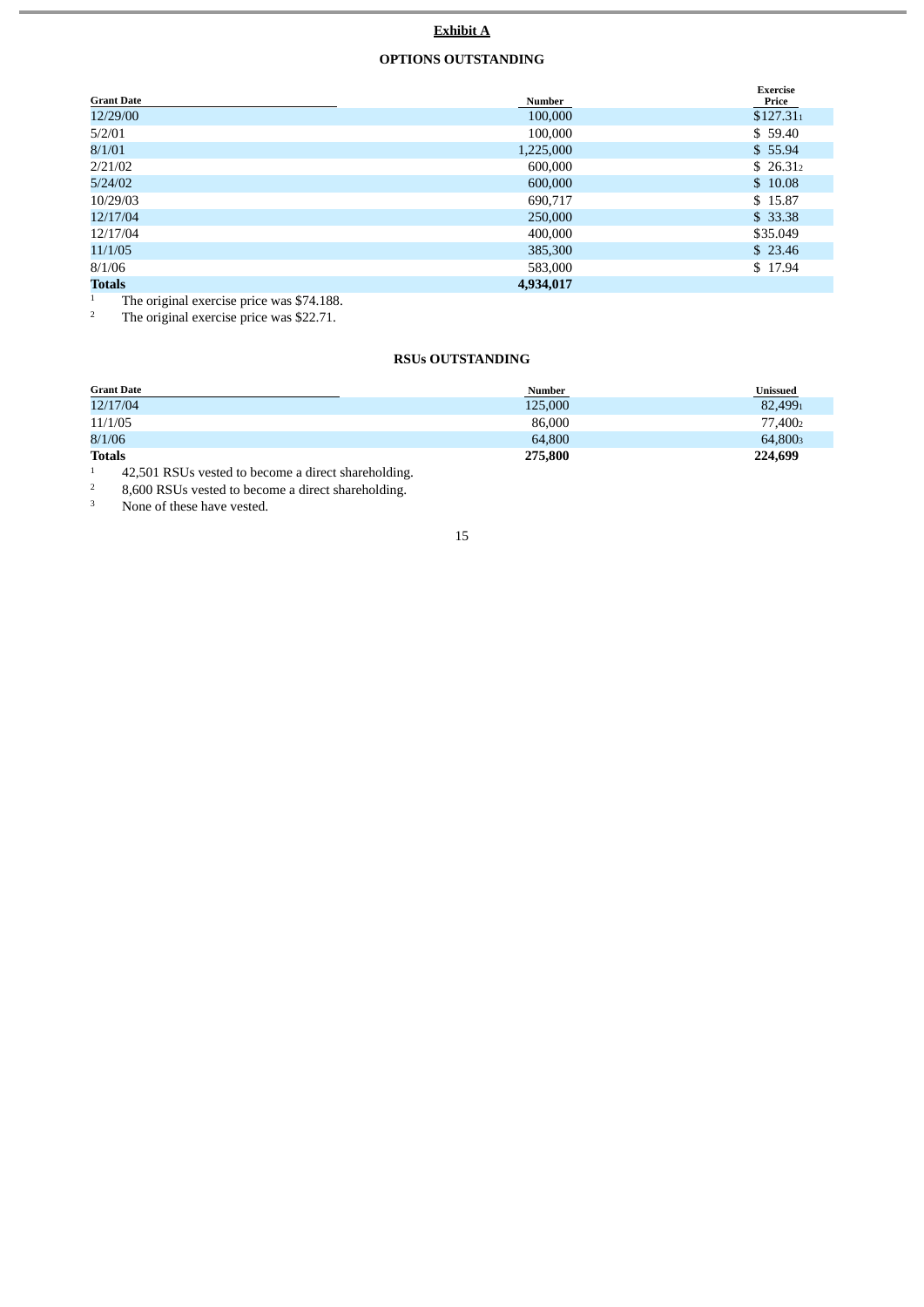**Exhibit A**

**OPTIONS OUTSTANDING**

| Grant Date | Number | Exercise Price |
|---|---|---|
| 12/29/00 | 100,000 | $127.31[1] |
| 5/2/01 | 100,000 | $ 59.40 |
| 8/1/01 | 1,225,000 | $ 55.94 |
| 2/21/02 | 600,000 | $ 26.31[2] |
| 5/24/02 | 600,000 | $ 10.08 |
| 10/29/03 | 690,717 | $ 15.87 |
| 12/17/04 | 250,000 | $ 33.38 |
| 12/17/04 | 400,000 | $35.049 |
| 11/1/05 | 385,300 | $ 23.46 |
| 8/1/06 | 583,000 | $ 17.94 |
| **Totals** | **4,934,017** | |

[1] The original exercise price was $74.188.

[2] The original exercise price was $22.71.

**RSUs OUTSTANDING**

| Grant Date | Number | Unissued |
|---|---|---|
| 12/17/04 | 125,000 | 82,499[1] |
| 11/1/05 | 86,000 | 77,400[2] |
| 8/1/06 | 64,800 | 64,800[3] |
| **Totals** | **275,800** | **224,699** |

[1] 42,501 RSUs vested to become a direct shareholding.

[2] 8,600 RSUs vested to become a direct shareholding.

[3] None of these have vested.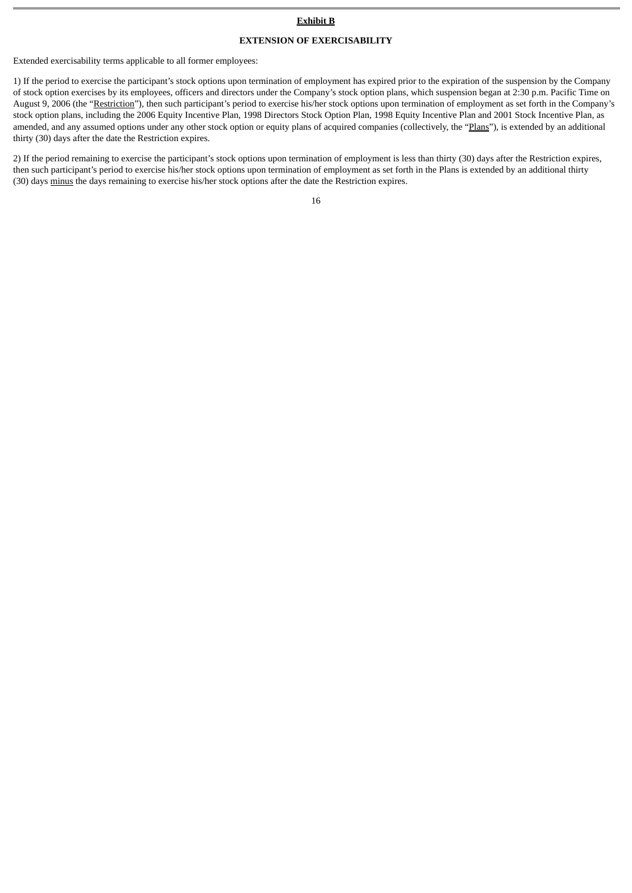**Exhibit B**

**EXTENSION OF EXERCISABILITY**

Extended exercisability terms applicable to all former employees:

1) If the period to exercise the participant's stock options upon termination of employment has expired prior to the expiration of the suspension by the Company of stock option exercises by its employees, officers and directors under the Company's stock option plans, which suspension began at 2:30 p.m. Pacific Time on August 9, 2006 (the "Restriction"), then such participant's period to exercise his/her stock options upon termination of employment as set forth in the Company's stock option plans, including the 2006 Equity Incentive Plan, 1998 Directors Stock Option Plan, 1998 Equity Incentive Plan and 2001 Stock Incentive Plan, as amended, and any assumed options under any other stock option or equity plans of acquired companies (collectively, the "Plans"), is extended by an additional thirty (30) days after the date the Restriction expires.

2) If the period remaining to exercise the participant's stock options upon termination of employment is less than thirty (30) days after the Restriction expires, then such participant's period to exercise his/her stock options upon termination of employment as set forth in the Plans is extended by an additional thirty (30) days minus the days remaining to exercise his/her stock options after the date the Restriction expires.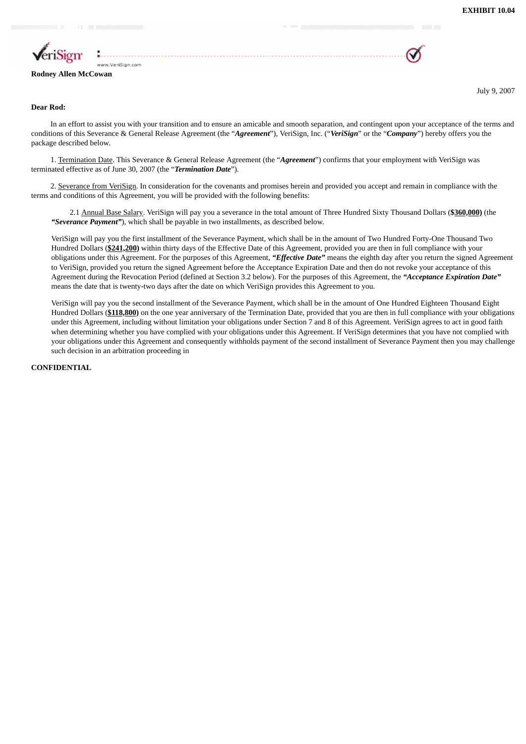**EXHIBIT 10.04**

**Rodney Allen McCowan**

July 9, 2007

**Dear Rod:**

In an effort to assist you with your transition and to ensure an amicable and smooth separation, and contingent upon your acceptance of the terms and conditions of this Severance & General Release Agreement (the "***Agreement***"), VeriSign, Inc. ("***VeriSign***" or the "***Company***") hereby offers you the package described below.

1. Termination Date. This Severance & General Release Agreement (the "***Agreement***") confirms that your employment with VeriSign was terminated effective as of June 30, 2007 (the "***Termination Date***").

2. Severance from VeriSign. In consideration for the covenants and promises herein and provided you accept and remain in compliance with the terms and conditions of this Agreement, you will be provided with the following benefits:

2.1 Annual Base Salary. VeriSign will pay you a severance in the total amount of Three Hundred Sixty Thousand Dollars (**$360,000)** (the ***"Severance Payment"***), which shall be payable in two installments, as described below.

VeriSign will pay you the first installment of the Severance Payment, which shall be in the amount of Two Hundred Forty-One Thousand Two Hundred Dollars (**$241,200)** within thirty days of the Effective Date of this Agreement, provided you are then in full compliance with your obligations under this Agreement. For the purposes of this Agreement, ***"Effective Date"*** means the eighth day after you return the signed Agreement to VeriSign, provided you return the signed Agreement before the Acceptance Expiration Date and then do not revoke your acceptance of this Agreement during the Revocation Period (defined at Section 3.2 below). For the purposes of this Agreement, the ***"Acceptance Expiration Date"*** means the date that is twenty-two days after the date on which VeriSign provides this Agreement to you.

VeriSign will pay you the second installment of the Severance Payment, which shall be in the amount of One Hundred Eighteen Thousand Eight Hundred Dollars (**$118,800)** on the one year anniversary of the Termination Date, provided that you are then in full compliance with your obligations under this Agreement, including without limitation your obligations under Section 7 and 8 of this Agreement. VeriSign agrees to act in good faith when determining whether you have complied with your obligations under this Agreement. If VeriSign determines that you have not complied with your obligations under this Agreement and consequently withholds payment of the second installment of Severance Payment then you may challenge such decision in an arbitration proceeding in

**CONFIDENTIAL**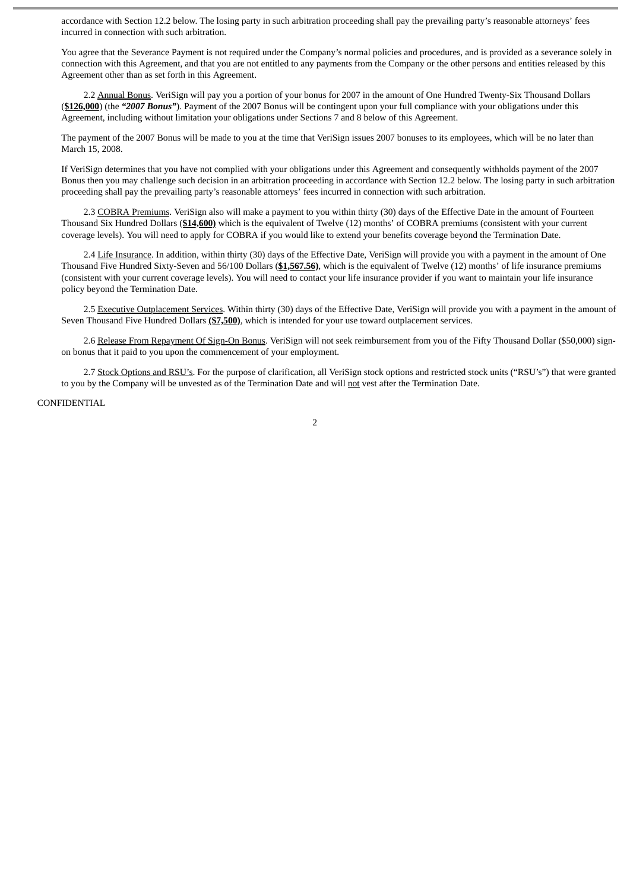accordance with Section 12.2 below. The losing party in such arbitration proceeding shall pay the prevailing party's reasonable attorneys' fees incurred in connection with such arbitration.

You agree that the Severance Payment is not required under the Company's normal policies and procedures, and is provided as a severance solely in connection with this Agreement, and that you are not entitled to any payments from the Company or the other persons and entities released by this Agreement other than as set forth in this Agreement.

2.2 Annual Bonus. VeriSign will pay you a portion of your bonus for 2007 in the amount of One Hundred Twenty-Six Thousand Dollars (**$126,000**) (the ***"2007 Bonus"***). Payment of the 2007 Bonus will be contingent upon your full compliance with your obligations under this Agreement, including without limitation your obligations under Sections 7 and 8 below of this Agreement.

The payment of the 2007 Bonus will be made to you at the time that VeriSign issues 2007 bonuses to its employees, which will be no later than March 15, 2008.

If VeriSign determines that you have not complied with your obligations under this Agreement and consequently withholds payment of the 2007 Bonus then you may challenge such decision in an arbitration proceeding in accordance with Section 12.2 below. The losing party in such arbitration proceeding shall pay the prevailing party's reasonable attorneys' fees incurred in connection with such arbitration.

2.3 COBRA Premiums. VeriSign also will make a payment to you within thirty (30) days of the Effective Date in the amount of Fourteen Thousand Six Hundred Dollars (**$14,600)** which is the equivalent of Twelve (12) months' of COBRA premiums (consistent with your current coverage levels). You will need to apply for COBRA if you would like to extend your benefits coverage beyond the Termination Date.

2.4 Life Insurance. In addition, within thirty (30) days of the Effective Date, VeriSign will provide you with a payment in the amount of One Thousand Five Hundred Sixty-Seven and 56/100 Dollars (**$1,567.56)**, which is the equivalent of Twelve (12) months' of life insurance premiums (consistent with your current coverage levels). You will need to contact your life insurance provider if you want to maintain your life insurance policy beyond the Termination Date.

2.5 Executive Outplacement Services. Within thirty (30) days of the Effective Date, VeriSign will provide you with a payment in the amount of Seven Thousand Five Hundred Dollars **($7,500)**, which is intended for your use toward outplacement services.

2.6 Release From Repayment Of Sign-On Bonus. VeriSign will not seek reimbursement from you of the Fifty Thousand Dollar ($50,000) sign-on bonus that it paid to you upon the commencement of your employment.

2.7 Stock Options and RSU's. For the purpose of clarification, all VeriSign stock options and restricted stock units ("RSU's") that were granted to you by the Company will be unvested as of the Termination Date and will not vest after the Termination Date.

CONFIDENTIAL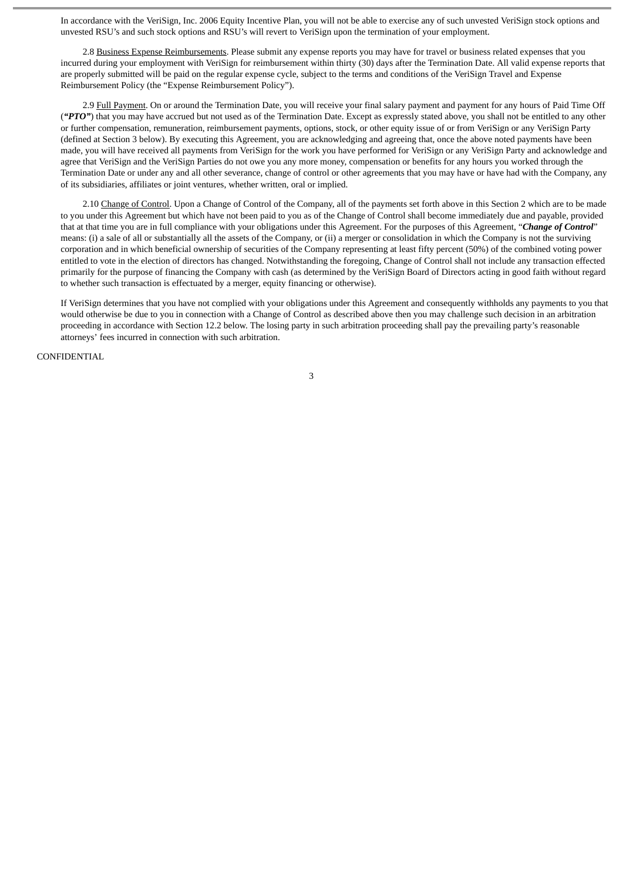In accordance with the VeriSign, Inc. 2006 Equity Incentive Plan, you will not be able to exercise any of such unvested VeriSign stock options and unvested RSU's and such stock options and RSU's will revert to VeriSign upon the termination of your employment.

2.8 Business Expense Reimbursements. Please submit any expense reports you may have for travel or business related expenses that you incurred during your employment with VeriSign for reimbursement within thirty (30) days after the Termination Date. All valid expense reports that are properly submitted will be paid on the regular expense cycle, subject to the terms and conditions of the VeriSign Travel and Expense Reimbursement Policy (the "Expense Reimbursement Policy").

2.9 Full Payment. On or around the Termination Date, you will receive your final salary payment and payment for any hours of Paid Time Off (***"PTO"***) that you may have accrued but not used as of the Termination Date. Except as expressly stated above, you shall not be entitled to any other or further compensation, remuneration, reimbursement payments, options, stock, or other equity issue of or from VeriSign or any VeriSign Party (defined at Section 3 below). By executing this Agreement, you are acknowledging and agreeing that, once the above noted payments have been made, you will have received all payments from VeriSign for the work you have performed for VeriSign or any VeriSign Party and acknowledge and agree that VeriSign and the VeriSign Parties do not owe you any more money, compensation or benefits for any hours you worked through the Termination Date or under any and all other severance, change of control or other agreements that you may have or have had with the Company, any of its subsidiaries, affiliates or joint ventures, whether written, oral or implied.

2.10 Change of Control. Upon a Change of Control of the Company, all of the payments set forth above in this Section 2 which are to be made to you under this Agreement but which have not been paid to you as of the Change of Control shall become immediately due and payable, provided that at that time you are in full compliance with your obligations under this Agreement. For the purposes of this Agreement, "***Change of Control***" means: (i) a sale of all or substantially all the assets of the Company, or (ii) a merger or consolidation in which the Company is not the surviving corporation and in which beneficial ownership of securities of the Company representing at least fifty percent (50%) of the combined voting power entitled to vote in the election of directors has changed. Notwithstanding the foregoing, Change of Control shall not include any transaction effected primarily for the purpose of financing the Company with cash (as determined by the VeriSign Board of Directors acting in good faith without regard to whether such transaction is effectuated by a merger, equity financing or otherwise).

If VeriSign determines that you have not complied with your obligations under this Agreement and consequently withholds any payments to you that would otherwise be due to you in connection with a Change of Control as described above then you may challenge such decision in an arbitration proceeding in accordance with Section 12.2 below. The losing party in such arbitration proceeding shall pay the prevailing party's reasonable attorneys' fees incurred in connection with such arbitration.

CONFIDENTIAL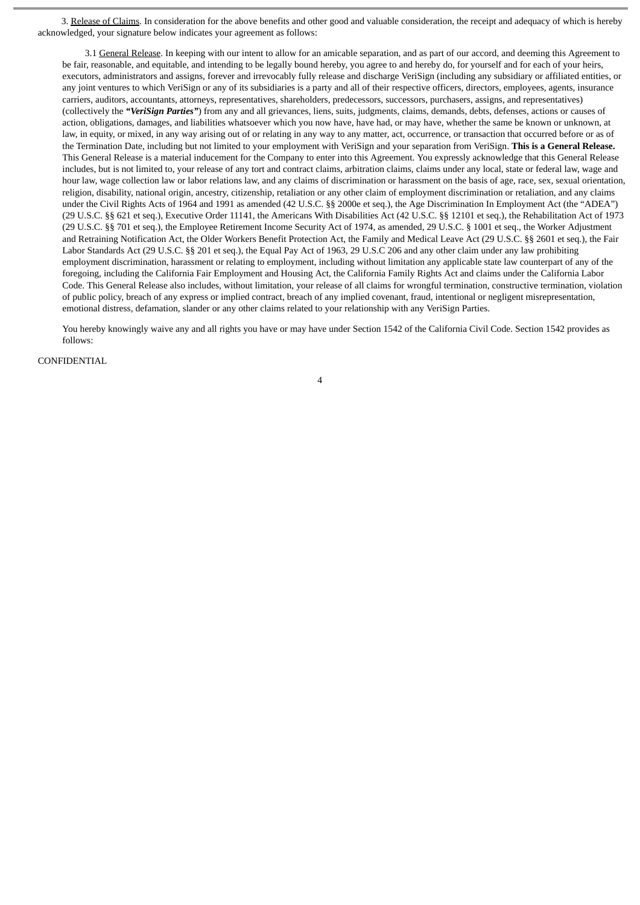3. Release of Claims. In consideration for the above benefits and other good and valuable consideration, the receipt and adequacy of which is hereby acknowledged, your signature below indicates your agreement as follows:

3.1 General Release. In keeping with our intent to allow for an amicable separation, and as part of our accord, and deeming this Agreement to be fair, reasonable, and equitable, and intending to be legally bound hereby, you agree to and hereby do, for yourself and for each of your heirs, executors, administrators and assigns, forever and irrevocably fully release and discharge VeriSign (including any subsidiary or affiliated entities, or any joint ventures to which VeriSign or any of its subsidiaries is a party and all of their respective officers, directors, employees, agents, insurance carriers, auditors, accountants, attorneys, representatives, shareholders, predecessors, successors, purchasers, assigns, and representatives) (collectively the ***"VeriSign Parties"***) from any and all grievances, liens, suits, judgments, claims, demands, debts, defenses, actions or causes of action, obligations, damages, and liabilities whatsoever which you now have, have had, or may have, whether the same be known or unknown, at law, in equity, or mixed, in any way arising out of or relating in any way to any matter, act, occurrence, or transaction that occurred before or as of the Termination Date, including but not limited to your employment with VeriSign and your separation from VeriSign. **This is a General Release.** This General Release is a material inducement for the Company to enter into this Agreement. You expressly acknowledge that this General Release includes, but is not limited to, your release of any tort and contract claims, arbitration claims, claims under any local, state or federal law, wage and hour law, wage collection law or labor relations law, and any claims of discrimination or harassment on the basis of age, race, sex, sexual orientation, religion, disability, national origin, ancestry, citizenship, retaliation or any other claim of employment discrimination or retaliation, and any claims under the Civil Rights Acts of 1964 and 1991 as amended (42 U.S.C. §§ 2000e et seq.), the Age Discrimination In Employment Act (the "ADEA") (29 U.S.C. §§ 621 et seq.), Executive Order 11141, the Americans With Disabilities Act (42 U.S.C. §§ 12101 et seq.), the Rehabilitation Act of 1973 (29 U.S.C. §§ 701 et seq.), the Employee Retirement Income Security Act of 1974, as amended, 29 U.S.C. § 1001 et seq., the Worker Adjustment and Retraining Notification Act, the Older Workers Benefit Protection Act, the Family and Medical Leave Act (29 U.S.C. §§ 2601 et seq.), the Fair Labor Standards Act (29 U.S.C. §§ 201 et seq.), the Equal Pay Act of 1963, 29 U.S.C 206 and any other claim under any law prohibiting employment discrimination, harassment or relating to employment, including without limitation any applicable state law counterpart of any of the foregoing, including the California Fair Employment and Housing Act, the California Family Rights Act and claims under the California Labor Code. This General Release also includes, without limitation, your release of all claims for wrongful termination, constructive termination, violation of public policy, breach of any express or implied contract, breach of any implied covenant, fraud, intentional or negligent misrepresentation, emotional distress, defamation, slander or any other claims related to your relationship with any VeriSign Parties.

You hereby knowingly waive any and all rights you have or may have under Section 1542 of the California Civil Code. Section 1542 provides as follows:

CONFIDENTIAL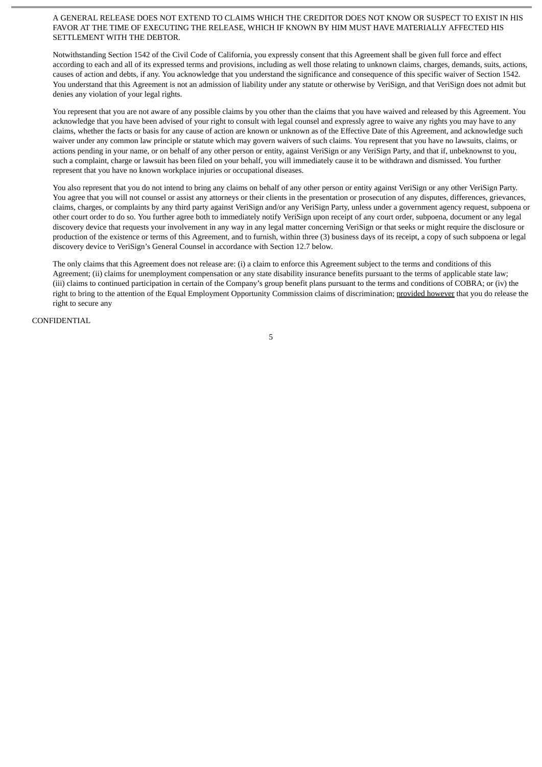A GENERAL RELEASE DOES NOT EXTEND TO CLAIMS WHICH THE CREDITOR DOES NOT KNOW OR SUSPECT TO EXIST IN HIS FAVOR AT THE TIME OF EXECUTING THE RELEASE, WHICH IF KNOWN BY HIM MUST HAVE MATERIALLY AFFECTED HIS SETTLEMENT WITH THE DEBTOR.

Notwithstanding Section 1542 of the Civil Code of California, you expressly consent that this Agreement shall be given full force and effect according to each and all of its expressed terms and provisions, including as well those relating to unknown claims, charges, demands, suits, actions, causes of action and debts, if any. You acknowledge that you understand the significance and consequence of this specific waiver of Section 1542. You understand that this Agreement is not an admission of liability under any statute or otherwise by VeriSign, and that VeriSign does not admit but denies any violation of your legal rights.

You represent that you are not aware of any possible claims by you other than the claims that you have waived and released by this Agreement. You acknowledge that you have been advised of your right to consult with legal counsel and expressly agree to waive any rights you may have to any claims, whether the facts or basis for any cause of action are known or unknown as of the Effective Date of this Agreement, and acknowledge such waiver under any common law principle or statute which may govern waivers of such claims. You represent that you have no lawsuits, claims, or actions pending in your name, or on behalf of any other person or entity, against VeriSign or any VeriSign Party, and that if, unbeknownst to you, such a complaint, charge or lawsuit has been filed on your behalf, you will immediately cause it to be withdrawn and dismissed. You further represent that you have no known workplace injuries or occupational diseases.

You also represent that you do not intend to bring any claims on behalf of any other person or entity against VeriSign or any other VeriSign Party. You agree that you will not counsel or assist any attorneys or their clients in the presentation or prosecution of any disputes, differences, grievances, claims, charges, or complaints by any third party against VeriSign and/or any VeriSign Party, unless under a government agency request, subpoena or other court order to do so. You further agree both to immediately notify VeriSign upon receipt of any court order, subpoena, document or any legal discovery device that requests your involvement in any way in any legal matter concerning VeriSign or that seeks or might require the disclosure or production of the existence or terms of this Agreement, and to furnish, within three (3) business days of its receipt, a copy of such subpoena or legal discovery device to VeriSign's General Counsel in accordance with Section 12.7 below.

The only claims that this Agreement does not release are: (i) a claim to enforce this Agreement subject to the terms and conditions of this Agreement; (ii) claims for unemployment compensation or any state disability insurance benefits pursuant to the terms of applicable state law; (iii) claims to continued participation in certain of the Company's group benefit plans pursuant to the terms and conditions of COBRA; or (iv) the right to bring to the attention of the Equal Employment Opportunity Commission claims of discrimination; provided however that you do release the right to secure any

CONFIDENTIAL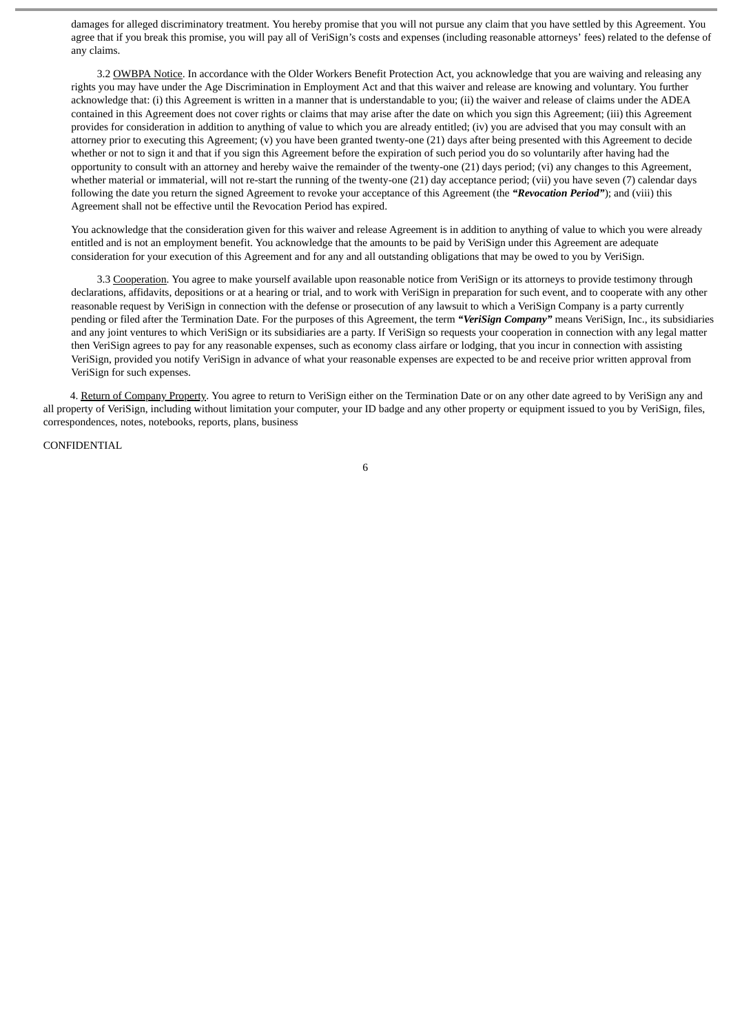damages for alleged discriminatory treatment. You hereby promise that you will not pursue any claim that you have settled by this Agreement. You agree that if you break this promise, you will pay all of VeriSign's costs and expenses (including reasonable attorneys' fees) related to the defense of any claims.

3.2 OWBPA Notice. In accordance with the Older Workers Benefit Protection Act, you acknowledge that you are waiving and releasing any rights you may have under the Age Discrimination in Employment Act and that this waiver and release are knowing and voluntary. You further acknowledge that: (i) this Agreement is written in a manner that is understandable to you; (ii) the waiver and release of claims under the ADEA contained in this Agreement does not cover rights or claims that may arise after the date on which you sign this Agreement; (iii) this Agreement provides for consideration in addition to anything of value to which you are already entitled; (iv) you are advised that you may consult with an attorney prior to executing this Agreement; (v) you have been granted twenty-one (21) days after being presented with this Agreement to decide whether or not to sign it and that if you sign this Agreement before the expiration of such period you do so voluntarily after having had the opportunity to consult with an attorney and hereby waive the remainder of the twenty-one (21) days period; (vi) any changes to this Agreement, whether material or immaterial, will not re-start the running of the twenty-one (21) day acceptance period; (vii) you have seven (7) calendar days following the date you return the signed Agreement to revoke your acceptance of this Agreement (the ***"Revocation Period"***); and (viii) this Agreement shall not be effective until the Revocation Period has expired.

You acknowledge that the consideration given for this waiver and release Agreement is in addition to anything of value to which you were already entitled and is not an employment benefit. You acknowledge that the amounts to be paid by VeriSign under this Agreement are adequate consideration for your execution of this Agreement and for any and all outstanding obligations that may be owed to you by VeriSign.

3.3 Cooperation. You agree to make yourself available upon reasonable notice from VeriSign or its attorneys to provide testimony through declarations, affidavits, depositions or at a hearing or trial, and to work with VeriSign in preparation for such event, and to cooperate with any other reasonable request by VeriSign in connection with the defense or prosecution of any lawsuit to which a VeriSign Company is a party currently pending or filed after the Termination Date. For the purposes of this Agreement, the term ***"VeriSign Company"*** means VeriSign, Inc., its subsidiaries and any joint ventures to which VeriSign or its subsidiaries are a party. If VeriSign so requests your cooperation in connection with any legal matter then VeriSign agrees to pay for any reasonable expenses, such as economy class airfare or lodging, that you incur in connection with assisting VeriSign, provided you notify VeriSign in advance of what your reasonable expenses are expected to be and receive prior written approval from VeriSign for such expenses.

4. Return of Company Property. You agree to return to VeriSign either on the Termination Date or on any other date agreed to by VeriSign any and all property of VeriSign, including without limitation your computer, your ID badge and any other property or equipment issued to you by VeriSign, files, correspondences, notes, notebooks, reports, plans, business

CONFIDENTIAL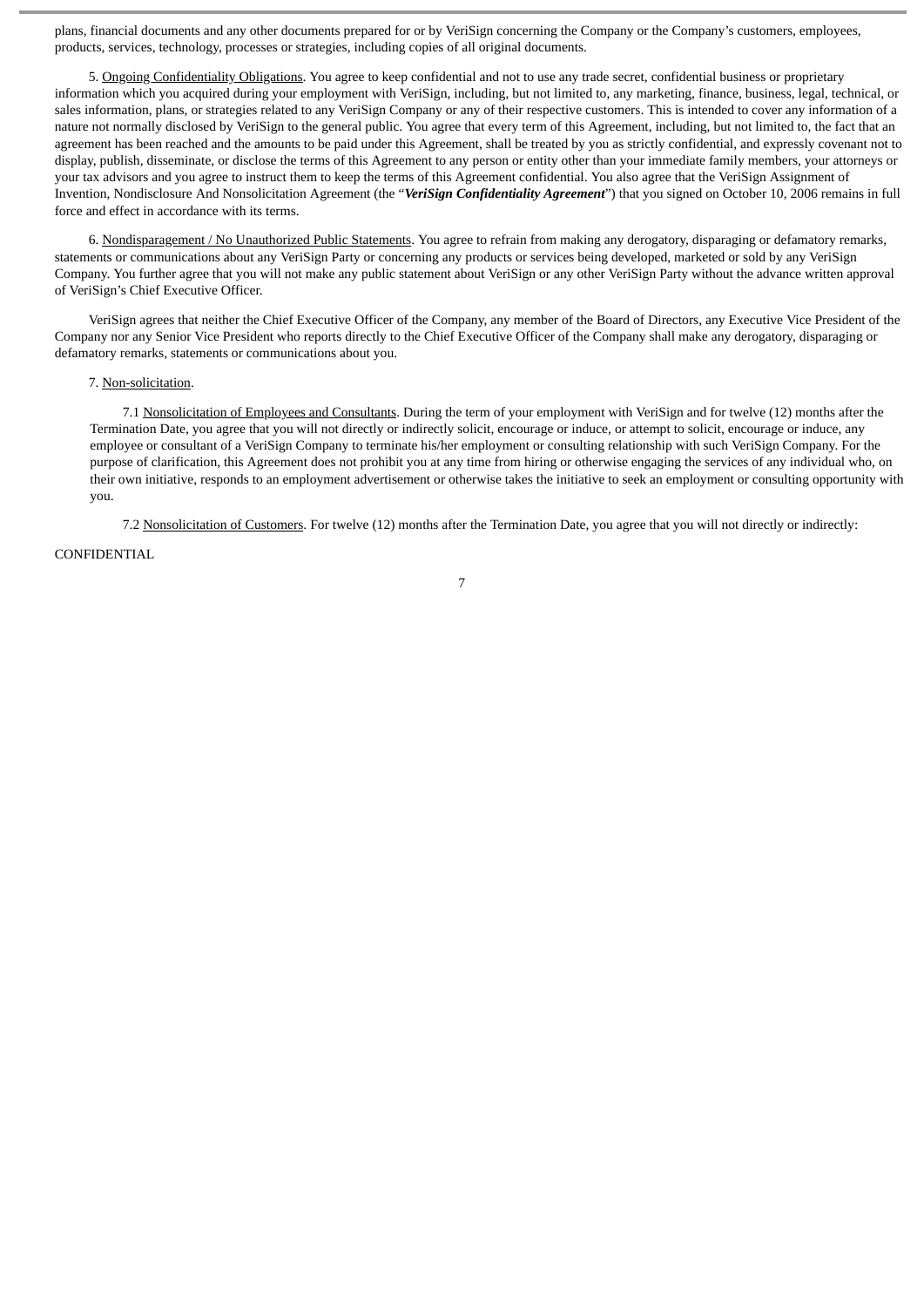plans, financial documents and any other documents prepared for or by VeriSign concerning the Company or the Company's customers, employees, products, services, technology, processes or strategies, including copies of all original documents.

5. Ongoing Confidentiality Obligations. You agree to keep confidential and not to use any trade secret, confidential business or proprietary information which you acquired during your employment with VeriSign, including, but not limited to, any marketing, finance, business, legal, technical, or sales information, plans, or strategies related to any VeriSign Company or any of their respective customers. This is intended to cover any information of a nature not normally disclosed by VeriSign to the general public. You agree that every term of this Agreement, including, but not limited to, the fact that an agreement has been reached and the amounts to be paid under this Agreement, shall be treated by you as strictly confidential, and expressly covenant not to display, publish, disseminate, or disclose the terms of this Agreement to any person or entity other than your immediate family members, your attorneys or your tax advisors and you agree to instruct them to keep the terms of this Agreement confidential. You also agree that the VeriSign Assignment of Invention, Nondisclosure And Nonsolicitation Agreement (the "***VeriSign Confidentiality Agreement***") that you signed on October 10, 2006 remains in full force and effect in accordance with its terms.

6. Nondisparagement / No Unauthorized Public Statements. You agree to refrain from making any derogatory, disparaging or defamatory remarks, statements or communications about any VeriSign Party or concerning any products or services being developed, marketed or sold by any VeriSign Company. You further agree that you will not make any public statement about VeriSign or any other VeriSign Party without the advance written approval of VeriSign's Chief Executive Officer.

VeriSign agrees that neither the Chief Executive Officer of the Company, any member of the Board of Directors, any Executive Vice President of the Company nor any Senior Vice President who reports directly to the Chief Executive Officer of the Company shall make any derogatory, disparaging or defamatory remarks, statements or communications about you.

7. Non-solicitation.

7.1 Nonsolicitation of Employees and Consultants. During the term of your employment with VeriSign and for twelve (12) months after the Termination Date, you agree that you will not directly or indirectly solicit, encourage or induce, or attempt to solicit, encourage or induce, any employee or consultant of a VeriSign Company to terminate his/her employment or consulting relationship with such VeriSign Company. For the purpose of clarification, this Agreement does not prohibit you at any time from hiring or otherwise engaging the services of any individual who, on their own initiative, responds to an employment advertisement or otherwise takes the initiative to seek an employment or consulting opportunity with you.

7.2 Nonsolicitation of Customers. For twelve (12) months after the Termination Date, you agree that you will not directly or indirectly:

CONFIDENTIAL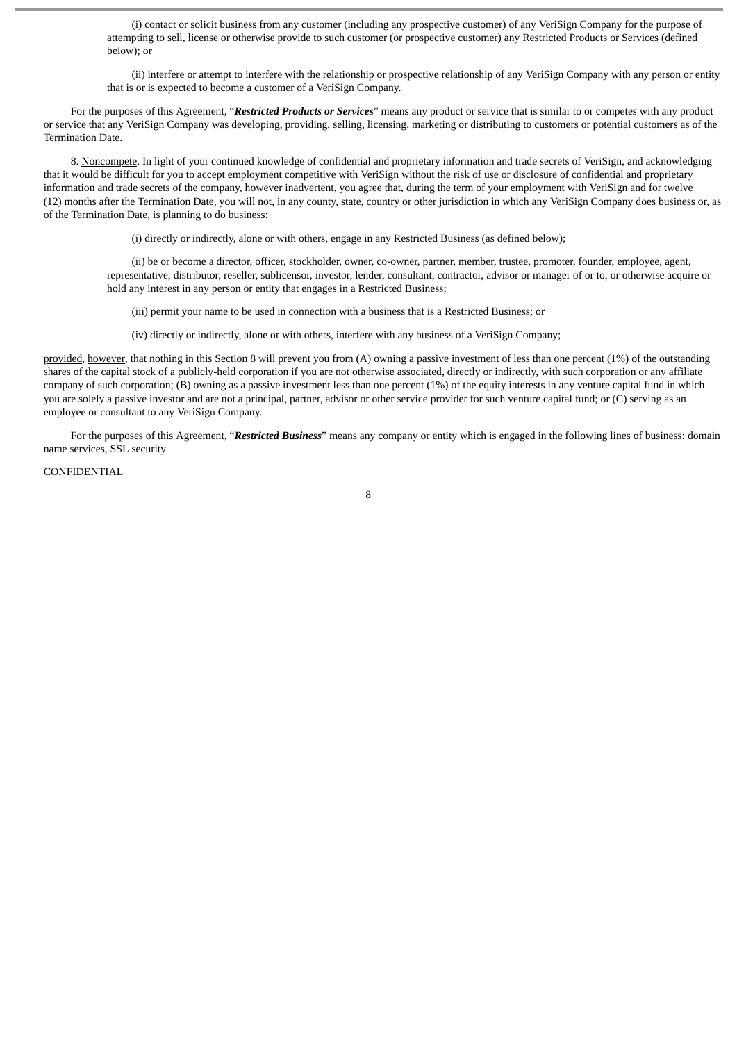(i) contact or solicit business from any customer (including any prospective customer) of any VeriSign Company for the purpose of attempting to sell, license or otherwise provide to such customer (or prospective customer) any Restricted Products or Services (defined below); or

(ii) interfere or attempt to interfere with the relationship or prospective relationship of any VeriSign Company with any person or entity that is or is expected to become a customer of a VeriSign Company.

For the purposes of this Agreement, "***Restricted Products or Services***" means any product or service that is similar to or competes with any product or service that any VeriSign Company was developing, providing, selling, licensing, marketing or distributing to customers or potential customers as of the Termination Date.

8. Noncompete. In light of your continued knowledge of confidential and proprietary information and trade secrets of VeriSign, and acknowledging that it would be difficult for you to accept employment competitive with VeriSign without the risk of use or disclosure of confidential and proprietary information and trade secrets of the company, however inadvertent, you agree that, during the term of your employment with VeriSign and for twelve (12) months after the Termination Date, you will not, in any county, state, country or other jurisdiction in which any VeriSign Company does business or, as of the Termination Date, is planning to do business:

(i) directly or indirectly, alone or with others, engage in any Restricted Business (as defined below);

(ii) be or become a director, officer, stockholder, owner, co-owner, partner, member, trustee, promoter, founder, employee, agent, representative, distributor, reseller, sublicensor, investor, lender, consultant, contractor, advisor or manager of or to, or otherwise acquire or hold any interest in any person or entity that engages in a Restricted Business;

(iii) permit your name to be used in connection with a business that is a Restricted Business; or

(iv) directly or indirectly, alone or with others, interfere with any business of a VeriSign Company;

provided, however, that nothing in this Section 8 will prevent you from (A) owning a passive investment of less than one percent (1%) of the outstanding shares of the capital stock of a publicly-held corporation if you are not otherwise associated, directly or indirectly, with such corporation or any affiliate company of such corporation; (B) owning as a passive investment less than one percent (1%) of the equity interests in any venture capital fund in which you are solely a passive investor and are not a principal, partner, advisor or other service provider for such venture capital fund; or (C) serving as an employee or consultant to any VeriSign Company.

For the purposes of this Agreement, "***Restricted Business***" means any company or entity which is engaged in the following lines of business: domain name services, SSL security

CONFIDENTIAL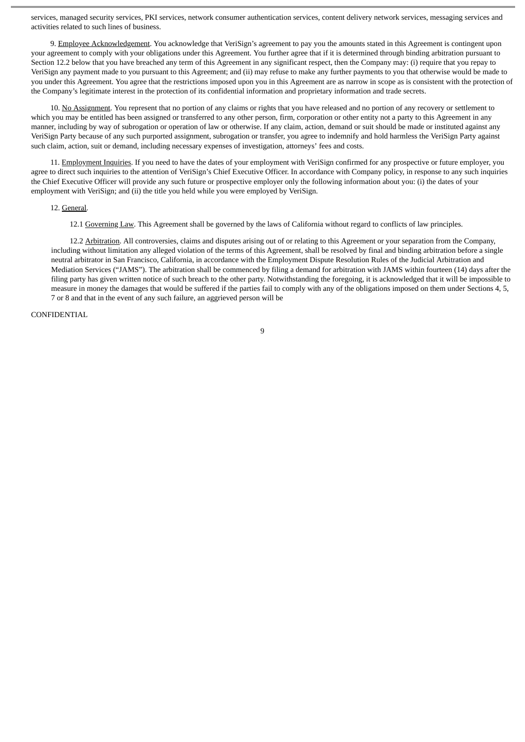services, managed security services, PKI services, network consumer authentication services, content delivery network services, messaging services and activities related to such lines of business.

9. Employee Acknowledgement. You acknowledge that VeriSign's agreement to pay you the amounts stated in this Agreement is contingent upon your agreement to comply with your obligations under this Agreement. You further agree that if it is determined through binding arbitration pursuant to Section 12.2 below that you have breached any term of this Agreement in any significant respect, then the Company may: (i) require that you repay to VeriSign any payment made to you pursuant to this Agreement; and (ii) may refuse to make any further payments to you that otherwise would be made to you under this Agreement. You agree that the restrictions imposed upon you in this Agreement are as narrow in scope as is consistent with the protection of the Company's legitimate interest in the protection of its confidential information and proprietary information and trade secrets.

10. No Assignment. You represent that no portion of any claims or rights that you have released and no portion of any recovery or settlement to which you may be entitled has been assigned or transferred to any other person, firm, corporation or other entity not a party to this Agreement in any manner, including by way of subrogation or operation of law or otherwise. If any claim, action, demand or suit should be made or instituted against any VeriSign Party because of any such purported assignment, subrogation or transfer, you agree to indemnify and hold harmless the VeriSign Party against such claim, action, suit or demand, including necessary expenses of investigation, attorneys' fees and costs.

11. Employment Inquiries. If you need to have the dates of your employment with VeriSign confirmed for any prospective or future employer, you agree to direct such inquiries to the attention of VeriSign's Chief Executive Officer. In accordance with Company policy, in response to any such inquiries the Chief Executive Officer will provide any such future or prospective employer only the following information about you: (i) the dates of your employment with VeriSign; and (ii) the title you held while you were employed by VeriSign.

12. General.

12.1 Governing Law. This Agreement shall be governed by the laws of California without regard to conflicts of law principles.

12.2 Arbitration. All controversies, claims and disputes arising out of or relating to this Agreement or your separation from the Company, including without limitation any alleged violation of the terms of this Agreement, shall be resolved by final and binding arbitration before a single neutral arbitrator in San Francisco, California, in accordance with the Employment Dispute Resolution Rules of the Judicial Arbitration and Mediation Services ("JAMS"). The arbitration shall be commenced by filing a demand for arbitration with JAMS within fourteen (14) days after the filing party has given written notice of such breach to the other party. Notwithstanding the foregoing, it is acknowledged that it will be impossible to measure in money the damages that would be suffered if the parties fail to comply with any of the obligations imposed on them under Sections 4, 5, 7 or 8 and that in the event of any such failure, an aggrieved person will be

CONFIDENTIAL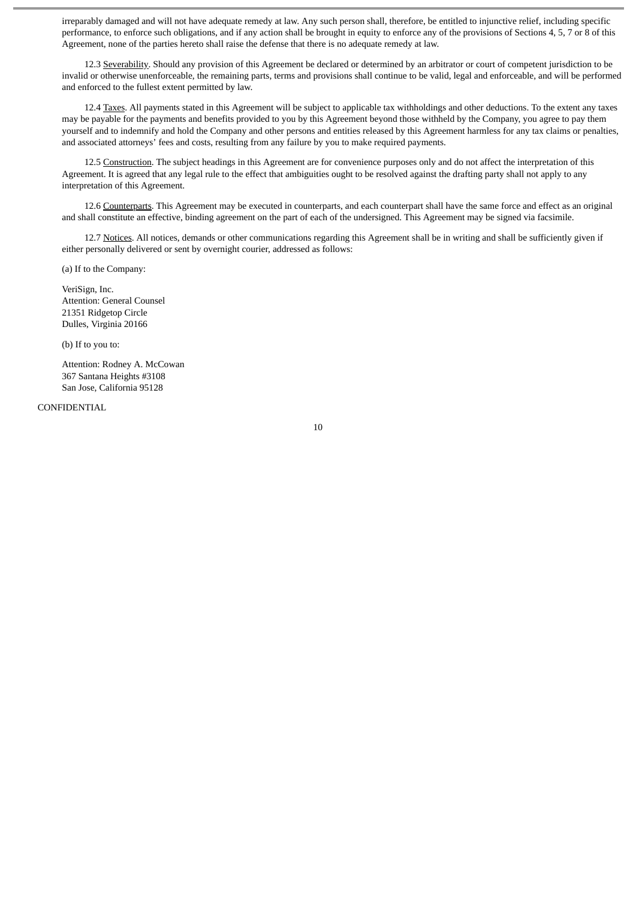irreparably damaged and will not have adequate remedy at law. Any such person shall, therefore, be entitled to injunctive relief, including specific performance, to enforce such obligations, and if any action shall be brought in equity to enforce any of the provisions of Sections 4, 5, 7 or 8 of this Agreement, none of the parties hereto shall raise the defense that there is no adequate remedy at law.

12.3 Severability. Should any provision of this Agreement be declared or determined by an arbitrator or court of competent jurisdiction to be invalid or otherwise unenforceable, the remaining parts, terms and provisions shall continue to be valid, legal and enforceable, and will be performed and enforced to the fullest extent permitted by law.

12.4 Taxes. All payments stated in this Agreement will be subject to applicable tax withholdings and other deductions. To the extent any taxes may be payable for the payments and benefits provided to you by this Agreement beyond those withheld by the Company, you agree to pay them yourself and to indemnify and hold the Company and other persons and entities released by this Agreement harmless for any tax claims or penalties, and associated attorneys' fees and costs, resulting from any failure by you to make required payments.

12.5 Construction. The subject headings in this Agreement are for convenience purposes only and do not affect the interpretation of this Agreement. It is agreed that any legal rule to the effect that ambiguities ought to be resolved against the drafting party shall not apply to any interpretation of this Agreement.

12.6 Counterparts. This Agreement may be executed in counterparts, and each counterpart shall have the same force and effect as an original and shall constitute an effective, binding agreement on the part of each of the undersigned. This Agreement may be signed via facsimile.

12.7 Notices. All notices, demands or other communications regarding this Agreement shall be in writing and shall be sufficiently given if either personally delivered or sent by overnight courier, addressed as follows:

(a) If to the Company:

VeriSign, Inc.
Attention: General Counsel
21351 Ridgetop Circle
Dulles, Virginia 20166

(b) If to you to:

Attention: Rodney A. McCowan
367 Santana Heights #3108
San Jose, California 95128

CONFIDENTIAL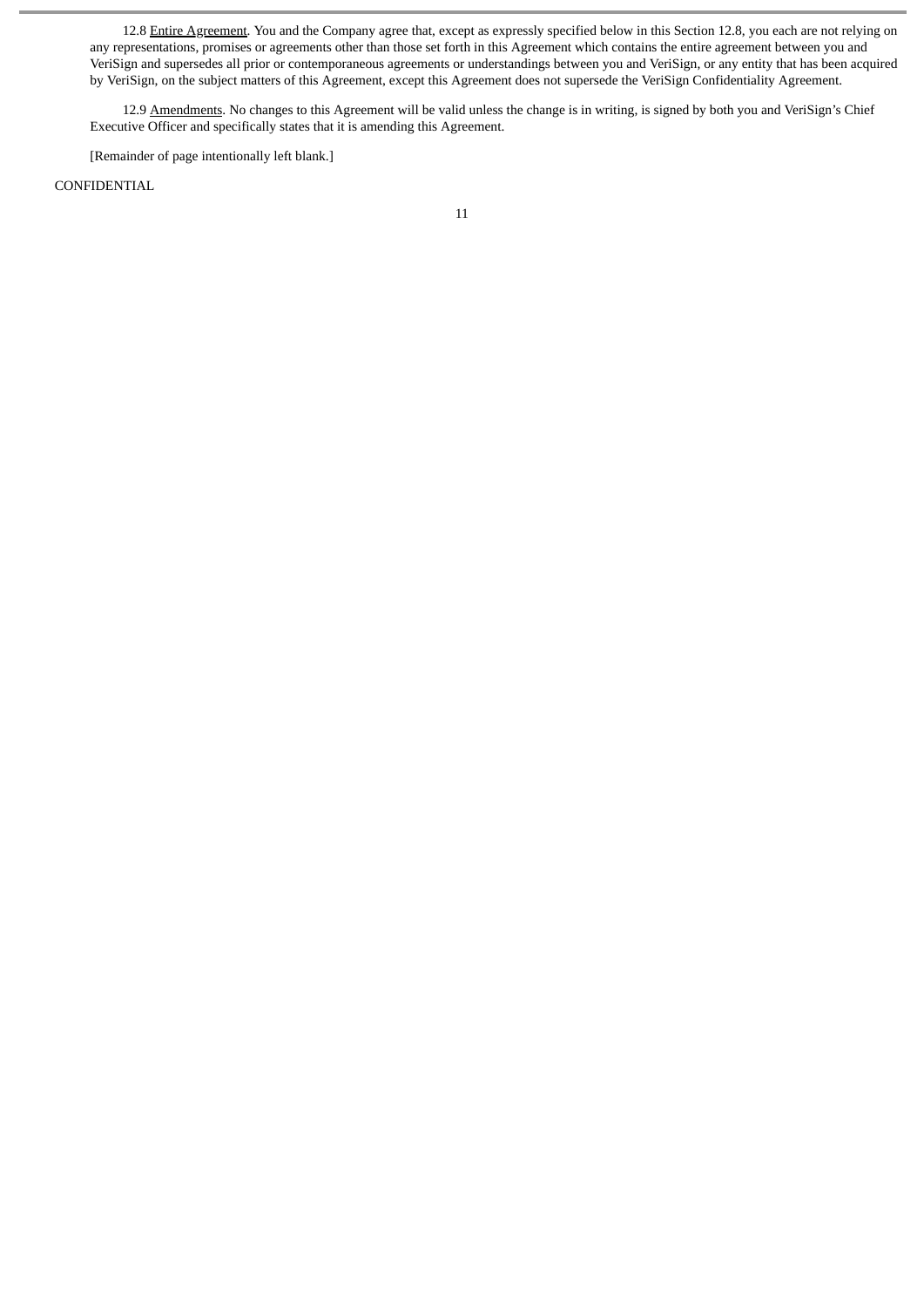12.8 Entire Agreement. You and the Company agree that, except as expressly specified below in this Section 12.8, you each are not relying on any representations, promises or agreements other than those set forth in this Agreement which contains the entire agreement between you and VeriSign and supersedes all prior or contemporaneous agreements or understandings between you and VeriSign, or any entity that has been acquired by VeriSign, on the subject matters of this Agreement, except this Agreement does not supersede the VeriSign Confidentiality Agreement.

12.9 Amendments. No changes to this Agreement will be valid unless the change is in writing, is signed by both you and VeriSign's Chief Executive Officer and specifically states that it is amending this Agreement.

[Remainder of page intentionally left blank.]

CONFIDENTIAL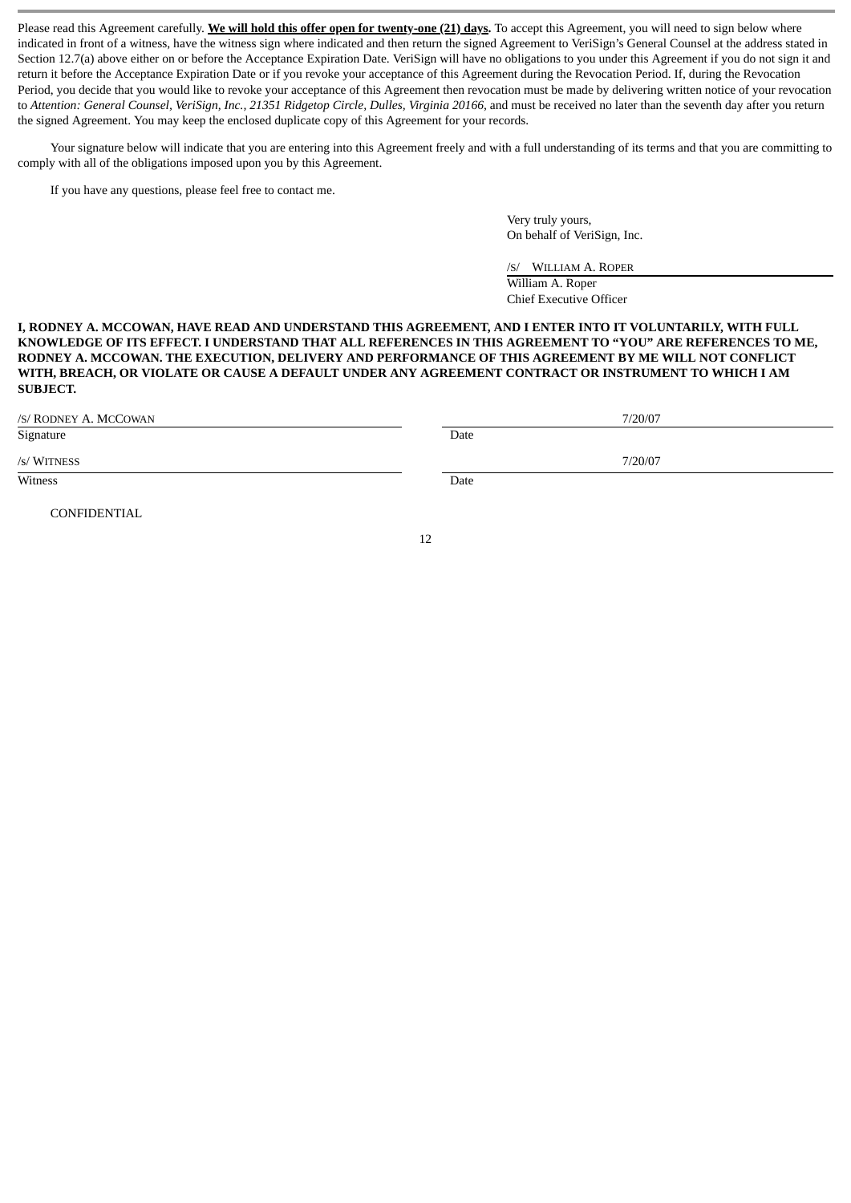Please read this Agreement carefully. **<u>We will hold this offer open for twenty-one (21) days</u>.** To accept this Agreement, you will need to sign below where indicated in front of a witness, have the witness sign where indicated and then return the signed Agreement to VeriSign's General Counsel at the address stated in Section 12.7(a) above either on or before the Acceptance Expiration Date. VeriSign will have no obligations to you under this Agreement if you do not sign it and return it before the Acceptance Expiration Date or if you revoke your acceptance of this Agreement during the Revocation Period. If, during the Revocation Period, you decide that you would like to revoke your acceptance of this Agreement then revocation must be made by delivering written notice of your revocation to *Attention: General Counsel, VeriSign, Inc., 21351 Ridgetop Circle, Dulles, Virginia 20166*, and must be received no later than the seventh day after you return the signed Agreement. You may keep the enclosed duplicate copy of this Agreement for your records.

Your signature below will indicate that you are entering into this Agreement freely and with a full understanding of its terms and that you are committing to comply with all of the obligations imposed upon you by this Agreement.

If you have any questions, please feel free to contact me.

Very truly yours,
On behalf of VeriSign, Inc.

/S/ WILLIAM A. ROPER
William A. Roper
Chief Executive Officer

**I, RODNEY A. MCCOWAN, HAVE READ AND UNDERSTAND THIS AGREEMENT, AND I ENTER INTO IT VOLUNTARILY, WITH FULL KNOWLEDGE OF ITS EFFECT. I UNDERSTAND THAT ALL REFERENCES IN THIS AGREEMENT TO "YOU" ARE REFERENCES TO ME, RODNEY A. MCCOWAN. THE EXECUTION, DELIVERY AND PERFORMANCE OF THIS AGREEMENT BY ME WILL NOT CONFLICT WITH, BREACH, OR VIOLATE OR CAUSE A DEFAULT UNDER ANY AGREEMENT CONTRACT OR INSTRUMENT TO WHICH I AM SUBJECT.**

/S/ RODNEY A. MCCOWAN — 7/20/07
Signature — Date

/S/ WITNESS — 7/20/07
Witness — Date

CONFIDENTIAL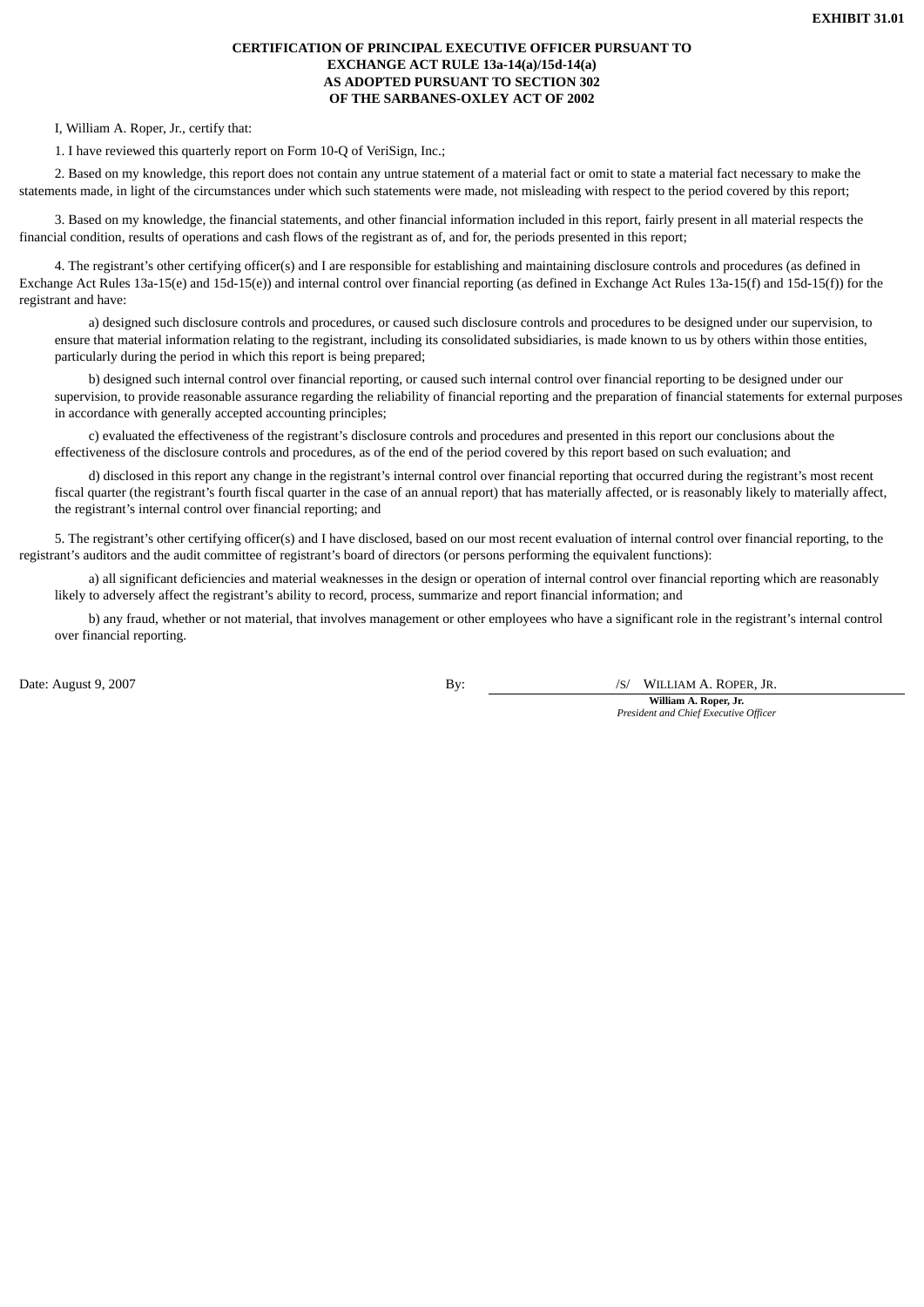**EXHIBIT 31.01**

**CERTIFICATION OF PRINCIPAL EXECUTIVE OFFICER PURSUANT TO EXCHANGE ACT RULE 13a-14(a)/15d-14(a) AS ADOPTED PURSUANT TO SECTION 302 OF THE SARBANES-OXLEY ACT OF 2002**

I, William A. Roper, Jr., certify that:

1. I have reviewed this quarterly report on Form 10-Q of VeriSign, Inc.;

2. Based on my knowledge, this report does not contain any untrue statement of a material fact or omit to state a material fact necessary to make the statements made, in light of the circumstances under which such statements were made, not misleading with respect to the period covered by this report;

3. Based on my knowledge, the financial statements, and other financial information included in this report, fairly present in all material respects the financial condition, results of operations and cash flows of the registrant as of, and for, the periods presented in this report;

4. The registrant's other certifying officer(s) and I are responsible for establishing and maintaining disclosure controls and procedures (as defined in Exchange Act Rules 13a-15(e) and 15d-15(e)) and internal control over financial reporting (as defined in Exchange Act Rules 13a-15(f) and 15d-15(f)) for the registrant and have:

a) designed such disclosure controls and procedures, or caused such disclosure controls and procedures to be designed under our supervision, to ensure that material information relating to the registrant, including its consolidated subsidiaries, is made known to us by others within those entities, particularly during the period in which this report is being prepared;

b) designed such internal control over financial reporting, or caused such internal control over financial reporting to be designed under our supervision, to provide reasonable assurance regarding the reliability of financial reporting and the preparation of financial statements for external purposes in accordance with generally accepted accounting principles;

c) evaluated the effectiveness of the registrant's disclosure controls and procedures and presented in this report our conclusions about the effectiveness of the disclosure controls and procedures, as of the end of the period covered by this report based on such evaluation; and

d) disclosed in this report any change in the registrant's internal control over financial reporting that occurred during the registrant's most recent fiscal quarter (the registrant's fourth fiscal quarter in the case of an annual report) that has materially affected, or is reasonably likely to materially affect, the registrant's internal control over financial reporting; and

5. The registrant's other certifying officer(s) and I have disclosed, based on our most recent evaluation of internal control over financial reporting, to the registrant's auditors and the audit committee of registrant's board of directors (or persons performing the equivalent functions):

a) all significant deficiencies and material weaknesses in the design or operation of internal control over financial reporting which are reasonably likely to adversely affect the registrant's ability to record, process, summarize and report financial information; and

b) any fraud, whether or not material, that involves management or other employees who have a significant role in the registrant's internal control over financial reporting.

Date: August 9, 2007

By: /S/ WILLIAM A. ROPER, JR.

**William A. Roper, Jr.**
*President and Chief Executive Officer*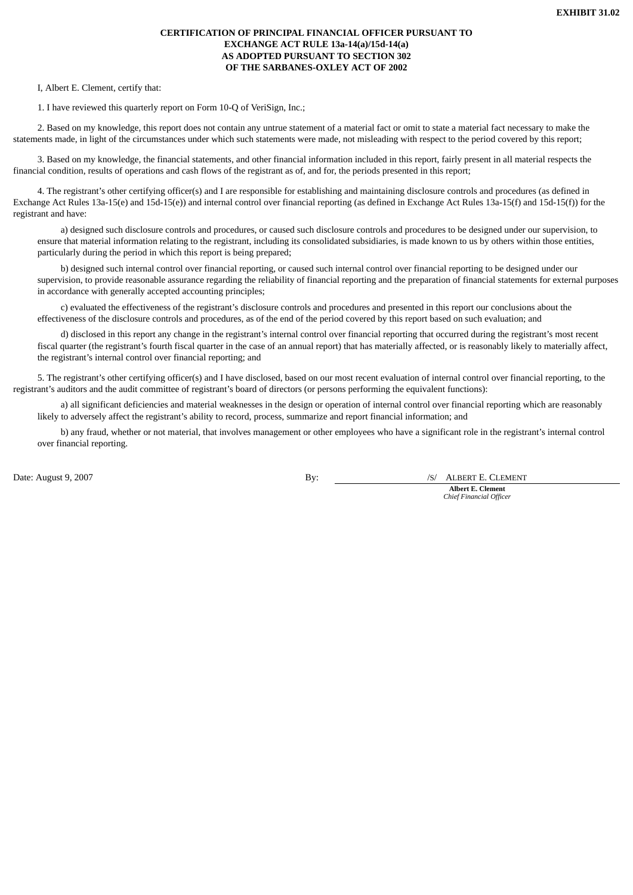**EXHIBIT 31.02**

**CERTIFICATION OF PRINCIPAL FINANCIAL OFFICER PURSUANT TO EXCHANGE ACT RULE 13a-14(a)/15d-14(a) AS ADOPTED PURSUANT TO SECTION 302 OF THE SARBANES-OXLEY ACT OF 2002**

I, Albert E. Clement, certify that:

1. I have reviewed this quarterly report on Form 10-Q of VeriSign, Inc.;

2. Based on my knowledge, this report does not contain any untrue statement of a material fact or omit to state a material fact necessary to make the statements made, in light of the circumstances under which such statements were made, not misleading with respect to the period covered by this report;

3. Based on my knowledge, the financial statements, and other financial information included in this report, fairly present in all material respects the financial condition, results of operations and cash flows of the registrant as of, and for, the periods presented in this report;

4. The registrant's other certifying officer(s) and I are responsible for establishing and maintaining disclosure controls and procedures (as defined in Exchange Act Rules 13a-15(e) and 15d-15(e)) and internal control over financial reporting (as defined in Exchange Act Rules 13a-15(f) and 15d-15(f)) for the registrant and have:

a) designed such disclosure controls and procedures, or caused such disclosure controls and procedures to be designed under our supervision, to ensure that material information relating to the registrant, including its consolidated subsidiaries, is made known to us by others within those entities, particularly during the period in which this report is being prepared;

b) designed such internal control over financial reporting, or caused such internal control over financial reporting to be designed under our supervision, to provide reasonable assurance regarding the reliability of financial reporting and the preparation of financial statements for external purposes in accordance with generally accepted accounting principles;

c) evaluated the effectiveness of the registrant's disclosure controls and procedures and presented in this report our conclusions about the effectiveness of the disclosure controls and procedures, as of the end of the period covered by this report based on such evaluation; and

d) disclosed in this report any change in the registrant's internal control over financial reporting that occurred during the registrant's most recent fiscal quarter (the registrant's fourth fiscal quarter in the case of an annual report) that has materially affected, or is reasonably likely to materially affect, the registrant's internal control over financial reporting; and

5. The registrant's other certifying officer(s) and I have disclosed, based on our most recent evaluation of internal control over financial reporting, to the registrant's auditors and the audit committee of registrant's board of directors (or persons performing the equivalent functions):

a) all significant deficiencies and material weaknesses in the design or operation of internal control over financial reporting which are reasonably likely to adversely affect the registrant's ability to record, process, summarize and report financial information; and

b) any fraud, whether or not material, that involves management or other employees who have a significant role in the registrant's internal control over financial reporting.

Date: August 9, 2007

By: /S/ ALBERT E. CLEMENT

**Albert E. Clement**
*Chief Financial Officer*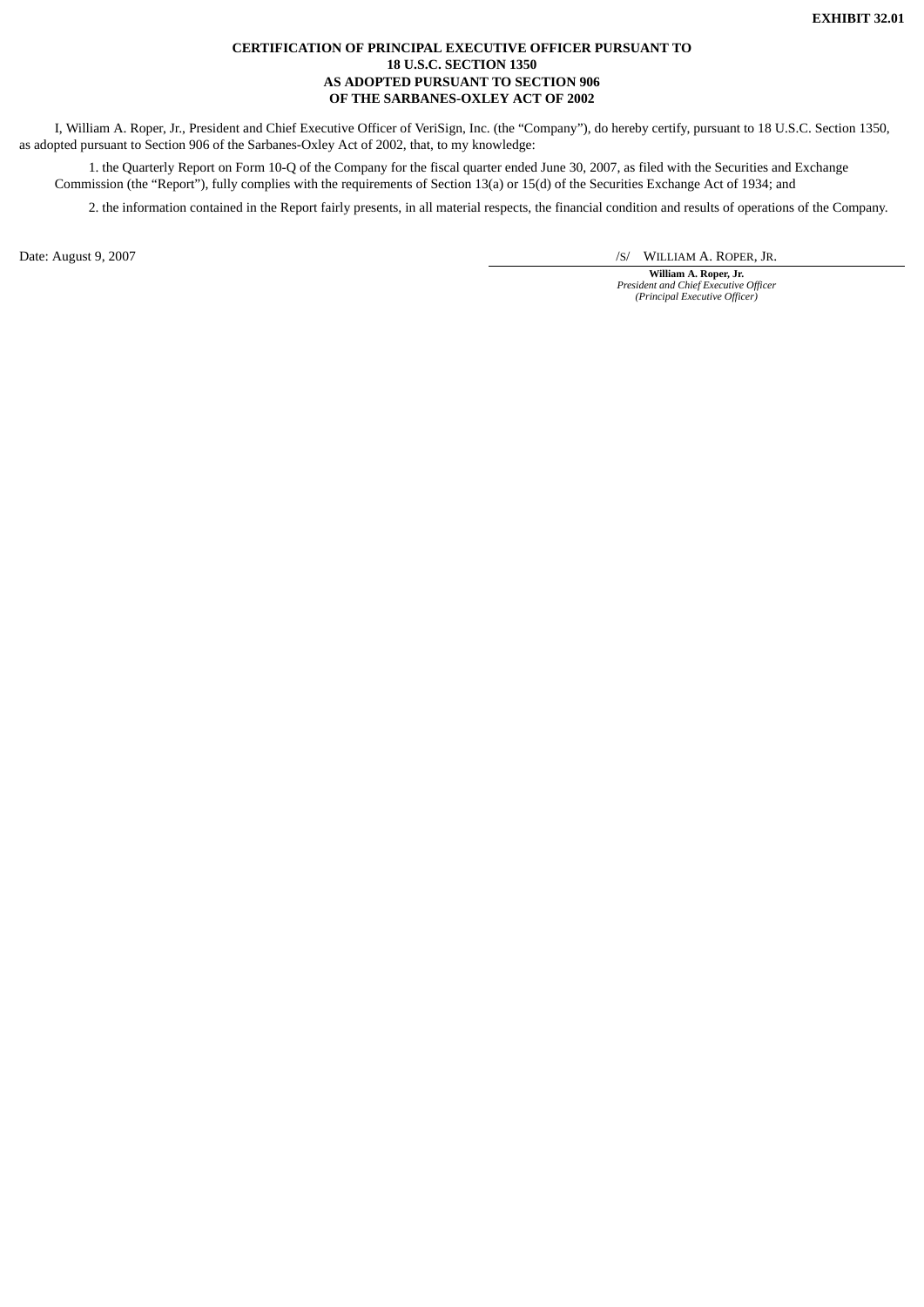**EXHIBIT 32.01**

**CERTIFICATION OF PRINCIPAL EXECUTIVE OFFICER PURSUANT TO**
**18 U.S.C. SECTION 1350**
**AS ADOPTED PURSUANT TO SECTION 906**
**OF THE SARBANES-OXLEY ACT OF 2002**

I, William A. Roper, Jr., President and Chief Executive Officer of VeriSign, Inc. (the "Company"), do hereby certify, pursuant to 18 U.S.C. Section 1350, as adopted pursuant to Section 906 of the Sarbanes-Oxley Act of 2002, that, to my knowledge:

1. the Quarterly Report on Form 10-Q of the Company for the fiscal quarter ended June 30, 2007, as filed with the Securities and Exchange Commission (the "Report"), fully complies with the requirements of Section 13(a) or 15(d) of the Securities Exchange Act of 1934; and

2. the information contained in the Report fairly presents, in all material respects, the financial condition and results of operations of the Company.

Date: August 9, 2007

/S/ WILLIAM A. ROPER, JR.

**William A. Roper, Jr.**
*President and Chief Executive Officer*
*(Principal Executive Officer)*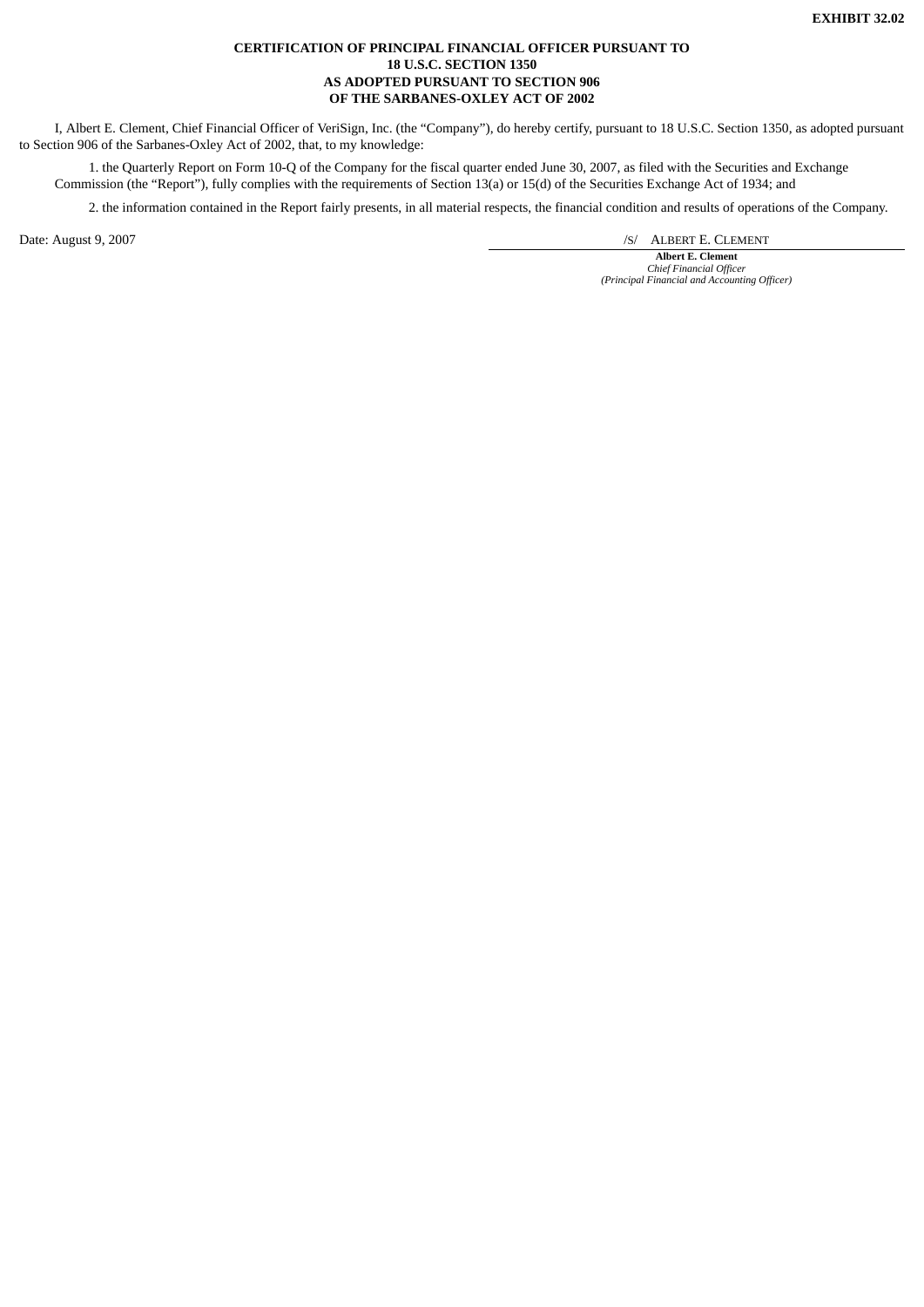**EXHIBIT 32.02**

**CERTIFICATION OF PRINCIPAL FINANCIAL OFFICER PURSUANT TO 18 U.S.C. SECTION 1350 AS ADOPTED PURSUANT TO SECTION 906 OF THE SARBANES-OXLEY ACT OF 2002**

I, Albert E. Clement, Chief Financial Officer of VeriSign, Inc. (the "Company"), do hereby certify, pursuant to 18 U.S.C. Section 1350, as adopted pursuant to Section 906 of the Sarbanes-Oxley Act of 2002, that, to my knowledge:

1. the Quarterly Report on Form 10-Q of the Company for the fiscal quarter ended June 30, 2007, as filed with the Securities and Exchange Commission (the "Report"), fully complies with the requirements of Section 13(a) or 15(d) of the Securities Exchange Act of 1934; and

2. the information contained in the Report fairly presents, in all material respects, the financial condition and results of operations of the Company.

Date: August 9, 2007

/S/ ALBERT E. CLEMENT

**Albert E. Clement**
*Chief Financial Officer*
*(Principal Financial and Accounting Officer)*